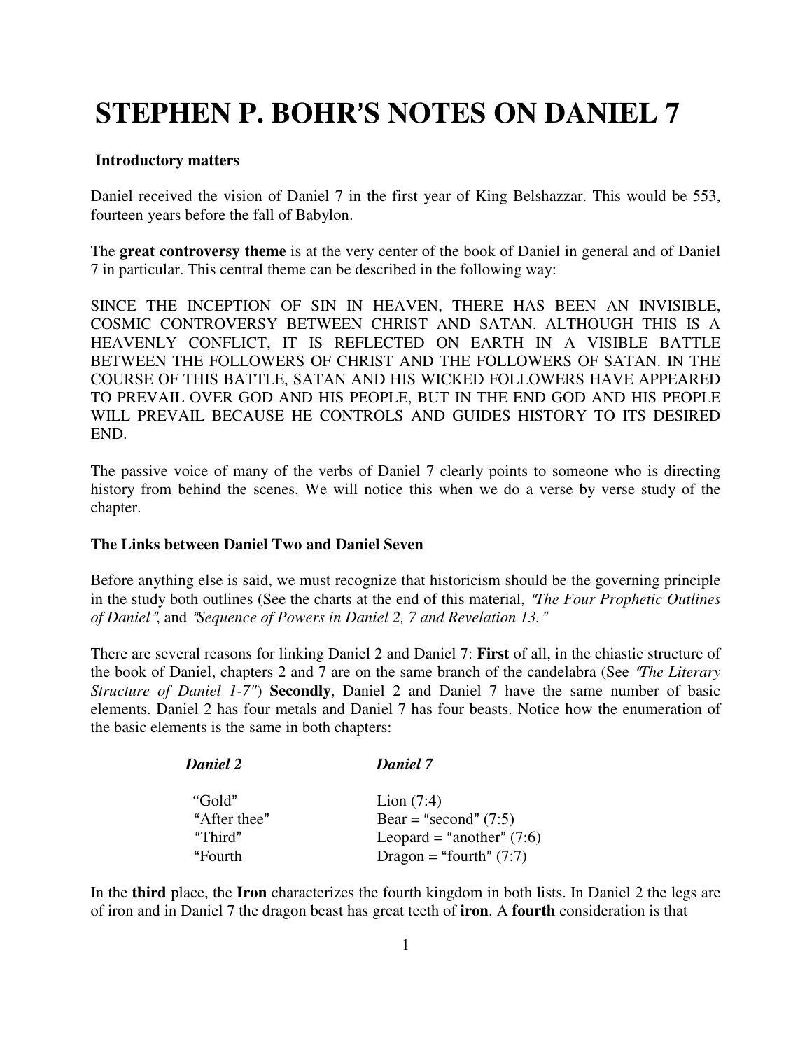# STEPHEN P. BOHR'S NOTES ON DANIEL 7

**Introductory matters**

Daniel received the vision of Daniel 7 in the first year of King Belshazzar. This would be 553, fourteen years before the fall of Babylon.

The **great controversy theme** is at the very center of the book of Daniel in general and of Daniel 7 in particular. This central theme can be described in the following way:

SINCE THE INCEPTION OF SIN IN HEAVEN, THERE HAS BEEN AN INVISIBLE, COSMIC CONTROVERSY BETWEEN CHRIST AND SATAN. ALTHOUGH THIS IS A HEAVENLY CONFLICT, IT IS REFLECTED ON EARTH IN A VISIBLE BATTLE BETWEEN THE FOLLOWERS OF CHRIST AND THE FOLLOWERS OF SATAN. IN THE COURSE OF THIS BATTLE, SATAN AND HIS WICKED FOLLOWERS HAVE APPEARED TO PREVAIL OVER GOD AND HIS PEOPLE, BUT IN THE END GOD AND HIS PEOPLE WILL PREVAIL BECAUSE HE CONTROLS AND GUIDES HISTORY TO ITS DESIRED END.

The passive voice of many of the verbs of Daniel 7 clearly points to someone who is directing history from behind the scenes. We will notice this when we do a verse by verse study of the chapter.

**The Links between Daniel Two and Daniel Seven**

Before anything else is said, we must recognize that historicism should be the governing principle in the study both outlines (See the charts at the end of this material, *"The Four Prophetic Outlines of Daniel"*, and *"Sequence of Powers in Daniel 2, 7 and Revelation 13."*

There are several reasons for linking Daniel 2 and Daniel 7: **First** of all, in the chiastic structure of the book of Daniel, chapters 2 and 7 are on the same branch of the candelabra (See *"The Literary Structure of Daniel 1-7"*) **Secondly**, Daniel 2 and Daniel 7 have the same number of basic elements. Daniel 2 has four metals and Daniel 7 has four beasts. Notice how the enumeration of the basic elements is the same in both chapters:

| ***Daniel 2*** | ***Daniel 7*** |
|---|---|
| "Gold" | Lion (7:4) |
| "After thee" | Bear = "second" (7:5) |
| "Third" | Leopard = "another" (7:6) |
| "Fourth | Dragon = "fourth" (7:7) |

In the **third** place, the **Iron** characterizes the fourth kingdom in both lists. In Daniel 2 the legs are of iron and in Daniel 7 the dragon beast has great teeth of **iron**. A **fourth** consideration is that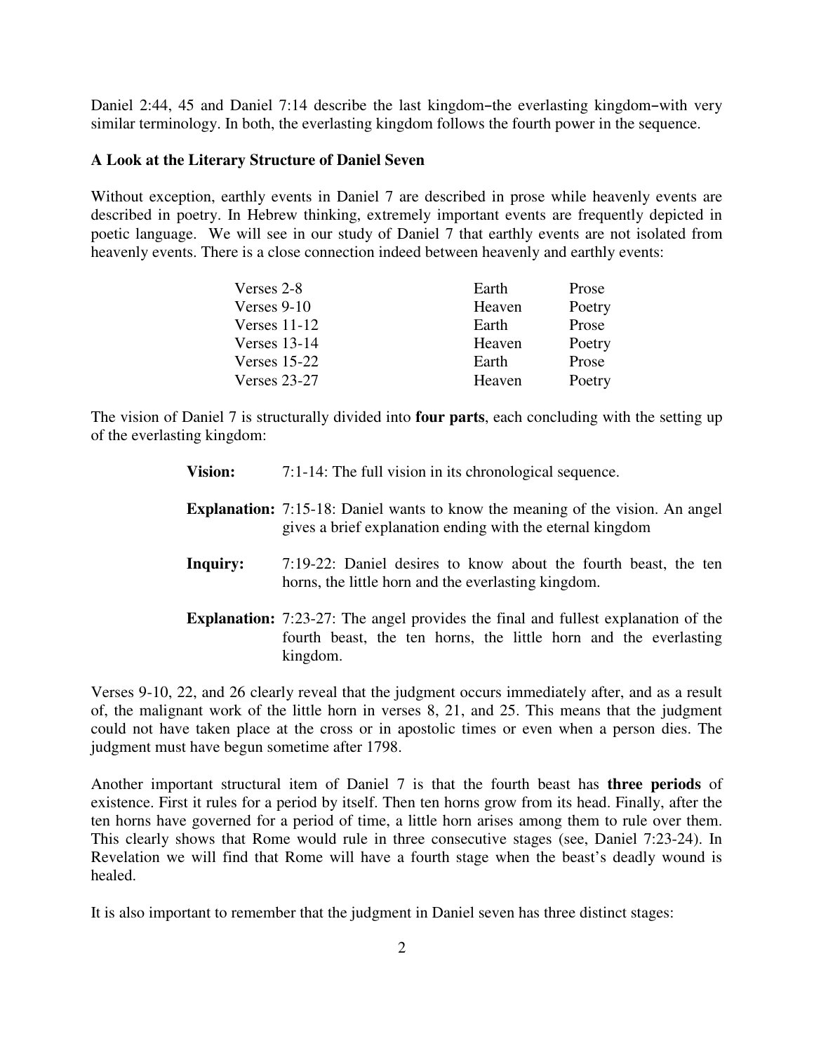Daniel 2:44, 45 and Daniel 7:14 describe the last kingdom–the everlasting kingdom–with very similar terminology. In both, the everlasting kingdom follows the fourth power in the sequence.

**A Look at the Literary Structure of Daniel Seven**

Without exception, earthly events in Daniel 7 are described in prose while heavenly events are described in poetry. In Hebrew thinking, extremely important events are frequently depicted in poetic language. We will see in our study of Daniel 7 that earthly events are not isolated from heavenly events. There is a close connection indeed between heavenly and earthly events:

| | | |
|---|---|---|
| Verses 2-8 | Earth | Prose |
| Verses 9-10 | Heaven | Poetry |
| Verses 11-12 | Earth | Prose |
| Verses 13-14 | Heaven | Poetry |
| Verses 15-22 | Earth | Prose |
| Verses 23-27 | Heaven | Poetry |

The vision of Daniel 7 is structurally divided into **four parts**, each concluding with the setting up of the everlasting kingdom:

**Vision:** 7:1-14: The full vision in its chronological sequence.

**Explanation:** 7:15-18: Daniel wants to know the meaning of the vision. An angel gives a brief explanation ending with the eternal kingdom

**Inquiry:** 7:19-22: Daniel desires to know about the fourth beast, the ten horns, the little horn and the everlasting kingdom.

**Explanation:** 7:23-27: The angel provides the final and fullest explanation of the fourth beast, the ten horns, the little horn and the everlasting kingdom.

Verses 9-10, 22, and 26 clearly reveal that the judgment occurs immediately after, and as a result of, the malignant work of the little horn in verses 8, 21, and 25. This means that the judgment could not have taken place at the cross or in apostolic times or even when a person dies. The judgment must have begun sometime after 1798.

Another important structural item of Daniel 7 is that the fourth beast has **three periods** of existence. First it rules for a period by itself. Then ten horns grow from its head. Finally, after the ten horns have governed for a period of time, a little horn arises among them to rule over them. This clearly shows that Rome would rule in three consecutive stages (see, Daniel 7:23-24). In Revelation we will find that Rome will have a fourth stage when the beast's deadly wound is healed.

It is also important to remember that the judgment in Daniel seven has three distinct stages: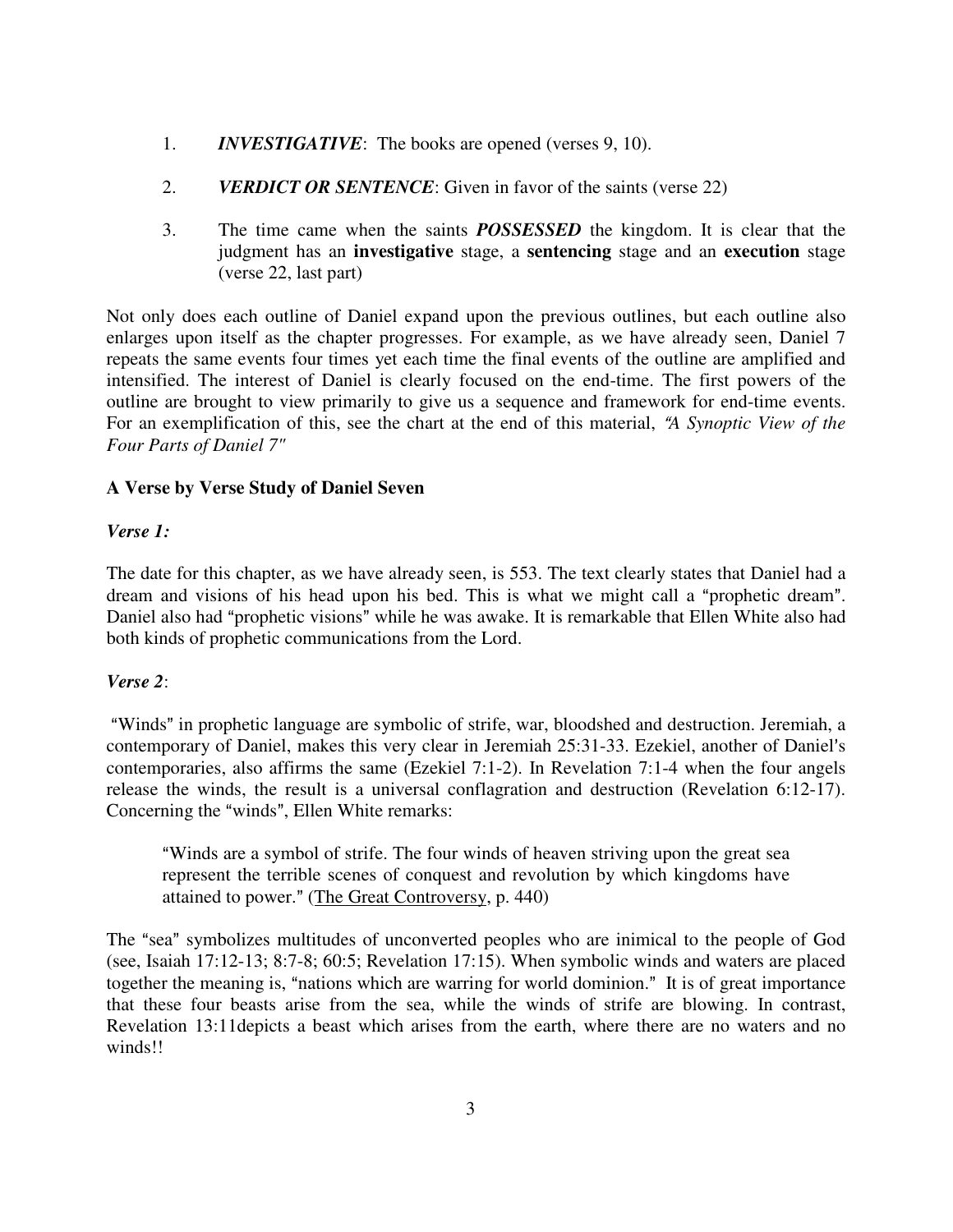1. ***INVESTIGATIVE***: The books are opened (verses 9, 10).

2. ***VERDICT OR SENTENCE***: Given in favor of the saints (verse 22)

3. The time came when the saints ***POSSESSED*** the kingdom. It is clear that the judgment has an **investigative** stage, a **sentencing** stage and an **execution** stage (verse 22, last part)

Not only does each outline of Daniel expand upon the previous outlines, but each outline also enlarges upon itself as the chapter progresses. For example, as we have already seen, Daniel 7 repeats the same events four times yet each time the final events of the outline are amplified and intensified. The interest of Daniel is clearly focused on the end-time. The first powers of the outline are brought to view primarily to give us a sequence and framework for end-time events. For an exemplification of this, see the chart at the end of this material, *"A Synoptic View of the Four Parts of Daniel 7"*

### A Verse by Verse Study of Daniel Seven

***Verse 1:***

The date for this chapter, as we have already seen, is 553. The text clearly states that Daniel had a dream and visions of his head upon his bed. This is what we might call a "prophetic dream". Daniel also had "prophetic visions" while he was awake. It is remarkable that Ellen White also had both kinds of prophetic communications from the Lord.

***Verse 2***:

"Winds" in prophetic language are symbolic of strife, war, bloodshed and destruction. Jeremiah, a contemporary of Daniel, makes this very clear in Jeremiah 25:31-33. Ezekiel, another of Daniel's contemporaries, also affirms the same (Ezekiel 7:1-2). In Revelation 7:1-4 when the four angels release the winds, the result is a universal conflagration and destruction (Revelation 6:12-17). Concerning the "winds", Ellen White remarks:

> "Winds are a symbol of strife. The four winds of heaven striving upon the great sea represent the terrible scenes of conquest and revolution by which kingdoms have attained to power." (The Great Controversy, p. 440)

The "sea" symbolizes multitudes of unconverted peoples who are inimical to the people of God (see, Isaiah 17:12-13; 8:7-8; 60:5; Revelation 17:15). When symbolic winds and waters are placed together the meaning is, "nations which are warring for world dominion." It is of great importance that these four beasts arise from the sea, while the winds of strife are blowing. In contrast, Revelation 13:11depicts a beast which arises from the earth, where there are no waters and no winds!!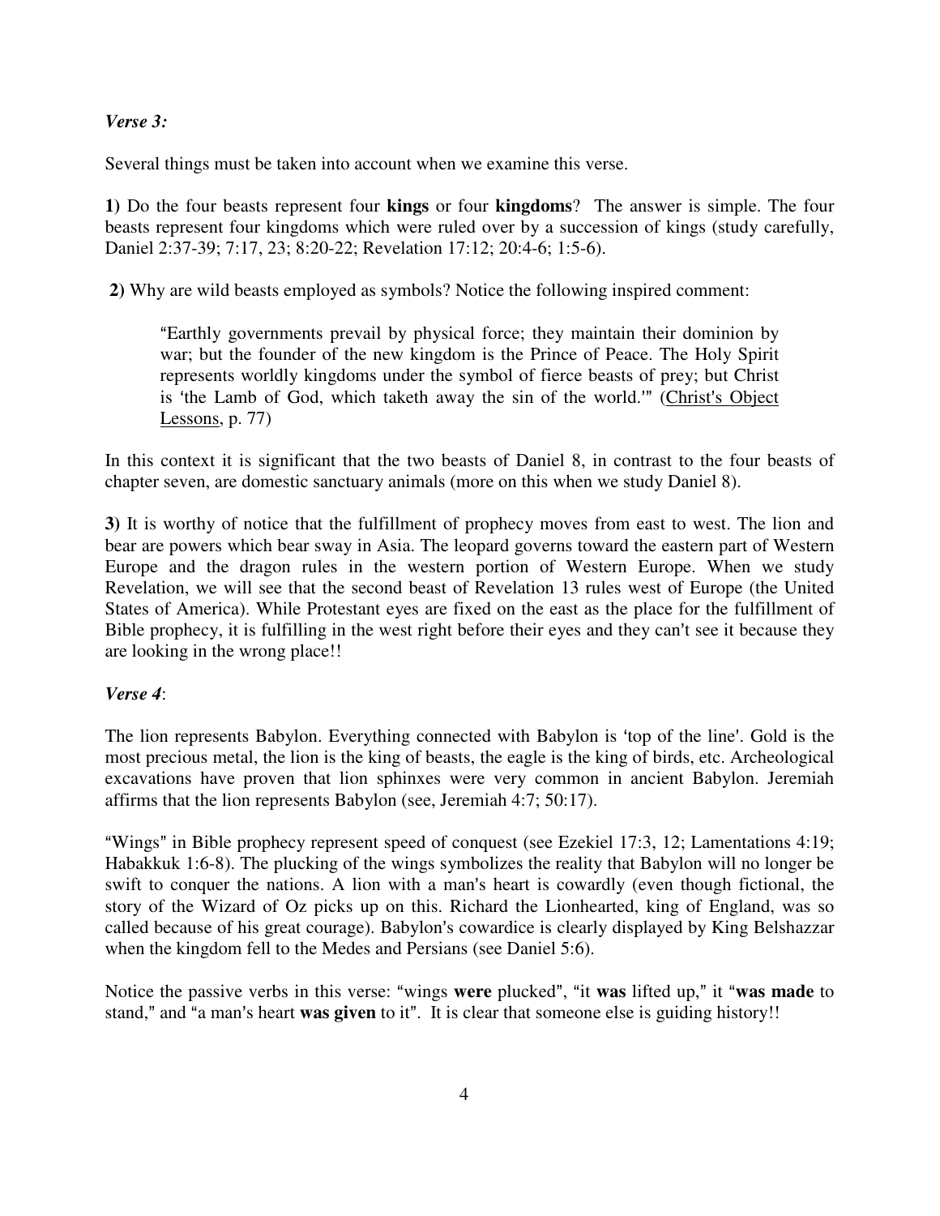*Verse 3:*

Several things must be taken into account when we examine this verse.

**1)** Do the four beasts represent four **kings** or four **kingdoms**? The answer is simple. The four beasts represent four kingdoms which were ruled over by a succession of kings (study carefully, Daniel 2:37-39; 7:17, 23; 8:20-22; Revelation 17:12; 20:4-6; 1:5-6).

**2)** Why are wild beasts employed as symbols? Notice the following inspired comment:

> "Earthly governments prevail by physical force; they maintain their dominion by war; but the founder of the new kingdom is the Prince of Peace. The Holy Spirit represents worldly kingdoms under the symbol of fierce beasts of prey; but Christ is 'the Lamb of God, which taketh away the sin of the world.'" (Christ's Object Lessons, p. 77)

In this context it is significant that the two beasts of Daniel 8, in contrast to the four beasts of chapter seven, are domestic sanctuary animals (more on this when we study Daniel 8).

**3)** It is worthy of notice that the fulfillment of prophecy moves from east to west. The lion and bear are powers which bear sway in Asia. The leopard governs toward the eastern part of Western Europe and the dragon rules in the western portion of Western Europe. When we study Revelation, we will see that the second beast of Revelation 13 rules west of Europe (the United States of America). While Protestant eyes are fixed on the east as the place for the fulfillment of Bible prophecy, it is fulfilling in the west right before their eyes and they can't see it because they are looking in the wrong place!!

*Verse 4*:

The lion represents Babylon. Everything connected with Babylon is 'top of the line'. Gold is the most precious metal, the lion is the king of beasts, the eagle is the king of birds, etc. Archeological excavations have proven that lion sphinxes were very common in ancient Babylon. Jeremiah affirms that the lion represents Babylon (see, Jeremiah 4:7; 50:17).

"Wings" in Bible prophecy represent speed of conquest (see Ezekiel 17:3, 12; Lamentations 4:19; Habakkuk 1:6-8). The plucking of the wings symbolizes the reality that Babylon will no longer be swift to conquer the nations. A lion with a man's heart is cowardly (even though fictional, the story of the Wizard of Oz picks up on this. Richard the Lionhearted, king of England, was so called because of his great courage). Babylon's cowardice is clearly displayed by King Belshazzar when the kingdom fell to the Medes and Persians (see Daniel 5:6).

Notice the passive verbs in this verse: "wings **were** plucked", "it **was** lifted up," it "**was made** to stand," and "a man's heart **was given** to it". It is clear that someone else is guiding history!!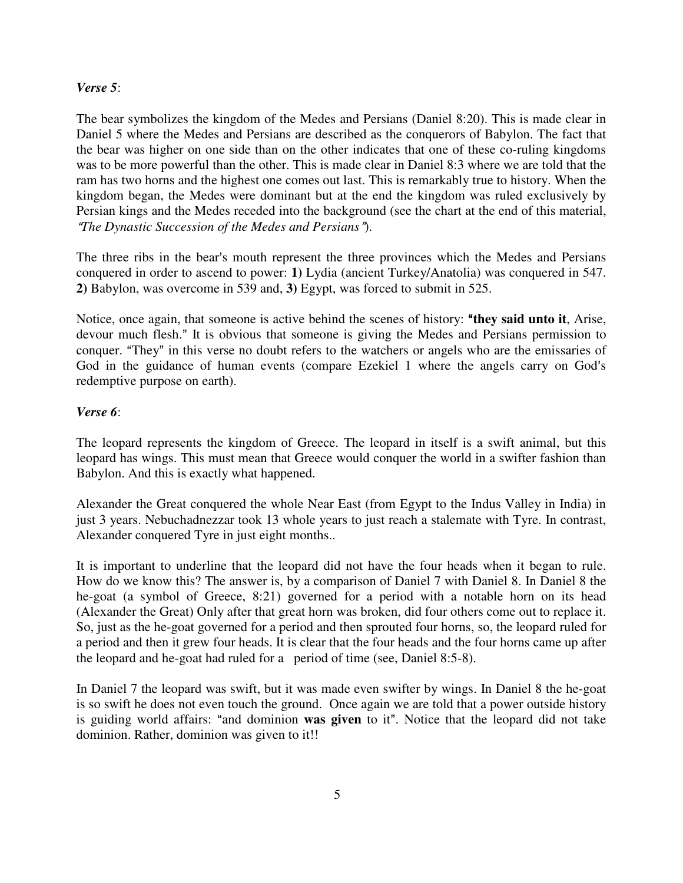***Verse 5***:

The bear symbolizes the kingdom of the Medes and Persians (Daniel 8:20). This is made clear in Daniel 5 where the Medes and Persians are described as the conquerors of Babylon. The fact that the bear was higher on one side than on the other indicates that one of these co-ruling kingdoms was to be more powerful than the other. This is made clear in Daniel 8:3 where we are told that the ram has two horns and the highest one comes out last. This is remarkably true to history. When the kingdom began, the Medes were dominant but at the end the kingdom was ruled exclusively by Persian kings and the Medes receded into the background (see the chart at the end of this material, *"The Dynastic Succession of the Medes and Persians"*).

The three ribs in the bear's mouth represent the three provinces which the Medes and Persians conquered in order to ascend to power: **1)** Lydia (ancient Turkey/Anatolia) was conquered in 547. **2)** Babylon, was overcome in 539 and, **3)** Egypt, was forced to submit in 525.

Notice, once again, that someone is active behind the scenes of history: "**they said unto it**, Arise, devour much flesh." It is obvious that someone is giving the Medes and Persians permission to conquer. "They" in this verse no doubt refers to the watchers or angels who are the emissaries of God in the guidance of human events (compare Ezekiel 1 where the angels carry on God's redemptive purpose on earth).

***Verse 6***:

The leopard represents the kingdom of Greece. The leopard in itself is a swift animal, but this leopard has wings. This must mean that Greece would conquer the world in a swifter fashion than Babylon. And this is exactly what happened.

Alexander the Great conquered the whole Near East (from Egypt to the Indus Valley in India) in just 3 years. Nebuchadnezzar took 13 whole years to just reach a stalemate with Tyre. In contrast, Alexander conquered Tyre in just eight months..

It is important to underline that the leopard did not have the four heads when it began to rule. How do we know this? The answer is, by a comparison of Daniel 7 with Daniel 8. In Daniel 8 the he-goat (a symbol of Greece, 8:21) governed for a period with a notable horn on its head (Alexander the Great) Only after that great horn was broken, did four others come out to replace it. So, just as the he-goat governed for a period and then sprouted four horns, so, the leopard ruled for a period and then it grew four heads. It is clear that the four heads and the four horns came up after the leopard and he-goat had ruled for a period of time (see, Daniel 8:5-8).

In Daniel 7 the leopard was swift, but it was made even swifter by wings. In Daniel 8 the he-goat is so swift he does not even touch the ground. Once again we are told that a power outside history is guiding world affairs: "and dominion **was given** to it". Notice that the leopard did not take dominion. Rather, dominion was given to it!!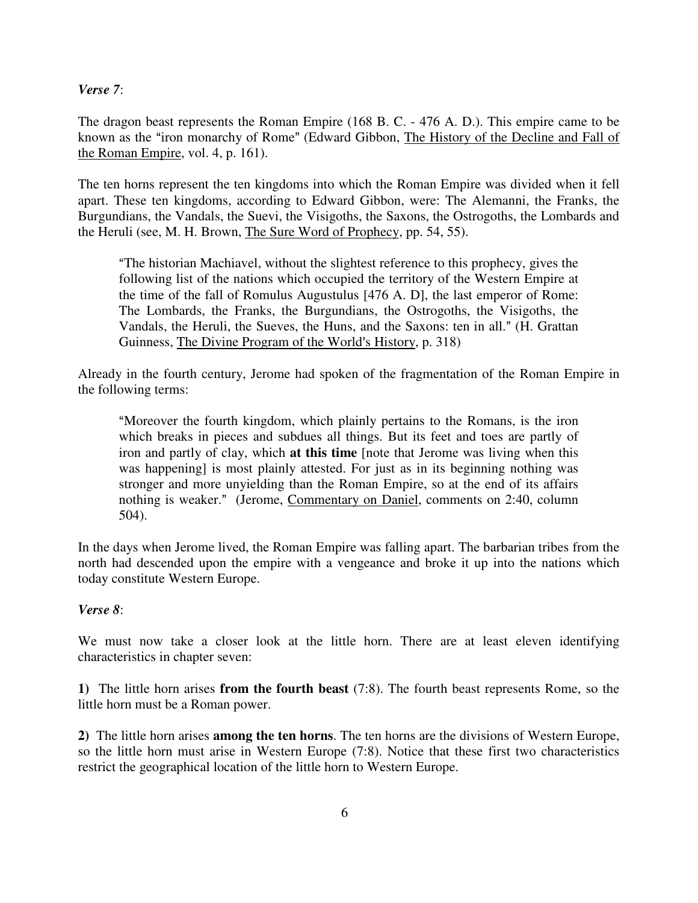***Verse 7***:

The dragon beast represents the Roman Empire (168 B. C. - 476 A. D.). This empire came to be known as the "iron monarchy of Rome" (Edward Gibbon, The History of the Decline and Fall of the Roman Empire, vol. 4, p. 161).

The ten horns represent the ten kingdoms into which the Roman Empire was divided when it fell apart. These ten kingdoms, according to Edward Gibbon, were: The Alemanni, the Franks, the Burgundians, the Vandals, the Suevi, the Visigoths, the Saxons, the Ostrogoths, the Lombards and the Heruli (see, M. H. Brown, The Sure Word of Prophecy, pp. 54, 55).

> "The historian Machiavel, without the slightest reference to this prophecy, gives the following list of the nations which occupied the territory of the Western Empire at the time of the fall of Romulus Augustulus [476 A. D], the last emperor of Rome: The Lombards, the Franks, the Burgundians, the Ostrogoths, the Visigoths, the Vandals, the Heruli, the Sueves, the Huns, and the Saxons: ten in all." (H. Grattan Guinness, The Divine Program of the World's History, p. 318)

Already in the fourth century, Jerome had spoken of the fragmentation of the Roman Empire in the following terms:

> "Moreover the fourth kingdom, which plainly pertains to the Romans, is the iron which breaks in pieces and subdues all things. But its feet and toes are partly of iron and partly of clay, which **at this time** [note that Jerome was living when this was happening] is most plainly attested. For just as in its beginning nothing was stronger and more unyielding than the Roman Empire, so at the end of its affairs nothing is weaker." (Jerome, Commentary on Daniel, comments on 2:40, column 504).

In the days when Jerome lived, the Roman Empire was falling apart. The barbarian tribes from the north had descended upon the empire with a vengeance and broke it up into the nations which today constitute Western Europe.

***Verse 8***:

We must now take a closer look at the little horn. There are at least eleven identifying characteristics in chapter seven:

**1)** The little horn arises **from the fourth beast** (7:8). The fourth beast represents Rome, so the little horn must be a Roman power.

**2)** The little horn arises **among the ten horns**. The ten horns are the divisions of Western Europe, so the little horn must arise in Western Europe (7:8). Notice that these first two characteristics restrict the geographical location of the little horn to Western Europe.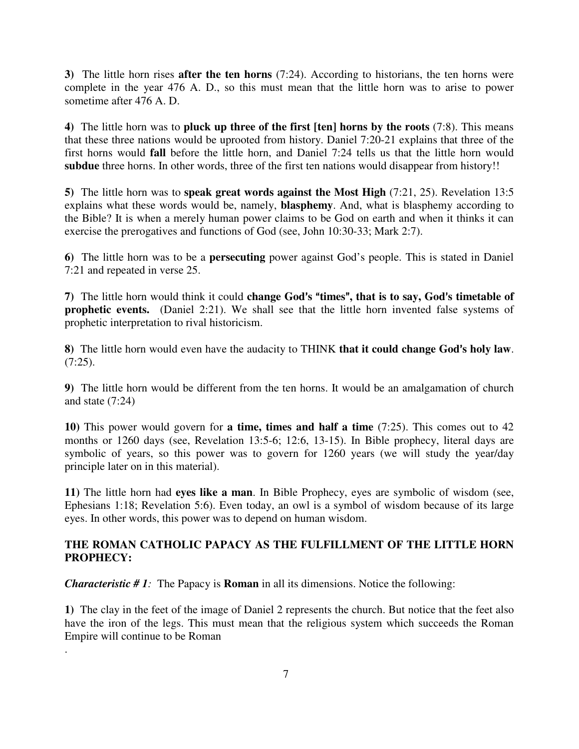**3)** The little horn rises **after the ten horns** (7:24). According to historians, the ten horns were complete in the year 476 A. D., so this must mean that the little horn was to arise to power sometime after 476 A. D.

**4)** The little horn was to **pluck up three of the first [ten] horns by the roots** (7:8). This means that these three nations would be uprooted from history. Daniel 7:20-21 explains that three of the first horns would **fall** before the little horn, and Daniel 7:24 tells us that the little horn would **subdue** three horns. In other words, three of the first ten nations would disappear from history!!

**5)** The little horn was to **speak great words against the Most High** (7:21, 25). Revelation 13:5 explains what these words would be, namely, **blasphemy**. And, what is blasphemy according to the Bible? It is when a merely human power claims to be God on earth and when it thinks it can exercise the prerogatives and functions of God (see, John 10:30-33; Mark 2:7).

**6)** The little horn was to be a **persecuting** power against God's people. This is stated in Daniel 7:21 and repeated in verse 25.

**7)** The little horn would think it could **change God's "times", that is to say, God's timetable of prophetic events.** (Daniel 2:21). We shall see that the little horn invented false systems of prophetic interpretation to rival historicism.

**8)** The little horn would even have the audacity to THINK **that it could change God's holy law**. (7:25).

**9)** The little horn would be different from the ten horns. It would be an amalgamation of church and state (7:24)

**10)** This power would govern for **a time, times and half a time** (7:25). This comes out to 42 months or 1260 days (see, Revelation 13:5-6; 12:6, 13-15). In Bible prophecy, literal days are symbolic of years, so this power was to govern for 1260 years (we will study the year/day principle later on in this material).

**11)** The little horn had **eyes like a man**. In Bible Prophecy, eyes are symbolic of wisdom (see, Ephesians 1:18; Revelation 5:6). Even today, an owl is a symbol of wisdom because of its large eyes. In other words, this power was to depend on human wisdom.

**THE ROMAN CATHOLIC PAPACY AS THE FULFILLMENT OF THE LITTLE HORN PROPHECY:**

***Characteristic # 1:*** The Papacy is **Roman** in all its dimensions. Notice the following:

**1)** The clay in the feet of the image of Daniel 2 represents the church. But notice that the feet also have the iron of the legs. This must mean that the religious system which succeeds the Roman Empire will continue to be Roman

.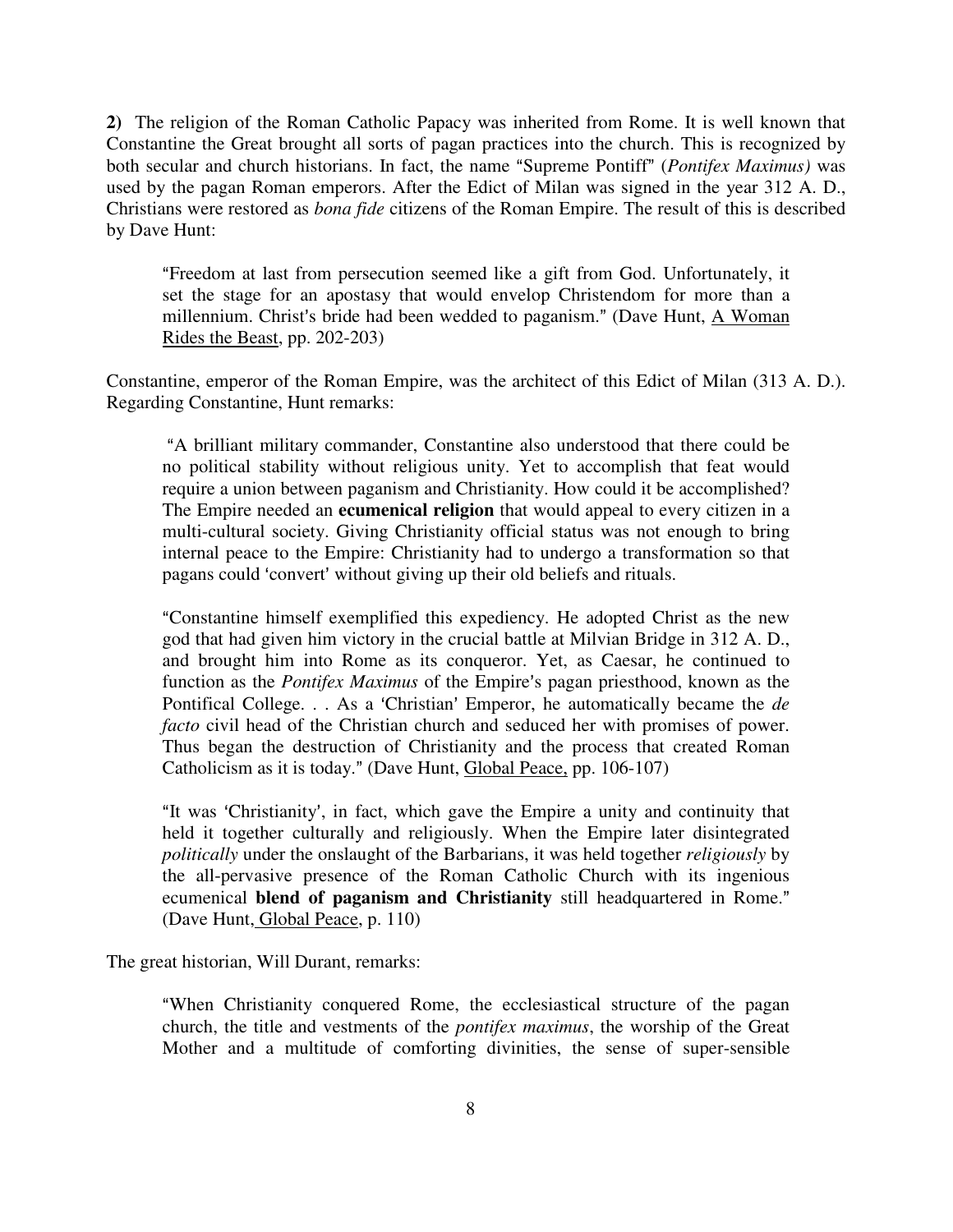**2)** The religion of the Roman Catholic Papacy was inherited from Rome. It is well known that Constantine the Great brought all sorts of pagan practices into the church. This is recognized by both secular and church historians. In fact, the name "Supreme Pontiff" (*Pontifex Maximus)* was used by the pagan Roman emperors. After the Edict of Milan was signed in the year 312 A. D., Christians were restored as *bona fide* citizens of the Roman Empire. The result of this is described by Dave Hunt:

> "Freedom at last from persecution seemed like a gift from God. Unfortunately, it set the stage for an apostasy that would envelop Christendom for more than a millennium. Christ's bride had been wedded to paganism." (Dave Hunt, A Woman Rides the Beast, pp. 202-203)

Constantine, emperor of the Roman Empire, was the architect of this Edict of Milan (313 A. D.). Regarding Constantine, Hunt remarks:

> "A brilliant military commander, Constantine also understood that there could be no political stability without religious unity. Yet to accomplish that feat would require a union between paganism and Christianity. How could it be accomplished? The Empire needed an **ecumenical religion** that would appeal to every citizen in a multi-cultural society. Giving Christianity official status was not enough to bring internal peace to the Empire: Christianity had to undergo a transformation so that pagans could 'convert' without giving up their old beliefs and rituals.
>
> "Constantine himself exemplified this expediency. He adopted Christ as the new god that had given him victory in the crucial battle at Milvian Bridge in 312 A. D., and brought him into Rome as its conqueror. Yet, as Caesar, he continued to function as the *Pontifex Maximus* of the Empire's pagan priesthood, known as the Pontifical College. . . As a 'Christian' Emperor, he automatically became the *de facto* civil head of the Christian church and seduced her with promises of power. Thus began the destruction of Christianity and the process that created Roman Catholicism as it is today." (Dave Hunt, Global Peace, pp. 106-107)
>
> "It was 'Christianity', in fact, which gave the Empire a unity and continuity that held it together culturally and religiously. When the Empire later disintegrated *politically* under the onslaught of the Barbarians, it was held together *religiously* by the all-pervasive presence of the Roman Catholic Church with its ingenious ecumenical **blend of paganism and Christianity** still headquartered in Rome." (Dave Hunt, Global Peace, p. 110)

The great historian, Will Durant, remarks:

> "When Christianity conquered Rome, the ecclesiastical structure of the pagan church, the title and vestments of the *pontifex maximus*, the worship of the Great Mother and a multitude of comforting divinities, the sense of super-sensible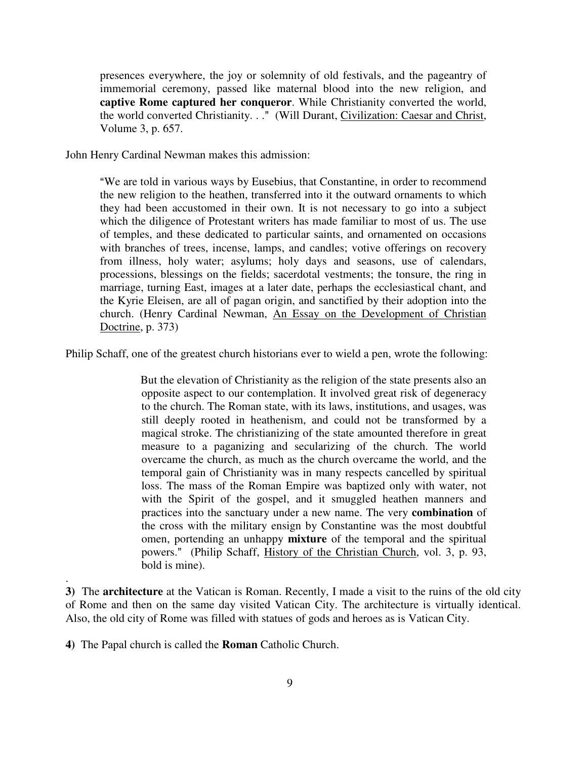> presences everywhere, the joy or solemnity of old festivals, and the pageantry of immemorial ceremony, passed like maternal blood into the new religion, and **captive Rome captured her conqueror**. While Christianity converted the world, the world converted Christianity. . ." (Will Durant, Civilization: Caesar and Christ, Volume 3, p. 657.

John Henry Cardinal Newman makes this admission:

> "We are told in various ways by Eusebius, that Constantine, in order to recommend the new religion to the heathen, transferred into it the outward ornaments to which they had been accustomed in their own. It is not necessary to go into a subject which the diligence of Protestant writers has made familiar to most of us. The use of temples, and these dedicated to particular saints, and ornamented on occasions with branches of trees, incense, lamps, and candles; votive offerings on recovery from illness, holy water; asylums; holy days and seasons, use of calendars, processions, blessings on the fields; sacerdotal vestments; the tonsure, the ring in marriage, turning East, images at a later date, perhaps the ecclesiastical chant, and the Kyrie Eleisen, are all of pagan origin, and sanctified by their adoption into the church. (Henry Cardinal Newman, An Essay on the Development of Christian Doctrine, p. 373)

Philip Schaff, one of the greatest church historians ever to wield a pen, wrote the following:

> But the elevation of Christianity as the religion of the state presents also an opposite aspect to our contemplation. It involved great risk of degeneracy to the church. The Roman state, with its laws, institutions, and usages, was still deeply rooted in heathenism, and could not be transformed by a magical stroke. The christianizing of the state amounted therefore in great measure to a paganizing and secularizing of the church. The world overcame the church, as much as the church overcame the world, and the temporal gain of Christianity was in many respects cancelled by spiritual loss. The mass of the Roman Empire was baptized only with water, not with the Spirit of the gospel, and it smuggled heathen manners and practices into the sanctuary under a new name. The very **combination** of the cross with the military ensign by Constantine was the most doubtful omen, portending an unhappy **mixture** of the temporal and the spiritual powers." (Philip Schaff, History of the Christian Church, vol. 3, p. 93, bold is mine).

.
**3)** The **architecture** at the Vatican is Roman. Recently, I made a visit to the ruins of the old city of Rome and then on the same day visited Vatican City. The architecture is virtually identical. Also, the old city of Rome was filled with statues of gods and heroes as is Vatican City.

**4)** The Papal church is called the **Roman** Catholic Church.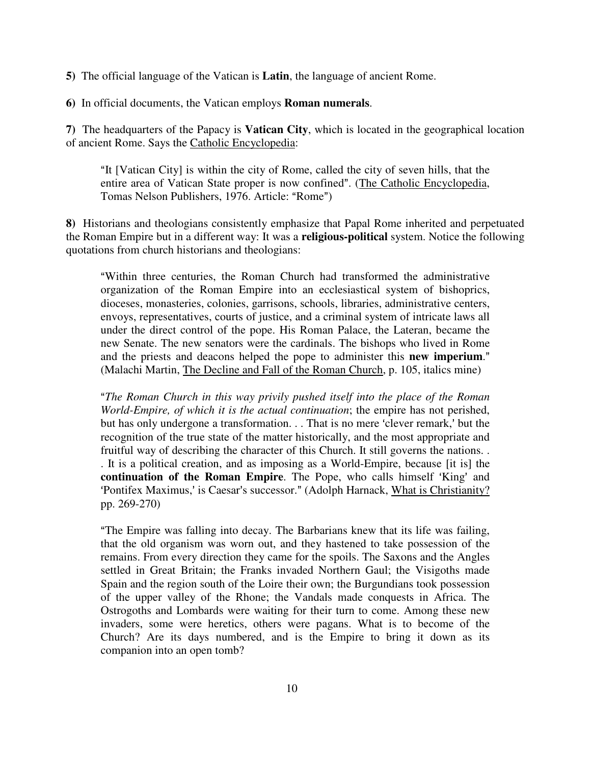**5)** The official language of the Vatican is **Latin**, the language of ancient Rome.

**6)** In official documents, the Vatican employs **Roman numerals**.

**7)** The headquarters of the Papacy is **Vatican City**, which is located in the geographical location of ancient Rome. Says the Catholic Encyclopedia:

> "It [Vatican City] is within the city of Rome, called the city of seven hills, that the entire area of Vatican State proper is now confined". (The Catholic Encyclopedia, Tomas Nelson Publishers, 1976. Article: "Rome")

**8)** Historians and theologians consistently emphasize that Papal Rome inherited and perpetuated the Roman Empire but in a different way: It was a **religious-political** system. Notice the following quotations from church historians and theologians:

> "Within three centuries, the Roman Church had transformed the administrative organization of the Roman Empire into an ecclesiastical system of bishoprics, dioceses, monasteries, colonies, garrisons, schools, libraries, administrative centers, envoys, representatives, courts of justice, and a criminal system of intricate laws all under the direct control of the pope. His Roman Palace, the Lateran, became the new Senate. The new senators were the cardinals. The bishops who lived in Rome and the priests and deacons helped the pope to administer this **new imperium**." (Malachi Martin, The Decline and Fall of the Roman Church, p. 105, italics mine)

> "*The Roman Church in this way privily pushed itself into the place of the Roman World-Empire, of which it is the actual continuation*; the empire has not perished, but has only undergone a transformation. . . That is no mere 'clever remark,' but the recognition of the true state of the matter historically, and the most appropriate and fruitful way of describing the character of this Church. It still governs the nations. . . It is a political creation, and as imposing as a World-Empire, because [it is] the **continuation of the Roman Empire**. The Pope, who calls himself 'King' and 'Pontifex Maximus,' is Caesar's successor." (Adolph Harnack, What is Christianity? pp. 269-270)

> "The Empire was falling into decay. The Barbarians knew that its life was failing, that the old organism was worn out, and they hastened to take possession of the remains. From every direction they came for the spoils. The Saxons and the Angles settled in Great Britain; the Franks invaded Northern Gaul; the Visigoths made Spain and the region south of the Loire their own; the Burgundians took possession of the upper valley of the Rhone; the Vandals made conquests in Africa. The Ostrogoths and Lombards were waiting for their turn to come. Among these new invaders, some were heretics, others were pagans. What is to become of the Church? Are its days numbered, and is the Empire to bring it down as its companion into an open tomb?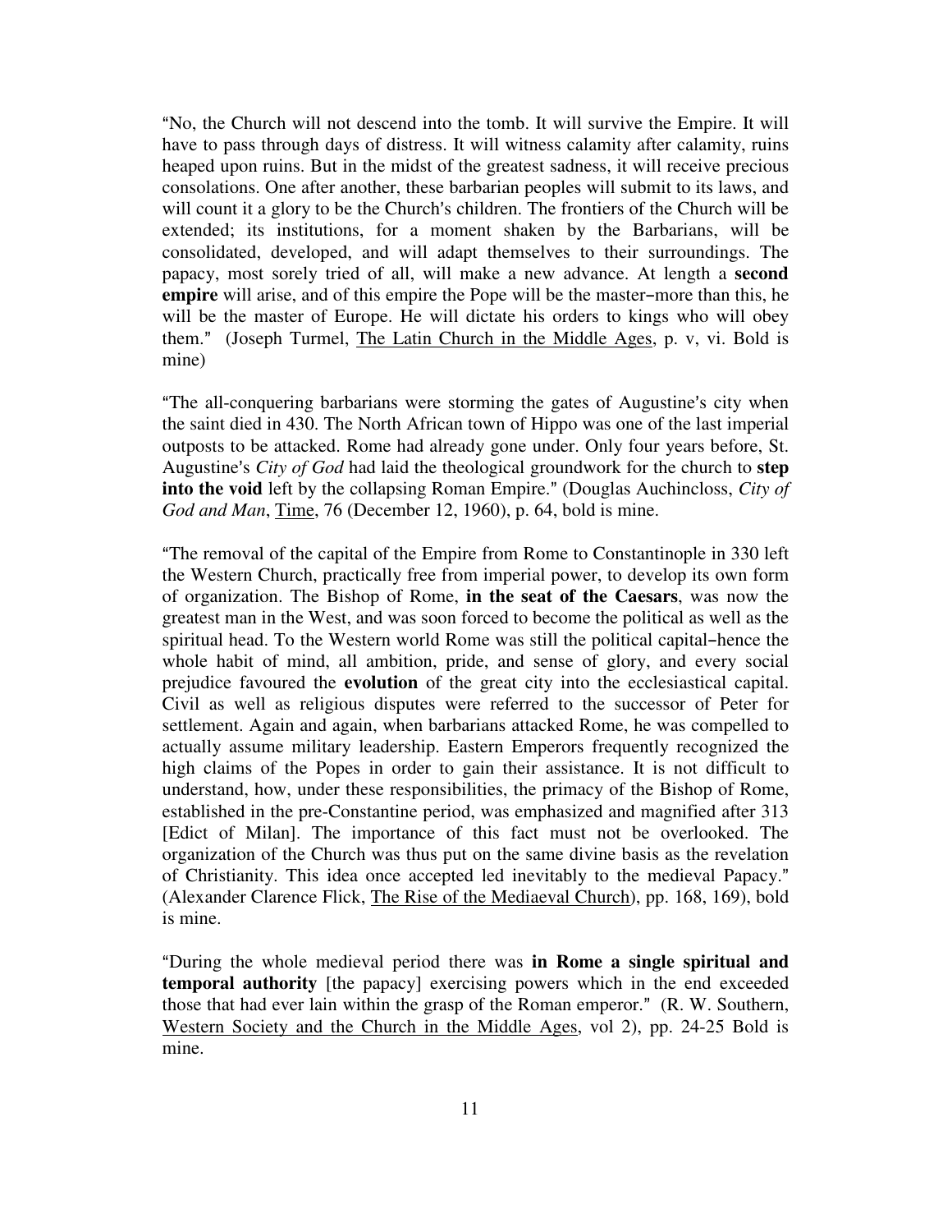"No, the Church will not descend into the tomb. It will survive the Empire. It will have to pass through days of distress. It will witness calamity after calamity, ruins heaped upon ruins. But in the midst of the greatest sadness, it will receive precious consolations. One after another, these barbarian peoples will submit to its laws, and will count it a glory to be the Church's children. The frontiers of the Church will be extended; its institutions, for a moment shaken by the Barbarians, will be consolidated, developed, and will adapt themselves to their surroundings. The papacy, most sorely tried of all, will make a new advance. At length a **second empire** will arise, and of this empire the Pope will be the master–more than this, he will be the master of Europe. He will dictate his orders to kings who will obey them." (Joseph Turmel, <u>The Latin Church in the Middle Ages</u>, p. v, vi. Bold is mine)

"The all-conquering barbarians were storming the gates of Augustine's city when the saint died in 430. The North African town of Hippo was one of the last imperial outposts to be attacked. Rome had already gone under. Only four years before, St. Augustine's *City of God* had laid the theological groundwork for the church to **step into the void** left by the collapsing Roman Empire." (Douglas Auchincloss, *City of God and Man*, <u>Time</u>, 76 (December 12, 1960), p. 64, bold is mine.

"The removal of the capital of the Empire from Rome to Constantinople in 330 left the Western Church, practically free from imperial power, to develop its own form of organization. The Bishop of Rome, **in the seat of the Caesars**, was now the greatest man in the West, and was soon forced to become the political as well as the spiritual head. To the Western world Rome was still the political capital–hence the whole habit of mind, all ambition, pride, and sense of glory, and every social prejudice favoured the **evolution** of the great city into the ecclesiastical capital. Civil as well as religious disputes were referred to the successor of Peter for settlement. Again and again, when barbarians attacked Rome, he was compelled to actually assume military leadership. Eastern Emperors frequently recognized the high claims of the Popes in order to gain their assistance. It is not difficult to understand, how, under these responsibilities, the primacy of the Bishop of Rome, established in the pre-Constantine period, was emphasized and magnified after 313 [Edict of Milan]. The importance of this fact must not be overlooked. The organization of the Church was thus put on the same divine basis as the revelation of Christianity. This idea once accepted led inevitably to the medieval Papacy." (Alexander Clarence Flick, <u>The Rise of the Mediaeval Church</u>), pp. 168, 169), bold is mine.

"During the whole medieval period there was **in Rome a single spiritual and temporal authority** [the papacy] exercising powers which in the end exceeded those that had ever lain within the grasp of the Roman emperor." (R. W. Southern, <u>Western Society and the Church in the Middle Ages</u>, vol 2), pp. 24-25 Bold is mine.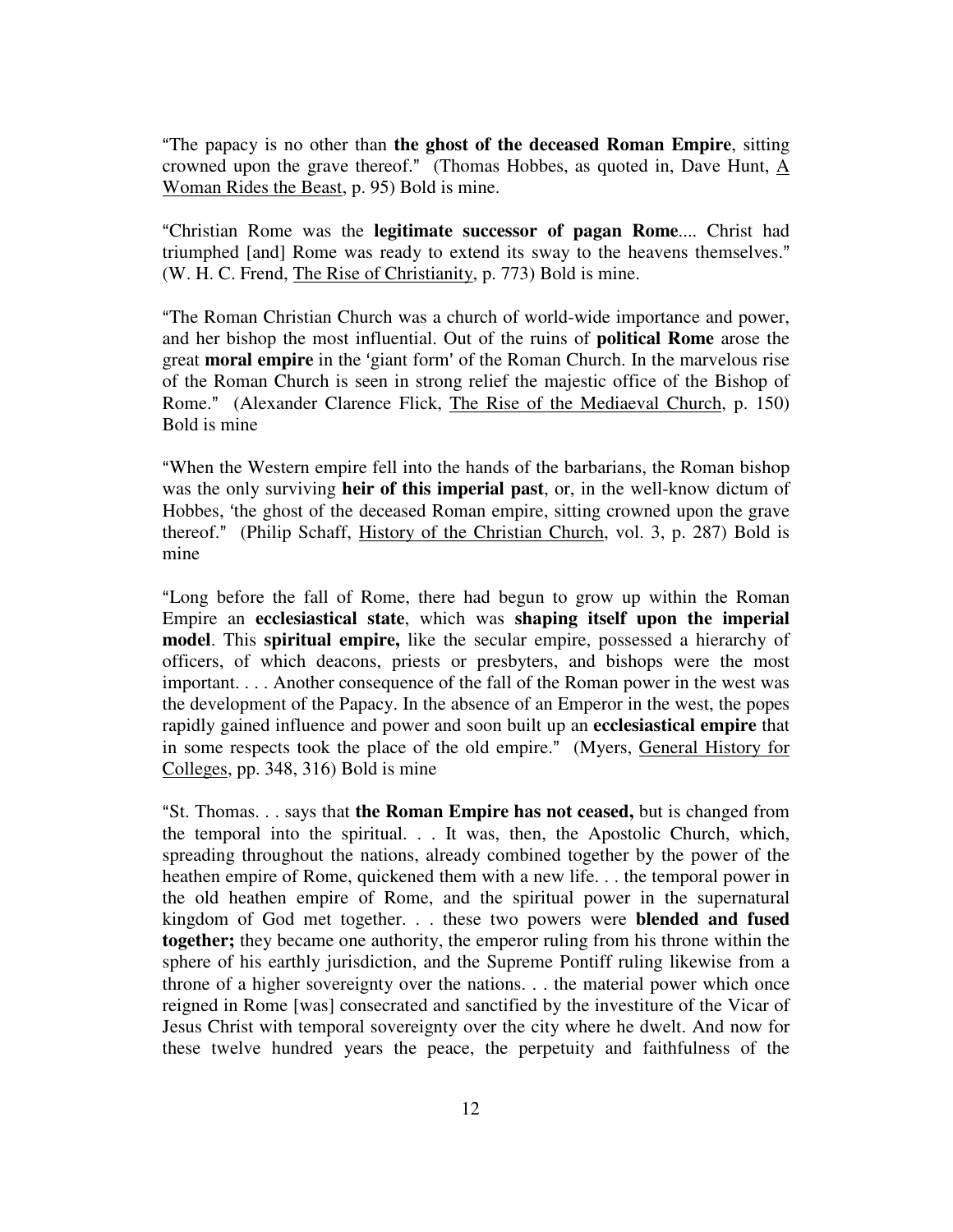"The papacy is no other than **the ghost of the deceased Roman Empire**, sitting crowned upon the grave thereof." (Thomas Hobbes, as quoted in, Dave Hunt, A Woman Rides the Beast, p. 95) Bold is mine.

"Christian Rome was the **legitimate successor of pagan Rome**.... Christ had triumphed [and] Rome was ready to extend its sway to the heavens themselves." (W. H. C. Frend, The Rise of Christianity, p. 773) Bold is mine.

"The Roman Christian Church was a church of world-wide importance and power, and her bishop the most influential. Out of the ruins of **political Rome** arose the great **moral empire** in the 'giant form' of the Roman Church. In the marvelous rise of the Roman Church is seen in strong relief the majestic office of the Bishop of Rome." (Alexander Clarence Flick, The Rise of the Mediaeval Church, p. 150) Bold is mine

"When the Western empire fell into the hands of the barbarians, the Roman bishop was the only surviving **heir of this imperial past**, or, in the well-know dictum of Hobbes, 'the ghost of the deceased Roman empire, sitting crowned upon the grave thereof." (Philip Schaff, History of the Christian Church, vol. 3, p. 287) Bold is mine

"Long before the fall of Rome, there had begun to grow up within the Roman Empire an **ecclesiastical state**, which was **shaping itself upon the imperial model**. This **spiritual empire,** like the secular empire, possessed a hierarchy of officers, of which deacons, priests or presbyters, and bishops were the most important. . . . Another consequence of the fall of the Roman power in the west was the development of the Papacy. In the absence of an Emperor in the west, the popes rapidly gained influence and power and soon built up an **ecclesiastical empire** that in some respects took the place of the old empire." (Myers, General History for Colleges, pp. 348, 316) Bold is mine

"St. Thomas. . . says that **the Roman Empire has not ceased,** but is changed from the temporal into the spiritual. . . It was, then, the Apostolic Church, which, spreading throughout the nations, already combined together by the power of the heathen empire of Rome, quickened them with a new life. . . the temporal power in the old heathen empire of Rome, and the spiritual power in the supernatural kingdom of God met together. . . these two powers were **blended and fused together;** they became one authority, the emperor ruling from his throne within the sphere of his earthly jurisdiction, and the Supreme Pontiff ruling likewise from a throne of a higher sovereignty over the nations. . . the material power which once reigned in Rome [was] consecrated and sanctified by the investiture of the Vicar of Jesus Christ with temporal sovereignty over the city where he dwelt. And now for these twelve hundred years the peace, the perpetuity and faithfulness of the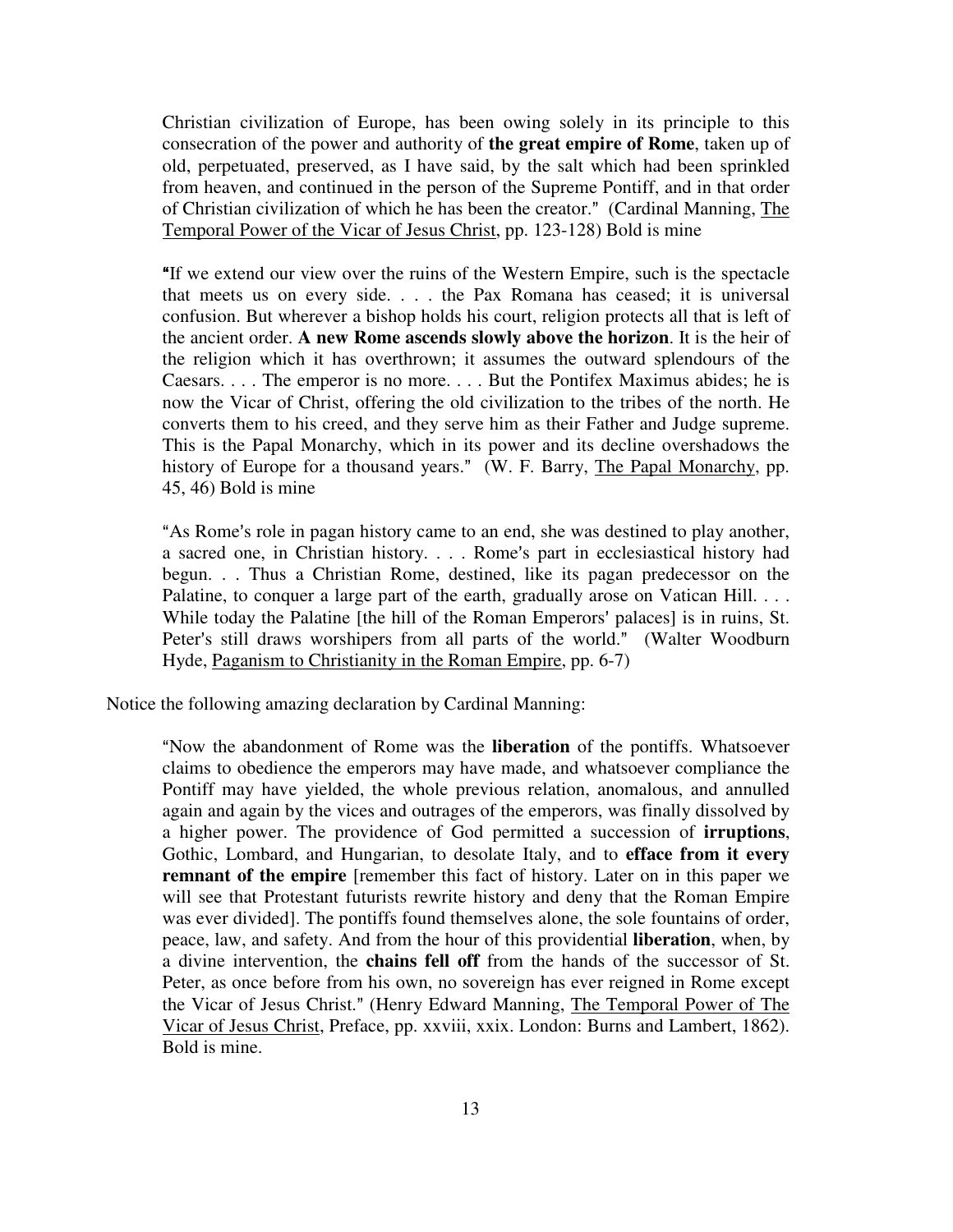> Christian civilization of Europe, has been owing solely in its principle to this consecration of the power and authority of **the great empire of Rome**, taken up of old, perpetuated, preserved, as I have said, by the salt which had been sprinkled from heaven, and continued in the person of the Supreme Pontiff, and in that order of Christian civilization of which he has been the creator." (Cardinal Manning, <u>The Temporal Power of the Vicar of Jesus Christ</u>, pp. 123-128) Bold is mine

> "If we extend our view over the ruins of the Western Empire, such is the spectacle that meets us on every side. . . . the Pax Romana has ceased; it is universal confusion. But wherever a bishop holds his court, religion protects all that is left of the ancient order. **A new Rome ascends slowly above the horizon**. It is the heir of the religion which it has overthrown; it assumes the outward splendours of the Caesars. . . . The emperor is no more. . . . But the Pontifex Maximus abides; he is now the Vicar of Christ, offering the old civilization to the tribes of the north. He converts them to his creed, and they serve him as their Father and Judge supreme. This is the Papal Monarchy, which in its power and its decline overshadows the history of Europe for a thousand years." (W. F. Barry, <u>The Papal Monarchy</u>, pp. 45, 46) Bold is mine

> "As Rome's role in pagan history came to an end, she was destined to play another, a sacred one, in Christian history. . . . Rome's part in ecclesiastical history had begun. . . Thus a Christian Rome, destined, like its pagan predecessor on the Palatine, to conquer a large part of the earth, gradually arose on Vatican Hill. . . . While today the Palatine [the hill of the Roman Emperors' palaces] is in ruins, St. Peter's still draws worshipers from all parts of the world." (Walter Woodburn Hyde, <u>Paganism to Christianity in the Roman Empire</u>, pp. 6-7)

Notice the following amazing declaration by Cardinal Manning:

> "Now the abandonment of Rome was the **liberation** of the pontiffs. Whatsoever claims to obedience the emperors may have made, and whatsoever compliance the Pontiff may have yielded, the whole previous relation, anomalous, and annulled again and again by the vices and outrages of the emperors, was finally dissolved by a higher power. The providence of God permitted a succession of **irruptions**, Gothic, Lombard, and Hungarian, to desolate Italy, and to **efface from it every remnant of the empire** [remember this fact of history. Later on in this paper we will see that Protestant futurists rewrite history and deny that the Roman Empire was ever divided]. The pontiffs found themselves alone, the sole fountains of order, peace, law, and safety. And from the hour of this providential **liberation**, when, by a divine intervention, the **chains fell off** from the hands of the successor of St. Peter, as once before from his own, no sovereign has ever reigned in Rome except the Vicar of Jesus Christ." (Henry Edward Manning, <u>The Temporal Power of The Vicar of Jesus Christ</u>, Preface, pp. xxviii, xxix. London: Burns and Lambert, 1862). Bold is mine.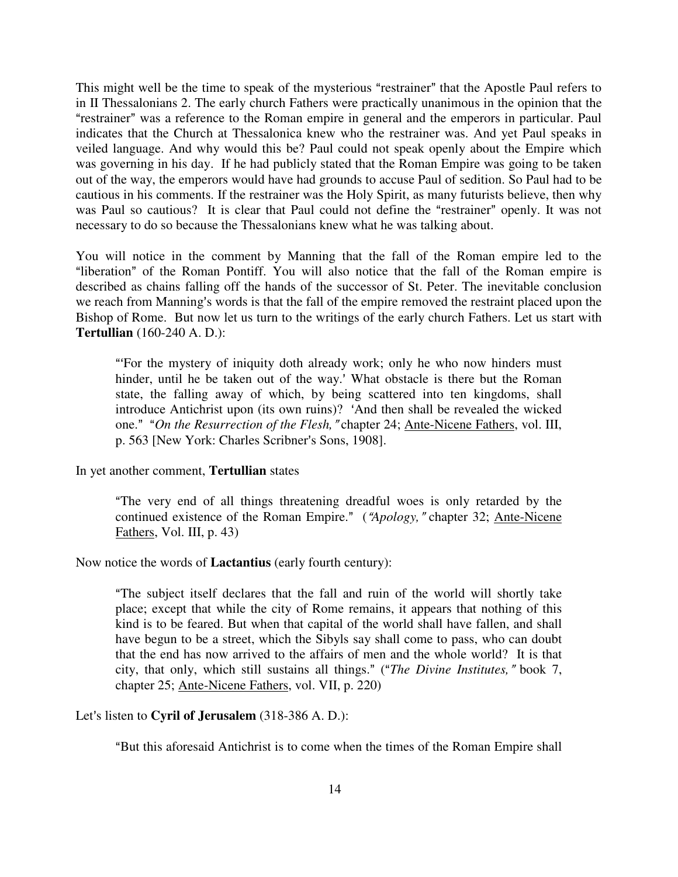This might well be the time to speak of the mysterious "restrainer" that the Apostle Paul refers to in II Thessalonians 2. The early church Fathers were practically unanimous in the opinion that the "restrainer" was a reference to the Roman empire in general and the emperors in particular. Paul indicates that the Church at Thessalonica knew who the restrainer was. And yet Paul speaks in veiled language. And why would this be? Paul could not speak openly about the Empire which was governing in his day. If he had publicly stated that the Roman Empire was going to be taken out of the way, the emperors would have had grounds to accuse Paul of sedition. So Paul had to be cautious in his comments. If the restrainer was the Holy Spirit, as many futurists believe, then why was Paul so cautious? It is clear that Paul could not define the "restrainer" openly. It was not necessary to do so because the Thessalonians knew what he was talking about.

You will notice in the comment by Manning that the fall of the Roman empire led to the "liberation" of the Roman Pontiff. You will also notice that the fall of the Roman empire is described as chains falling off the hands of the successor of St. Peter. The inevitable conclusion we reach from Manning's words is that the fall of the empire removed the restraint placed upon the Bishop of Rome. But now let us turn to the writings of the early church Fathers. Let us start with **Tertullian** (160-240 A. D.):

> "'For the mystery of iniquity doth already work; only he who now hinders must hinder, until he be taken out of the way.' What obstacle is there but the Roman state, the falling away of which, by being scattered into ten kingdoms, shall introduce Antichrist upon (its own ruins)? 'And then shall be revealed the wicked one." "*On the Resurrection of the Flesh,"* chapter 24; Ante-Nicene Fathers, vol. III, p. 563 [New York: Charles Scribner's Sons, 1908].

In yet another comment, **Tertullian** states

> "The very end of all things threatening dreadful woes is only retarded by the continued existence of the Roman Empire." (*"Apology,"* chapter 32; Ante-Nicene Fathers, Vol. III, p. 43)

Now notice the words of **Lactantius** (early fourth century):

> "The subject itself declares that the fall and ruin of the world will shortly take place; except that while the city of Rome remains, it appears that nothing of this kind is to be feared. But when that capital of the world shall have fallen, and shall have begun to be a street, which the Sibyls say shall come to pass, who can doubt that the end has now arrived to the affairs of men and the whole world? It is that city, that only, which still sustains all things." ("*The Divine Institutes,"* book 7, chapter 25; Ante-Nicene Fathers, vol. VII, p. 220)

Let's listen to **Cyril of Jerusalem** (318-386 A. D.):

> "But this aforesaid Antichrist is to come when the times of the Roman Empire shall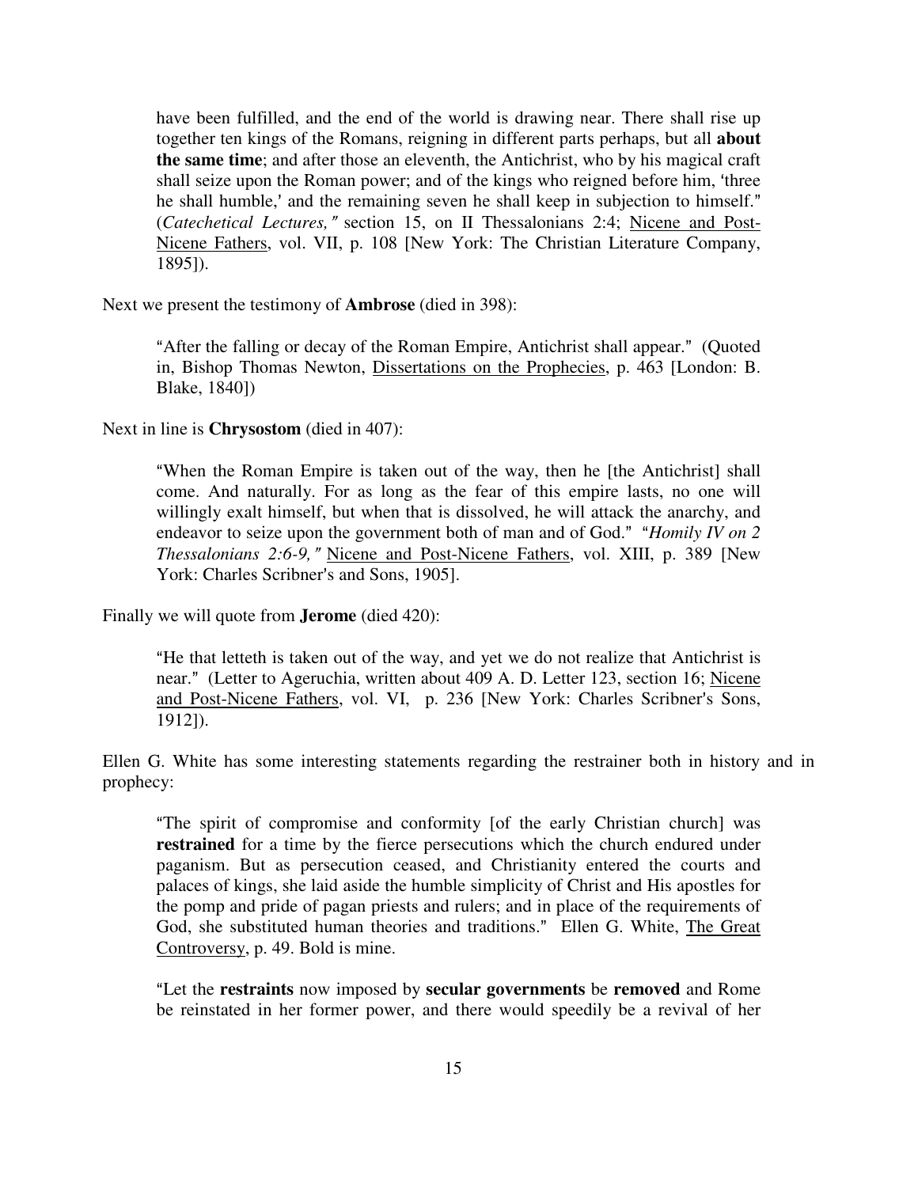> have been fulfilled, and the end of the world is drawing near. There shall rise up together ten kings of the Romans, reigning in different parts perhaps, but all **about the same time**; and after those an eleventh, the Antichrist, who by his magical craft shall seize upon the Roman power; and of the kings who reigned before him, 'three he shall humble,' and the remaining seven he shall keep in subjection to himself." (*Catechetical Lectures,"* section 15, on II Thessalonians 2:4; Nicene and Post-Nicene Fathers, vol. VII, p. 108 [New York: The Christian Literature Company, 1895]).

Next we present the testimony of **Ambrose** (died in 398):

> "After the falling or decay of the Roman Empire, Antichrist shall appear." (Quoted in, Bishop Thomas Newton, Dissertations on the Prophecies, p. 463 [London: B. Blake, 1840])

Next in line is **Chrysostom** (died in 407):

> "When the Roman Empire is taken out of the way, then he [the Antichrist] shall come. And naturally. For as long as the fear of this empire lasts, no one will willingly exalt himself, but when that is dissolved, he will attack the anarchy, and endeavor to seize upon the government both of man and of God." *"Homily IV on 2 Thessalonians 2:6-9,"* Nicene and Post-Nicene Fathers, vol. XIII, p. 389 [New York: Charles Scribner's and Sons, 1905].

Finally we will quote from **Jerome** (died 420):

> "He that letteth is taken out of the way, and yet we do not realize that Antichrist is near." (Letter to Ageruchia, written about 409 A. D. Letter 123, section 16; Nicene and Post-Nicene Fathers, vol. VI, p. 236 [New York: Charles Scribner's Sons, 1912]).

Ellen G. White has some interesting statements regarding the restrainer both in history and in prophecy:

> "The spirit of compromise and conformity [of the early Christian church] was **restrained** for a time by the fierce persecutions which the church endured under paganism. But as persecution ceased, and Christianity entered the courts and palaces of kings, she laid aside the humble simplicity of Christ and His apostles for the pomp and pride of pagan priests and rulers; and in place of the requirements of God, she substituted human theories and traditions." Ellen G. White, The Great Controversy, p. 49. Bold is mine.

> "Let the **restraints** now imposed by **secular governments** be **removed** and Rome be reinstated in her former power, and there would speedily be a revival of her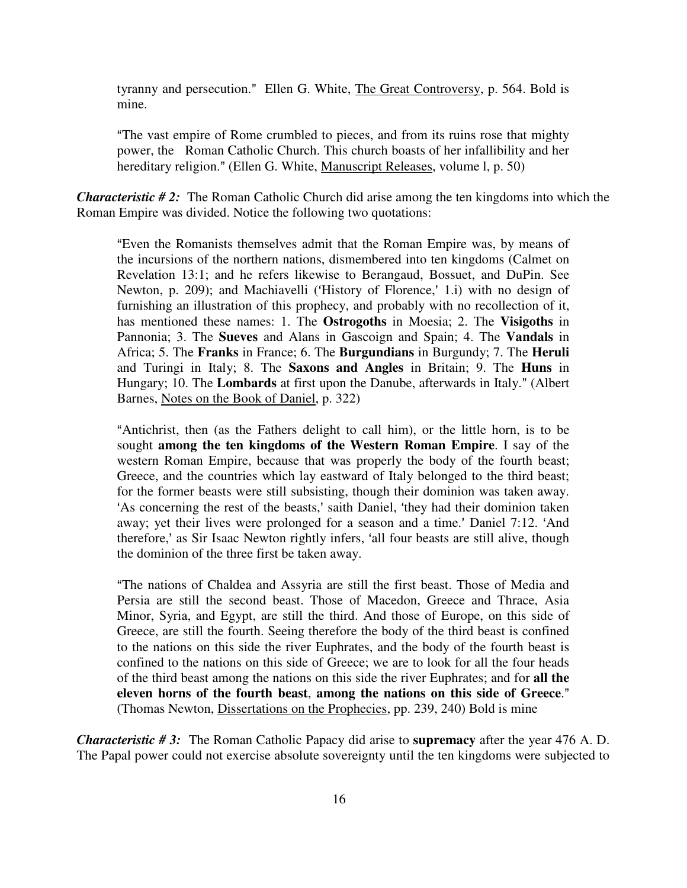tyranny and persecution." Ellen G. White, The Great Controversy, p. 564. Bold is mine.

"The vast empire of Rome crumbled to pieces, and from its ruins rose that mighty power, the Roman Catholic Church. This church boasts of her infallibility and her hereditary religion." (Ellen G. White, Manuscript Releases, volume l, p. 50)

***Characteristic # 2:*** The Roman Catholic Church did arise among the ten kingdoms into which the Roman Empire was divided. Notice the following two quotations:

"Even the Romanists themselves admit that the Roman Empire was, by means of the incursions of the northern nations, dismembered into ten kingdoms (Calmet on Revelation 13:1; and he refers likewise to Berangaud, Bossuet, and DuPin. See Newton, p. 209); and Machiavelli ('History of Florence,' 1.i) with no design of furnishing an illustration of this prophecy, and probably with no recollection of it, has mentioned these names: 1. The **Ostrogoths** in Moesia; 2. The **Visigoths** in Pannonia; 3. The **Sueves** and Alans in Gascoign and Spain; 4. The **Vandals** in Africa; 5. The **Franks** in France; 6. The **Burgundians** in Burgundy; 7. The **Heruli** and Turingi in Italy; 8. The **Saxons and Angles** in Britain; 9. The **Huns** in Hungary; 10. The **Lombards** at first upon the Danube, afterwards in Italy." (Albert Barnes, Notes on the Book of Daniel, p. 322)

"Antichrist, then (as the Fathers delight to call him), or the little horn, is to be sought **among the ten kingdoms of the Western Roman Empire**. I say of the western Roman Empire, because that was properly the body of the fourth beast; Greece, and the countries which lay eastward of Italy belonged to the third beast; for the former beasts were still subsisting, though their dominion was taken away. 'As concerning the rest of the beasts,' saith Daniel, 'they had their dominion taken away; yet their lives were prolonged for a season and a time.' Daniel 7:12. 'And therefore,' as Sir Isaac Newton rightly infers, 'all four beasts are still alive, though the dominion of the three first be taken away.

"The nations of Chaldea and Assyria are still the first beast. Those of Media and Persia are still the second beast. Those of Macedon, Greece and Thrace, Asia Minor, Syria, and Egypt, are still the third. And those of Europe, on this side of Greece, are still the fourth. Seeing therefore the body of the third beast is confined to the nations on this side the river Euphrates, and the body of the fourth beast is confined to the nations on this side of Greece; we are to look for all the four heads of the third beast among the nations on this side the river Euphrates; and for **all the eleven horns of the fourth beast**, **among the nations on this side of Greece**." (Thomas Newton, Dissertations on the Prophecies, pp. 239, 240) Bold is mine

***Characteristic # 3:*** The Roman Catholic Papacy did arise to **supremacy** after the year 476 A. D. The Papal power could not exercise absolute sovereignty until the ten kingdoms were subjected to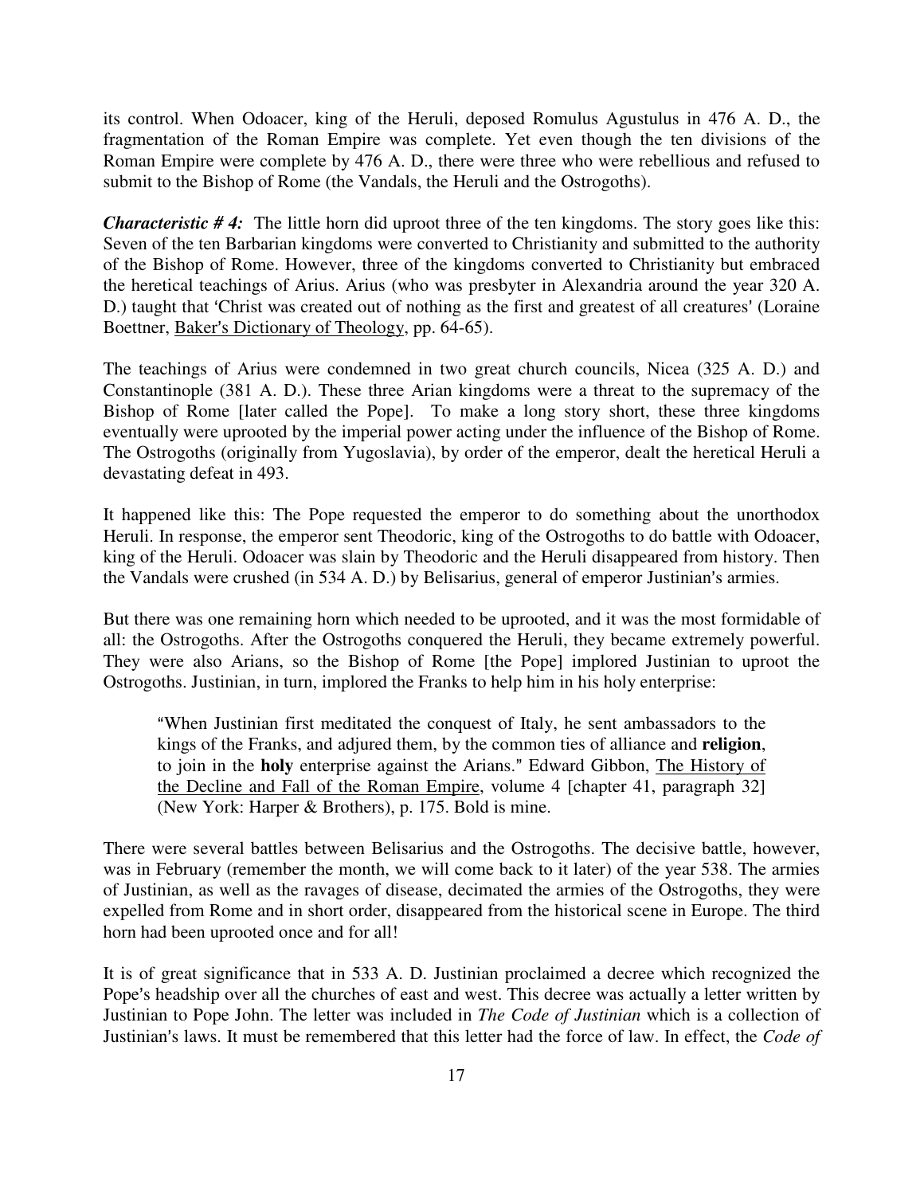its control. When Odoacer, king of the Heruli, deposed Romulus Agustulus in 476 A. D., the fragmentation of the Roman Empire was complete. Yet even though the ten divisions of the Roman Empire were complete by 476 A. D., there were three who were rebellious and refused to submit to the Bishop of Rome (the Vandals, the Heruli and the Ostrogoths).

***Characteristic # 4:*** The little horn did uproot three of the ten kingdoms. The story goes like this: Seven of the ten Barbarian kingdoms were converted to Christianity and submitted to the authority of the Bishop of Rome. However, three of the kingdoms converted to Christianity but embraced the heretical teachings of Arius. Arius (who was presbyter in Alexandria around the year 320 A. D.) taught that 'Christ was created out of nothing as the first and greatest of all creatures' (Loraine Boettner, Baker's Dictionary of Theology, pp. 64-65).

The teachings of Arius were condemned in two great church councils, Nicea (325 A. D.) and Constantinople (381 A. D.). These three Arian kingdoms were a threat to the supremacy of the Bishop of Rome [later called the Pope]. To make a long story short, these three kingdoms eventually were uprooted by the imperial power acting under the influence of the Bishop of Rome. The Ostrogoths (originally from Yugoslavia), by order of the emperor, dealt the heretical Heruli a devastating defeat in 493.

It happened like this: The Pope requested the emperor to do something about the unorthodox Heruli. In response, the emperor sent Theodoric, king of the Ostrogoths to do battle with Odoacer, king of the Heruli. Odoacer was slain by Theodoric and the Heruli disappeared from history. Then the Vandals were crushed (in 534 A. D.) by Belisarius, general of emperor Justinian's armies.

But there was one remaining horn which needed to be uprooted, and it was the most formidable of all: the Ostrogoths. After the Ostrogoths conquered the Heruli, they became extremely powerful. They were also Arians, so the Bishop of Rome [the Pope] implored Justinian to uproot the Ostrogoths. Justinian, in turn, implored the Franks to help him in his holy enterprise:

> "When Justinian first meditated the conquest of Italy, he sent ambassadors to the kings of the Franks, and adjured them, by the common ties of alliance and **religion**, to join in the **holy** enterprise against the Arians." Edward Gibbon, The History of the Decline and Fall of the Roman Empire, volume 4 [chapter 41, paragraph 32] (New York: Harper & Brothers), p. 175. Bold is mine.

There were several battles between Belisarius and the Ostrogoths. The decisive battle, however, was in February (remember the month, we will come back to it later) of the year 538. The armies of Justinian, as well as the ravages of disease, decimated the armies of the Ostrogoths, they were expelled from Rome and in short order, disappeared from the historical scene in Europe. The third horn had been uprooted once and for all!

It is of great significance that in 533 A. D. Justinian proclaimed a decree which recognized the Pope's headship over all the churches of east and west. This decree was actually a letter written by Justinian to Pope John. The letter was included in *The Code of Justinian* which is a collection of Justinian's laws. It must be remembered that this letter had the force of law. In effect, the *Code of*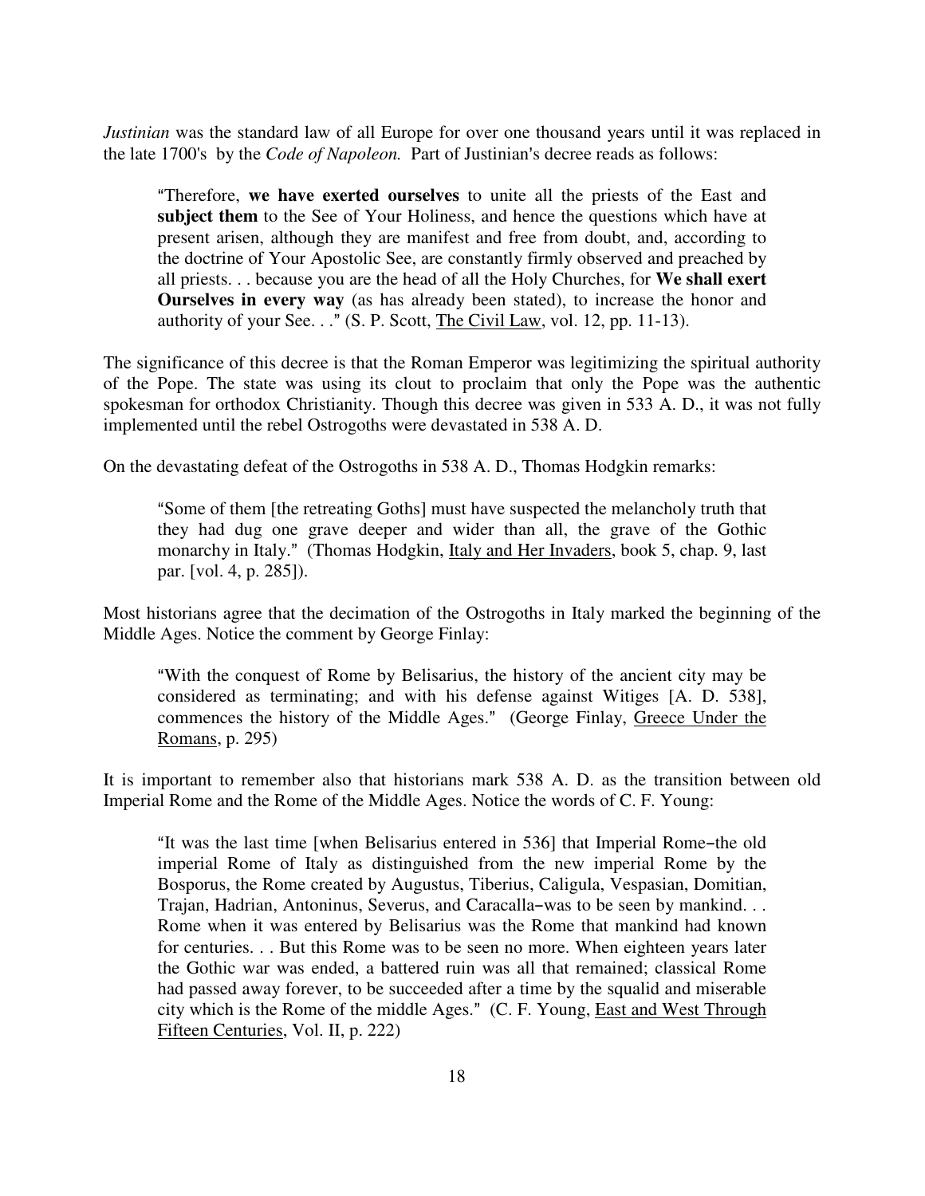*Justinian* was the standard law of all Europe for over one thousand years until it was replaced in the late 1700's by the *Code of Napoleon.* Part of Justinian's decree reads as follows:

> "Therefore, **we have exerted ourselves** to unite all the priests of the East and **subject them** to the See of Your Holiness, and hence the questions which have at present arisen, although they are manifest and free from doubt, and, according to the doctrine of Your Apostolic See, are constantly firmly observed and preached by all priests. . . because you are the head of all the Holy Churches, for **We shall exert Ourselves in every way** (as has already been stated), to increase the honor and authority of your See. . ." (S. P. Scott, The Civil Law, vol. 12, pp. 11-13).

The significance of this decree is that the Roman Emperor was legitimizing the spiritual authority of the Pope. The state was using its clout to proclaim that only the Pope was the authentic spokesman for orthodox Christianity. Though this decree was given in 533 A. D., it was not fully implemented until the rebel Ostrogoths were devastated in 538 A. D.

On the devastating defeat of the Ostrogoths in 538 A. D., Thomas Hodgkin remarks:

> "Some of them [the retreating Goths] must have suspected the melancholy truth that they had dug one grave deeper and wider than all, the grave of the Gothic monarchy in Italy." (Thomas Hodgkin, Italy and Her Invaders, book 5, chap. 9, last par. [vol. 4, p. 285]).

Most historians agree that the decimation of the Ostrogoths in Italy marked the beginning of the Middle Ages. Notice the comment by George Finlay:

> "With the conquest of Rome by Belisarius, the history of the ancient city may be considered as terminating; and with his defense against Witiges [A. D. 538], commences the history of the Middle Ages." (George Finlay, Greece Under the Romans, p. 295)

It is important to remember also that historians mark 538 A. D. as the transition between old Imperial Rome and the Rome of the Middle Ages. Notice the words of C. F. Young:

> "It was the last time [when Belisarius entered in 536] that Imperial Rome–the old imperial Rome of Italy as distinguished from the new imperial Rome by the Bosporus, the Rome created by Augustus, Tiberius, Caligula, Vespasian, Domitian, Trajan, Hadrian, Antoninus, Severus, and Caracalla–was to be seen by mankind. . . Rome when it was entered by Belisarius was the Rome that mankind had known for centuries. . . But this Rome was to be seen no more. When eighteen years later the Gothic war was ended, a battered ruin was all that remained; classical Rome had passed away forever, to be succeeded after a time by the squalid and miserable city which is the Rome of the middle Ages." (C. F. Young, East and West Through Fifteen Centuries, Vol. II, p. 222)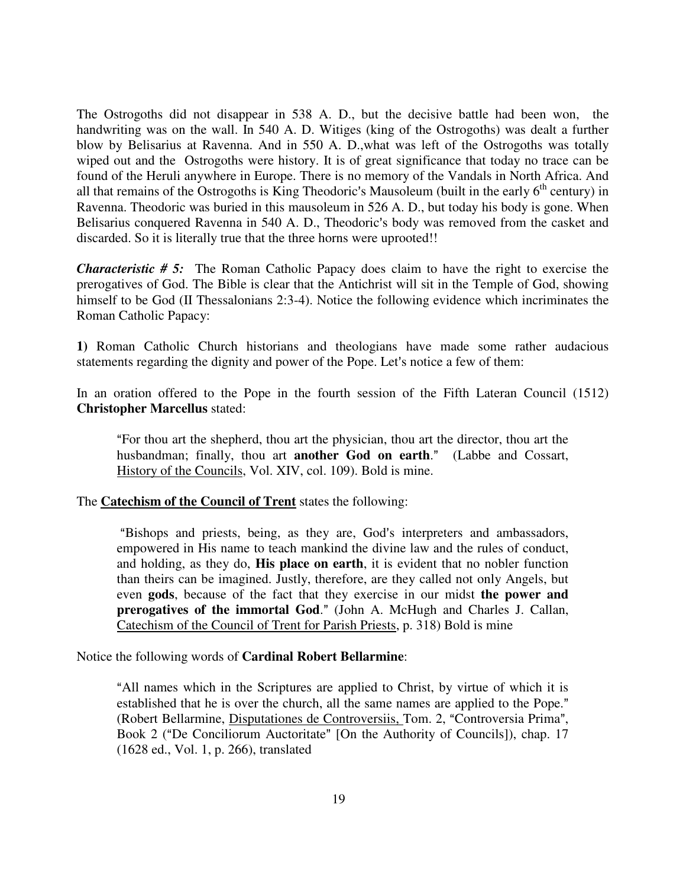The Ostrogoths did not disappear in 538 A. D., but the decisive battle had been won, the handwriting was on the wall. In 540 A. D. Witiges (king of the Ostrogoths) was dealt a further blow by Belisarius at Ravenna. And in 550 A. D.,what was left of the Ostrogoths was totally wiped out and the Ostrogoths were history. It is of great significance that today no trace can be found of the Heruli anywhere in Europe. There is no memory of the Vandals in North Africa. And all that remains of the Ostrogoths is King Theodoric's Mausoleum (built in the early 6th century) in Ravenna. Theodoric was buried in this mausoleum in 526 A. D., but today his body is gone. When Belisarius conquered Ravenna in 540 A. D., Theodoric's body was removed from the casket and discarded. So it is literally true that the three horns were uprooted!!

***Characteristic # 5:*** The Roman Catholic Papacy does claim to have the right to exercise the prerogatives of God. The Bible is clear that the Antichrist will sit in the Temple of God, showing himself to be God (II Thessalonians 2:3-4). Notice the following evidence which incriminates the Roman Catholic Papacy:

**1)** Roman Catholic Church historians and theologians have made some rather audacious statements regarding the dignity and power of the Pope. Let's notice a few of them:

In an oration offered to the Pope in the fourth session of the Fifth Lateran Council (1512) **Christopher Marcellus** stated:

> "For thou art the shepherd, thou art the physician, thou art the director, thou art the husbandman; finally, thou art **another God on earth**." (Labbe and Cossart, History of the Councils, Vol. XIV, col. 109). Bold is mine.

The **Catechism of the Council of Trent** states the following:

> "Bishops and priests, being, as they are, God's interpreters and ambassadors, empowered in His name to teach mankind the divine law and the rules of conduct, and holding, as they do, **His place on earth**, it is evident that no nobler function than theirs can be imagined. Justly, therefore, are they called not only Angels, but even **gods**, because of the fact that they exercise in our midst **the power and prerogatives of the immortal God**." (John A. McHugh and Charles J. Callan, Catechism of the Council of Trent for Parish Priests, p. 318) Bold is mine

Notice the following words of **Cardinal Robert Bellarmine**:

> "All names which in the Scriptures are applied to Christ, by virtue of which it is established that he is over the church, all the same names are applied to the Pope." (Robert Bellarmine, Disputationes de Controversiis, Tom. 2, "Controversia Prima", Book 2 ("De Conciliorum Auctoritate" [On the Authority of Councils]), chap. 17 (1628 ed., Vol. 1, p. 266), translated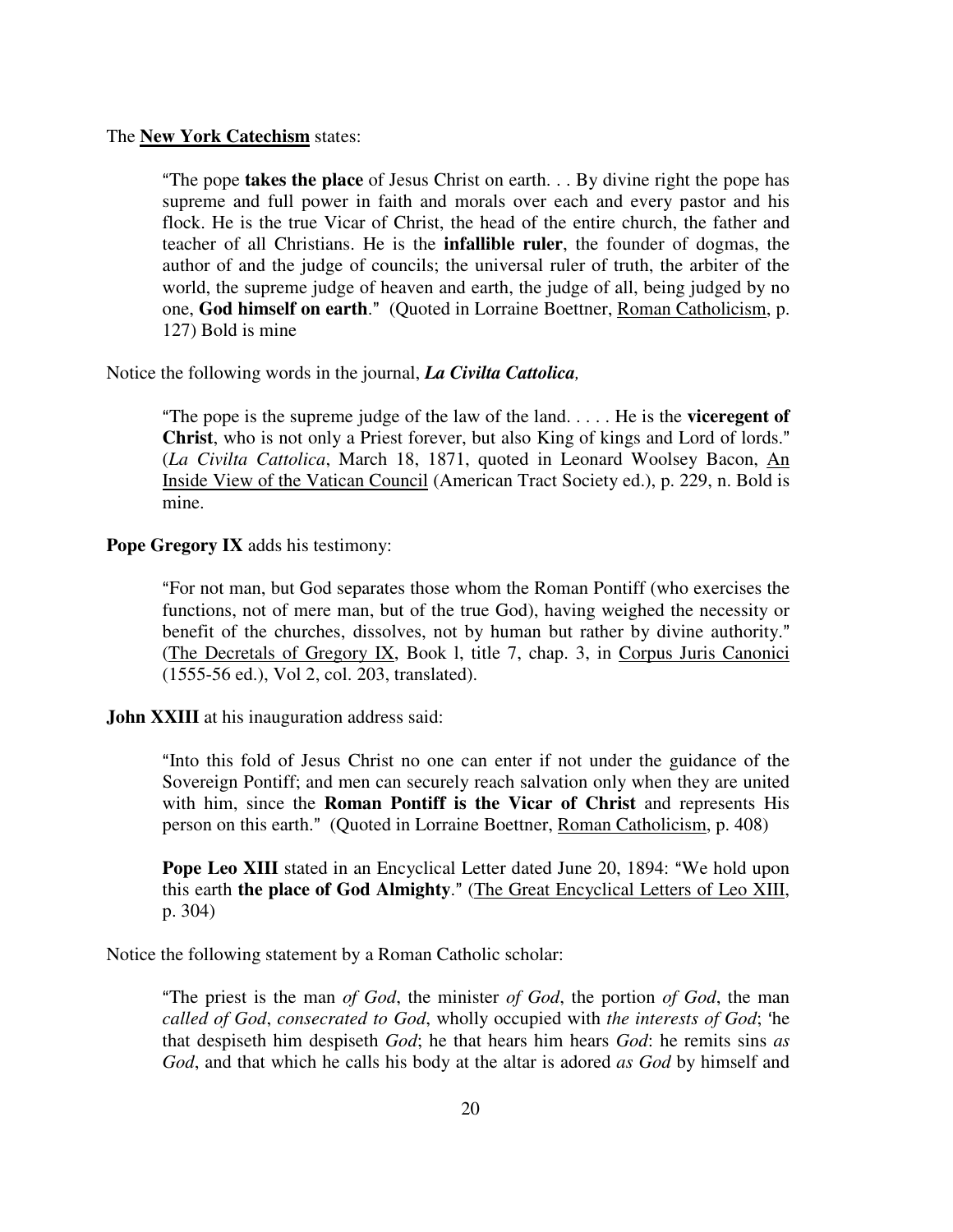The **New York Catechism** states:

> "The pope **takes the place** of Jesus Christ on earth. . . By divine right the pope has supreme and full power in faith and morals over each and every pastor and his flock. He is the true Vicar of Christ, the head of the entire church, the father and teacher of all Christians. He is the **infallible ruler**, the founder of dogmas, the author of and the judge of councils; the universal ruler of truth, the arbiter of the world, the supreme judge of heaven and earth, the judge of all, being judged by no one, **God himself on earth**." (Quoted in Lorraine Boettner, Roman Catholicism, p. 127) Bold is mine

Notice the following words in the journal, ***La Civilta Cattolica,***

> "The pope is the supreme judge of the law of the land. . . . . He is the **viceregent of Christ**, who is not only a Priest forever, but also King of kings and Lord of lords." (*La Civilta Cattolica*, March 18, 1871, quoted in Leonard Woolsey Bacon, An Inside View of the Vatican Council (American Tract Society ed.), p. 229, n. Bold is mine.

**Pope Gregory IX** adds his testimony:

> "For not man, but God separates those whom the Roman Pontiff (who exercises the functions, not of mere man, but of the true God), having weighed the necessity or benefit of the churches, dissolves, not by human but rather by divine authority." (The Decretals of Gregory IX, Book l, title 7, chap. 3, in Corpus Juris Canonici (1555-56 ed.), Vol 2, col. 203, translated).

**John XXIII** at his inauguration address said:

> "Into this fold of Jesus Christ no one can enter if not under the guidance of the Sovereign Pontiff; and men can securely reach salvation only when they are united with him, since the **Roman Pontiff is the Vicar of Christ** and represents His person on this earth." (Quoted in Lorraine Boettner, Roman Catholicism, p. 408)
>
> **Pope Leo XIII** stated in an Encyclical Letter dated June 20, 1894: "We hold upon this earth **the place of God Almighty**." (The Great Encyclical Letters of Leo XIII, p. 304)

Notice the following statement by a Roman Catholic scholar:

> "The priest is the man *of God*, the minister *of God*, the portion *of God*, the man *called of God*, *consecrated to God*, wholly occupied with *the interests of God*; 'he that despiseth him despiseth *God*; he that hears him hears *God*: he remits sins *as God*, and that which he calls his body at the altar is adored *as God* by himself and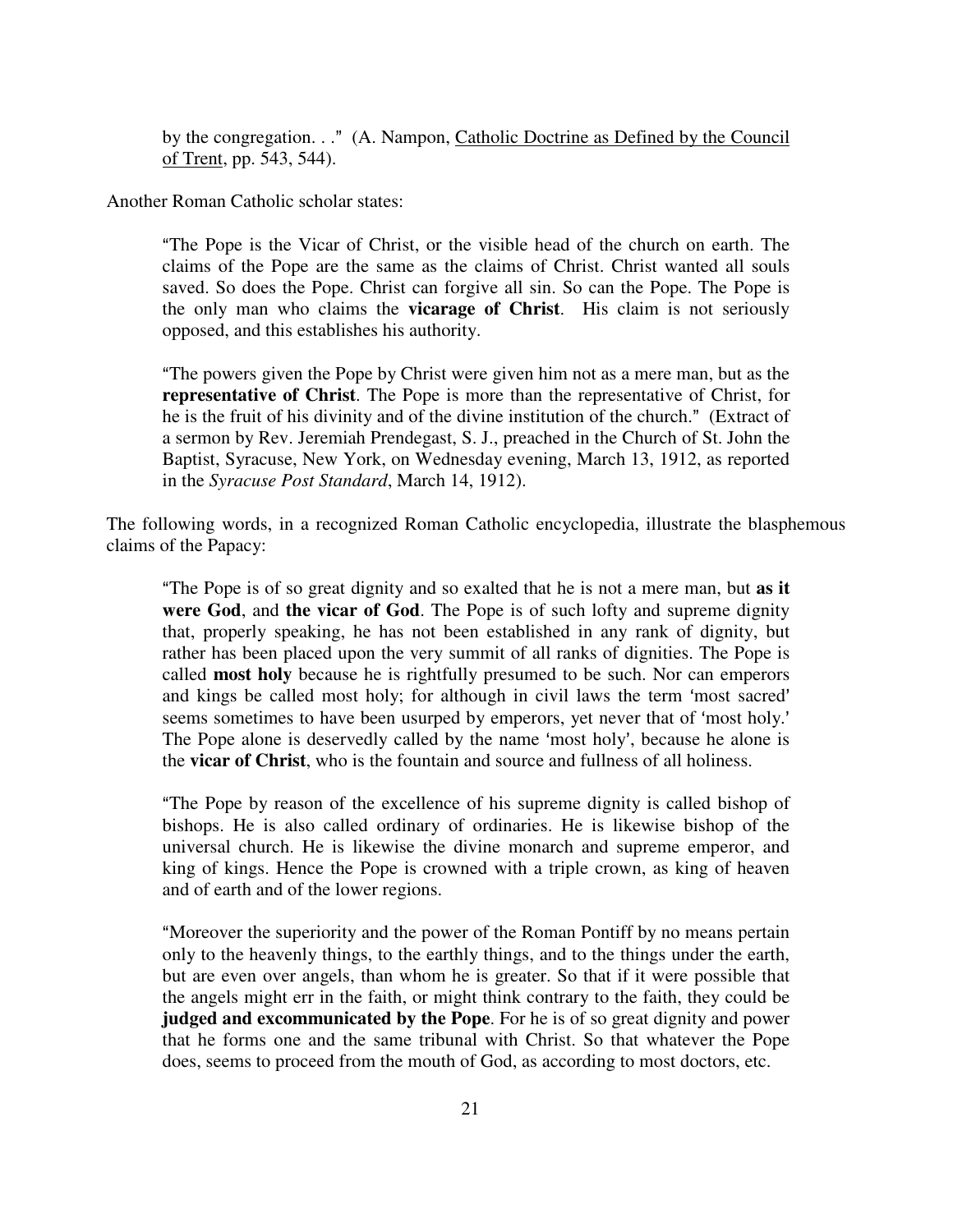> by the congregation. . ." (A. Nampon, Catholic Doctrine as Defined by the Council of Trent, pp. 543, 544).

Another Roman Catholic scholar states:

> "The Pope is the Vicar of Christ, or the visible head of the church on earth. The claims of the Pope are the same as the claims of Christ. Christ wanted all souls saved. So does the Pope. Christ can forgive all sin. So can the Pope. The Pope is the only man who claims the **vicarage of Christ**. His claim is not seriously opposed, and this establishes his authority.
>
> "The powers given the Pope by Christ were given him not as a mere man, but as the **representative of Christ**. The Pope is more than the representative of Christ, for he is the fruit of his divinity and of the divine institution of the church." (Extract of a sermon by Rev. Jeremiah Prendegast, S. J., preached in the Church of St. John the Baptist, Syracuse, New York, on Wednesday evening, March 13, 1912, as reported in the *Syracuse Post Standard*, March 14, 1912).

The following words, in a recognized Roman Catholic encyclopedia, illustrate the blasphemous claims of the Papacy:

> "The Pope is of so great dignity and so exalted that he is not a mere man, but **as it were God**, and **the vicar of God**. The Pope is of such lofty and supreme dignity that, properly speaking, he has not been established in any rank of dignity, but rather has been placed upon the very summit of all ranks of dignities. The Pope is called **most holy** because he is rightfully presumed to be such. Nor can emperors and kings be called most holy; for although in civil laws the term 'most sacred' seems sometimes to have been usurped by emperors, yet never that of 'most holy.' The Pope alone is deservedly called by the name 'most holy', because he alone is the **vicar of Christ**, who is the fountain and source and fullness of all holiness.
>
> "The Pope by reason of the excellence of his supreme dignity is called bishop of bishops. He is also called ordinary of ordinaries. He is likewise bishop of the universal church. He is likewise the divine monarch and supreme emperor, and king of kings. Hence the Pope is crowned with a triple crown, as king of heaven and of earth and of the lower regions.
>
> "Moreover the superiority and the power of the Roman Pontiff by no means pertain only to the heavenly things, to the earthly things, and to the things under the earth, but are even over angels, than whom he is greater. So that if it were possible that the angels might err in the faith, or might think contrary to the faith, they could be **judged and excommunicated by the Pope**. For he is of so great dignity and power that he forms one and the same tribunal with Christ. So that whatever the Pope does, seems to proceed from the mouth of God, as according to most doctors, etc.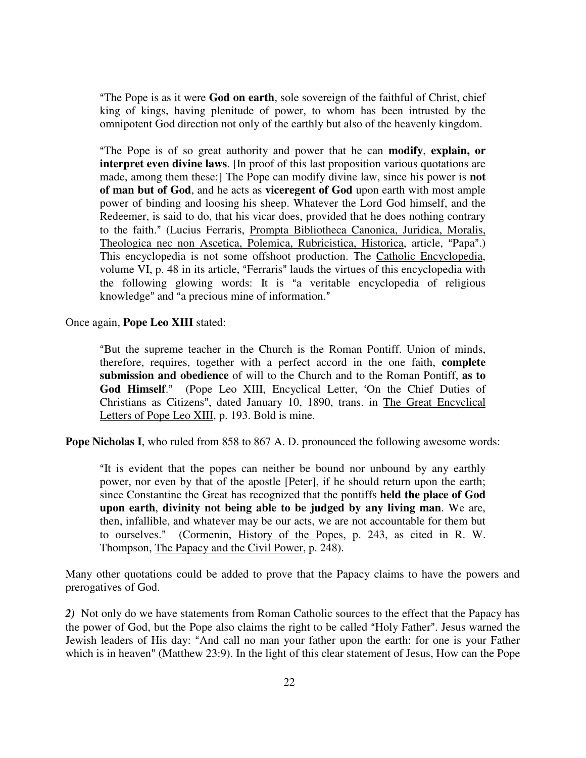> "The Pope is as it were **God on earth**, sole sovereign of the faithful of Christ, chief king of kings, having plenitude of power, to whom has been intrusted by the omnipotent God direction not only of the earthly but also of the heavenly kingdom.
>
> "The Pope is of so great authority and power that he can **modify**, **explain, or interpret even divine laws**. [In proof of this last proposition various quotations are made, among them these:] The Pope can modify divine law, since his power is **not of man but of God**, and he acts as **viceregent of God** upon earth with most ample power of binding and loosing his sheep. Whatever the Lord God himself, and the Redeemer, is said to do, that his vicar does, provided that he does nothing contrary to the faith." (Lucius Ferraris, Prompta Bibliotheca Canonica, Juridica, Moralis, Theologica nec non Ascetica, Polemica, Rubricistica, Historica, article, "Papa".) This encyclopedia is not some offshoot production. The Catholic Encyclopedia, volume VI, p. 48 in its article, "Ferraris" lauds the virtues of this encyclopedia with the following glowing words: It is "a veritable encyclopedia of religious knowledge" and "a precious mine of information."

Once again, **Pope Leo XIII** stated:

> "But the supreme teacher in the Church is the Roman Pontiff. Union of minds, therefore, requires, together with a perfect accord in the one faith, **complete submission and obedience** of will to the Church and to the Roman Pontiff, **as to God Himself**." (Pope Leo XIII, Encyclical Letter, 'On the Chief Duties of Christians as Citizens", dated January 10, 1890, trans. in The Great Encyclical Letters of Pope Leo XIII, p. 193. Bold is mine.

**Pope Nicholas I**, who ruled from 858 to 867 A. D. pronounced the following awesome words:

> "It is evident that the popes can neither be bound nor unbound by any earthly power, nor even by that of the apostle [Peter], if he should return upon the earth; since Constantine the Great has recognized that the pontiffs **held the place of God upon earth**, **divinity not being able to be judged by any living man**. We are, then, infallible, and whatever may be our acts, we are not accountable for them but to ourselves." (Cormenin, History of the Popes, p. 243, as cited in R. W. Thompson, The Papacy and the Civil Power, p. 248).

Many other quotations could be added to prove that the Papacy claims to have the powers and prerogatives of God.

***2)*** Not only do we have statements from Roman Catholic sources to the effect that the Papacy has the power of God, but the Pope also claims the right to be called "Holy Father". Jesus warned the Jewish leaders of His day: "And call no man your father upon the earth: for one is your Father which is in heaven" (Matthew 23:9). In the light of this clear statement of Jesus, How can the Pope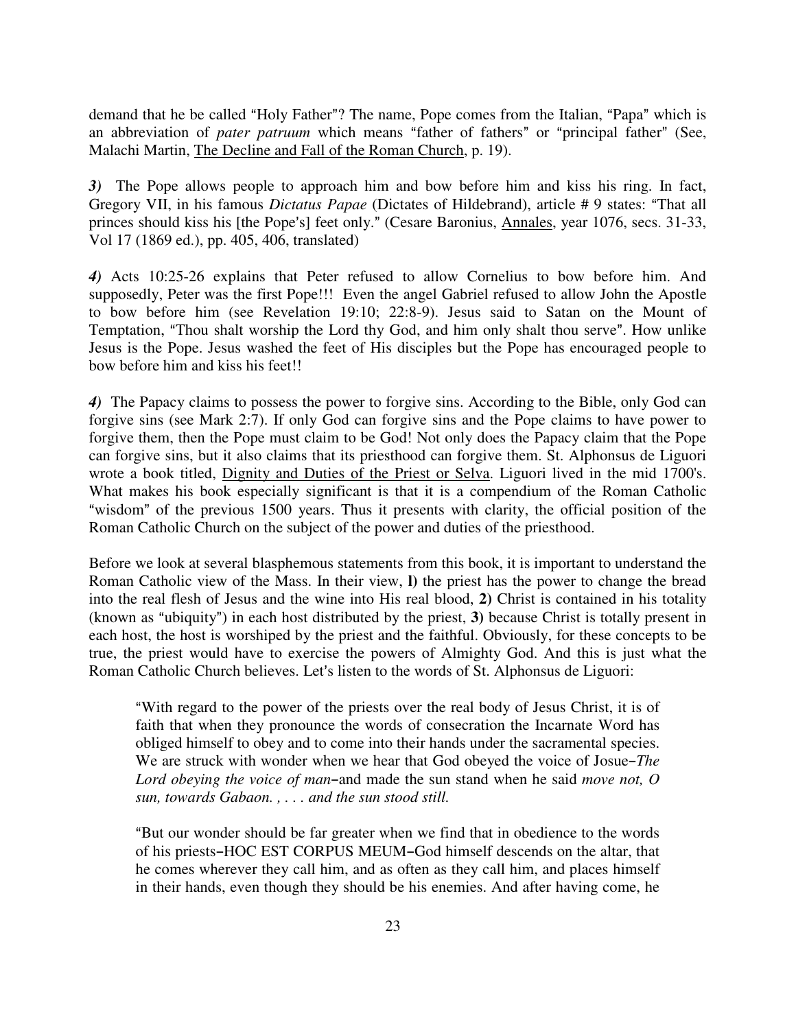demand that he be called "Holy Father"? The name, Pope comes from the Italian, "Papa" which is an abbreviation of *pater patruum* which means "father of fathers" or "principal father" (See, Malachi Martin, The Decline and Fall of the Roman Church, p. 19).

***3)*** The Pope allows people to approach him and bow before him and kiss his ring. In fact, Gregory VII, in his famous *Dictatus Papae* (Dictates of Hildebrand), article # 9 states: "That all princes should kiss his [the Pope's] feet only." (Cesare Baronius, Annales, year 1076, secs. 31-33, Vol 17 (1869 ed.), pp. 405, 406, translated)

***4)*** Acts 10:25-26 explains that Peter refused to allow Cornelius to bow before him. And supposedly, Peter was the first Pope!!! Even the angel Gabriel refused to allow John the Apostle to bow before him (see Revelation 19:10; 22:8-9). Jesus said to Satan on the Mount of Temptation, "Thou shalt worship the Lord thy God, and him only shalt thou serve". How unlike Jesus is the Pope. Jesus washed the feet of His disciples but the Pope has encouraged people to bow before him and kiss his feet!!

***4)*** The Papacy claims to possess the power to forgive sins. According to the Bible, only God can forgive sins (see Mark 2:7). If only God can forgive sins and the Pope claims to have power to forgive them, then the Pope must claim to be God! Not only does the Papacy claim that the Pope can forgive sins, but it also claims that its priesthood can forgive them. St. Alphonsus de Liguori wrote a book titled, Dignity and Duties of the Priest or Selva. Liguori lived in the mid 1700's. What makes his book especially significant is that it is a compendium of the Roman Catholic "wisdom" of the previous 1500 years. Thus it presents with clarity, the official position of the Roman Catholic Church on the subject of the power and duties of the priesthood.

Before we look at several blasphemous statements from this book, it is important to understand the Roman Catholic view of the Mass. In their view, **l)** the priest has the power to change the bread into the real flesh of Jesus and the wine into His real blood, **2)** Christ is contained in his totality (known as "ubiquity") in each host distributed by the priest, **3)** because Christ is totally present in each host, the host is worshiped by the priest and the faithful. Obviously, for these concepts to be true, the priest would have to exercise the powers of Almighty God. And this is just what the Roman Catholic Church believes. Let's listen to the words of St. Alphonsus de Liguori:

> "With regard to the power of the priests over the real body of Jesus Christ, it is of faith that when they pronounce the words of consecration the Incarnate Word has obliged himself to obey and to come into their hands under the sacramental species. We are struck with wonder when we hear that God obeyed the voice of Josue–*The Lord obeying the voice of man*–and made the sun stand when he said *move not, O sun, towards Gabaon. , . . . and the sun stood still.*
>
> "But our wonder should be far greater when we find that in obedience to the words of his priests–HOC EST CORPUS MEUM–God himself descends on the altar, that he comes wherever they call him, and as often as they call him, and places himself in their hands, even though they should be his enemies. And after having come, he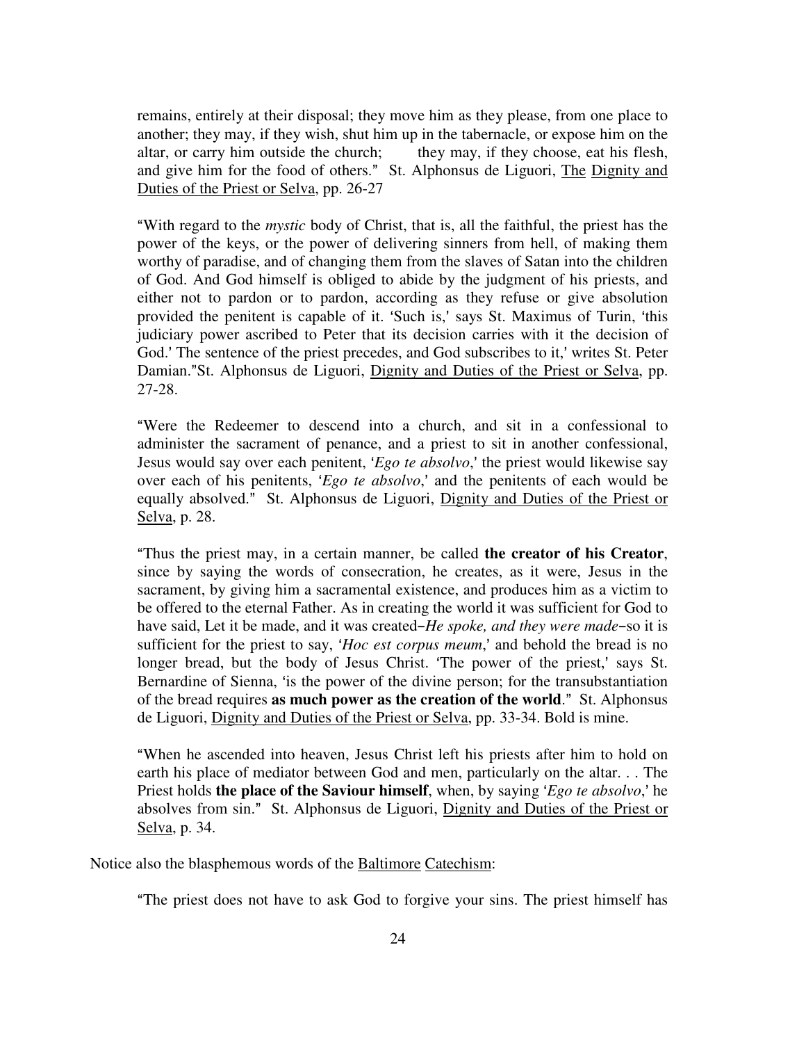> remains, entirely at their disposal; they move him as they please, from one place to another; they may, if they wish, shut him up in the tabernacle, or expose him on the altar, or carry him outside the church; they may, if they choose, eat his flesh, and give him for the food of others." St. Alphonsus de Liguori, The Dignity and Duties of the Priest or Selva, pp. 26-27

> "With regard to the *mystic* body of Christ, that is, all the faithful, the priest has the power of the keys, or the power of delivering sinners from hell, of making them worthy of paradise, and of changing them from the slaves of Satan into the children of God. And God himself is obliged to abide by the judgment of his priests, and either not to pardon or to pardon, according as they refuse or give absolution provided the penitent is capable of it. 'Such is,' says St. Maximus of Turin, 'this judiciary power ascribed to Peter that its decision carries with it the decision of God.' The sentence of the priest precedes, and God subscribes to it,' writes St. Peter Damian."St. Alphonsus de Liguori, Dignity and Duties of the Priest or Selva, pp. 27-28.

> "Were the Redeemer to descend into a church, and sit in a confessional to administer the sacrament of penance, and a priest to sit in another confessional, Jesus would say over each penitent, '*Ego te absolvo*,' the priest would likewise say over each of his penitents, '*Ego te absolvo*,' and the penitents of each would be equally absolved." St. Alphonsus de Liguori, Dignity and Duties of the Priest or Selva, p. 28.

> "Thus the priest may, in a certain manner, be called **the creator of his Creator**, since by saying the words of consecration, he creates, as it were, Jesus in the sacrament, by giving him a sacramental existence, and produces him as a victim to be offered to the eternal Father. As in creating the world it was sufficient for God to have said, Let it be made, and it was created–*He spoke, and they were made*–so it is sufficient for the priest to say, '*Hoc est corpus meum*,' and behold the bread is no longer bread, but the body of Jesus Christ. 'The power of the priest,' says St. Bernardine of Sienna, 'is the power of the divine person; for the transubstantiation of the bread requires **as much power as the creation of the world**." St. Alphonsus de Liguori, Dignity and Duties of the Priest or Selva, pp. 33-34. Bold is mine.

> "When he ascended into heaven, Jesus Christ left his priests after him to hold on earth his place of mediator between God and men, particularly on the altar. . . The Priest holds **the place of the Saviour himself**, when, by saying '*Ego te absolvo*,' he absolves from sin." St. Alphonsus de Liguori, Dignity and Duties of the Priest or Selva, p. 34.

Notice also the blasphemous words of the Baltimore Catechism:

> "The priest does not have to ask God to forgive your sins. The priest himself has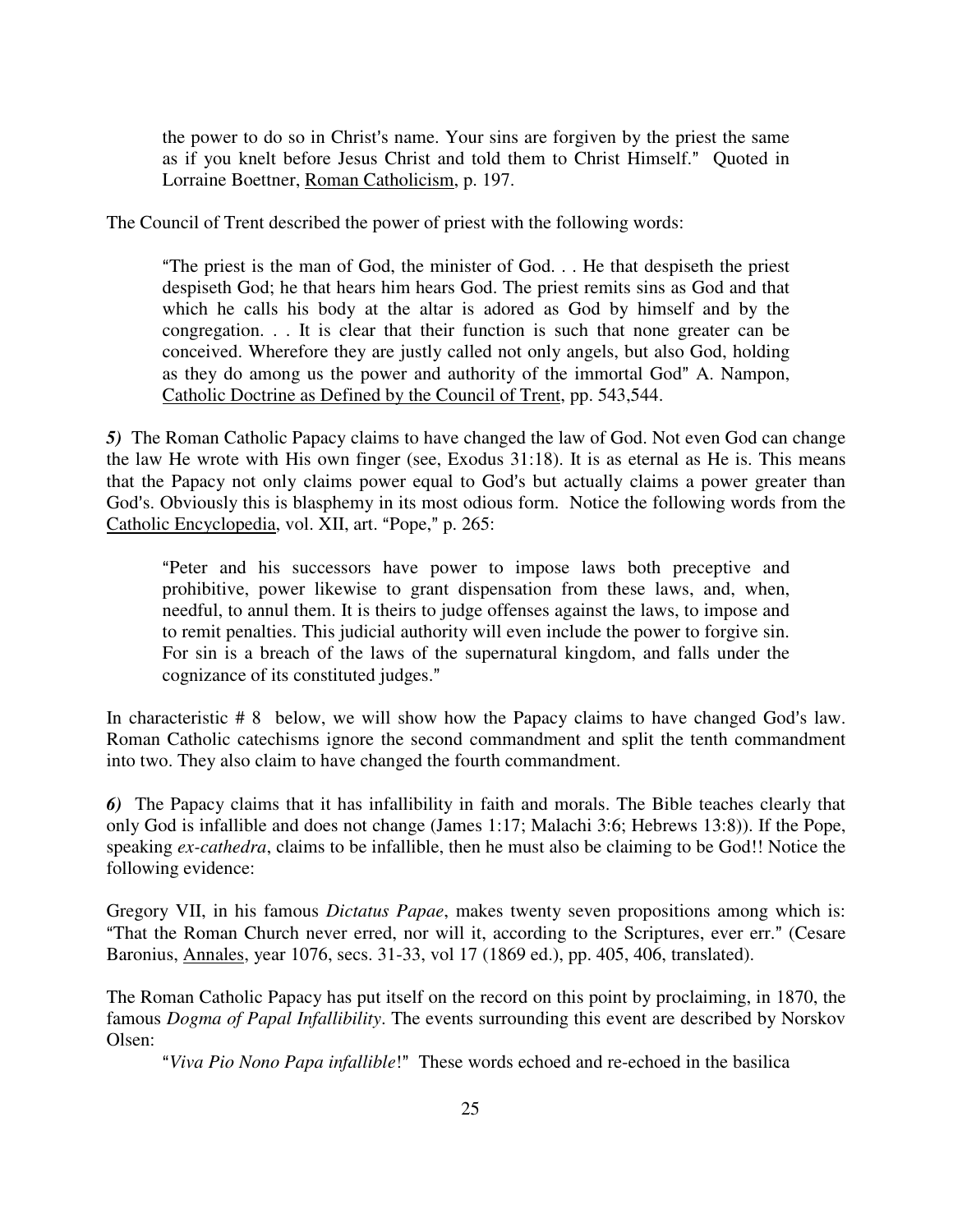> the power to do so in Christ's name. Your sins are forgiven by the priest the same as if you knelt before Jesus Christ and told them to Christ Himself." Quoted in Lorraine Boettner, Roman Catholicism, p. 197.

The Council of Trent described the power of priest with the following words:

> "The priest is the man of God, the minister of God. . . He that despiseth the priest despiseth God; he that hears him hears God. The priest remits sins as God and that which he calls his body at the altar is adored as God by himself and by the congregation. . . It is clear that their function is such that none greater can be conceived. Wherefore they are justly called not only angels, but also God, holding as they do among us the power and authority of the immortal God" A. Nampon, Catholic Doctrine as Defined by the Council of Trent, pp. 543,544.

***5)*** The Roman Catholic Papacy claims to have changed the law of God. Not even God can change the law He wrote with His own finger (see, Exodus 31:18). It is as eternal as He is. This means that the Papacy not only claims power equal to God's but actually claims a power greater than God's. Obviously this is blasphemy in its most odious form. Notice the following words from the Catholic Encyclopedia, vol. XII, art. "Pope," p. 265:

> "Peter and his successors have power to impose laws both preceptive and prohibitive, power likewise to grant dispensation from these laws, and, when, needful, to annul them. It is theirs to judge offenses against the laws, to impose and to remit penalties. This judicial authority will even include the power to forgive sin. For sin is a breach of the laws of the supernatural kingdom, and falls under the cognizance of its constituted judges."

In characteristic # 8 below, we will show how the Papacy claims to have changed God's law. Roman Catholic catechisms ignore the second commandment and split the tenth commandment into two. They also claim to have changed the fourth commandment.

***6)*** The Papacy claims that it has infallibility in faith and morals. The Bible teaches clearly that only God is infallible and does not change (James 1:17; Malachi 3:6; Hebrews 13:8)). If the Pope, speaking *ex-cathedra*, claims to be infallible, then he must also be claiming to be God!! Notice the following evidence:

Gregory VII, in his famous *Dictatus Papae*, makes twenty seven propositions among which is: "That the Roman Church never erred, nor will it, according to the Scriptures, ever err." (Cesare Baronius, Annales, year 1076, secs. 31-33, vol 17 (1869 ed.), pp. 405, 406, translated).

The Roman Catholic Papacy has put itself on the record on this point by proclaiming, in 1870, the famous *Dogma of Papal Infallibility*. The events surrounding this event are described by Norskov Olsen:

> "*Viva Pio Nono Papa infallible*!" These words echoed and re-echoed in the basilica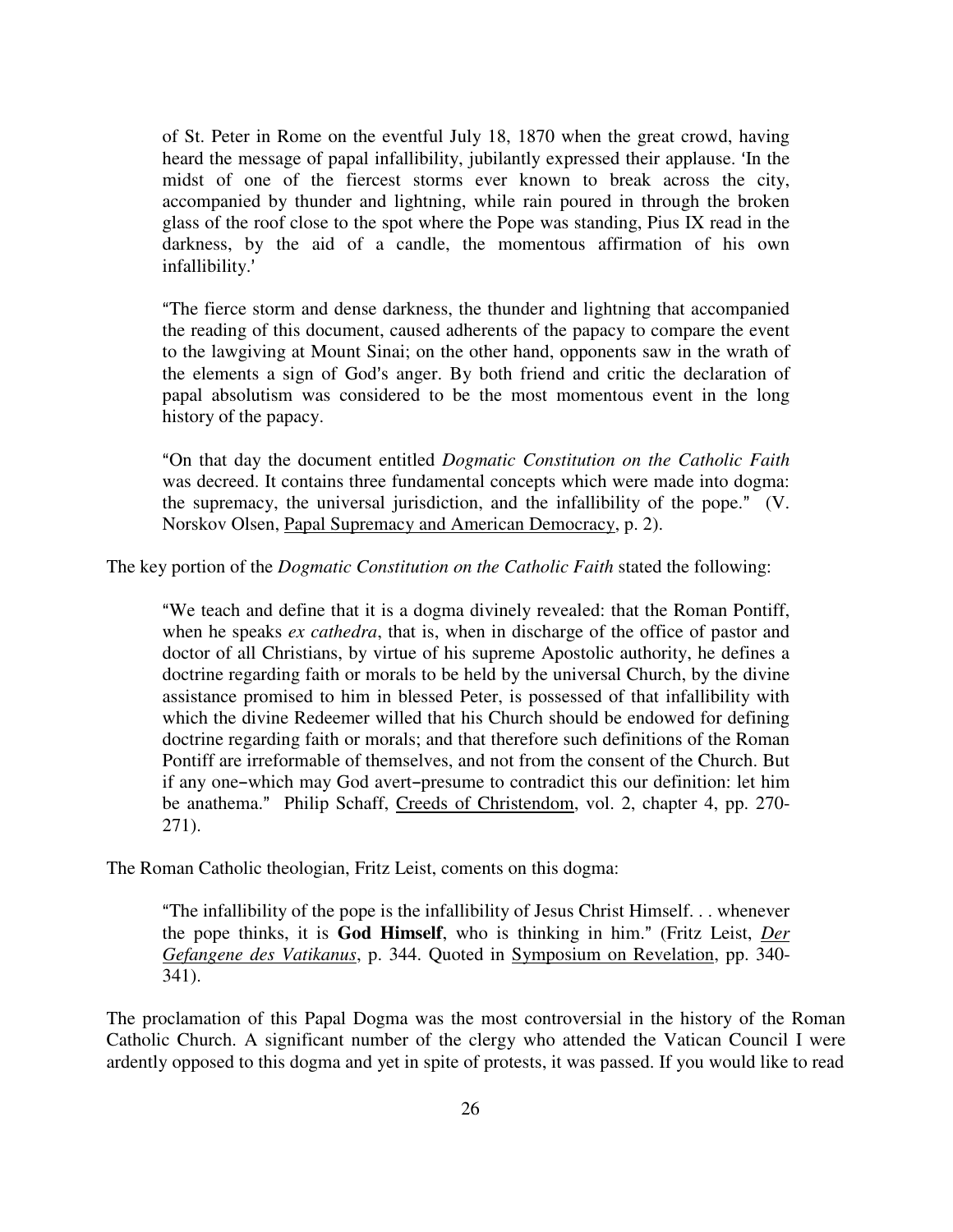> of St. Peter in Rome on the eventful July 18, 1870 when the great crowd, having heard the message of papal infallibility, jubilantly expressed their applause. 'In the midst of one of the fiercest storms ever known to break across the city, accompanied by thunder and lightning, while rain poured in through the broken glass of the roof close to the spot where the Pope was standing, Pius IX read in the darkness, by the aid of a candle, the momentous affirmation of his own infallibility.'
>
> "The fierce storm and dense darkness, the thunder and lightning that accompanied the reading of this document, caused adherents of the papacy to compare the event to the lawgiving at Mount Sinai; on the other hand, opponents saw in the wrath of the elements a sign of God's anger. By both friend and critic the declaration of papal absolutism was considered to be the most momentous event in the long history of the papacy.
>
> "On that day the document entitled *Dogmatic Constitution on the Catholic Faith* was decreed. It contains three fundamental concepts which were made into dogma: the supremacy, the universal jurisdiction, and the infallibility of the pope." (V. Norskov Olsen, Papal Supremacy and American Democracy, p. 2).

The key portion of the *Dogmatic Constitution on the Catholic Faith* stated the following:

> "We teach and define that it is a dogma divinely revealed: that the Roman Pontiff, when he speaks *ex cathedra*, that is, when in discharge of the office of pastor and doctor of all Christians, by virtue of his supreme Apostolic authority, he defines a doctrine regarding faith or morals to be held by the universal Church, by the divine assistance promised to him in blessed Peter, is possessed of that infallibility with which the divine Redeemer willed that his Church should be endowed for defining doctrine regarding faith or morals; and that therefore such definitions of the Roman Pontiff are irreformable of themselves, and not from the consent of the Church. But if any one–which may God avert–presume to contradict this our definition: let him be anathema." Philip Schaff, Creeds of Christendom, vol. 2, chapter 4, pp. 270-271).

The Roman Catholic theologian, Fritz Leist, coments on this dogma:

> "The infallibility of the pope is the infallibility of Jesus Christ Himself. . . whenever the pope thinks, it is **God Himself**, who is thinking in him." (Fritz Leist, *Der Gefangene des Vatikanus*, p. 344. Quoted in Symposium on Revelation, pp. 340-341).

The proclamation of this Papal Dogma was the most controversial in the history of the Roman Catholic Church. A significant number of the clergy who attended the Vatican Council I were ardently opposed to this dogma and yet in spite of protests, it was passed. If you would like to read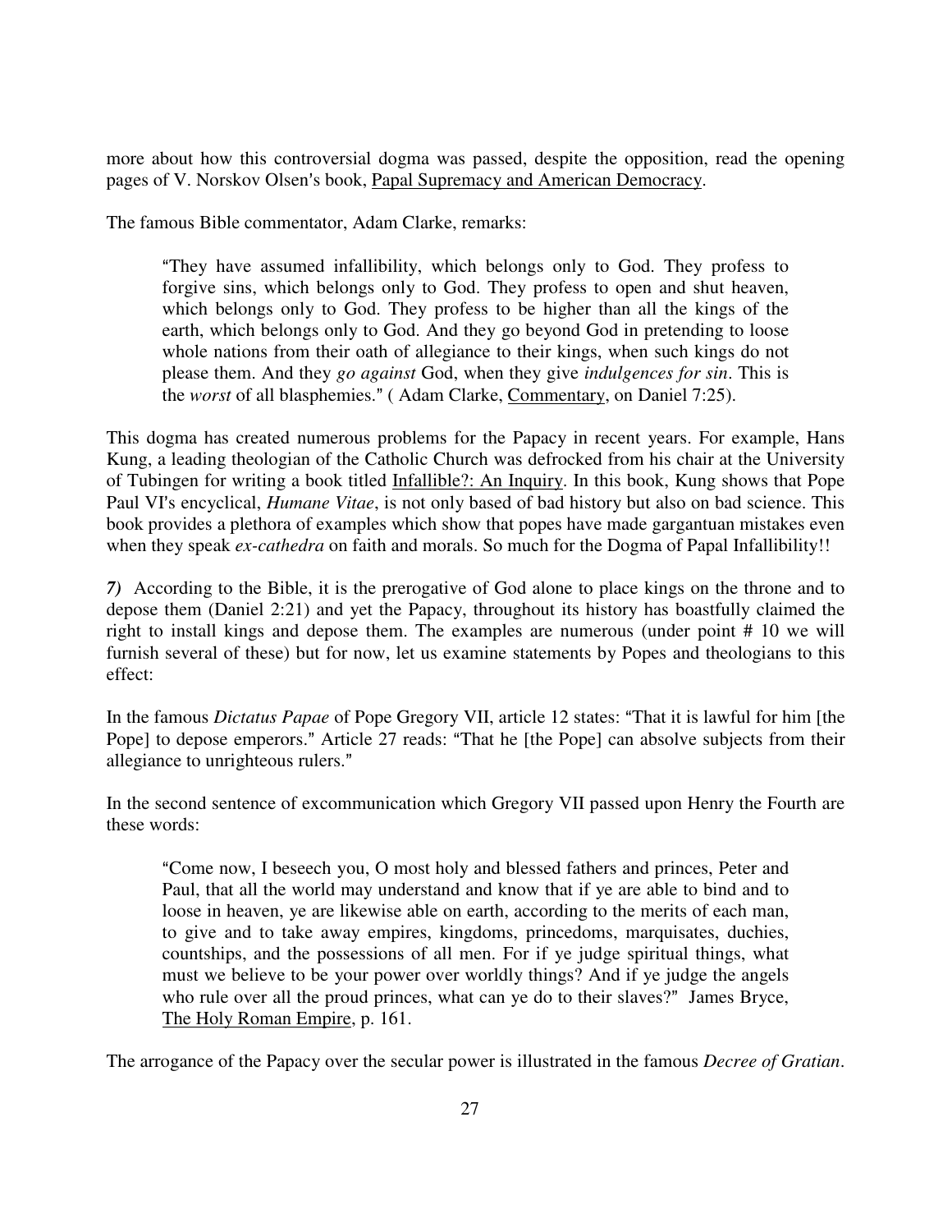more about how this controversial dogma was passed, despite the opposition, read the opening pages of V. Norskov Olsen's book, Papal Supremacy and American Democracy.

The famous Bible commentator, Adam Clarke, remarks:

> "They have assumed infallibility, which belongs only to God. They profess to forgive sins, which belongs only to God. They profess to open and shut heaven, which belongs only to God. They profess to be higher than all the kings of the earth, which belongs only to God. And they go beyond God in pretending to loose whole nations from their oath of allegiance to their kings, when such kings do not please them. And they *go against* God, when they give *indulgences for sin*. This is the *worst* of all blasphemies." ( Adam Clarke, Commentary, on Daniel 7:25).

This dogma has created numerous problems for the Papacy in recent years. For example, Hans Kung, a leading theologian of the Catholic Church was defrocked from his chair at the University of Tubingen for writing a book titled Infallible?: An Inquiry. In this book, Kung shows that Pope Paul VI's encyclical, *Humane Vitae*, is not only based of bad history but also on bad science. This book provides a plethora of examples which show that popes have made gargantuan mistakes even when they speak *ex-cathedra* on faith and morals. So much for the Dogma of Papal Infallibility!!

*7)* According to the Bible, it is the prerogative of God alone to place kings on the throne and to depose them (Daniel 2:21) and yet the Papacy, throughout its history has boastfully claimed the right to install kings and depose them. The examples are numerous (under point # 10 we will furnish several of these) but for now, let us examine statements by Popes and theologians to this effect:

In the famous *Dictatus Papae* of Pope Gregory VII, article 12 states: "That it is lawful for him [the Pope] to depose emperors." Article 27 reads: "That he [the Pope] can absolve subjects from their allegiance to unrighteous rulers."

In the second sentence of excommunication which Gregory VII passed upon Henry the Fourth are these words:

> "Come now, I beseech you, O most holy and blessed fathers and princes, Peter and Paul, that all the world may understand and know that if ye are able to bind and to loose in heaven, ye are likewise able on earth, according to the merits of each man, to give and to take away empires, kingdoms, princedoms, marquisates, duchies, countships, and the possessions of all men. For if ye judge spiritual things, what must we believe to be your power over worldly things? And if ye judge the angels who rule over all the proud princes, what can ye do to their slaves?" James Bryce, The Holy Roman Empire, p. 161.

The arrogance of the Papacy over the secular power is illustrated in the famous *Decree of Gratian*.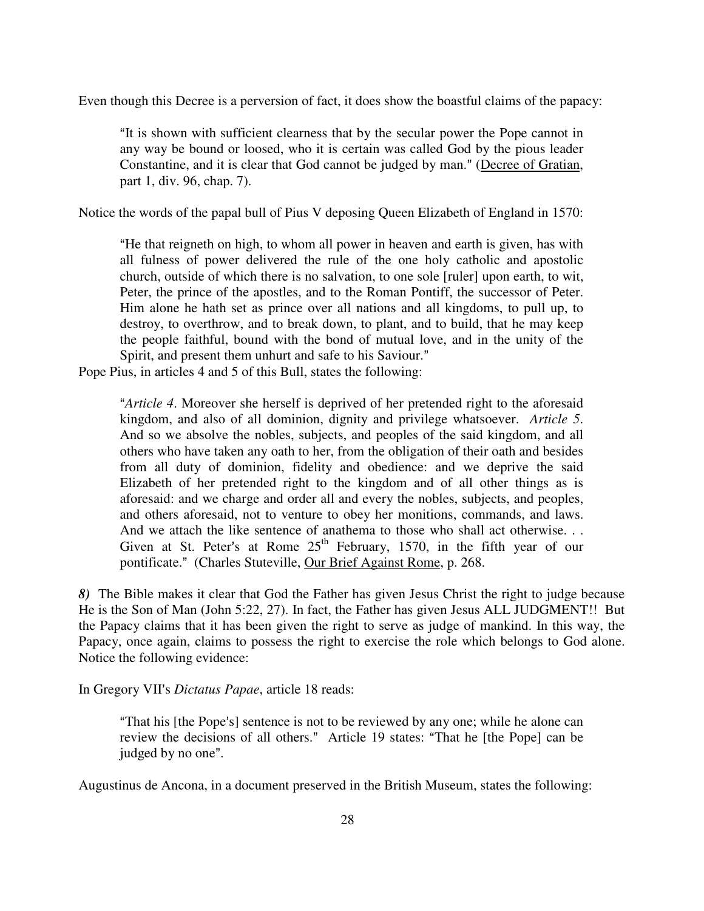Even though this Decree is a perversion of fact, it does show the boastful claims of the papacy:

> "It is shown with sufficient clearness that by the secular power the Pope cannot in any way be bound or loosed, who it is certain was called God by the pious leader Constantine, and it is clear that God cannot be judged by man." (Decree of Gratian, part 1, div. 96, chap. 7).

Notice the words of the papal bull of Pius V deposing Queen Elizabeth of England in 1570:

> "He that reigneth on high, to whom all power in heaven and earth is given, has with all fulness of power delivered the rule of the one holy catholic and apostolic church, outside of which there is no salvation, to one sole [ruler] upon earth, to wit, Peter, the prince of the apostles, and to the Roman Pontiff, the successor of Peter. Him alone he hath set as prince over all nations and all kingdoms, to pull up, to destroy, to overthrow, and to break down, to plant, and to build, that he may keep the people faithful, bound with the bond of mutual love, and in the unity of the Spirit, and present them unhurt and safe to his Saviour."

Pope Pius, in articles 4 and 5 of this Bull, states the following:

> "*Article 4*. Moreover she herself is deprived of her pretended right to the aforesaid kingdom, and also of all dominion, dignity and privilege whatsoever. *Article 5*. And so we absolve the nobles, subjects, and peoples of the said kingdom, and all others who have taken any oath to her, from the obligation of their oath and besides from all duty of dominion, fidelity and obedience: and we deprive the said Elizabeth of her pretended right to the kingdom and of all other things as is aforesaid: and we charge and order all and every the nobles, subjects, and peoples, and others aforesaid, not to venture to obey her monitions, commands, and laws. And we attach the like sentence of anathema to those who shall act otherwise. . . Given at St. Peter's at Rome 25th February, 1570, in the fifth year of our pontificate." (Charles Stuteville, Our Brief Against Rome, p. 268.

***8)*** The Bible makes it clear that God the Father has given Jesus Christ the right to judge because He is the Son of Man (John 5:22, 27). In fact, the Father has given Jesus ALL JUDGMENT!! But the Papacy claims that it has been given the right to serve as judge of mankind. In this way, the Papacy, once again, claims to possess the right to exercise the role which belongs to God alone. Notice the following evidence:

In Gregory VII's *Dictatus Papae*, article 18 reads:

> "That his [the Pope's] sentence is not to be reviewed by any one; while he alone can review the decisions of all others." Article 19 states: "That he [the Pope] can be judged by no one".

Augustinus de Ancona, in a document preserved in the British Museum, states the following: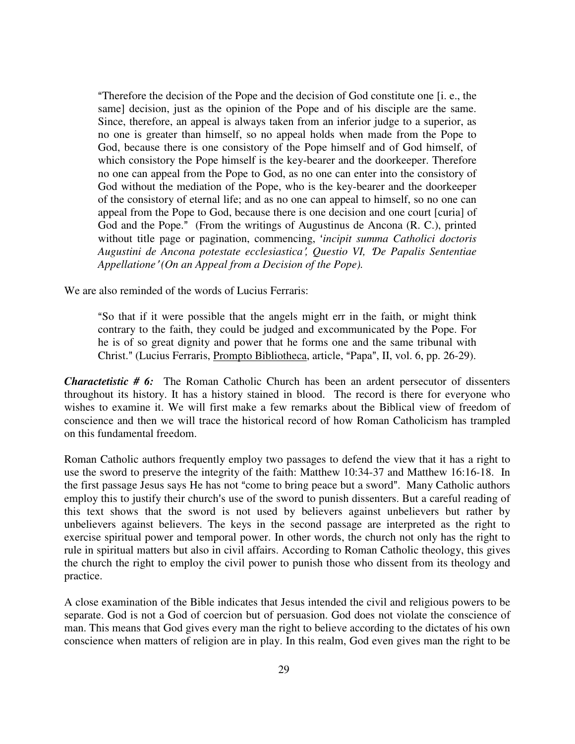> "Therefore the decision of the Pope and the decision of God constitute one [i. e., the same] decision, just as the opinion of the Pope and of his disciple are the same. Since, therefore, an appeal is always taken from an inferior judge to a superior, as no one is greater than himself, so no appeal holds when made from the Pope to God, because there is one consistory of the Pope himself and of God himself, of which consistory the Pope himself is the key-bearer and the doorkeeper. Therefore no one can appeal from the Pope to God, as no one can enter into the consistory of God without the mediation of the Pope, who is the key-bearer and the doorkeeper of the consistory of eternal life; and as no one can appeal to himself, so no one can appeal from the Pope to God, because there is one decision and one court [curia] of God and the Pope." (From the writings of Augustinus de Ancona (R. C.), printed without title page or pagination, commencing, '*incipit summa Catholici doctoris Augustini de Ancona potestate ecclesiastica', Questio VI, 'De Papalis Sententiae Appellatione' (On an Appeal from a Decision of the Pope).*

We are also reminded of the words of Lucius Ferraris:

> "So that if it were possible that the angels might err in the faith, or might think contrary to the faith, they could be judged and excommunicated by the Pope. For he is of so great dignity and power that he forms one and the same tribunal with Christ." (Lucius Ferraris, Prompto Bibliotheca, article, "Papa", II, vol. 6, pp. 26-29).

***Charactetistic # 6:*** The Roman Catholic Church has been an ardent persecutor of dissenters throughout its history. It has a history stained in blood. The record is there for everyone who wishes to examine it. We will first make a few remarks about the Biblical view of freedom of conscience and then we will trace the historical record of how Roman Catholicism has trampled on this fundamental freedom.

Roman Catholic authors frequently employ two passages to defend the view that it has a right to use the sword to preserve the integrity of the faith: Matthew 10:34-37 and Matthew 16:16-18. In the first passage Jesus says He has not "come to bring peace but a sword". Many Catholic authors employ this to justify their church's use of the sword to punish dissenters. But a careful reading of this text shows that the sword is not used by believers against unbelievers but rather by unbelievers against believers. The keys in the second passage are interpreted as the right to exercise spiritual power and temporal power. In other words, the church not only has the right to rule in spiritual matters but also in civil affairs. According to Roman Catholic theology, this gives the church the right to employ the civil power to punish those who dissent from its theology and practice.

A close examination of the Bible indicates that Jesus intended the civil and religious powers to be separate. God is not a God of coercion but of persuasion. God does not violate the conscience of man. This means that God gives every man the right to believe according to the dictates of his own conscience when matters of religion are in play. In this realm, God even gives man the right to be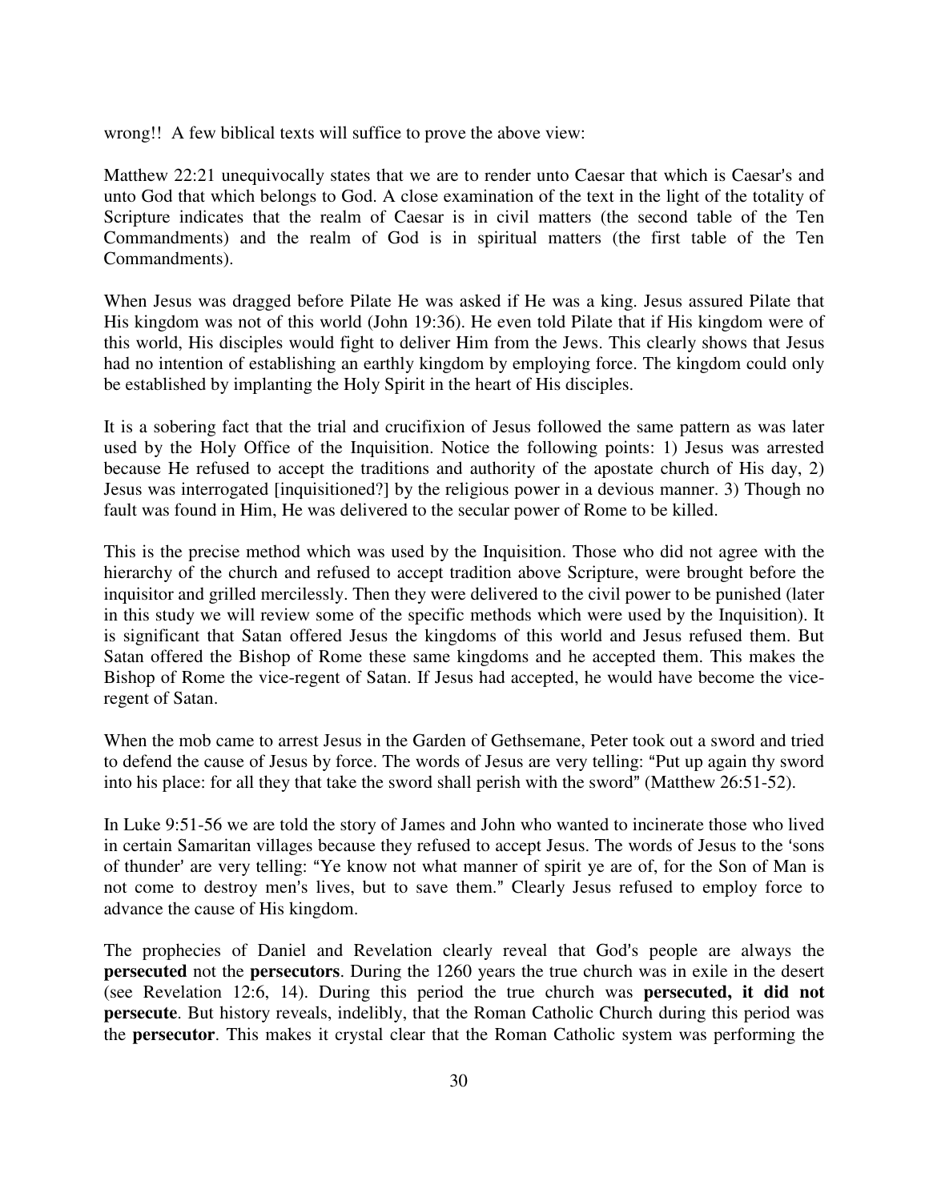wrong!! A few biblical texts will suffice to prove the above view:

Matthew 22:21 unequivocally states that we are to render unto Caesar that which is Caesar's and unto God that which belongs to God. A close examination of the text in the light of the totality of Scripture indicates that the realm of Caesar is in civil matters (the second table of the Ten Commandments) and the realm of God is in spiritual matters (the first table of the Ten Commandments).

When Jesus was dragged before Pilate He was asked if He was a king. Jesus assured Pilate that His kingdom was not of this world (John 19:36). He even told Pilate that if His kingdom were of this world, His disciples would fight to deliver Him from the Jews. This clearly shows that Jesus had no intention of establishing an earthly kingdom by employing force. The kingdom could only be established by implanting the Holy Spirit in the heart of His disciples.

It is a sobering fact that the trial and crucifixion of Jesus followed the same pattern as was later used by the Holy Office of the Inquisition. Notice the following points: 1) Jesus was arrested because He refused to accept the traditions and authority of the apostate church of His day, 2) Jesus was interrogated [inquisitioned?] by the religious power in a devious manner. 3) Though no fault was found in Him, He was delivered to the secular power of Rome to be killed.

This is the precise method which was used by the Inquisition. Those who did not agree with the hierarchy of the church and refused to accept tradition above Scripture, were brought before the inquisitor and grilled mercilessly. Then they were delivered to the civil power to be punished (later in this study we will review some of the specific methods which were used by the Inquisition). It is significant that Satan offered Jesus the kingdoms of this world and Jesus refused them. But Satan offered the Bishop of Rome these same kingdoms and he accepted them. This makes the Bishop of Rome the vice-regent of Satan. If Jesus had accepted, he would have become the vice-regent of Satan.

When the mob came to arrest Jesus in the Garden of Gethsemane, Peter took out a sword and tried to defend the cause of Jesus by force. The words of Jesus are very telling: "Put up again thy sword into his place: for all they that take the sword shall perish with the sword" (Matthew 26:51-52).

In Luke 9:51-56 we are told the story of James and John who wanted to incinerate those who lived in certain Samaritan villages because they refused to accept Jesus. The words of Jesus to the 'sons of thunder' are very telling: "Ye know not what manner of spirit ye are of, for the Son of Man is not come to destroy men's lives, but to save them." Clearly Jesus refused to employ force to advance the cause of His kingdom.

The prophecies of Daniel and Revelation clearly reveal that God's people are always the **persecuted** not the **persecutors**. During the 1260 years the true church was in exile in the desert (see Revelation 12:6, 14). During this period the true church was **persecuted, it did not persecute**. But history reveals, indelibly, that the Roman Catholic Church during this period was the **persecutor**. This makes it crystal clear that the Roman Catholic system was performing the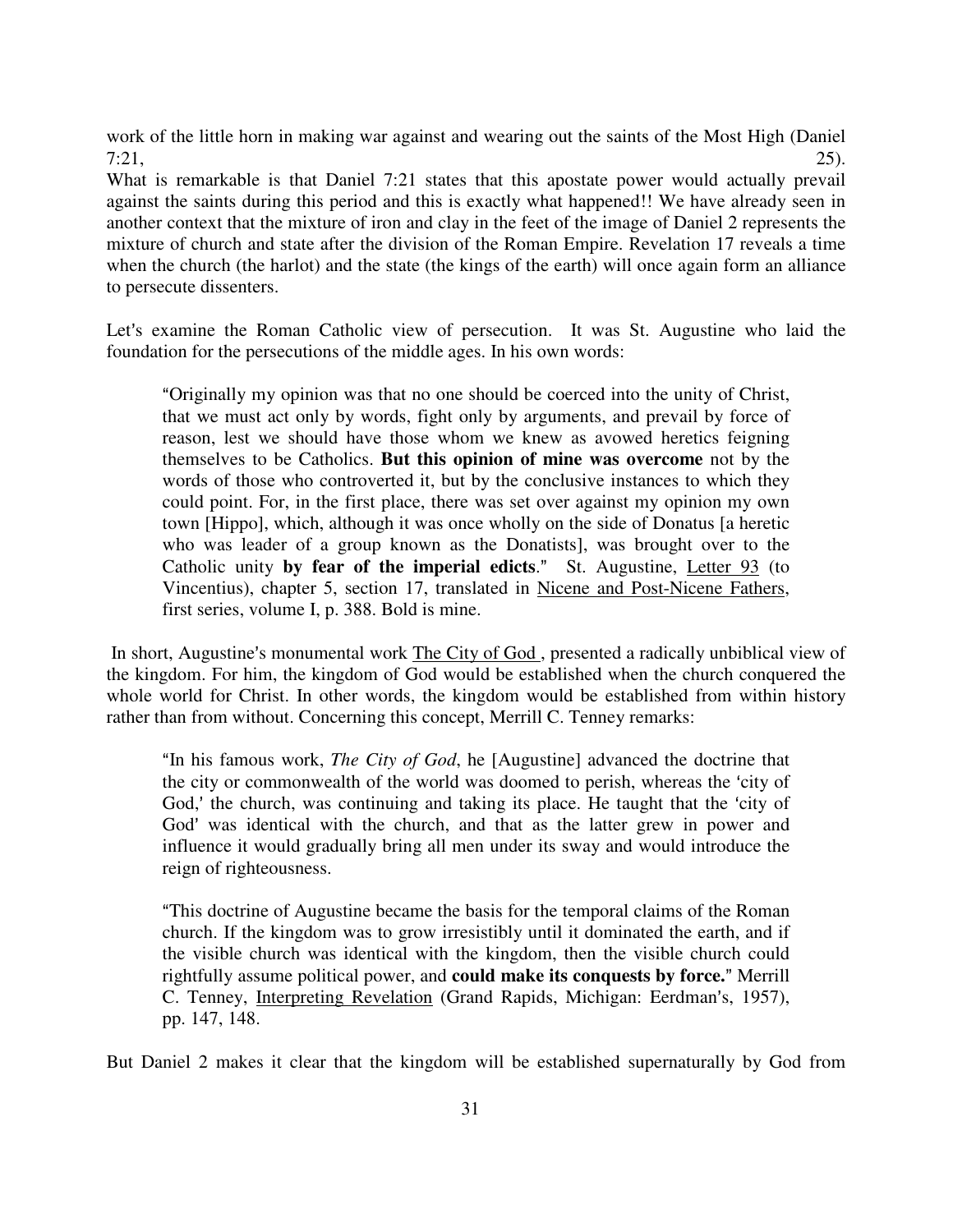work of the little horn in making war against and wearing out the saints of the Most High (Daniel 7:21, 25).

What is remarkable is that Daniel 7:21 states that this apostate power would actually prevail against the saints during this period and this is exactly what happened!! We have already seen in another context that the mixture of iron and clay in the feet of the image of Daniel 2 represents the mixture of church and state after the division of the Roman Empire. Revelation 17 reveals a time when the church (the harlot) and the state (the kings of the earth) will once again form an alliance to persecute dissenters.

Let's examine the Roman Catholic view of persecution. It was St. Augustine who laid the foundation for the persecutions of the middle ages. In his own words:

> "Originally my opinion was that no one should be coerced into the unity of Christ, that we must act only by words, fight only by arguments, and prevail by force of reason, lest we should have those whom we knew as avowed heretics feigning themselves to be Catholics. **But this opinion of mine was overcome** not by the words of those who controverted it, but by the conclusive instances to which they could point. For, in the first place, there was set over against my opinion my own town [Hippo], which, although it was once wholly on the side of Donatus [a heretic who was leader of a group known as the Donatists], was brought over to the Catholic unity **by fear of the imperial edicts**." St. Augustine, <u>Letter 93</u> (to Vincentius), chapter 5, section 17, translated in <u>Nicene and Post-Nicene Fathers</u>, first series, volume I, p. 388. Bold is mine.

In short, Augustine's monumental work <u>The City of God</u>, presented a radically unbiblical view of the kingdom. For him, the kingdom of God would be established when the church conquered the whole world for Christ. In other words, the kingdom would be established from within history rather than from without. Concerning this concept, Merrill C. Tenney remarks:

> "In his famous work, *The City of God*, he [Augustine] advanced the doctrine that the city or commonwealth of the world was doomed to perish, whereas the 'city of God,' the church, was continuing and taking its place. He taught that the 'city of God' was identical with the church, and that as the latter grew in power and influence it would gradually bring all men under its sway and would introduce the reign of righteousness.
>
> "This doctrine of Augustine became the basis for the temporal claims of the Roman church. If the kingdom was to grow irresistibly until it dominated the earth, and if the visible church was identical with the kingdom, then the visible church could rightfully assume political power, and **could make its conquests by force.**" Merrill C. Tenney, <u>Interpreting Revelation</u> (Grand Rapids, Michigan: Eerdman's, 1957), pp. 147, 148.

But Daniel 2 makes it clear that the kingdom will be established supernaturally by God from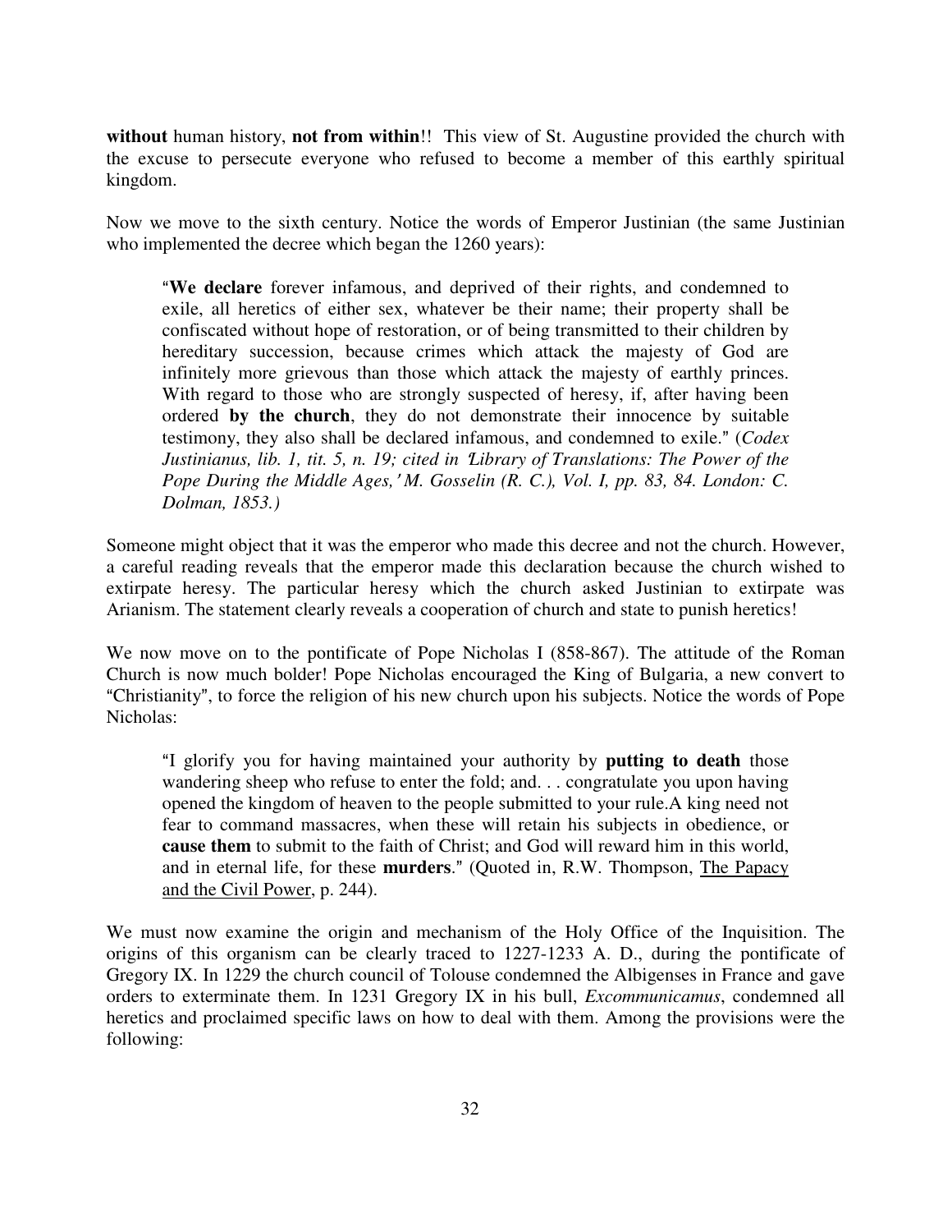**without** human history, **not from within**!! This view of St. Augustine provided the church with the excuse to persecute everyone who refused to become a member of this earthly spiritual kingdom.

Now we move to the sixth century. Notice the words of Emperor Justinian (the same Justinian who implemented the decree which began the 1260 years):

> "**We declare** forever infamous, and deprived of their rights, and condemned to exile, all heretics of either sex, whatever be their name; their property shall be confiscated without hope of restoration, or of being transmitted to their children by hereditary succession, because crimes which attack the majesty of God are infinitely more grievous than those which attack the majesty of earthly princes. With regard to those who are strongly suspected of heresy, if, after having been ordered **by the church**, they do not demonstrate their innocence by suitable testimony, they also shall be declared infamous, and condemned to exile." (*Codex Justinianus, lib. 1, tit. 5, n. 19; cited in 'Library of Translations: The Power of the Pope During the Middle Ages,' M. Gosselin (R. C.), Vol. I, pp. 83, 84. London: C. Dolman, 1853.)*

Someone might object that it was the emperor who made this decree and not the church. However, a careful reading reveals that the emperor made this declaration because the church wished to extirpate heresy. The particular heresy which the church asked Justinian to extirpate was Arianism. The statement clearly reveals a cooperation of church and state to punish heretics!

We now move on to the pontificate of Pope Nicholas I (858-867). The attitude of the Roman Church is now much bolder! Pope Nicholas encouraged the King of Bulgaria, a new convert to "Christianity", to force the religion of his new church upon his subjects. Notice the words of Pope Nicholas:

> "I glorify you for having maintained your authority by **putting to death** those wandering sheep who refuse to enter the fold; and. . . congratulate you upon having opened the kingdom of heaven to the people submitted to your rule.A king need not fear to command massacres, when these will retain his subjects in obedience, or **cause them** to submit to the faith of Christ; and God will reward him in this world, and in eternal life, for these **murders**." (Quoted in, R.W. Thompson, The Papacy and the Civil Power, p. 244).

We must now examine the origin and mechanism of the Holy Office of the Inquisition. The origins of this organism can be clearly traced to 1227-1233 A. D., during the pontificate of Gregory IX. In 1229 the church council of Tolouse condemned the Albigenses in France and gave orders to exterminate them. In 1231 Gregory IX in his bull, *Excommunicamus*, condemned all heretics and proclaimed specific laws on how to deal with them. Among the provisions were the following: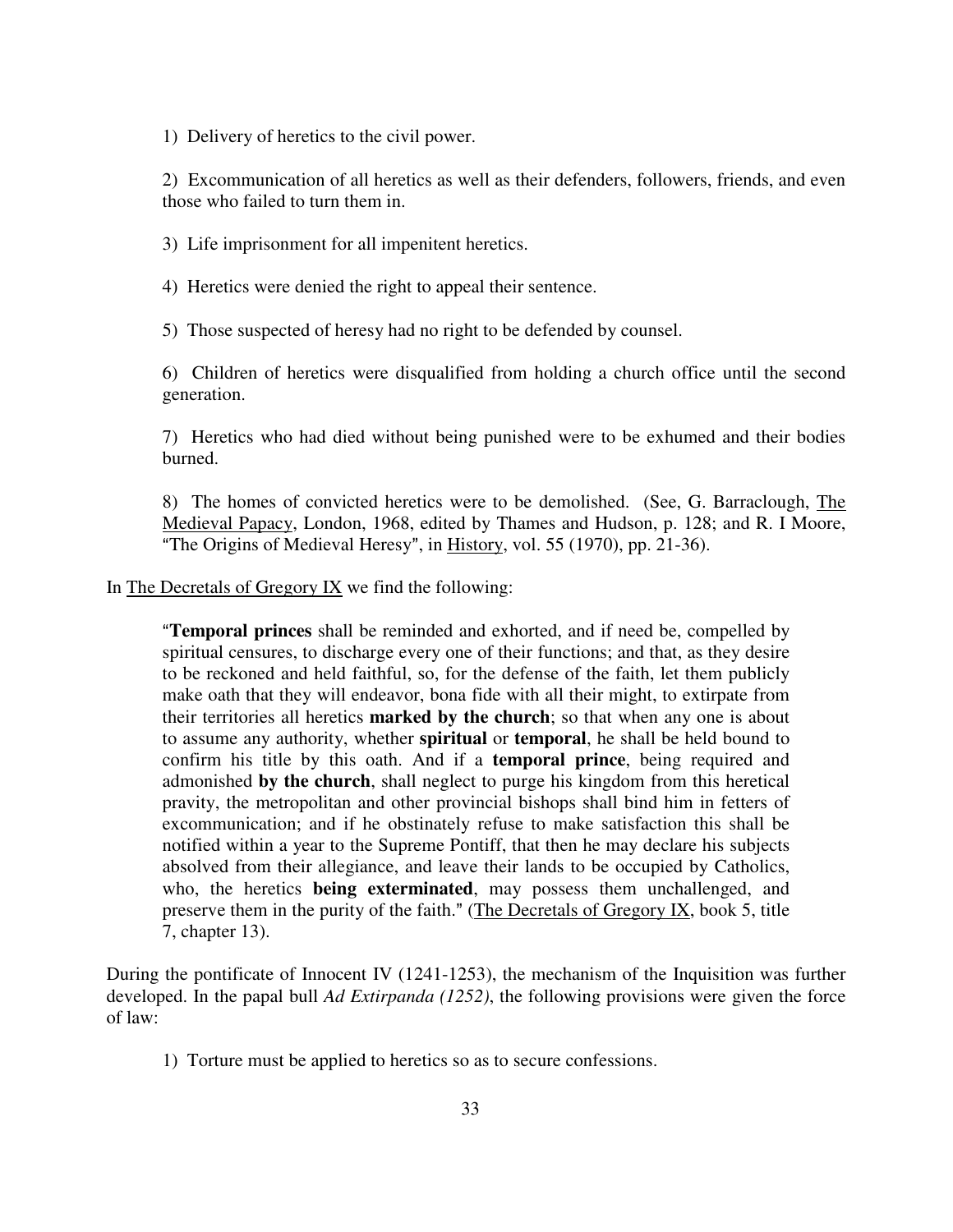1) Delivery of heretics to the civil power.

2) Excommunication of all heretics as well as their defenders, followers, friends, and even those who failed to turn them in.

3) Life imprisonment for all impenitent heretics.

4) Heretics were denied the right to appeal their sentence.

5) Those suspected of heresy had no right to be defended by counsel.

6) Children of heretics were disqualified from holding a church office until the second generation.

7) Heretics who had died without being punished were to be exhumed and their bodies burned.

8) The homes of convicted heretics were to be demolished. (See, G. Barraclough, The Medieval Papacy, London, 1968, edited by Thames and Hudson, p. 128; and R. I Moore, "The Origins of Medieval Heresy", in History, vol. 55 (1970), pp. 21-36).

In The Decretals of Gregory IX we find the following:

> "**Temporal princes** shall be reminded and exhorted, and if need be, compelled by spiritual censures, to discharge every one of their functions; and that, as they desire to be reckoned and held faithful, so, for the defense of the faith, let them publicly make oath that they will endeavor, bona fide with all their might, to extirpate from their territories all heretics **marked by the church**; so that when any one is about to assume any authority, whether **spiritual** or **temporal**, he shall be held bound to confirm his title by this oath. And if a **temporal prince**, being required and admonished **by the church**, shall neglect to purge his kingdom from this heretical pravity, the metropolitan and other provincial bishops shall bind him in fetters of excommunication; and if he obstinately refuse to make satisfaction this shall be notified within a year to the Supreme Pontiff, that then he may declare his subjects absolved from their allegiance, and leave their lands to be occupied by Catholics, who, the heretics **being exterminated**, may possess them unchallenged, and preserve them in the purity of the faith." (The Decretals of Gregory IX, book 5, title 7, chapter 13).

During the pontificate of Innocent IV (1241-1253), the mechanism of the Inquisition was further developed. In the papal bull *Ad Extirpanda (1252)*, the following provisions were given the force of law:

1) Torture must be applied to heretics so as to secure confessions.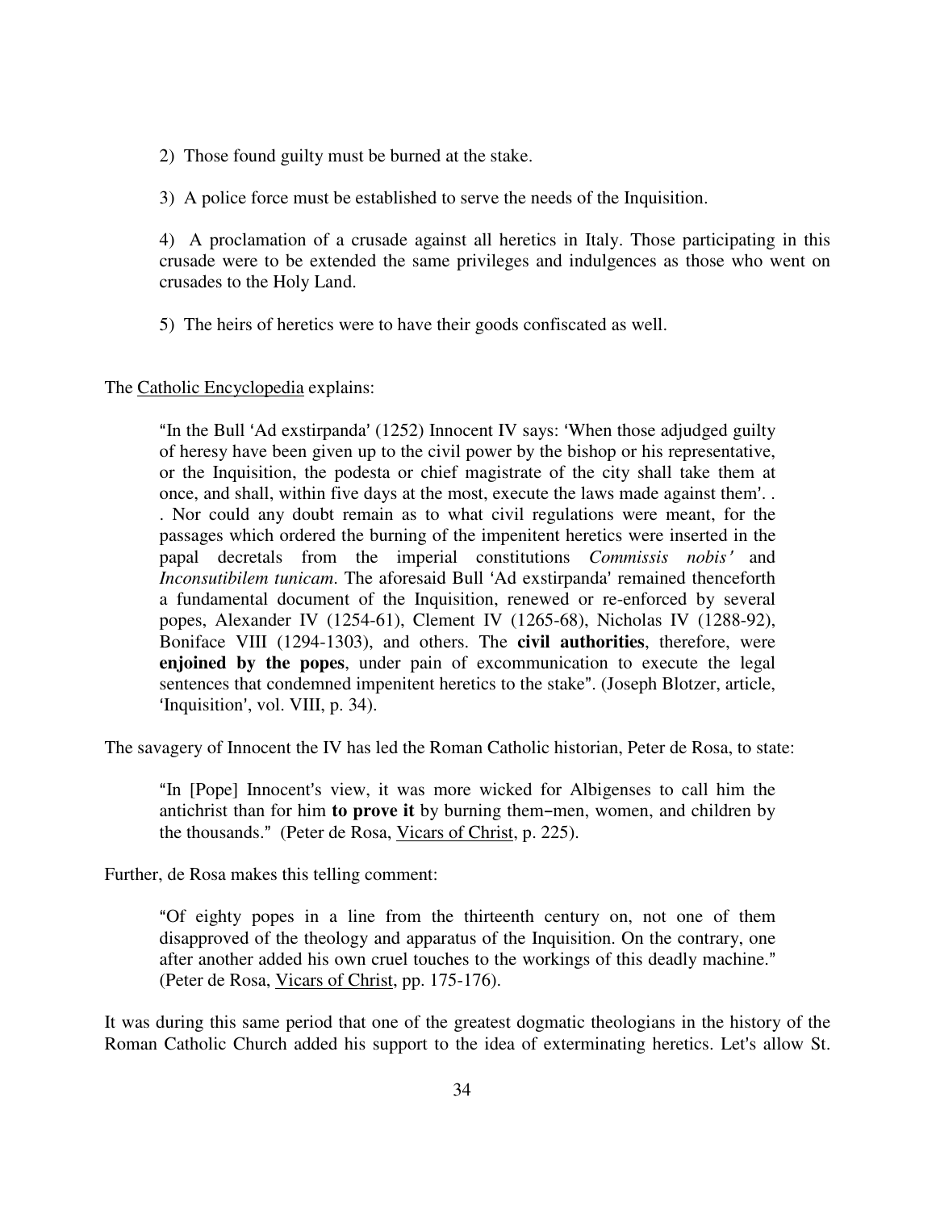2) Those found guilty must be burned at the stake.

3) A police force must be established to serve the needs of the Inquisition.

4) A proclamation of a crusade against all heretics in Italy. Those participating in this crusade were to be extended the same privileges and indulgences as those who went on crusades to the Holy Land.

5) The heirs of heretics were to have their goods confiscated as well.

The Catholic Encyclopedia explains:

> "In the Bull 'Ad exstirpanda' (1252) Innocent IV says: 'When those adjudged guilty of heresy have been given up to the civil power by the bishop or his representative, or the Inquisition, the podesta or chief magistrate of the city shall take them at once, and shall, within five days at the most, execute the laws made against them'. . . Nor could any doubt remain as to what civil regulations were meant, for the passages which ordered the burning of the impenitent heretics were inserted in the papal decretals from the imperial constitutions *Commissis nobis'* and *Inconsutibilem tunicam*. The aforesaid Bull 'Ad exstirpanda' remained thenceforth a fundamental document of the Inquisition, renewed or re-enforced by several popes, Alexander IV (1254-61), Clement IV (1265-68), Nicholas IV (1288-92), Boniface VIII (1294-1303), and others. The **civil authorities**, therefore, were **enjoined by the popes**, under pain of excommunication to execute the legal sentences that condemned impenitent heretics to the stake". (Joseph Blotzer, article, 'Inquisition', vol. VIII, p. 34).

The savagery of Innocent the IV has led the Roman Catholic historian, Peter de Rosa, to state:

> "In [Pope] Innocent's view, it was more wicked for Albigenses to call him the antichrist than for him **to prove it** by burning them–men, women, and children by the thousands." (Peter de Rosa, Vicars of Christ, p. 225).

Further, de Rosa makes this telling comment:

> "Of eighty popes in a line from the thirteenth century on, not one of them disapproved of the theology and apparatus of the Inquisition. On the contrary, one after another added his own cruel touches to the workings of this deadly machine." (Peter de Rosa, Vicars of Christ, pp. 175-176).

It was during this same period that one of the greatest dogmatic theologians in the history of the Roman Catholic Church added his support to the idea of exterminating heretics. Let's allow St.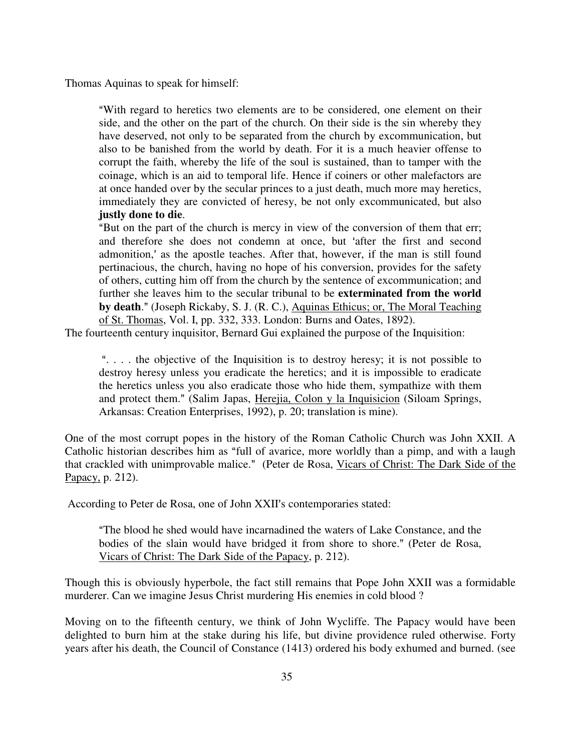Thomas Aquinas to speak for himself:

> "With regard to heretics two elements are to be considered, one element on their side, and the other on the part of the church. On their side is the sin whereby they have deserved, not only to be separated from the church by excommunication, but also to be banished from the world by death. For it is a much heavier offense to corrupt the faith, whereby the life of the soul is sustained, than to tamper with the coinage, which is an aid to temporal life. Hence if coiners or other malefactors are at once handed over by the secular princes to a just death, much more may heretics, immediately they are convicted of heresy, be not only excommunicated, but also **justly done to die**.
>
> "But on the part of the church is mercy in view of the conversion of them that err; and therefore she does not condemn at once, but 'after the first and second admonition,' as the apostle teaches. After that, however, if the man is still found pertinacious, the church, having no hope of his conversion, provides for the safety of others, cutting him off from the church by the sentence of excommunication; and further she leaves him to the secular tribunal to be **exterminated from the world by death**." (Joseph Rickaby, S. J. (R. C.), Aquinas Ethicus; or, The Moral Teaching of St. Thomas, Vol. I, pp. 332, 333. London: Burns and Oates, 1892).

The fourteenth century inquisitor, Bernard Gui explained the purpose of the Inquisition:

> ". . . . the objective of the Inquisition is to destroy heresy; it is not possible to destroy heresy unless you eradicate the heretics; and it is impossible to eradicate the heretics unless you also eradicate those who hide them, sympathize with them and protect them." (Salim Japas, Herejia, Colon y la Inquisicion (Siloam Springs, Arkansas: Creation Enterprises, 1992), p. 20; translation is mine).

One of the most corrupt popes in the history of the Roman Catholic Church was John XXII. A Catholic historian describes him as "full of avarice, more worldly than a pimp, and with a laugh that crackled with unimprovable malice." (Peter de Rosa, Vicars of Christ: The Dark Side of the Papacy, p. 212).

According to Peter de Rosa, one of John XXII's contemporaries stated:

> "The blood he shed would have incarnadined the waters of Lake Constance, and the bodies of the slain would have bridged it from shore to shore." (Peter de Rosa, Vicars of Christ: The Dark Side of the Papacy, p. 212).

Though this is obviously hyperbole, the fact still remains that Pope John XXII was a formidable murderer. Can we imagine Jesus Christ murdering His enemies in cold blood ?

Moving on to the fifteenth century, we think of John Wycliffe. The Papacy would have been delighted to burn him at the stake during his life, but divine providence ruled otherwise. Forty years after his death, the Council of Constance (1413) ordered his body exhumed and burned. (see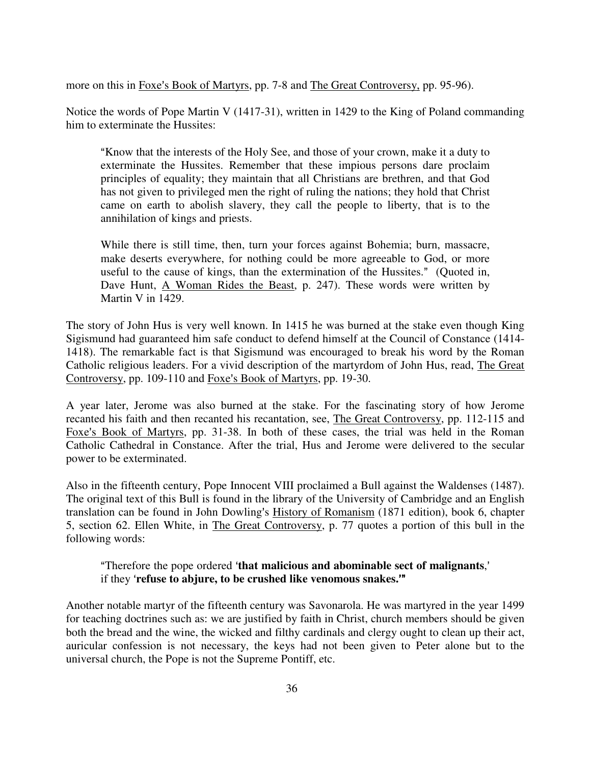more on this in Foxe's Book of Martyrs, pp. 7-8 and The Great Controversy, pp. 95-96).

Notice the words of Pope Martin V (1417-31), written in 1429 to the King of Poland commanding him to exterminate the Hussites:

> "Know that the interests of the Holy See, and those of your crown, make it a duty to exterminate the Hussites. Remember that these impious persons dare proclaim principles of equality; they maintain that all Christians are brethren, and that God has not given to privileged men the right of ruling the nations; they hold that Christ came on earth to abolish slavery, they call the people to liberty, that is to the annihilation of kings and priests.
>
> While there is still time, then, turn your forces against Bohemia; burn, massacre, make deserts everywhere, for nothing could be more agreeable to God, or more useful to the cause of kings, than the extermination of the Hussites." (Quoted in, Dave Hunt, A Woman Rides the Beast, p. 247). These words were written by Martin V in 1429.

The story of John Hus is very well known. In 1415 he was burned at the stake even though King Sigismund had guaranteed him safe conduct to defend himself at the Council of Constance (1414-1418). The remarkable fact is that Sigismund was encouraged to break his word by the Roman Catholic religious leaders. For a vivid description of the martyrdom of John Hus, read, The Great Controversy, pp. 109-110 and Foxe's Book of Martyrs, pp. 19-30.

A year later, Jerome was also burned at the stake. For the fascinating story of how Jerome recanted his faith and then recanted his recantation, see, The Great Controversy, pp. 112-115 and Foxe's Book of Martyrs, pp. 31-38. In both of these cases, the trial was held in the Roman Catholic Cathedral in Constance. After the trial, Hus and Jerome were delivered to the secular power to be exterminated.

Also in the fifteenth century, Pope Innocent VIII proclaimed a Bull against the Waldenses (1487). The original text of this Bull is found in the library of the University of Cambridge and an English translation can be found in John Dowling's History of Romanism (1871 edition), book 6, chapter 5, section 62. Ellen White, in The Great Controversy, p. 77 quotes a portion of this bull in the following words:

> "Therefore the pope ordered '**that malicious and abominable sect of malignants**,' if they '**refuse to abjure, to be crushed like venomous snakes.'**"

Another notable martyr of the fifteenth century was Savonarola. He was martyred in the year 1499 for teaching doctrines such as: we are justified by faith in Christ, church members should be given both the bread and the wine, the wicked and filthy cardinals and clergy ought to clean up their act, auricular confession is not necessary, the keys had not been given to Peter alone but to the universal church, the Pope is not the Supreme Pontiff, etc.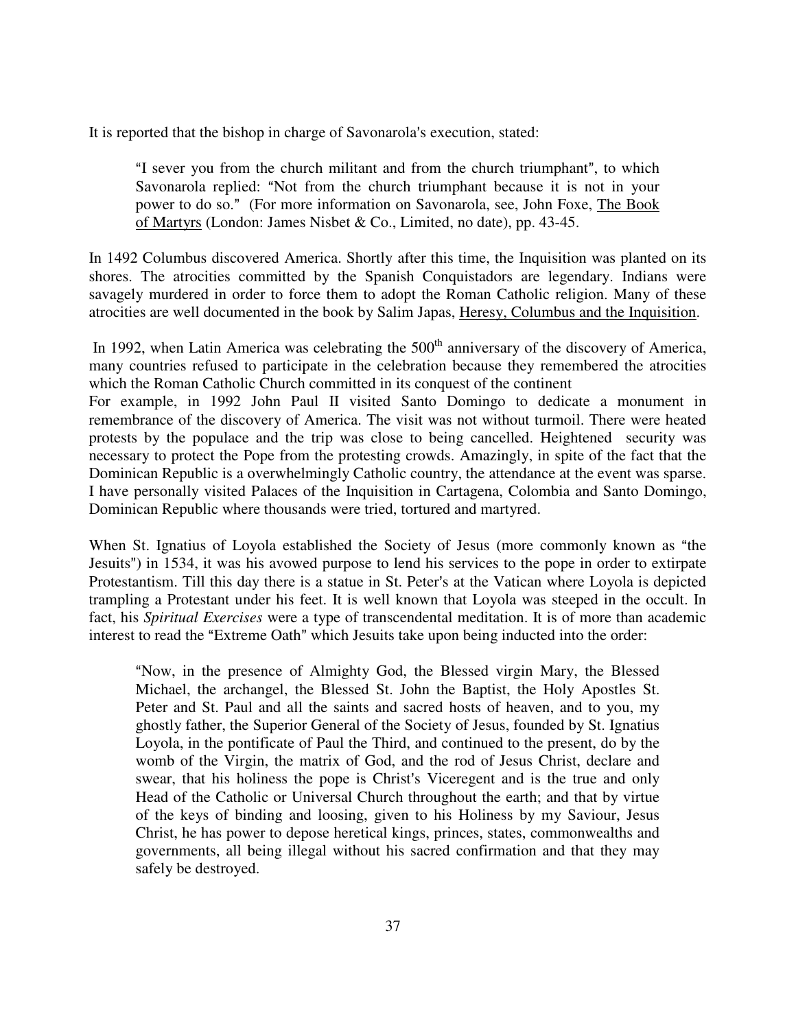It is reported that the bishop in charge of Savonarola's execution, stated:

> "I sever you from the church militant and from the church triumphant", to which Savonarola replied: "Not from the church triumphant because it is not in your power to do so." (For more information on Savonarola, see, John Foxe, The Book of Martyrs (London: James Nisbet & Co., Limited, no date), pp. 43-45.

In 1492 Columbus discovered America. Shortly after this time, the Inquisition was planted on its shores. The atrocities committed by the Spanish Conquistadors are legendary. Indians were savagely murdered in order to force them to adopt the Roman Catholic religion. Many of these atrocities are well documented in the book by Salim Japas, Heresy, Columbus and the Inquisition.

In 1992, when Latin America was celebrating the 500th anniversary of the discovery of America, many countries refused to participate in the celebration because they remembered the atrocities which the Roman Catholic Church committed in its conquest of the continent
For example, in 1992 John Paul II visited Santo Domingo to dedicate a monument in remembrance of the discovery of America. The visit was not without turmoil. There were heated protests by the populace and the trip was close to being cancelled. Heightened security was necessary to protect the Pope from the protesting crowds. Amazingly, in spite of the fact that the Dominican Republic is a overwhelmingly Catholic country, the attendance at the event was sparse. I have personally visited Palaces of the Inquisition in Cartagena, Colombia and Santo Domingo, Dominican Republic where thousands were tried, tortured and martyred.

When St. Ignatius of Loyola established the Society of Jesus (more commonly known as "the Jesuits") in 1534, it was his avowed purpose to lend his services to the pope in order to extirpate Protestantism. Till this day there is a statue in St. Peter's at the Vatican where Loyola is depicted trampling a Protestant under his feet. It is well known that Loyola was steeped in the occult. In fact, his *Spiritual Exercises* were a type of transcendental meditation. It is of more than academic interest to read the "Extreme Oath" which Jesuits take upon being inducted into the order:

> "Now, in the presence of Almighty God, the Blessed virgin Mary, the Blessed Michael, the archangel, the Blessed St. John the Baptist, the Holy Apostles St. Peter and St. Paul and all the saints and sacred hosts of heaven, and to you, my ghostly father, the Superior General of the Society of Jesus, founded by St. Ignatius Loyola, in the pontificate of Paul the Third, and continued to the present, do by the womb of the Virgin, the matrix of God, and the rod of Jesus Christ, declare and swear, that his holiness the pope is Christ's Viceregent and is the true and only Head of the Catholic or Universal Church throughout the earth; and that by virtue of the keys of binding and loosing, given to his Holiness by my Saviour, Jesus Christ, he has power to depose heretical kings, princes, states, commonwealths and governments, all being illegal without his sacred confirmation and that they may safely be destroyed.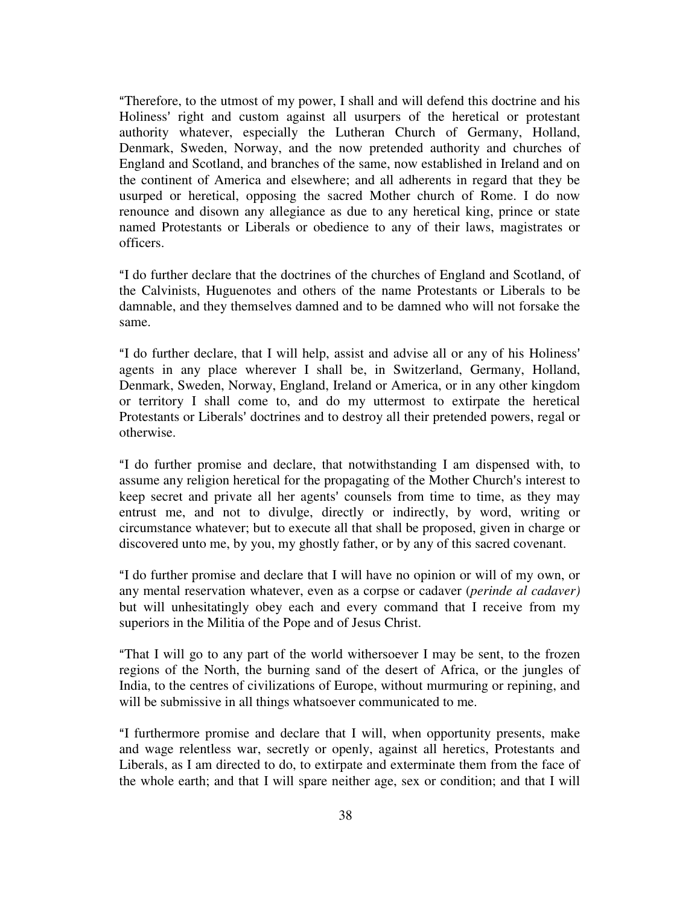"Therefore, to the utmost of my power, I shall and will defend this doctrine and his Holiness' right and custom against all usurpers of the heretical or protestant authority whatever, especially the Lutheran Church of Germany, Holland, Denmark, Sweden, Norway, and the now pretended authority and churches of England and Scotland, and branches of the same, now established in Ireland and on the continent of America and elsewhere; and all adherents in regard that they be usurped or heretical, opposing the sacred Mother church of Rome. I do now renounce and disown any allegiance as due to any heretical king, prince or state named Protestants or Liberals or obedience to any of their laws, magistrates or officers.

"I do further declare that the doctrines of the churches of England and Scotland, of the Calvinists, Huguenotes and others of the name Protestants or Liberals to be damnable, and they themselves damned and to be damned who will not forsake the same.

"I do further declare, that I will help, assist and advise all or any of his Holiness' agents in any place wherever I shall be, in Switzerland, Germany, Holland, Denmark, Sweden, Norway, England, Ireland or America, or in any other kingdom or territory I shall come to, and do my uttermost to extirpate the heretical Protestants or Liberals' doctrines and to destroy all their pretended powers, regal or otherwise.

"I do further promise and declare, that notwithstanding I am dispensed with, to assume any religion heretical for the propagating of the Mother Church's interest to keep secret and private all her agents' counsels from time to time, as they may entrust me, and not to divulge, directly or indirectly, by word, writing or circumstance whatever; but to execute all that shall be proposed, given in charge or discovered unto me, by you, my ghostly father, or by any of this sacred covenant.

"I do further promise and declare that I will have no opinion or will of my own, or any mental reservation whatever, even as a corpse or cadaver (*perinde al cadaver)* but will unhesitatingly obey each and every command that I receive from my superiors in the Militia of the Pope and of Jesus Christ.

"That I will go to any part of the world withersoever I may be sent, to the frozen regions of the North, the burning sand of the desert of Africa, or the jungles of India, to the centres of civilizations of Europe, without murmuring or repining, and will be submissive in all things whatsoever communicated to me.

"I furthermore promise and declare that I will, when opportunity presents, make and wage relentless war, secretly or openly, against all heretics, Protestants and Liberals, as I am directed to do, to extirpate and exterminate them from the face of the whole earth; and that I will spare neither age, sex or condition; and that I will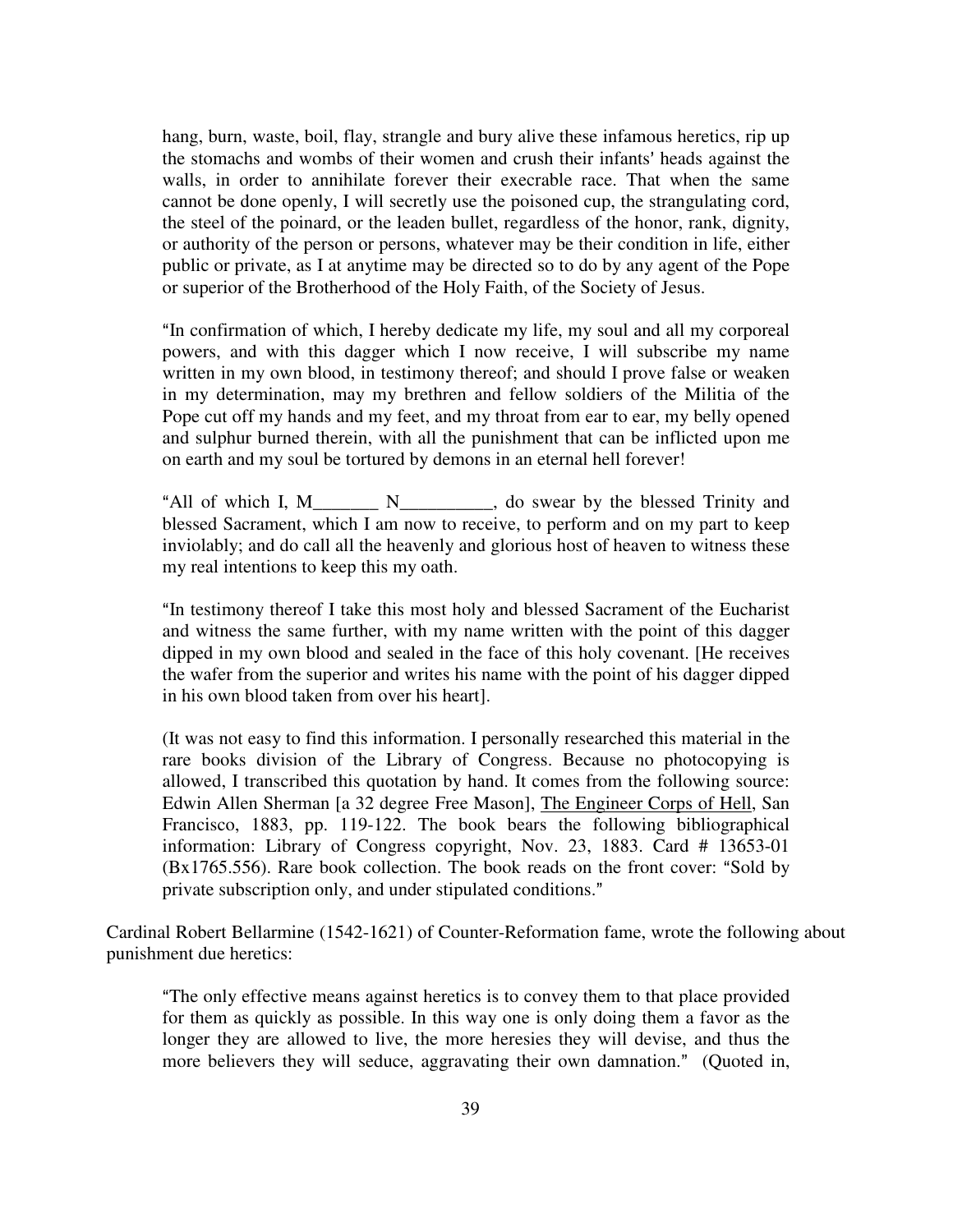hang, burn, waste, boil, flay, strangle and bury alive these infamous heretics, rip up the stomachs and wombs of their women and crush their infants' heads against the walls, in order to annihilate forever their execrable race. That when the same cannot be done openly, I will secretly use the poisoned cup, the strangulating cord, the steel of the poinard, or the leaden bullet, regardless of the honor, rank, dignity, or authority of the person or persons, whatever may be their condition in life, either public or private, as I at anytime may be directed so to do by any agent of the Pope or superior of the Brotherhood of the Holy Faith, of the Society of Jesus.

"In confirmation of which, I hereby dedicate my life, my soul and all my corporeal powers, and with this dagger which I now receive, I will subscribe my name written in my own blood, in testimony thereof; and should I prove false or weaken in my determination, may my brethren and fellow soldiers of the Militia of the Pope cut off my hands and my feet, and my throat from ear to ear, my belly opened and sulphur burned therein, with all the punishment that can be inflicted upon me on earth and my soul be tortured by demons in an eternal hell forever!

"All of which I, M_______ N__________, do swear by the blessed Trinity and blessed Sacrament, which I am now to receive, to perform and on my part to keep inviolably; and do call all the heavenly and glorious host of heaven to witness these my real intentions to keep this my oath.

"In testimony thereof I take this most holy and blessed Sacrament of the Eucharist and witness the same further, with my name written with the point of this dagger dipped in my own blood and sealed in the face of this holy covenant. [He receives the wafer from the superior and writes his name with the point of his dagger dipped in his own blood taken from over his heart].

(It was not easy to find this information. I personally researched this material in the rare books division of the Library of Congress. Because no photocopying is allowed, I transcribed this quotation by hand. It comes from the following source: Edwin Allen Sherman [a 32 degree Free Mason], The Engineer Corps of Hell, San Francisco, 1883, pp. 119-122. The book bears the following bibliographical information: Library of Congress copyright, Nov. 23, 1883. Card # 13653-01 (Bx1765.556). Rare book collection. The book reads on the front cover: "Sold by private subscription only, and under stipulated conditions."

Cardinal Robert Bellarmine (1542-1621) of Counter-Reformation fame, wrote the following about punishment due heretics:

"The only effective means against heretics is to convey them to that place provided for them as quickly as possible. In this way one is only doing them a favor as the longer they are allowed to live, the more heresies they will devise, and thus the more believers they will seduce, aggravating their own damnation." (Quoted in,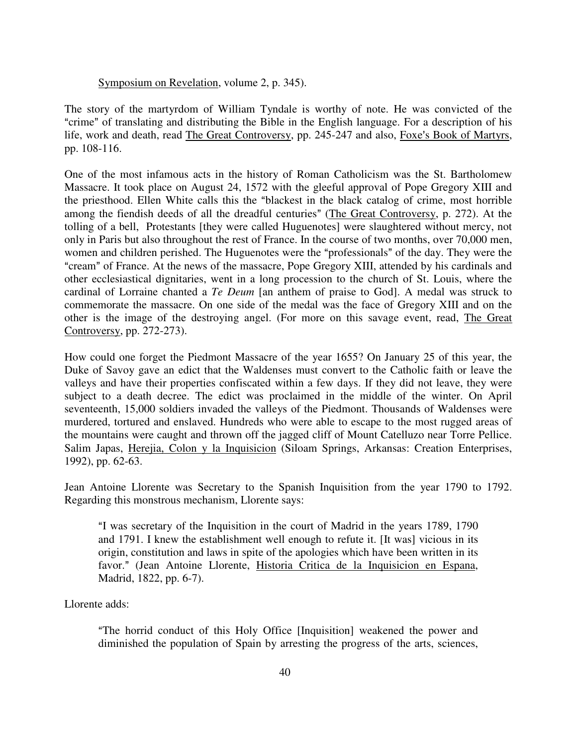Symposium on Revelation, volume 2, p. 345).

The story of the martyrdom of William Tyndale is worthy of note. He was convicted of the "crime" of translating and distributing the Bible in the English language. For a description of his life, work and death, read The Great Controversy, pp. 245-247 and also, Foxe's Book of Martyrs, pp. 108-116.

One of the most infamous acts in the history of Roman Catholicism was the St. Bartholomew Massacre. It took place on August 24, 1572 with the gleeful approval of Pope Gregory XIII and the priesthood. Ellen White calls this the "blackest in the black catalog of crime, most horrible among the fiendish deeds of all the dreadful centuries" (The Great Controversy, p. 272). At the tolling of a bell, Protestants [they were called Huguenotes] were slaughtered without mercy, not only in Paris but also throughout the rest of France. In the course of two months, over 70,000 men, women and children perished. The Huguenotes were the "professionals" of the day. They were the "cream" of France. At the news of the massacre, Pope Gregory XIII, attended by his cardinals and other ecclesiastical dignitaries, went in a long procession to the church of St. Louis, where the cardinal of Lorraine chanted a *Te Deum* [an anthem of praise to God]. A medal was struck to commemorate the massacre. On one side of the medal was the face of Gregory XIII and on the other is the image of the destroying angel. (For more on this savage event, read, The Great Controversy, pp. 272-273).

How could one forget the Piedmont Massacre of the year 1655? On January 25 of this year, the Duke of Savoy gave an edict that the Waldenses must convert to the Catholic faith or leave the valleys and have their properties confiscated within a few days. If they did not leave, they were subject to a death decree. The edict was proclaimed in the middle of the winter. On April seventeenth, 15,000 soldiers invaded the valleys of the Piedmont. Thousands of Waldenses were murdered, tortured and enslaved. Hundreds who were able to escape to the most rugged areas of the mountains were caught and thrown off the jagged cliff of Mount Catelluzo near Torre Pellice. Salim Japas, Herejia, Colon y la Inquisicion (Siloam Springs, Arkansas: Creation Enterprises, 1992), pp. 62-63.

Jean Antoine Llorente was Secretary to the Spanish Inquisition from the year 1790 to 1792. Regarding this monstrous mechanism, Llorente says:

> "I was secretary of the Inquisition in the court of Madrid in the years 1789, 1790 and 1791. I knew the establishment well enough to refute it. [It was] vicious in its origin, constitution and laws in spite of the apologies which have been written in its favor." (Jean Antoine Llorente, Historia Critica de la Inquisicion en Espana, Madrid, 1822, pp. 6-7).

Llorente adds:

> "The horrid conduct of this Holy Office [Inquisition] weakened the power and diminished the population of Spain by arresting the progress of the arts, sciences,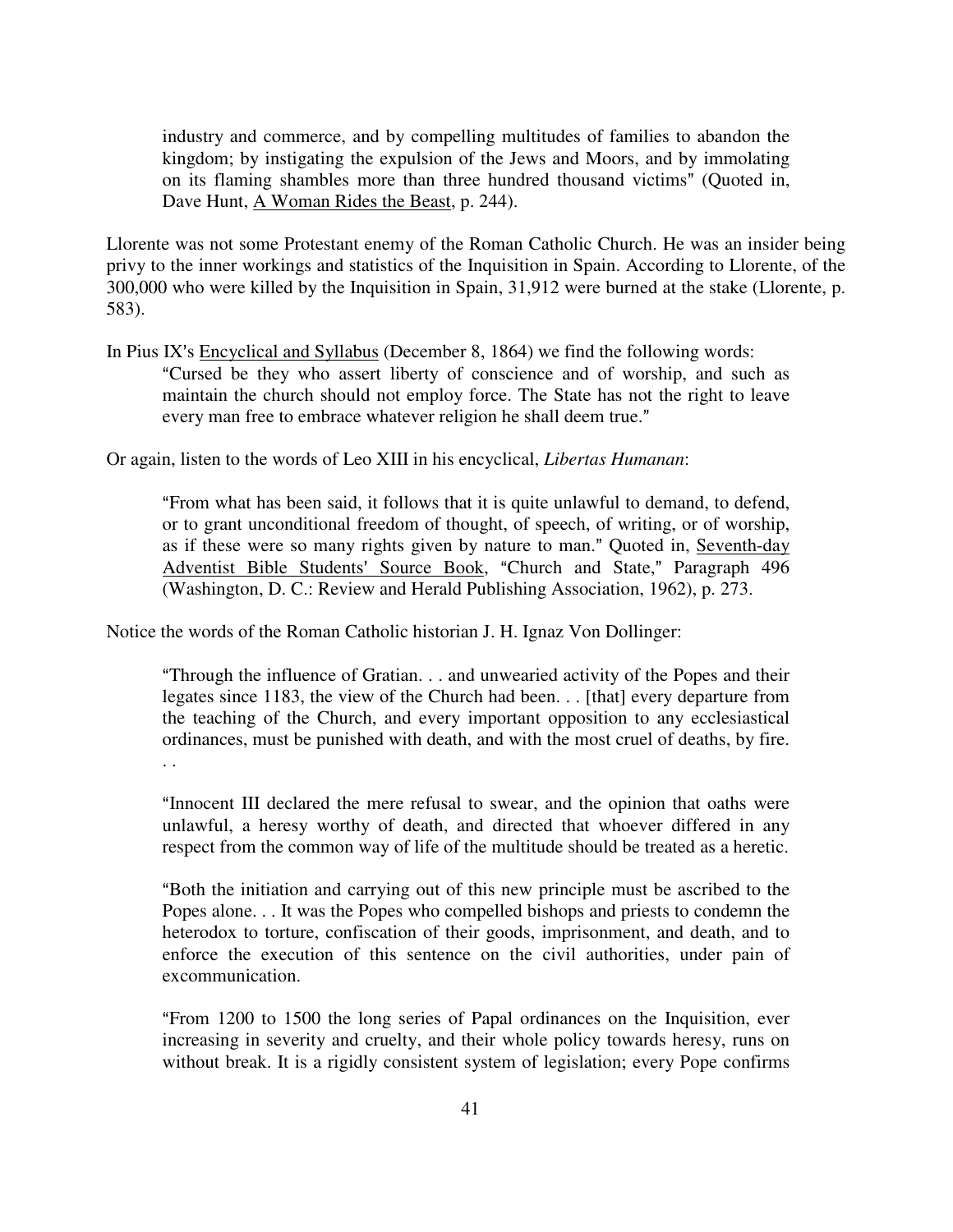> industry and commerce, and by compelling multitudes of families to abandon the kingdom; by instigating the expulsion of the Jews and Moors, and by immolating on its flaming shambles more than three hundred thousand victims" (Quoted in, Dave Hunt, A Woman Rides the Beast, p. 244).

Llorente was not some Protestant enemy of the Roman Catholic Church. He was an insider being privy to the inner workings and statistics of the Inquisition in Spain. According to Llorente, of the 300,000 who were killed by the Inquisition in Spain, 31,912 were burned at the stake (Llorente, p. 583).

In Pius IX's Encyclical and Syllabus (December 8, 1864) we find the following words:

> "Cursed be they who assert liberty of conscience and of worship, and such as maintain the church should not employ force. The State has not the right to leave every man free to embrace whatever religion he shall deem true."

Or again, listen to the words of Leo XIII in his encyclical, *Libertas Humanan*:

> "From what has been said, it follows that it is quite unlawful to demand, to defend, or to grant unconditional freedom of thought, of speech, of writing, or of worship, as if these were so many rights given by nature to man." Quoted in, Seventh-day Adventist Bible Students' Source Book, "Church and State," Paragraph 496 (Washington, D. C.: Review and Herald Publishing Association, 1962), p. 273.

Notice the words of the Roman Catholic historian J. H. Ignaz Von Dollinger:

> "Through the influence of Gratian. . . and unwearied activity of the Popes and their legates since 1183, the view of the Church had been. . . [that] every departure from the teaching of the Church, and every important opposition to any ecclesiastical ordinances, must be punished with death, and with the most cruel of deaths, by fire. . .
>
> "Innocent III declared the mere refusal to swear, and the opinion that oaths were unlawful, a heresy worthy of death, and directed that whoever differed in any respect from the common way of life of the multitude should be treated as a heretic.
>
> "Both the initiation and carrying out of this new principle must be ascribed to the Popes alone. . . It was the Popes who compelled bishops and priests to condemn the heterodox to torture, confiscation of their goods, imprisonment, and death, and to enforce the execution of this sentence on the civil authorities, under pain of excommunication.
>
> "From 1200 to 1500 the long series of Papal ordinances on the Inquisition, ever increasing in severity and cruelty, and their whole policy towards heresy, runs on without break. It is a rigidly consistent system of legislation; every Pope confirms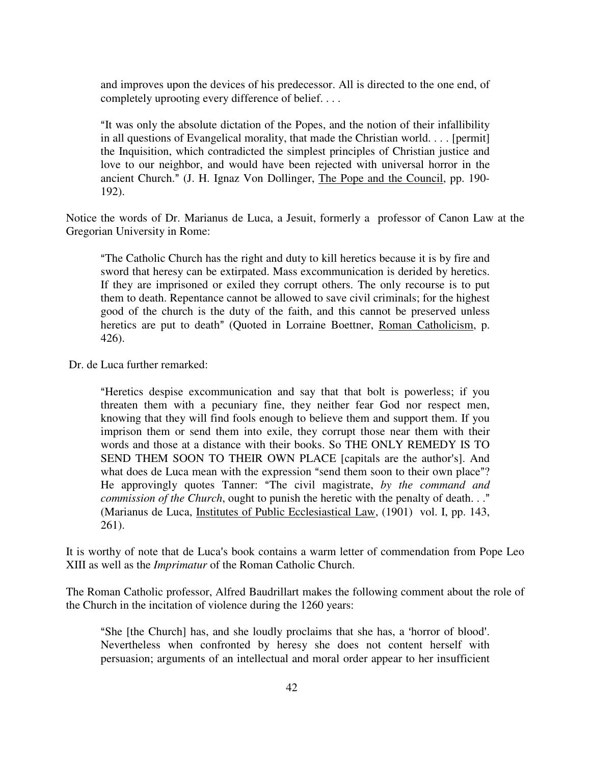> and improves upon the devices of his predecessor. All is directed to the one end, of completely uprooting every difference of belief. . . .
>
> "It was only the absolute dictation of the Popes, and the notion of their infallibility in all questions of Evangelical morality, that made the Christian world. . . . [permit] the Inquisition, which contradicted the simplest principles of Christian justice and love to our neighbor, and would have been rejected with universal horror in the ancient Church." (J. H. Ignaz Von Dollinger, <u>The Pope and the Council</u>, pp. 190-192).

Notice the words of Dr. Marianus de Luca, a Jesuit, formerly a professor of Canon Law at the Gregorian University in Rome:

> "The Catholic Church has the right and duty to kill heretics because it is by fire and sword that heresy can be extirpated. Mass excommunication is derided by heretics. If they are imprisoned or exiled they corrupt others. The only recourse is to put them to death. Repentance cannot be allowed to save civil criminals; for the highest good of the church is the duty of the faith, and this cannot be preserved unless heretics are put to death" (Quoted in Lorraine Boettner, <u>Roman Catholicism</u>, p. 426).

Dr. de Luca further remarked:

> "Heretics despise excommunication and say that that bolt is powerless; if you threaten them with a pecuniary fine, they neither fear God nor respect men, knowing that they will find fools enough to believe them and support them. If you imprison them or send them into exile, they corrupt those near them with their words and those at a distance with their books. So THE ONLY REMEDY IS TO SEND THEM SOON TO THEIR OWN PLACE [capitals are the author's]. And what does de Luca mean with the expression "send them soon to their own place"? He approvingly quotes Tanner: "The civil magistrate, *by the command and commission of the Church*, ought to punish the heretic with the penalty of death. . ." (Marianus de Luca, <u>Institutes of Public Ecclesiastical Law</u>, (1901) vol. I, pp. 143, 261).

It is worthy of note that de Luca's book contains a warm letter of commendation from Pope Leo XIII as well as the *Imprimatur* of the Roman Catholic Church.

The Roman Catholic professor, Alfred Baudrillart makes the following comment about the role of the Church in the incitation of violence during the 1260 years:

> "She [the Church] has, and she loudly proclaims that she has, a 'horror of blood'. Nevertheless when confronted by heresy she does not content herself with persuasion; arguments of an intellectual and moral order appear to her insufficient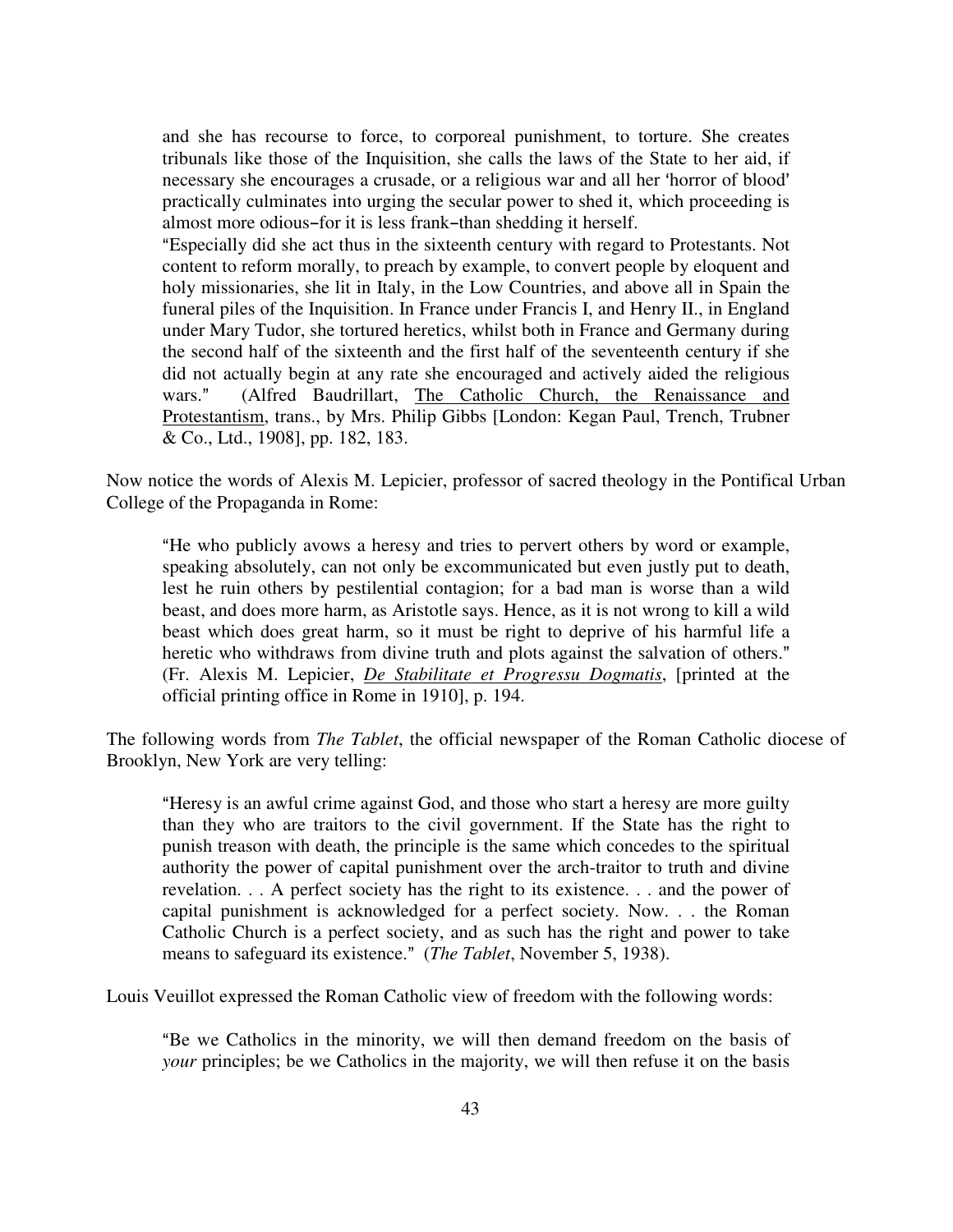> and she has recourse to force, to corporeal punishment, to torture. She creates tribunals like those of the Inquisition, she calls the laws of the State to her aid, if necessary she encourages a crusade, or a religious war and all her 'horror of blood' practically culminates into urging the secular power to shed it, which proceeding is almost more odious–for it is less frank–than shedding it herself.
>
> "Especially did she act thus in the sixteenth century with regard to Protestants. Not content to reform morally, to preach by example, to convert people by eloquent and holy missionaries, she lit in Italy, in the Low Countries, and above all in Spain the funeral piles of the Inquisition. In France under Francis I, and Henry II., in England under Mary Tudor, she tortured heretics, whilst both in France and Germany during the second half of the sixteenth and the first half of the seventeenth century if she did not actually begin at any rate she encouraged and actively aided the religious wars." (Alfred Baudrillart, The Catholic Church, the Renaissance and Protestantism, trans., by Mrs. Philip Gibbs [London: Kegan Paul, Trench, Trubner & Co., Ltd., 1908], pp. 182, 183.

Now notice the words of Alexis M. Lepicier, professor of sacred theology in the Pontifical Urban College of the Propaganda in Rome:

> "He who publicly avows a heresy and tries to pervert others by word or example, speaking absolutely, can not only be excommunicated but even justly put to death, lest he ruin others by pestilential contagion; for a bad man is worse than a wild beast, and does more harm, as Aristotle says. Hence, as it is not wrong to kill a wild beast which does great harm, so it must be right to deprive of his harmful life a heretic who withdraws from divine truth and plots against the salvation of others." (Fr. Alexis M. Lepicier, ***De Stabilitate et Progressu Dogmatis***, [printed at the official printing office in Rome in 1910], p. 194.

The following words from *The Tablet*, the official newspaper of the Roman Catholic diocese of Brooklyn, New York are very telling:

> "Heresy is an awful crime against God, and those who start a heresy are more guilty than they who are traitors to the civil government. If the State has the right to punish treason with death, the principle is the same which concedes to the spiritual authority the power of capital punishment over the arch-traitor to truth and divine revelation. . . A perfect society has the right to its existence. . . and the power of capital punishment is acknowledged for a perfect society. Now. . . the Roman Catholic Church is a perfect society, and as such has the right and power to take means to safeguard its existence." (*The Tablet*, November 5, 1938).

Louis Veuillot expressed the Roman Catholic view of freedom with the following words:

> "Be we Catholics in the minority, we will then demand freedom on the basis of *your* principles; be we Catholics in the majority, we will then refuse it on the basis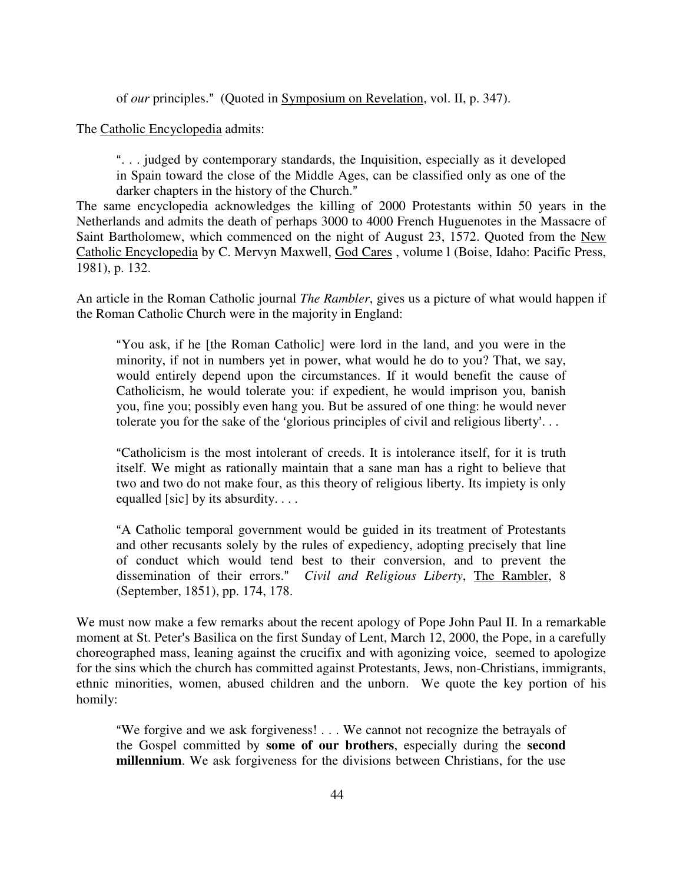of *our* principles." (Quoted in Symposium on Revelation, vol. II, p. 347).

The Catholic Encyclopedia admits:

> ". . . judged by contemporary standards, the Inquisition, especially as it developed in Spain toward the close of the Middle Ages, can be classified only as one of the darker chapters in the history of the Church."

The same encyclopedia acknowledges the killing of 2000 Protestants within 50 years in the Netherlands and admits the death of perhaps 3000 to 4000 French Huguenotes in the Massacre of Saint Bartholomew, which commenced on the night of August 23, 1572. Quoted from the New Catholic Encyclopedia by C. Mervyn Maxwell, God Cares , volume l (Boise, Idaho: Pacific Press, 1981), p. 132.

An article in the Roman Catholic journal *The Rambler*, gives us a picture of what would happen if the Roman Catholic Church were in the majority in England:

> "You ask, if he [the Roman Catholic] were lord in the land, and you were in the minority, if not in numbers yet in power, what would he do to you? That, we say, would entirely depend upon the circumstances. If it would benefit the cause of Catholicism, he would tolerate you: if expedient, he would imprison you, banish you, fine you; possibly even hang you. But be assured of one thing: he would never tolerate you for the sake of the 'glorious principles of civil and religious liberty'. . .
>
> "Catholicism is the most intolerant of creeds. It is intolerance itself, for it is truth itself. We might as rationally maintain that a sane man has a right to believe that two and two do not make four, as this theory of religious liberty. Its impiety is only equalled [sic] by its absurdity. . . .
>
> "A Catholic temporal government would be guided in its treatment of Protestants and other recusants solely by the rules of expediency, adopting precisely that line of conduct which would tend best to their conversion, and to prevent the dissemination of their errors." *Civil and Religious Liberty*, The Rambler, 8 (September, 1851), pp. 174, 178.

We must now make a few remarks about the recent apology of Pope John Paul II. In a remarkable moment at St. Peter's Basilica on the first Sunday of Lent, March 12, 2000, the Pope, in a carefully choreographed mass, leaning against the crucifix and with agonizing voice, seemed to apologize for the sins which the church has committed against Protestants, Jews, non-Christians, immigrants, ethnic minorities, women, abused children and the unborn. We quote the key portion of his homily:

> "We forgive and we ask forgiveness! . . . We cannot not recognize the betrayals of the Gospel committed by **some of our brothers**, especially during the **second millennium**. We ask forgiveness for the divisions between Christians, for the use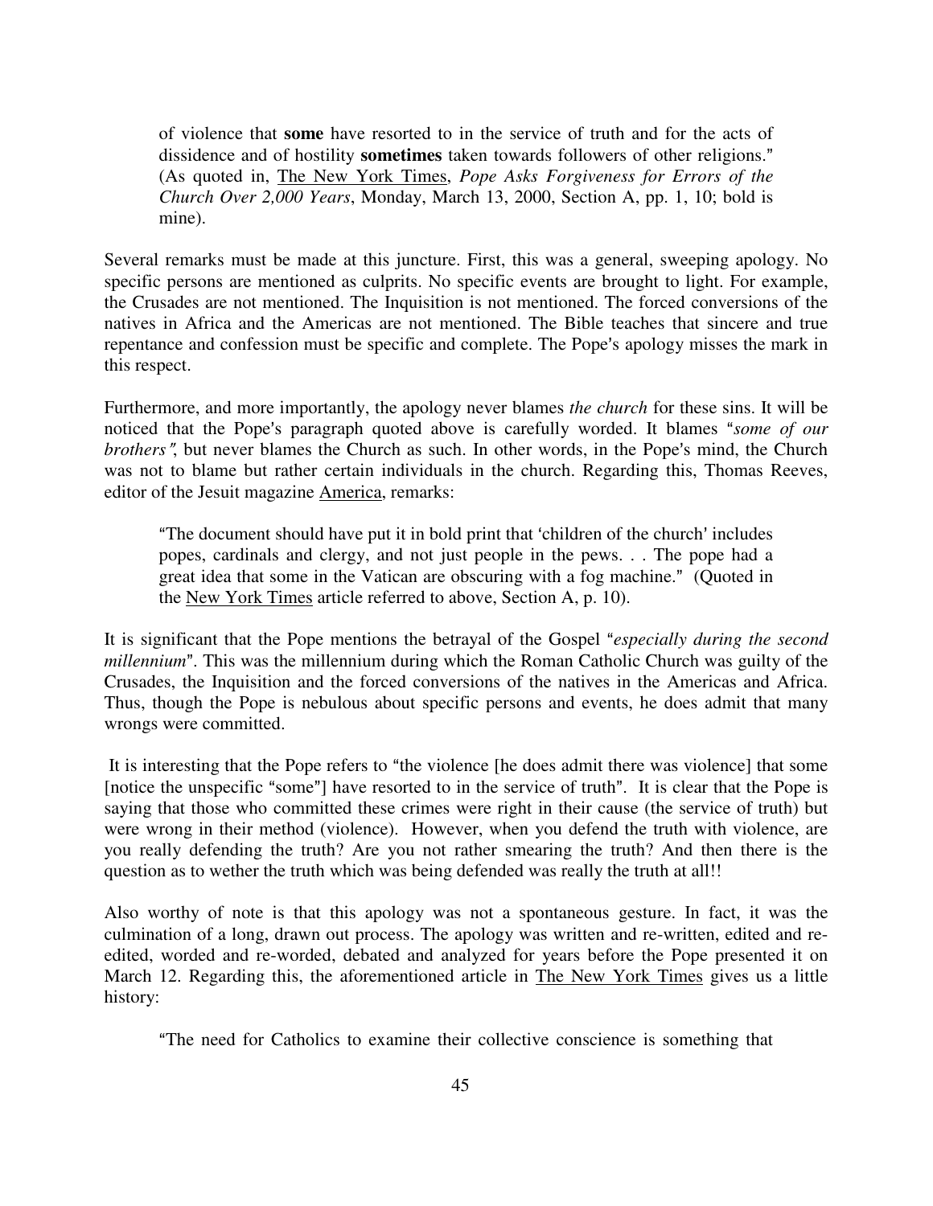> of violence that **some** have resorted to in the service of truth and for the acts of dissidence and of hostility **sometimes** taken towards followers of other religions." (As quoted in, The New York Times, *Pope Asks Forgiveness for Errors of the Church Over 2,000 Years*, Monday, March 13, 2000, Section A, pp. 1, 10; bold is mine).

Several remarks must be made at this juncture. First, this was a general, sweeping apology. No specific persons are mentioned as culprits. No specific events are brought to light. For example, the Crusades are not mentioned. The Inquisition is not mentioned. The forced conversions of the natives in Africa and the Americas are not mentioned. The Bible teaches that sincere and true repentance and confession must be specific and complete. The Pope's apology misses the mark in this respect.

Furthermore, and more importantly, the apology never blames *the church* for these sins. It will be noticed that the Pope's paragraph quoted above is carefully worded. It blames "*some of our brothers"*, but never blames the Church as such. In other words, in the Pope's mind, the Church was not to blame but rather certain individuals in the church. Regarding this, Thomas Reeves, editor of the Jesuit magazine America, remarks:

> "The document should have put it in bold print that 'children of the church' includes popes, cardinals and clergy, and not just people in the pews. . . The pope had a great idea that some in the Vatican are obscuring with a fog machine." (Quoted in the New York Times article referred to above, Section A, p. 10).

It is significant that the Pope mentions the betrayal of the Gospel "*especially during the second millennium*". This was the millennium during which the Roman Catholic Church was guilty of the Crusades, the Inquisition and the forced conversions of the natives in the Americas and Africa. Thus, though the Pope is nebulous about specific persons and events, he does admit that many wrongs were committed.

It is interesting that the Pope refers to "the violence [he does admit there was violence] that some [notice the unspecific "some"] have resorted to in the service of truth". It is clear that the Pope is saying that those who committed these crimes were right in their cause (the service of truth) but were wrong in their method (violence). However, when you defend the truth with violence, are you really defending the truth? Are you not rather smearing the truth? And then there is the question as to wether the truth which was being defended was really the truth at all!!

Also worthy of note is that this apology was not a spontaneous gesture. In fact, it was the culmination of a long, drawn out process. The apology was written and re-written, edited and re-edited, worded and re-worded, debated and analyzed for years before the Pope presented it on March 12. Regarding this, the aforementioned article in The New York Times gives us a little history:

> "The need for Catholics to examine their collective conscience is something that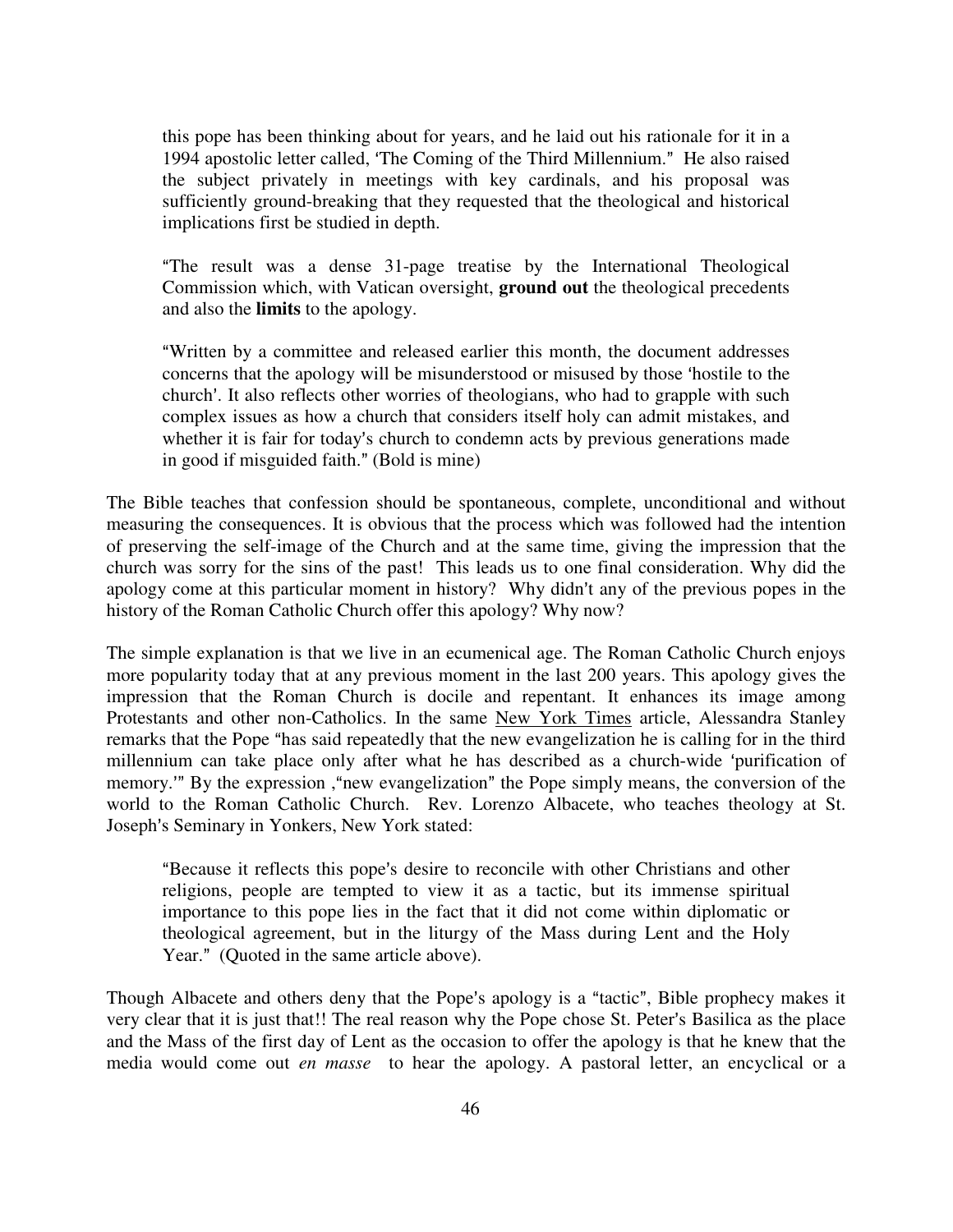> this pope has been thinking about for years, and he laid out his rationale for it in a 1994 apostolic letter called, 'The Coming of the Third Millennium." He also raised the subject privately in meetings with key cardinals, and his proposal was sufficiently ground-breaking that they requested that the theological and historical implications first be studied in depth.
>
> "The result was a dense 31-page treatise by the International Theological Commission which, with Vatican oversight, **ground out** the theological precedents and also the **limits** to the apology.
>
> "Written by a committee and released earlier this month, the document addresses concerns that the apology will be misunderstood or misused by those 'hostile to the church'. It also reflects other worries of theologians, who had to grapple with such complex issues as how a church that considers itself holy can admit mistakes, and whether it is fair for today's church to condemn acts by previous generations made in good if misguided faith." (Bold is mine)

The Bible teaches that confession should be spontaneous, complete, unconditional and without measuring the consequences. It is obvious that the process which was followed had the intention of preserving the self-image of the Church and at the same time, giving the impression that the church was sorry for the sins of the past! This leads us to one final consideration. Why did the apology come at this particular moment in history? Why didn't any of the previous popes in the history of the Roman Catholic Church offer this apology? Why now?

The simple explanation is that we live in an ecumenical age. The Roman Catholic Church enjoys more popularity today that at any previous moment in the last 200 years. This apology gives the impression that the Roman Church is docile and repentant. It enhances its image among Protestants and other non-Catholics. In the same New York Times article, Alessandra Stanley remarks that the Pope "has said repeatedly that the new evangelization he is calling for in the third millennium can take place only after what he has described as a church-wide 'purification of memory.'" By the expression ,"new evangelization" the Pope simply means, the conversion of the world to the Roman Catholic Church. Rev. Lorenzo Albacete, who teaches theology at St. Joseph's Seminary in Yonkers, New York stated:

> "Because it reflects this pope's desire to reconcile with other Christians and other religions, people are tempted to view it as a tactic, but its immense spiritual importance to this pope lies in the fact that it did not come within diplomatic or theological agreement, but in the liturgy of the Mass during Lent and the Holy Year." (Quoted in the same article above).

Though Albacete and others deny that the Pope's apology is a "tactic", Bible prophecy makes it very clear that it is just that!! The real reason why the Pope chose St. Peter's Basilica as the place and the Mass of the first day of Lent as the occasion to offer the apology is that he knew that the media would come out *en masse* to hear the apology. A pastoral letter, an encyclical or a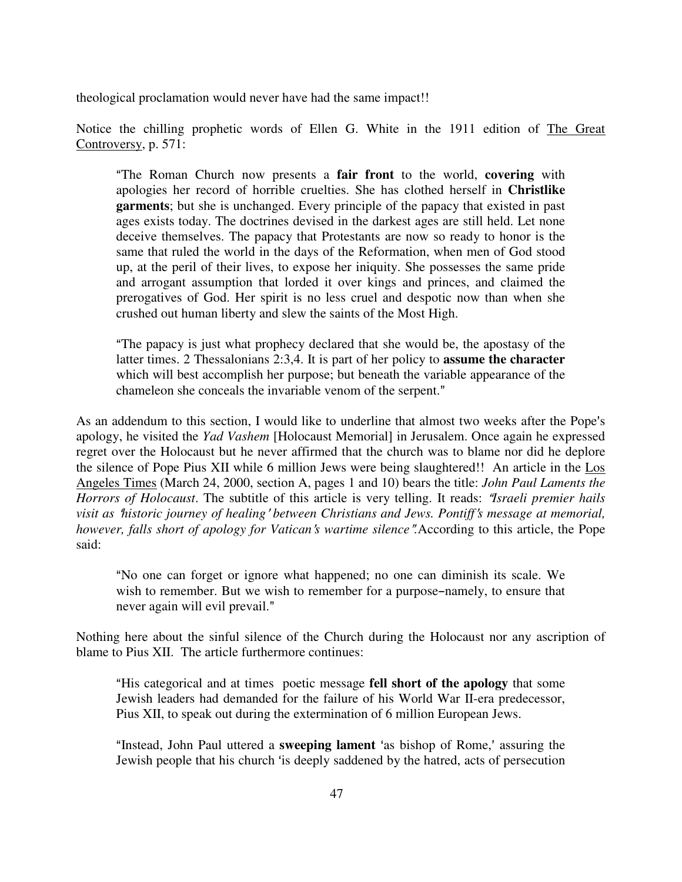theological proclamation would never have had the same impact!!

Notice the chilling prophetic words of Ellen G. White in the 1911 edition of The Great Controversy, p. 571:

> "The Roman Church now presents a **fair front** to the world, **covering** with apologies her record of horrible cruelties. She has clothed herself in **Christlike garments**; but she is unchanged. Every principle of the papacy that existed in past ages exists today. The doctrines devised in the darkest ages are still held. Let none deceive themselves. The papacy that Protestants are now so ready to honor is the same that ruled the world in the days of the Reformation, when men of God stood up, at the peril of their lives, to expose her iniquity. She possesses the same pride and arrogant assumption that lorded it over kings and princes, and claimed the prerogatives of God. Her spirit is no less cruel and despotic now than when she crushed out human liberty and slew the saints of the Most High.
>
> "The papacy is just what prophecy declared that she would be, the apostasy of the latter times. 2 Thessalonians 2:3,4. It is part of her policy to **assume the character** which will best accomplish her purpose; but beneath the variable appearance of the chameleon she conceals the invariable venom of the serpent."

As an addendum to this section, I would like to underline that almost two weeks after the Pope's apology, he visited the *Yad Vashem* [Holocaust Memorial] in Jerusalem. Once again he expressed regret over the Holocaust but he never affirmed that the church was to blame nor did he deplore the silence of Pope Pius XII while 6 million Jews were being slaughtered!! An article in the Los Angeles Times (March 24, 2000, section A, pages 1 and 10) bears the title: *John Paul Laments the Horrors of Holocaust*. The subtitle of this article is very telling. It reads: *"Israeli premier hails visit as 'historic journey of healing' between Christians and Jews. Pontiff's message at memorial, however, falls short of apology for Vatican's wartime silence".* According to this article, the Pope said:

> "No one can forget or ignore what happened; no one can diminish its scale. We wish to remember. But we wish to remember for a purpose–namely, to ensure that never again will evil prevail."

Nothing here about the sinful silence of the Church during the Holocaust nor any ascription of blame to Pius XII. The article furthermore continues:

> "His categorical and at times poetic message **fell short of the apology** that some Jewish leaders had demanded for the failure of his World War II-era predecessor, Pius XII, to speak out during the extermination of 6 million European Jews.
>
> "Instead, John Paul uttered a **sweeping lament** 'as bishop of Rome,' assuring the Jewish people that his church 'is deeply saddened by the hatred, acts of persecution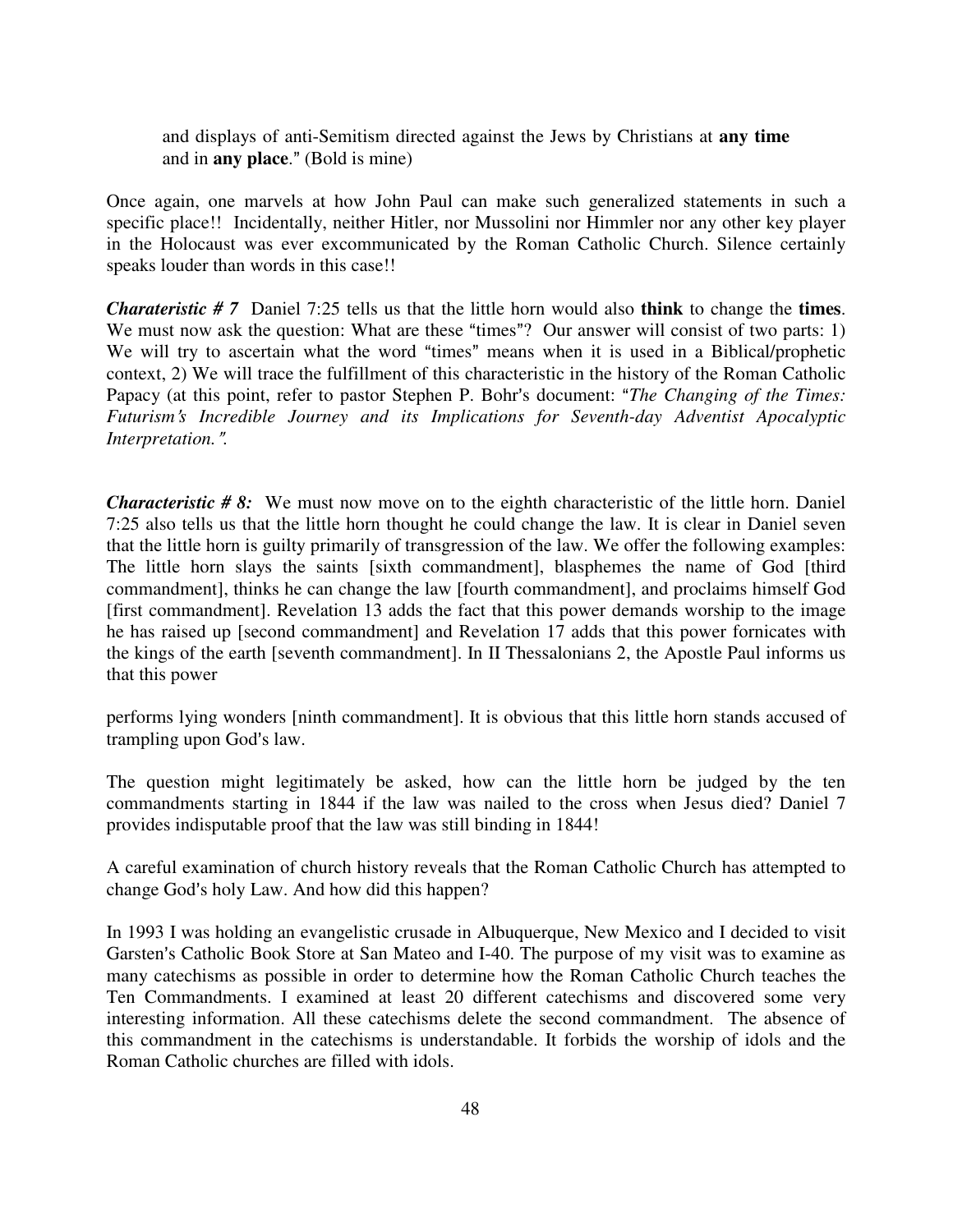and displays of anti-Semitism directed against the Jews by Christians at **any time** and in **any place**." (Bold is mine)

Once again, one marvels at how John Paul can make such generalized statements in such a specific place!! Incidentally, neither Hitler, nor Mussolini nor Himmler nor any other key player in the Holocaust was ever excommunicated by the Roman Catholic Church. Silence certainly speaks louder than words in this case!!

***Charateristic # 7*** Daniel 7:25 tells us that the little horn would also **think** to change the **times**. We must now ask the question: What are these "times"? Our answer will consist of two parts: 1) We will try to ascertain what the word "times" means when it is used in a Biblical/prophetic context, 2) We will trace the fulfillment of this characteristic in the history of the Roman Catholic Papacy (at this point, refer to pastor Stephen P. Bohr's document: "*The Changing of the Times: Futurism's Incredible Journey and its Implications for Seventh-day Adventist Apocalyptic Interpretation.*".

***Characteristic # 8:*** We must now move on to the eighth characteristic of the little horn. Daniel 7:25 also tells us that the little horn thought he could change the law. It is clear in Daniel seven that the little horn is guilty primarily of transgression of the law. We offer the following examples: The little horn slays the saints [sixth commandment], blasphemes the name of God [third commandment], thinks he can change the law [fourth commandment], and proclaims himself God [first commandment]. Revelation 13 adds the fact that this power demands worship to the image he has raised up [second commandment] and Revelation 17 adds that this power fornicates with the kings of the earth [seventh commandment]. In II Thessalonians 2, the Apostle Paul informs us that this power

performs lying wonders [ninth commandment]. It is obvious that this little horn stands accused of trampling upon God's law.

The question might legitimately be asked, how can the little horn be judged by the ten commandments starting in 1844 if the law was nailed to the cross when Jesus died? Daniel 7 provides indisputable proof that the law was still binding in 1844!

A careful examination of church history reveals that the Roman Catholic Church has attempted to change God's holy Law. And how did this happen?

In 1993 I was holding an evangelistic crusade in Albuquerque, New Mexico and I decided to visit Garsten's Catholic Book Store at San Mateo and I-40. The purpose of my visit was to examine as many catechisms as possible in order to determine how the Roman Catholic Church teaches the Ten Commandments. I examined at least 20 different catechisms and discovered some very interesting information. All these catechisms delete the second commandment. The absence of this commandment in the catechisms is understandable. It forbids the worship of idols and the Roman Catholic churches are filled with idols.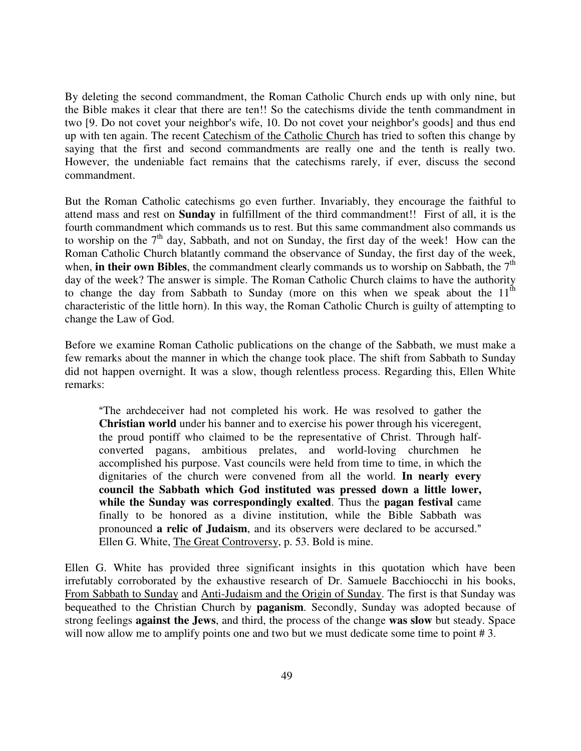By deleting the second commandment, the Roman Catholic Church ends up with only nine, but the Bible makes it clear that there are ten!! So the catechisms divide the tenth commandment in two [9. Do not covet your neighbor's wife, 10. Do not covet your neighbor's goods] and thus end up with ten again. The recent Catechism of the Catholic Church has tried to soften this change by saying that the first and second commandments are really one and the tenth is really two. However, the undeniable fact remains that the catechisms rarely, if ever, discuss the second commandment.

But the Roman Catholic catechisms go even further. Invariably, they encourage the faithful to attend mass and rest on **Sunday** in fulfillment of the third commandment!! First of all, it is the fourth commandment which commands us to rest. But this same commandment also commands us to worship on the 7th day, Sabbath, and not on Sunday, the first day of the week! How can the Roman Catholic Church blatantly command the observance of Sunday, the first day of the week, when, **in their own Bibles**, the commandment clearly commands us to worship on Sabbath, the 7th day of the week? The answer is simple. The Roman Catholic Church claims to have the authority to change the day from Sabbath to Sunday (more on this when we speak about the 11th characteristic of the little horn). In this way, the Roman Catholic Church is guilty of attempting to change the Law of God.

Before we examine Roman Catholic publications on the change of the Sabbath, we must make a few remarks about the manner in which the change took place. The shift from Sabbath to Sunday did not happen overnight. It was a slow, though relentless process. Regarding this, Ellen White remarks:

> "The archdeceiver had not completed his work. He was resolved to gather the **Christian world** under his banner and to exercise his power through his viceregent, the proud pontiff who claimed to be the representative of Christ. Through half-converted pagans, ambitious prelates, and world-loving churchmen he accomplished his purpose. Vast councils were held from time to time, in which the dignitaries of the church were convened from all the world. **In nearly every council the Sabbath which God instituted was pressed down a little lower, while the Sunday was correspondingly exalted**. Thus the **pagan festival** came finally to be honored as a divine institution, while the Bible Sabbath was pronounced **a relic of Judaism**, and its observers were declared to be accursed." Ellen G. White, The Great Controversy, p. 53. Bold is mine.

Ellen G. White has provided three significant insights in this quotation which have been irrefutably corroborated by the exhaustive research of Dr. Samuele Bacchiocchi in his books, From Sabbath to Sunday and Anti-Judaism and the Origin of Sunday. The first is that Sunday was bequeathed to the Christian Church by **paganism**. Secondly, Sunday was adopted because of strong feelings **against the Jews**, and third, the process of the change **was slow** but steady. Space will now allow me to amplify points one and two but we must dedicate some time to point # 3.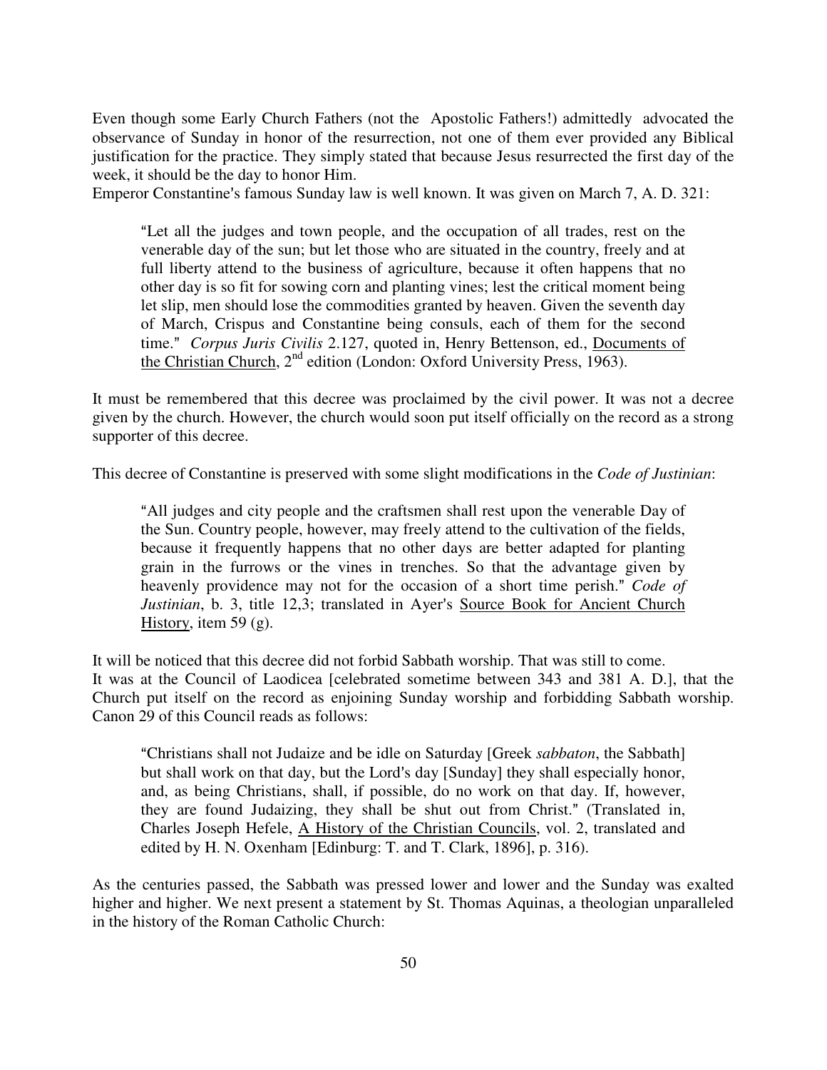Even though some Early Church Fathers (not the Apostolic Fathers!) admittedly advocated the observance of Sunday in honor of the resurrection, not one of them ever provided any Biblical justification for the practice. They simply stated that because Jesus resurrected the first day of the week, it should be the day to honor Him.

Emperor Constantine's famous Sunday law is well known. It was given on March 7, A. D. 321:

> "Let all the judges and town people, and the occupation of all trades, rest on the venerable day of the sun; but let those who are situated in the country, freely and at full liberty attend to the business of agriculture, because it often happens that no other day is so fit for sowing corn and planting vines; lest the critical moment being let slip, men should lose the commodities granted by heaven. Given the seventh day of March, Crispus and Constantine being consuls, each of them for the second time." *Corpus Juris Civilis* 2.127, quoted in, Henry Bettenson, ed., Documents of the Christian Church, 2nd edition (London: Oxford University Press, 1963).

It must be remembered that this decree was proclaimed by the civil power. It was not a decree given by the church. However, the church would soon put itself officially on the record as a strong supporter of this decree.

This decree of Constantine is preserved with some slight modifications in the *Code of Justinian*:

> "All judges and city people and the craftsmen shall rest upon the venerable Day of the Sun. Country people, however, may freely attend to the cultivation of the fields, because it frequently happens that no other days are better adapted for planting grain in the furrows or the vines in trenches. So that the advantage given by heavenly providence may not for the occasion of a short time perish." *Code of Justinian*, b. 3, title 12,3; translated in Ayer's Source Book for Ancient Church History, item 59 (g).

It will be noticed that this decree did not forbid Sabbath worship. That was still to come.

It was at the Council of Laodicea [celebrated sometime between 343 and 381 A. D.], that the Church put itself on the record as enjoining Sunday worship and forbidding Sabbath worship. Canon 29 of this Council reads as follows:

> "Christians shall not Judaize and be idle on Saturday [Greek *sabbaton*, the Sabbath] but shall work on that day, but the Lord's day [Sunday] they shall especially honor, and, as being Christians, shall, if possible, do no work on that day. If, however, they are found Judaizing, they shall be shut out from Christ." (Translated in, Charles Joseph Hefele, A History of the Christian Councils, vol. 2, translated and edited by H. N. Oxenham [Edinburg: T. and T. Clark, 1896], p. 316).

As the centuries passed, the Sabbath was pressed lower and lower and the Sunday was exalted higher and higher. We next present a statement by St. Thomas Aquinas, a theologian unparalleled in the history of the Roman Catholic Church: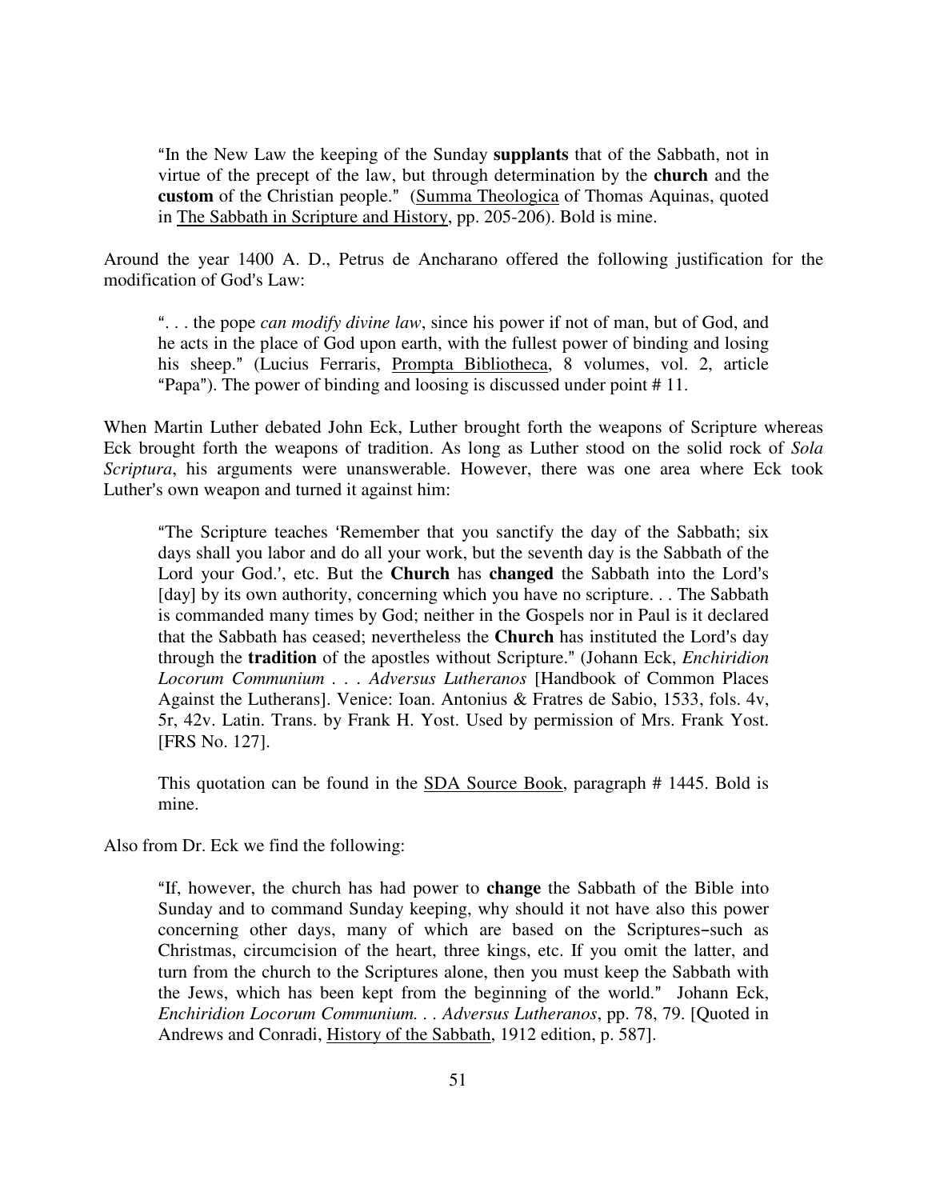> "In the New Law the keeping of the Sunday **supplants** that of the Sabbath, not in virtue of the precept of the law, but through determination by the **church** and the **custom** of the Christian people." (Summa Theologica of Thomas Aquinas, quoted in The Sabbath in Scripture and History, pp. 205-206). Bold is mine.

Around the year 1400 A. D., Petrus de Ancharano offered the following justification for the modification of God's Law:

> ". . . the pope *can modify divine law*, since his power if not of man, but of God, and he acts in the place of God upon earth, with the fullest power of binding and losing his sheep." (Lucius Ferraris, Prompta Bibliotheca, 8 volumes, vol. 2, article "Papa"). The power of binding and loosing is discussed under point # 11.

When Martin Luther debated John Eck, Luther brought forth the weapons of Scripture whereas Eck brought forth the weapons of tradition. As long as Luther stood on the solid rock of *Sola Scriptura*, his arguments were unanswerable. However, there was one area where Eck took Luther's own weapon and turned it against him:

> "The Scripture teaches 'Remember that you sanctify the day of the Sabbath; six days shall you labor and do all your work, but the seventh day is the Sabbath of the Lord your God.', etc. But the **Church** has **changed** the Sabbath into the Lord's [day] by its own authority, concerning which you have no scripture. . . The Sabbath is commanded many times by God; neither in the Gospels nor in Paul is it declared that the Sabbath has ceased; nevertheless the **Church** has instituted the Lord's day through the **tradition** of the apostles without Scripture." (Johann Eck, *Enchiridion Locorum Communium . . . Adversus Lutheranos* [Handbook of Common Places Against the Lutherans]. Venice: Ioan. Antonius & Fratres de Sabio, 1533, fols. 4v, 5r, 42v. Latin. Trans. by Frank H. Yost. Used by permission of Mrs. Frank Yost. [FRS No. 127].
>
> This quotation can be found in the SDA Source Book, paragraph # 1445. Bold is mine.

Also from Dr. Eck we find the following:

> "If, however, the church has had power to **change** the Sabbath of the Bible into Sunday and to command Sunday keeping, why should it not have also this power concerning other days, many of which are based on the Scriptures–such as Christmas, circumcision of the heart, three kings, etc. If you omit the latter, and turn from the church to the Scriptures alone, then you must keep the Sabbath with the Jews, which has been kept from the beginning of the world." Johann Eck, *Enchiridion Locorum Communium. . . Adversus Lutheranos*, pp. 78, 79. [Quoted in Andrews and Conradi, History of the Sabbath, 1912 edition, p. 587].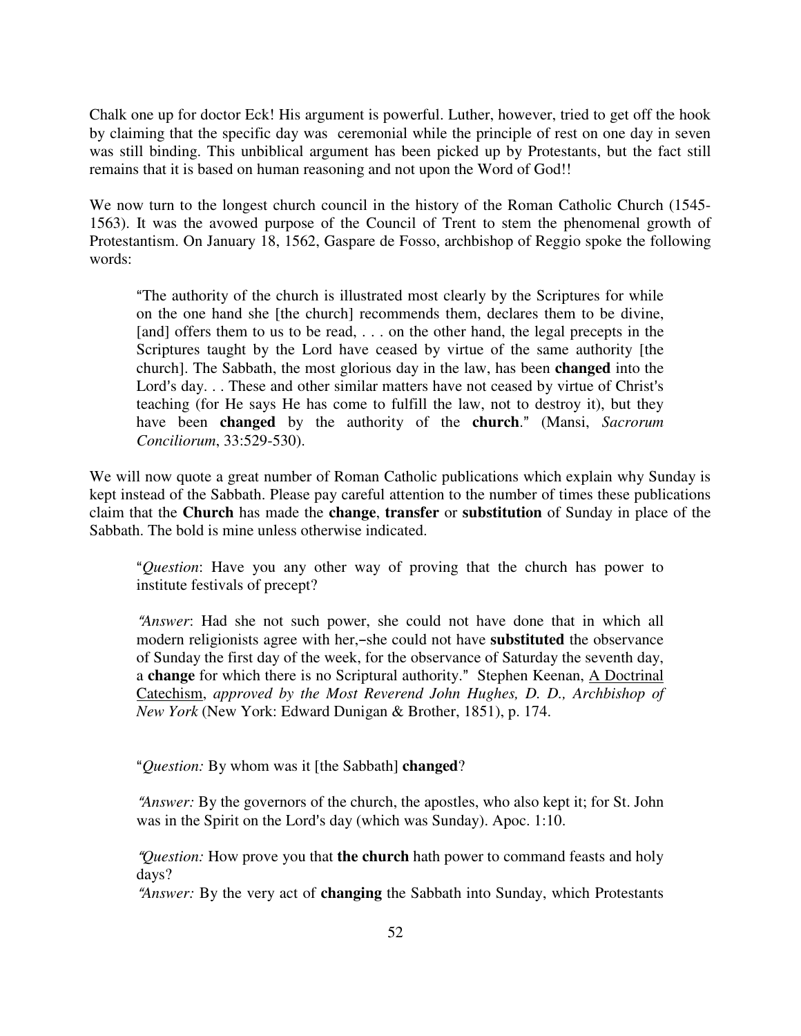Chalk one up for doctor Eck! His argument is powerful. Luther, however, tried to get off the hook by claiming that the specific day was ceremonial while the principle of rest on one day in seven was still binding. This unbiblical argument has been picked up by Protestants, but the fact still remains that it is based on human reasoning and not upon the Word of God!!

We now turn to the longest church council in the history of the Roman Catholic Church (1545-1563). It was the avowed purpose of the Council of Trent to stem the phenomenal growth of Protestantism. On January 18, 1562, Gaspare de Fosso, archbishop of Reggio spoke the following words:

> "The authority of the church is illustrated most clearly by the Scriptures for while on the one hand she [the church] recommends them, declares them to be divine, [and] offers them to us to be read, . . . on the other hand, the legal precepts in the Scriptures taught by the Lord have ceased by virtue of the same authority [the church]. The Sabbath, the most glorious day in the law, has been **changed** into the Lord's day. . . These and other similar matters have not ceased by virtue of Christ's teaching (for He says He has come to fulfill the law, not to destroy it), but they have been **changed** by the authority of the **church**." (Mansi, *Sacrorum Conciliorum*, 33:529-530).

We will now quote a great number of Roman Catholic publications which explain why Sunday is kept instead of the Sabbath. Please pay careful attention to the number of times these publications claim that the **Church** has made the **change**, **transfer** or **substitution** of Sunday in place of the Sabbath. The bold is mine unless otherwise indicated.

> "*Question*: Have you any other way of proving that the church has power to institute festivals of precept?
>
> "*Answer*: Had she not such power, she could not have done that in which all modern religionists agree with her,–she could not have **substituted** the observance of Sunday the first day of the week, for the observance of Saturday the seventh day, a **change** for which there is no Scriptural authority." Stephen Keenan, A Doctrinal Catechism, *approved by the Most Reverend John Hughes, D. D., Archbishop of New York* (New York: Edward Dunigan & Brother, 1851), p. 174.

> "*Question:* By whom was it [the Sabbath] **changed**?
>
> "*Answer:* By the governors of the church, the apostles, who also kept it; for St. John was in the Spirit on the Lord's day (which was Sunday). Apoc. 1:10.
>
> "*Question:* How prove you that **the church** hath power to command feasts and holy days?
>
> "*Answer:* By the very act of **changing** the Sabbath into Sunday, which Protestants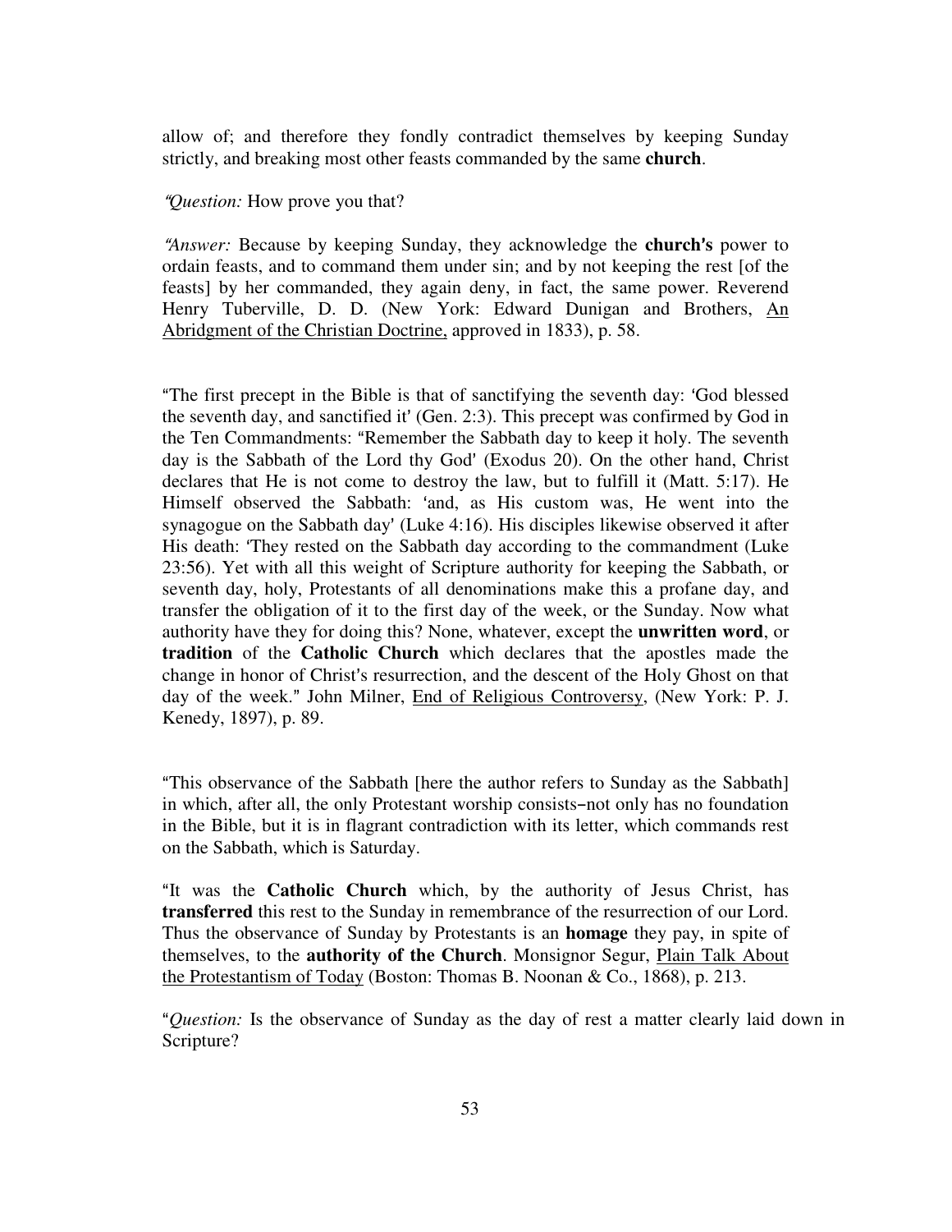allow of; and therefore they fondly contradict themselves by keeping Sunday strictly, and breaking most other feasts commanded by the same **church**.

"*Question:* How prove you that?

"*Answer:* Because by keeping Sunday, they acknowledge the **church's** power to ordain feasts, and to command them under sin; and by not keeping the rest [of the feasts] by her commanded, they again deny, in fact, the same power. Reverend Henry Tuberville, D. D. (New York: Edward Dunigan and Brothers, <u>An Abridgment of the Christian Doctrine,</u> approved in 1833), p. 58.

"The first precept in the Bible is that of sanctifying the seventh day: 'God blessed the seventh day, and sanctified it' (Gen. 2:3). This precept was confirmed by God in the Ten Commandments: "Remember the Sabbath day to keep it holy. The seventh day is the Sabbath of the Lord thy God' (Exodus 20). On the other hand, Christ declares that He is not come to destroy the law, but to fulfill it (Matt. 5:17). He Himself observed the Sabbath: 'and, as His custom was, He went into the synagogue on the Sabbath day' (Luke 4:16). His disciples likewise observed it after His death: 'They rested on the Sabbath day according to the commandment (Luke 23:56). Yet with all this weight of Scripture authority for keeping the Sabbath, or seventh day, holy, Protestants of all denominations make this a profane day, and transfer the obligation of it to the first day of the week, or the Sunday. Now what authority have they for doing this? None, whatever, except the **unwritten word**, or **tradition** of the **Catholic Church** which declares that the apostles made the change in honor of Christ's resurrection, and the descent of the Holy Ghost on that day of the week." John Milner, <u>End of Religious Controversy</u>, (New York: P. J. Kenedy, 1897), p. 89.

"This observance of the Sabbath [here the author refers to Sunday as the Sabbath] in which, after all, the only Protestant worship consists–not only has no foundation in the Bible, but it is in flagrant contradiction with its letter, which commands rest on the Sabbath, which is Saturday.

"It was the **Catholic Church** which, by the authority of Jesus Christ, has **transferred** this rest to the Sunday in remembrance of the resurrection of our Lord. Thus the observance of Sunday by Protestants is an **homage** they pay, in spite of themselves, to the **authority of the Church**. Monsignor Segur, <u>Plain Talk About the Protestantism of Today</u> (Boston: Thomas B. Noonan & Co., 1868), p. 213.

"*Question:* Is the observance of Sunday as the day of rest a matter clearly laid down in Scripture?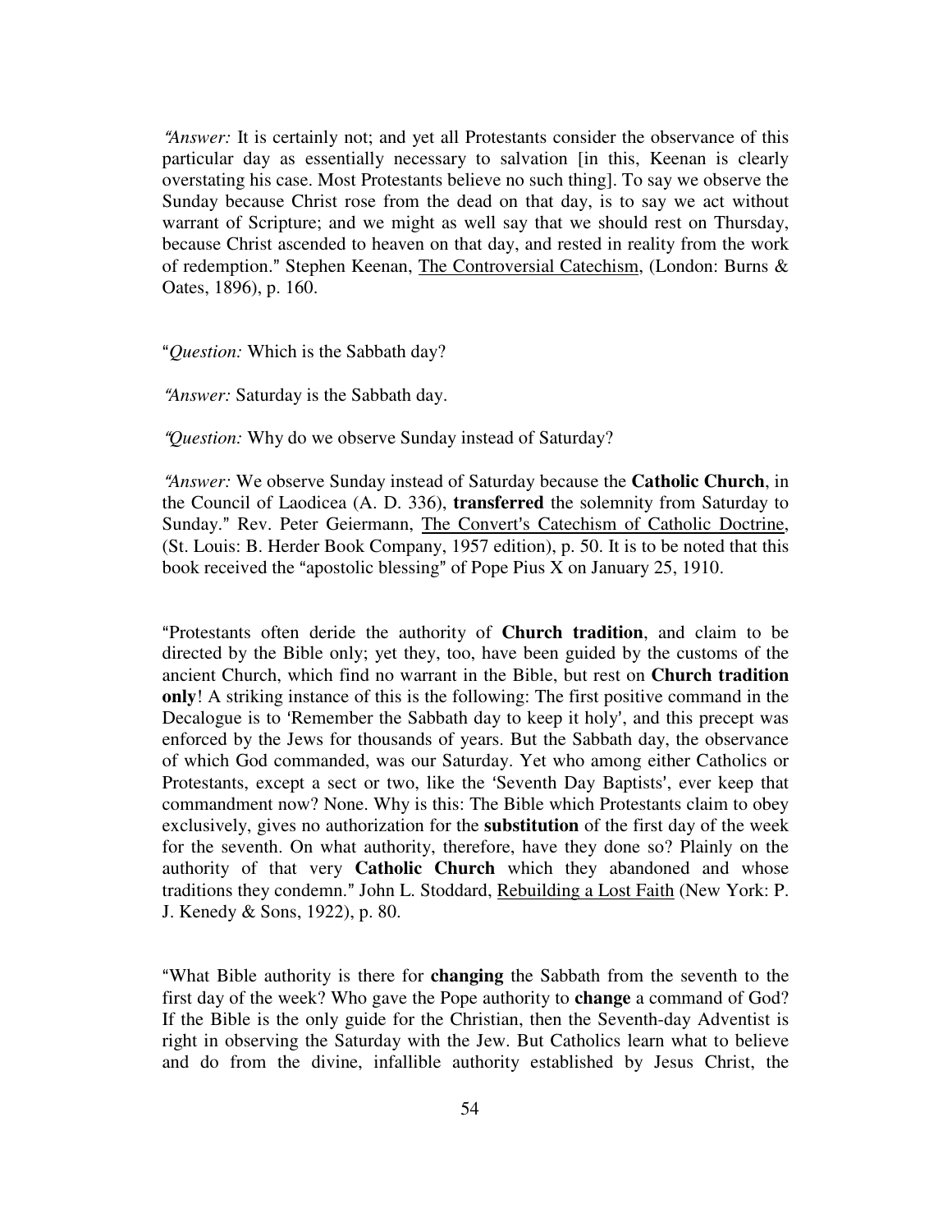"*Answer:* It is certainly not; and yet all Protestants consider the observance of this particular day as essentially necessary to salvation [in this, Keenan is clearly overstating his case. Most Protestants believe no such thing]. To say we observe the Sunday because Christ rose from the dead on that day, is to say we act without warrant of Scripture; and we might as well say that we should rest on Thursday, because Christ ascended to heaven on that day, and rested in reality from the work of redemption." Stephen Keenan, The Controversial Catechism, (London: Burns & Oates, 1896), p. 160.

"*Question:* Which is the Sabbath day?

"*Answer:* Saturday is the Sabbath day.

"*Question:* Why do we observe Sunday instead of Saturday?

"*Answer:* We observe Sunday instead of Saturday because the **Catholic Church**, in the Council of Laodicea (A. D. 336), **transferred** the solemnity from Saturday to Sunday." Rev. Peter Geiermann, The Convert's Catechism of Catholic Doctrine, (St. Louis: B. Herder Book Company, 1957 edition), p. 50. It is to be noted that this book received the "apostolic blessing" of Pope Pius X on January 25, 1910.

"Protestants often deride the authority of **Church tradition**, and claim to be directed by the Bible only; yet they, too, have been guided by the customs of the ancient Church, which find no warrant in the Bible, but rest on **Church tradition only**! A striking instance of this is the following: The first positive command in the Decalogue is to 'Remember the Sabbath day to keep it holy', and this precept was enforced by the Jews for thousands of years. But the Sabbath day, the observance of which God commanded, was our Saturday. Yet who among either Catholics or Protestants, except a sect or two, like the 'Seventh Day Baptists', ever keep that commandment now? None. Why is this: The Bible which Protestants claim to obey exclusively, gives no authorization for the **substitution** of the first day of the week for the seventh. On what authority, therefore, have they done so? Plainly on the authority of that very **Catholic Church** which they abandoned and whose traditions they condemn." John L. Stoddard, Rebuilding a Lost Faith (New York: P. J. Kenedy & Sons, 1922), p. 80.

"What Bible authority is there for **changing** the Sabbath from the seventh to the first day of the week? Who gave the Pope authority to **change** a command of God? If the Bible is the only guide for the Christian, then the Seventh-day Adventist is right in observing the Saturday with the Jew. But Catholics learn what to believe and do from the divine, infallible authority established by Jesus Christ, the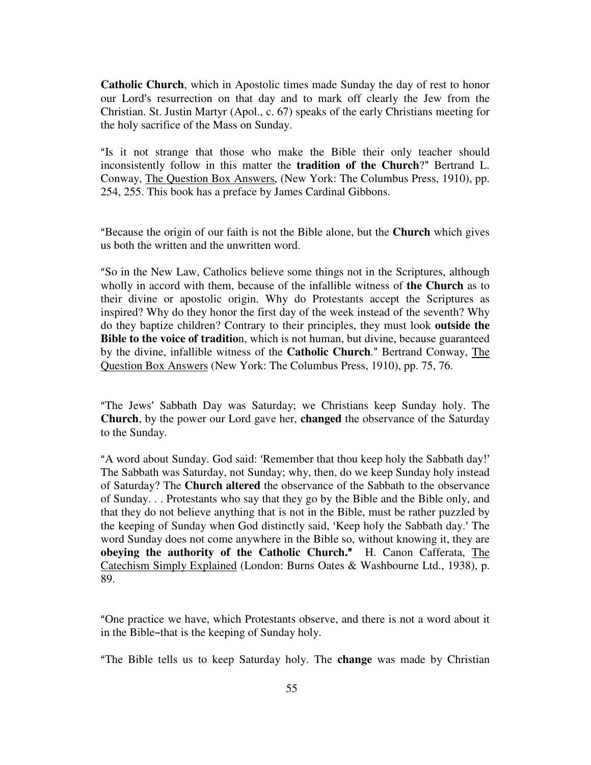**Catholic Church**, which in Apostolic times made Sunday the day of rest to honor our Lord's resurrection on that day and to mark off clearly the Jew from the Christian. St. Justin Martyr (Apol., c. 67) speaks of the early Christians meeting for the holy sacrifice of the Mass on Sunday.

"Is it not strange that those who make the Bible their only teacher should inconsistently follow in this matter the **tradition of the Church**?" Bertrand L. Conway, The Question Box Answers, (New York: The Columbus Press, 1910), pp. 254, 255. This book has a preface by James Cardinal Gibbons.

"Because the origin of our faith is not the Bible alone, but the **Church** which gives us both the written and the unwritten word.

"So in the New Law, Catholics believe some things not in the Scriptures, although wholly in accord with them, because of the infallible witness of **the Church** as to their divine or apostolic origin. Why do Protestants accept the Scriptures as inspired? Why do they honor the first day of the week instead of the seventh? Why do they baptize children? Contrary to their principles, they must look **outside the Bible to the voice of traditio**n, which is not human, but divine, because guaranteed by the divine, infallible witness of the **Catholic Church**." Bertrand Conway, The Question Box Answers (New York: The Columbus Press, 1910), pp. 75, 76.

"The Jews' Sabbath Day was Saturday; we Christians keep Sunday holy. The **Church**, by the power our Lord gave her, **changed** the observance of the Saturday to the Sunday.

"A word about Sunday. God said: 'Remember that thou keep holy the Sabbath day!' The Sabbath was Saturday, not Sunday; why, then, do we keep Sunday holy instead of Saturday? The **Church altered** the observance of the Sabbath to the observance of Sunday. . . Protestants who say that they go by the Bible and the Bible only, and that they do not believe anything that is not in the Bible, must be rather puzzled by the keeping of Sunday when God distinctly said, 'Keep holy the Sabbath day.' The word Sunday does not come anywhere in the Bible so, without knowing it, they are **obeying the authority of the Catholic Church."** H. Canon Cafferata, The Catechism Simply Explained (London: Burns Oates & Washbourne Ltd., 1938), p. 89.

"One practice we have, which Protestants observe, and there is not a word about it in the Bible–that is the keeping of Sunday holy.

"The Bible tells us to keep Saturday holy. The **change** was made by Christian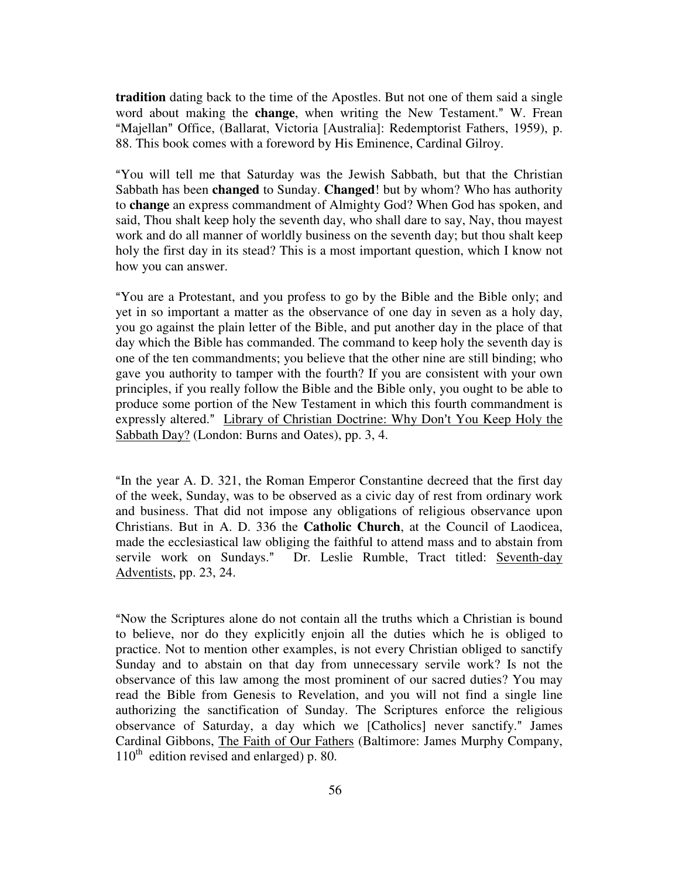**tradition** dating back to the time of the Apostles. But not one of them said a single word about making the **change**, when writing the New Testament." W. Frean "Majellan" Office, (Ballarat, Victoria [Australia]: Redemptorist Fathers, 1959), p. 88. This book comes with a foreword by His Eminence, Cardinal Gilroy.

"You will tell me that Saturday was the Jewish Sabbath, but that the Christian Sabbath has been **changed** to Sunday. **Changed**! but by whom? Who has authority to **change** an express commandment of Almighty God? When God has spoken, and said, Thou shalt keep holy the seventh day, who shall dare to say, Nay, thou mayest work and do all manner of worldly business on the seventh day; but thou shalt keep holy the first day in its stead? This is a most important question, which I know not how you can answer.

"You are a Protestant, and you profess to go by the Bible and the Bible only; and yet in so important a matter as the observance of one day in seven as a holy day, you go against the plain letter of the Bible, and put another day in the place of that day which the Bible has commanded. The command to keep holy the seventh day is one of the ten commandments; you believe that the other nine are still binding; who gave you authority to tamper with the fourth? If you are consistent with your own principles, if you really follow the Bible and the Bible only, you ought to be able to produce some portion of the New Testament in which this fourth commandment is expressly altered." Library of Christian Doctrine: Why Don't You Keep Holy the Sabbath Day? (London: Burns and Oates), pp. 3, 4.

"In the year A. D. 321, the Roman Emperor Constantine decreed that the first day of the week, Sunday, was to be observed as a civic day of rest from ordinary work and business. That did not impose any obligations of religious observance upon Christians. But in A. D. 336 the **Catholic Church**, at the Council of Laodicea, made the ecclesiastical law obliging the faithful to attend mass and to abstain from servile work on Sundays." Dr. Leslie Rumble, Tract titled: Seventh-day Adventists, pp. 23, 24.

"Now the Scriptures alone do not contain all the truths which a Christian is bound to believe, nor do they explicitly enjoin all the duties which he is obliged to practice. Not to mention other examples, is not every Christian obliged to sanctify Sunday and to abstain on that day from unnecessary servile work? Is not the observance of this law among the most prominent of our sacred duties? You may read the Bible from Genesis to Revelation, and you will not find a single line authorizing the sanctification of Sunday. The Scriptures enforce the religious observance of Saturday, a day which we [Catholics] never sanctify." James Cardinal Gibbons, The Faith of Our Fathers (Baltimore: James Murphy Company, 110th edition revised and enlarged) p. 80.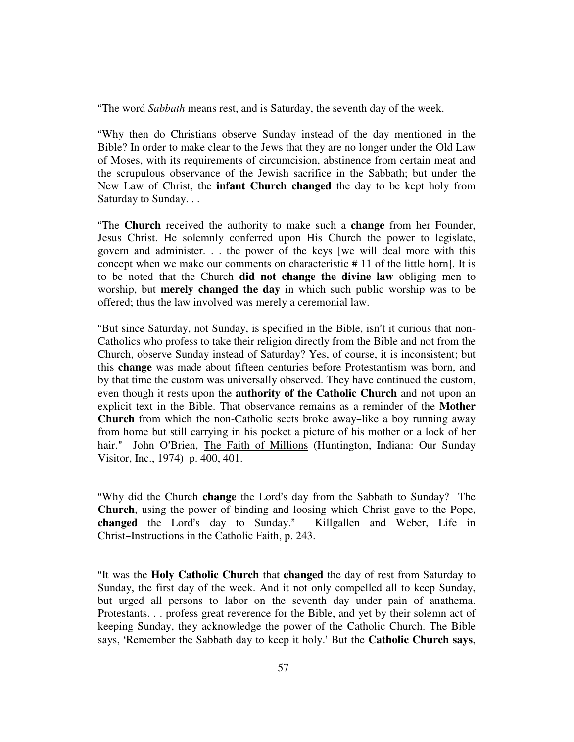"The word *Sabbath* means rest, and is Saturday, the seventh day of the week.

"Why then do Christians observe Sunday instead of the day mentioned in the Bible? In order to make clear to the Jews that they are no longer under the Old Law of Moses, with its requirements of circumcision, abstinence from certain meat and the scrupulous observance of the Jewish sacrifice in the Sabbath; but under the New Law of Christ, the **infant Church changed** the day to be kept holy from Saturday to Sunday. . .

"The **Church** received the authority to make such a **change** from her Founder, Jesus Christ. He solemnly conferred upon His Church the power to legislate, govern and administer. . . the power of the keys [we will deal more with this concept when we make our comments on characteristic # 11 of the little horn]. It is to be noted that the Church **did not change the divine law** obliging men to worship, but **merely changed the day** in which such public worship was to be offered; thus the law involved was merely a ceremonial law.

"But since Saturday, not Sunday, is specified in the Bible, isn't it curious that non-Catholics who profess to take their religion directly from the Bible and not from the Church, observe Sunday instead of Saturday? Yes, of course, it is inconsistent; but this **change** was made about fifteen centuries before Protestantism was born, and by that time the custom was universally observed. They have continued the custom, even though it rests upon the **authority of the Catholic Church** and not upon an explicit text in the Bible. That observance remains as a reminder of the **Mother Church** from which the non-Catholic sects broke away–like a boy running away from home but still carrying in his pocket a picture of his mother or a lock of her hair." John O'Brien, <u>The Faith of Millions</u> (Huntington, Indiana: Our Sunday Visitor, Inc., 1974) p. 400, 401.

"Why did the Church **change** the Lord's day from the Sabbath to Sunday? The **Church**, using the power of binding and loosing which Christ gave to the Pope, **changed** the Lord's day to Sunday." Killgallen and Weber, <u>Life in Christ–Instructions in the Catholic Faith</u>, p. 243.

"It was the **Holy Catholic Church** that **changed** the day of rest from Saturday to Sunday, the first day of the week. And it not only compelled all to keep Sunday, but urged all persons to labor on the seventh day under pain of anathema. Protestants. . . profess great reverence for the Bible, and yet by their solemn act of keeping Sunday, they acknowledge the power of the Catholic Church. The Bible says, 'Remember the Sabbath day to keep it holy.' But the **Catholic Church says**,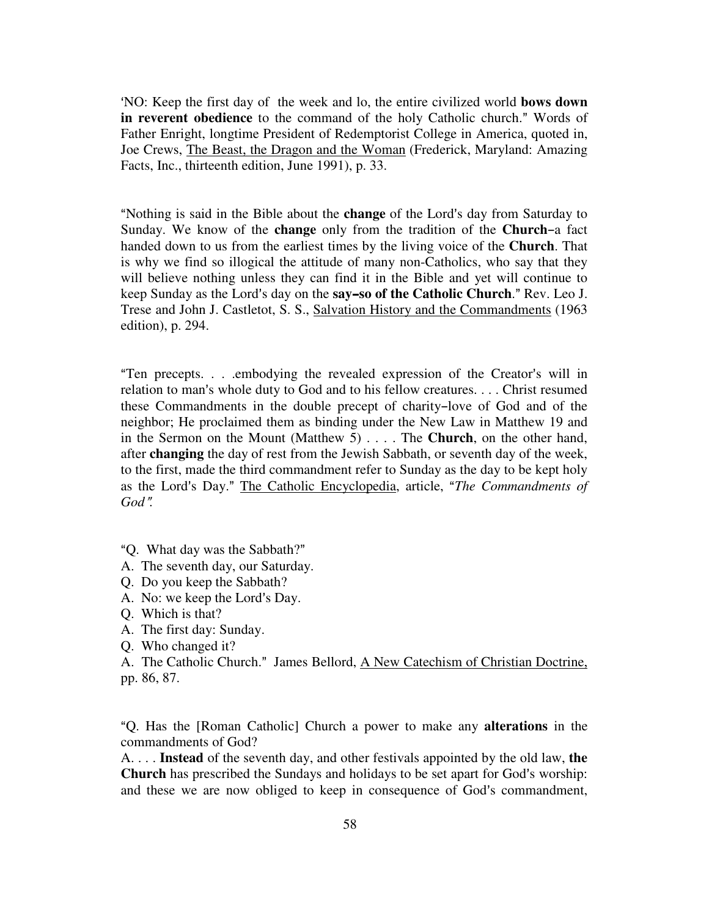'NO: Keep the first day of the week and lo, the entire civilized world **bows down in reverent obedience** to the command of the holy Catholic church." Words of Father Enright, longtime President of Redemptorist College in America, quoted in, Joe Crews, <u>The Beast, the Dragon and the Woman</u> (Frederick, Maryland: Amazing Facts, Inc., thirteenth edition, June 1991), p. 33.

"Nothing is said in the Bible about the **change** of the Lord's day from Saturday to Sunday. We know of the **change** only from the tradition of the **Church**–a fact handed down to us from the earliest times by the living voice of the **Church**. That is why we find so illogical the attitude of many non-Catholics, who say that they will believe nothing unless they can find it in the Bible and yet will continue to keep Sunday as the Lord's day on the **say–so of the Catholic Church**." Rev. Leo J. Trese and John J. Castletot, S. S., <u>Salvation History and the Commandments</u> (1963 edition), p. 294.

"Ten precepts. . . .embodying the revealed expression of the Creator's will in relation to man's whole duty to God and to his fellow creatures. . . . Christ resumed these Commandments in the double precept of charity–love of God and of the neighbor; He proclaimed them as binding under the New Law in Matthew 19 and in the Sermon on the Mount (Matthew 5) . . . . The **Church**, on the other hand, after **changing** the day of rest from the Jewish Sabbath, or seventh day of the week, to the first, made the third commandment refer to Sunday as the day to be kept holy as the Lord's Day." <u>The Catholic Encyclopedia</u>, article, "*The Commandments of God*".

"Q. What day was the Sabbath?"
A. The seventh day, our Saturday.
Q. Do you keep the Sabbath?
A. No: we keep the Lord's Day.
Q. Which is that?
A. The first day: Sunday.
Q. Who changed it?
A. The Catholic Church." James Bellord, <u>A New Catechism of Christian Doctrine,</u> pp. 86, 87.

"Q. Has the [Roman Catholic] Church a power to make any **alterations** in the commandments of God?
A. . . . **Instead** of the seventh day, and other festivals appointed by the old law, **the Church** has prescribed the Sundays and holidays to be set apart for God's worship: and these we are now obliged to keep in consequence of God's commandment,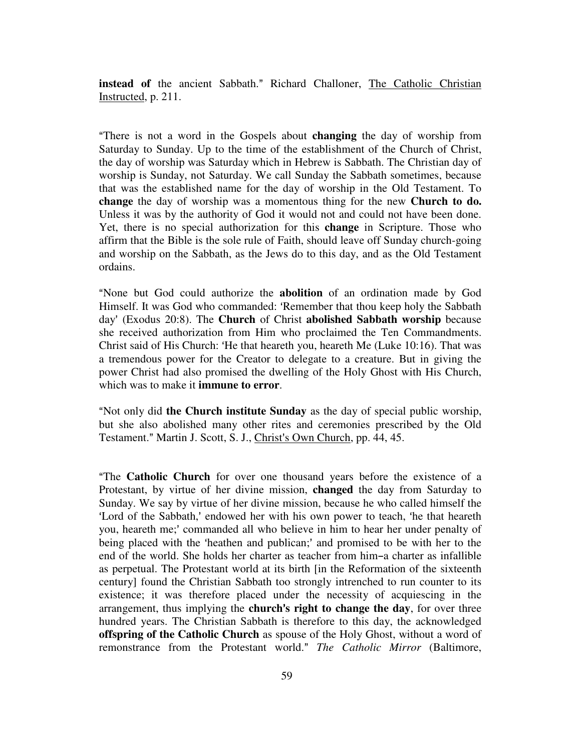**instead of** the ancient Sabbath." Richard Challoner, The Catholic Christian Instructed, p. 211.

"There is not a word in the Gospels about **changing** the day of worship from Saturday to Sunday. Up to the time of the establishment of the Church of Christ, the day of worship was Saturday which in Hebrew is Sabbath. The Christian day of worship is Sunday, not Saturday. We call Sunday the Sabbath sometimes, because that was the established name for the day of worship in the Old Testament. To **change** the day of worship was a momentous thing for the new **Church to do.** Unless it was by the authority of God it would not and could not have been done. Yet, there is no special authorization for this **change** in Scripture. Those who affirm that the Bible is the sole rule of Faith, should leave off Sunday church-going and worship on the Sabbath, as the Jews do to this day, and as the Old Testament ordains.

"None but God could authorize the **abolition** of an ordination made by God Himself. It was God who commanded: 'Remember that thou keep holy the Sabbath day' (Exodus 20:8). The **Church** of Christ **abolished Sabbath worship** because she received authorization from Him who proclaimed the Ten Commandments. Christ said of His Church: 'He that heareth you, heareth Me (Luke 10:16). That was a tremendous power for the Creator to delegate to a creature. But in giving the power Christ had also promised the dwelling of the Holy Ghost with His Church, which was to make it **immune to error**.

"Not only did **the Church institute Sunday** as the day of special public worship, but she also abolished many other rites and ceremonies prescribed by the Old Testament." Martin J. Scott, S. J., Christ's Own Church, pp. 44, 45.

"The **Catholic Church** for over one thousand years before the existence of a Protestant, by virtue of her divine mission, **changed** the day from Saturday to Sunday. We say by virtue of her divine mission, because he who called himself the 'Lord of the Sabbath,' endowed her with his own power to teach, 'he that heareth you, heareth me;' commanded all who believe in him to hear her under penalty of being placed with the 'heathen and publican;' and promised to be with her to the end of the world. She holds her charter as teacher from him–a charter as infallible as perpetual. The Protestant world at its birth [in the Reformation of the sixteenth century] found the Christian Sabbath too strongly intrenched to run counter to its existence; it was therefore placed under the necessity of acquiescing in the arrangement, thus implying the **church's right to change the day**, for over three hundred years. The Christian Sabbath is therefore to this day, the acknowledged **offspring of the Catholic Church** as spouse of the Holy Ghost, without a word of remonstrance from the Protestant world." *The Catholic Mirror* (Baltimore,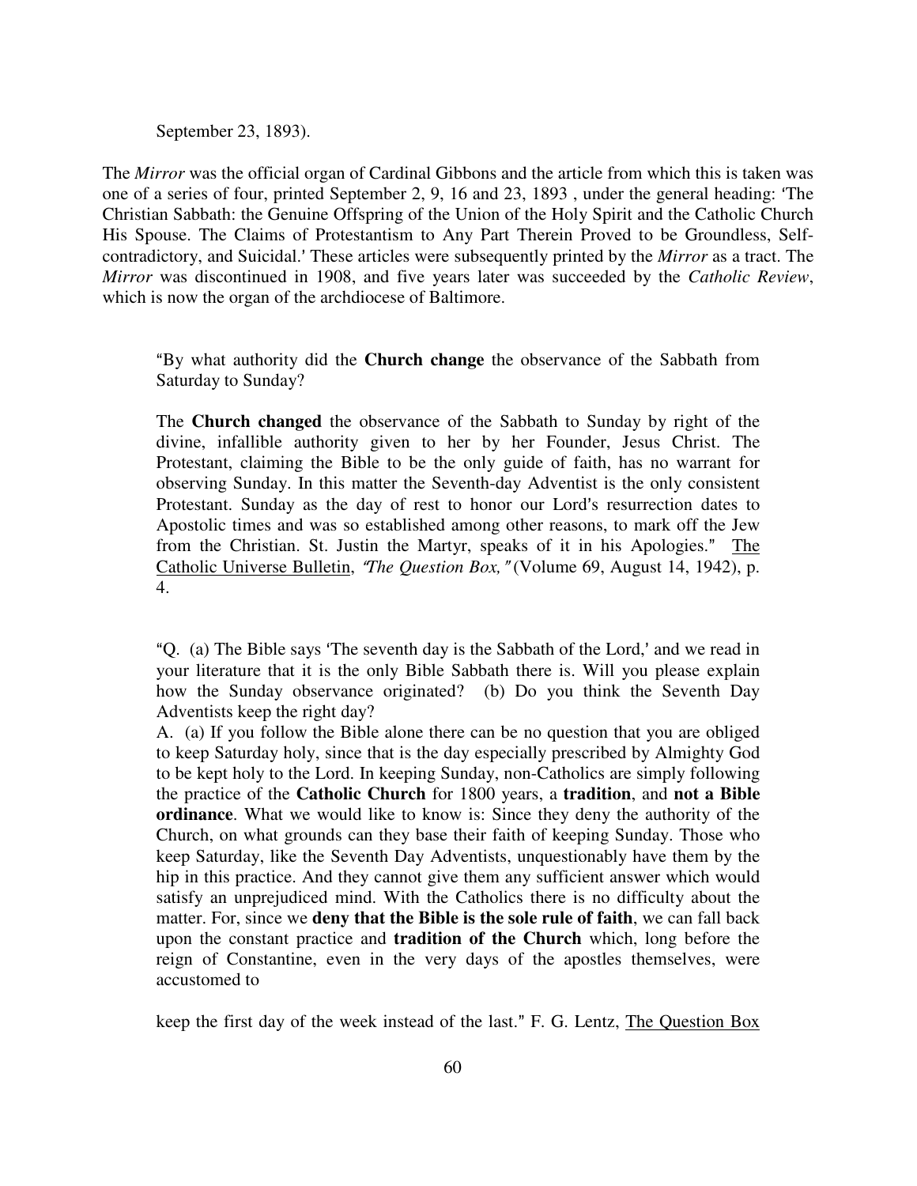September 23, 1893).

The *Mirror* was the official organ of Cardinal Gibbons and the article from which this is taken was one of a series of four, printed September 2, 9, 16 and 23, 1893 , under the general heading: 'The Christian Sabbath: the Genuine Offspring of the Union of the Holy Spirit and the Catholic Church His Spouse. The Claims of Protestantism to Any Part Therein Proved to be Groundless, Self-contradictory, and Suicidal.' These articles were subsequently printed by the *Mirror* as a tract. The *Mirror* was discontinued in 1908, and five years later was succeeded by the *Catholic Review*, which is now the organ of the archdiocese of Baltimore.

> "By what authority did the **Church change** the observance of the Sabbath from Saturday to Sunday?
>
> The **Church changed** the observance of the Sabbath to Sunday by right of the divine, infallible authority given to her by her Founder, Jesus Christ. The Protestant, claiming the Bible to be the only guide of faith, has no warrant for observing Sunday. In this matter the Seventh-day Adventist is the only consistent Protestant. Sunday as the day of rest to honor our Lord's resurrection dates to Apostolic times and was so established among other reasons, to mark off the Jew from the Christian. St. Justin the Martyr, speaks of it in his Apologies." The Catholic Universe Bulletin, *"The Question Box,"* (Volume 69, August 14, 1942), p. 4.

> "Q. (a) The Bible says 'The seventh day is the Sabbath of the Lord,' and we read in your literature that it is the only Bible Sabbath there is. Will you please explain how the Sunday observance originated? (b) Do you think the Seventh Day Adventists keep the right day?
>
> A. (a) If you follow the Bible alone there can be no question that you are obliged to keep Saturday holy, since that is the day especially prescribed by Almighty God to be kept holy to the Lord. In keeping Sunday, non-Catholics are simply following the practice of the **Catholic Church** for 1800 years, a **tradition**, and **not a Bible ordinance**. What we would like to know is: Since they deny the authority of the Church, on what grounds can they base their faith of keeping Sunday. Those who keep Saturday, like the Seventh Day Adventists, unquestionably have them by the hip in this practice. And they cannot give them any sufficient answer which would satisfy an unprejudiced mind. With the Catholics there is no difficulty about the matter. For, since we **deny that the Bible is the sole rule of faith**, we can fall back upon the constant practice and **tradition of the Church** which, long before the reign of Constantine, even in the very days of the apostles themselves, were accustomed to
>
> keep the first day of the week instead of the last." F. G. Lentz, The Question Box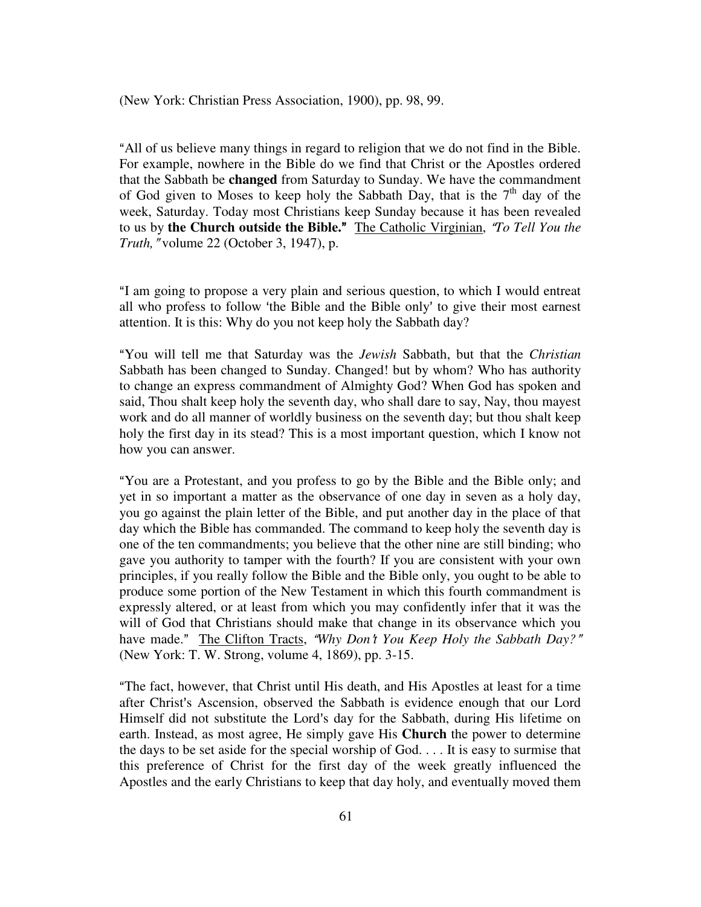(New York: Christian Press Association, 1900), pp. 98, 99.

"All of us believe many things in regard to religion that we do not find in the Bible. For example, nowhere in the Bible do we find that Christ or the Apostles ordered that the Sabbath be **changed** from Saturday to Sunday. We have the commandment of God given to Moses to keep holy the Sabbath Day, that is the 7th day of the week, Saturday. Today most Christians keep Sunday because it has been revealed to us by **the Church outside the Bible."** The Catholic Virginian, *"To Tell You the Truth,"* volume 22 (October 3, 1947), p.

"I am going to propose a very plain and serious question, to which I would entreat all who profess to follow 'the Bible and the Bible only' to give their most earnest attention. It is this: Why do you not keep holy the Sabbath day?

"You will tell me that Saturday was the *Jewish* Sabbath, but that the *Christian* Sabbath has been changed to Sunday. Changed! but by whom? Who has authority to change an express commandment of Almighty God? When God has spoken and said, Thou shalt keep holy the seventh day, who shall dare to say, Nay, thou mayest work and do all manner of worldly business on the seventh day; but thou shalt keep holy the first day in its stead? This is a most important question, which I know not how you can answer.

"You are a Protestant, and you profess to go by the Bible and the Bible only; and yet in so important a matter as the observance of one day in seven as a holy day, you go against the plain letter of the Bible, and put another day in the place of that day which the Bible has commanded. The command to keep holy the seventh day is one of the ten commandments; you believe that the other nine are still binding; who gave you authority to tamper with the fourth? If you are consistent with your own principles, if you really follow the Bible and the Bible only, you ought to be able to produce some portion of the New Testament in which this fourth commandment is expressly altered, or at least from which you may confidently infer that it was the will of God that Christians should make that change in its observance which you have made." The Clifton Tracts, *"Why Don't You Keep Holy the Sabbath Day?"* (New York: T. W. Strong, volume 4, 1869), pp. 3-15.

"The fact, however, that Christ until His death, and His Apostles at least for a time after Christ's Ascension, observed the Sabbath is evidence enough that our Lord Himself did not substitute the Lord's day for the Sabbath, during His lifetime on earth. Instead, as most agree, He simply gave His **Church** the power to determine the days to be set aside for the special worship of God. . . . It is easy to surmise that this preference of Christ for the first day of the week greatly influenced the Apostles and the early Christians to keep that day holy, and eventually moved them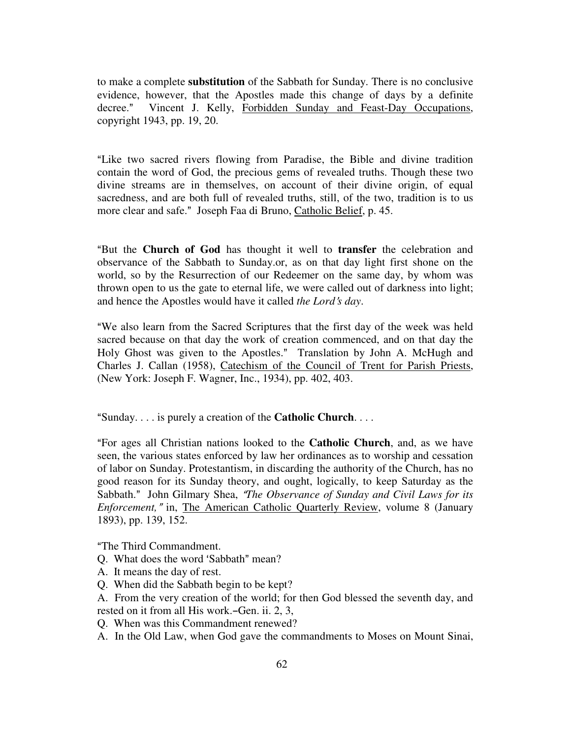to make a complete **substitution** of the Sabbath for Sunday. There is no conclusive evidence, however, that the Apostles made this change of days by a definite decree." Vincent J. Kelly, Forbidden Sunday and Feast-Day Occupations, copyright 1943, pp. 19, 20.

"Like two sacred rivers flowing from Paradise, the Bible and divine tradition contain the word of God, the precious gems of revealed truths. Though these two divine streams are in themselves, on account of their divine origin, of equal sacredness, and are both full of revealed truths, still, of the two, tradition is to us more clear and safe." Joseph Faa di Bruno, Catholic Belief, p. 45.

"But the **Church of God** has thought it well to **transfer** the celebration and observance of the Sabbath to Sunday.or, as on that day light first shone on the world, so by the Resurrection of our Redeemer on the same day, by whom was thrown open to us the gate to eternal life, we were called out of darkness into light; and hence the Apostles would have it called *the Lord's day*.

"We also learn from the Sacred Scriptures that the first day of the week was held sacred because on that day the work of creation commenced, and on that day the Holy Ghost was given to the Apostles." Translation by John A. McHugh and Charles J. Callan (1958), Catechism of the Council of Trent for Parish Priests, (New York: Joseph F. Wagner, Inc., 1934), pp. 402, 403.

"Sunday. . . . is purely a creation of the **Catholic Church**. . . .

"For ages all Christian nations looked to the **Catholic Church**, and, as we have seen, the various states enforced by law her ordinances as to worship and cessation of labor on Sunday. Protestantism, in discarding the authority of the Church, has no good reason for its Sunday theory, and ought, logically, to keep Saturday as the Sabbath." John Gilmary Shea, *"The Observance of Sunday and Civil Laws for its Enforcement,"* in, The American Catholic Quarterly Review, volume 8 (January 1893), pp. 139, 152.

"The Third Commandment.

Q. What does the word 'Sabbath" mean?

A. It means the day of rest.

Q. When did the Sabbath begin to be kept?

A. From the very creation of the world; for then God blessed the seventh day, and rested on it from all His work.–Gen. ii. 2, 3,

Q. When was this Commandment renewed?

A. In the Old Law, when God gave the commandments to Moses on Mount Sinai,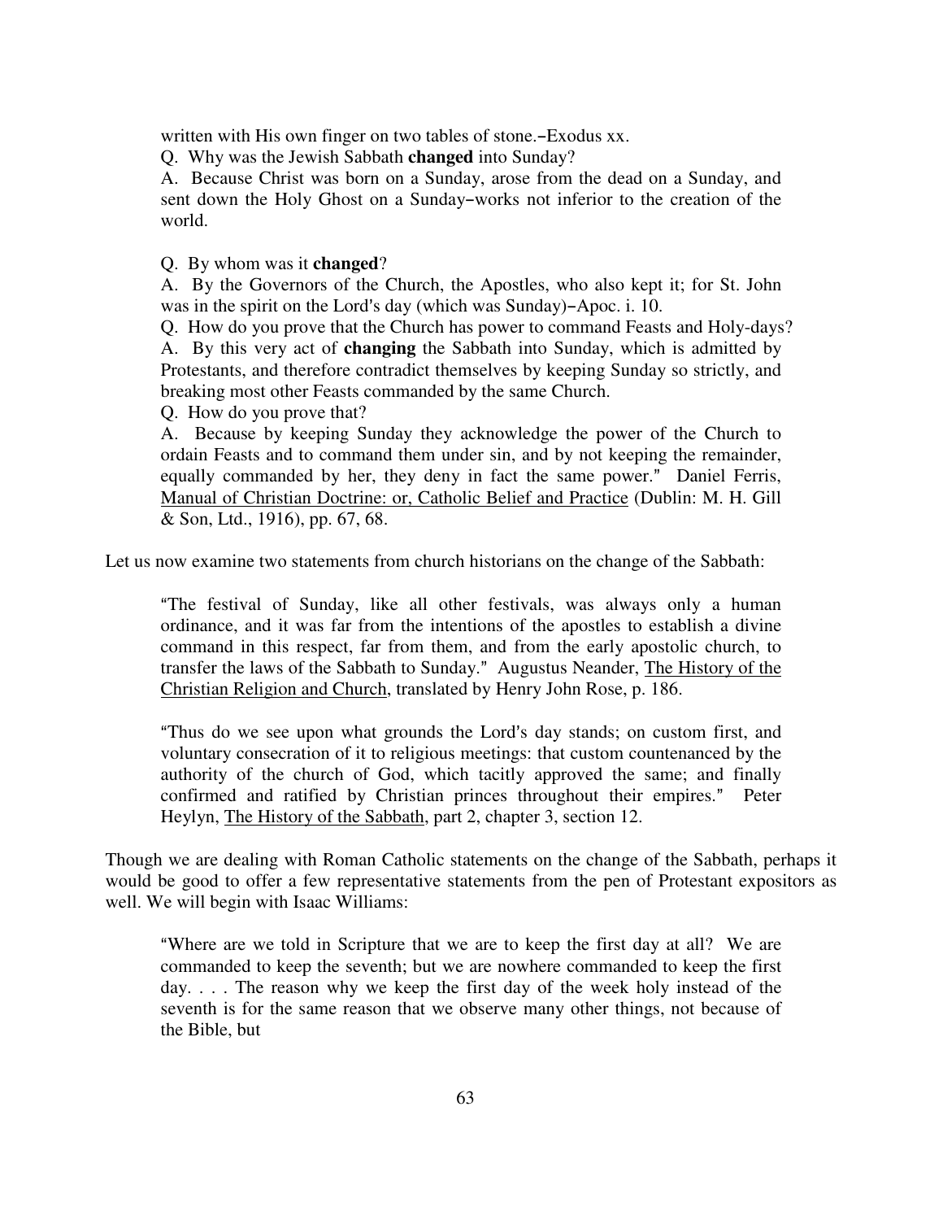> written with His own finger on two tables of stone.–Exodus xx.
>
> Q. Why was the Jewish Sabbath **changed** into Sunday?
>
> A. Because Christ was born on a Sunday, arose from the dead on a Sunday, and sent down the Holy Ghost on a Sunday–works not inferior to the creation of the world.
>
> Q. By whom was it **changed**?
>
> A. By the Governors of the Church, the Apostles, who also kept it; for St. John was in the spirit on the Lord's day (which was Sunday)–Apoc. i. 10.
>
> Q. How do you prove that the Church has power to command Feasts and Holy-days?
>
> A. By this very act of **changing** the Sabbath into Sunday, which is admitted by Protestants, and therefore contradict themselves by keeping Sunday so strictly, and breaking most other Feasts commanded by the same Church.
>
> Q. How do you prove that?
>
> A. Because by keeping Sunday they acknowledge the power of the Church to ordain Feasts and to command them under sin, and by not keeping the remainder, equally commanded by her, they deny in fact the same power." Daniel Ferris, Manual of Christian Doctrine: or, Catholic Belief and Practice (Dublin: M. H. Gill & Son, Ltd., 1916), pp. 67, 68.

Let us now examine two statements from church historians on the change of the Sabbath:

> "The festival of Sunday, like all other festivals, was always only a human ordinance, and it was far from the intentions of the apostles to establish a divine command in this respect, far from them, and from the early apostolic church, to transfer the laws of the Sabbath to Sunday." Augustus Neander, The History of the Christian Religion and Church, translated by Henry John Rose, p. 186.

> "Thus do we see upon what grounds the Lord's day stands; on custom first, and voluntary consecration of it to religious meetings: that custom countenanced by the authority of the church of God, which tacitly approved the same; and finally confirmed and ratified by Christian princes throughout their empires." Peter Heylyn, The History of the Sabbath, part 2, chapter 3, section 12.

Though we are dealing with Roman Catholic statements on the change of the Sabbath, perhaps it would be good to offer a few representative statements from the pen of Protestant expositors as well. We will begin with Isaac Williams:

> "Where are we told in Scripture that we are to keep the first day at all? We are commanded to keep the seventh; but we are nowhere commanded to keep the first day. . . . The reason why we keep the first day of the week holy instead of the seventh is for the same reason that we observe many other things, not because of the Bible, but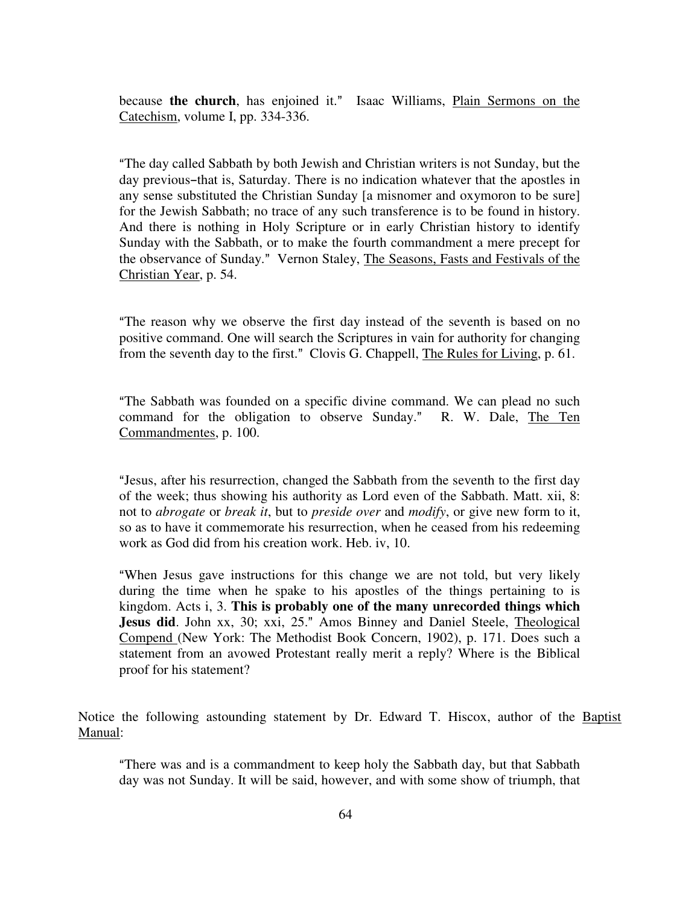because **the church**, has enjoined it." Isaac Williams, Plain Sermons on the Catechism, volume I, pp. 334-336.

"The day called Sabbath by both Jewish and Christian writers is not Sunday, but the day previous–that is, Saturday. There is no indication whatever that the apostles in any sense substituted the Christian Sunday [a misnomer and oxymoron to be sure] for the Jewish Sabbath; no trace of any such transference is to be found in history. And there is nothing in Holy Scripture or in early Christian history to identify Sunday with the Sabbath, or to make the fourth commandment a mere precept for the observance of Sunday." Vernon Staley, The Seasons, Fasts and Festivals of the Christian Year, p. 54.

"The reason why we observe the first day instead of the seventh is based on no positive command. One will search the Scriptures in vain for authority for changing from the seventh day to the first." Clovis G. Chappell, The Rules for Living, p. 61.

"The Sabbath was founded on a specific divine command. We can plead no such command for the obligation to observe Sunday." R. W. Dale, The Ten Commandmentes, p. 100.

"Jesus, after his resurrection, changed the Sabbath from the seventh to the first day of the week; thus showing his authority as Lord even of the Sabbath. Matt. xii, 8: not to *abrogate* or *break it*, but to *preside over* and *modify*, or give new form to it, so as to have it commemorate his resurrection, when he ceased from his redeeming work as God did from his creation work. Heb. iv, 10.

"When Jesus gave instructions for this change we are not told, but very likely during the time when he spake to his apostles of the things pertaining to is kingdom. Acts i, 3. **This is probably one of the many unrecorded things which Jesus did**. John xx, 30; xxi, 25." Amos Binney and Daniel Steele, Theological Compend (New York: The Methodist Book Concern, 1902), p. 171. Does such a statement from an avowed Protestant really merit a reply? Where is the Biblical proof for his statement?

Notice the following astounding statement by Dr. Edward T. Hiscox, author of the Baptist Manual:

"There was and is a commandment to keep holy the Sabbath day, but that Sabbath day was not Sunday. It will be said, however, and with some show of triumph, that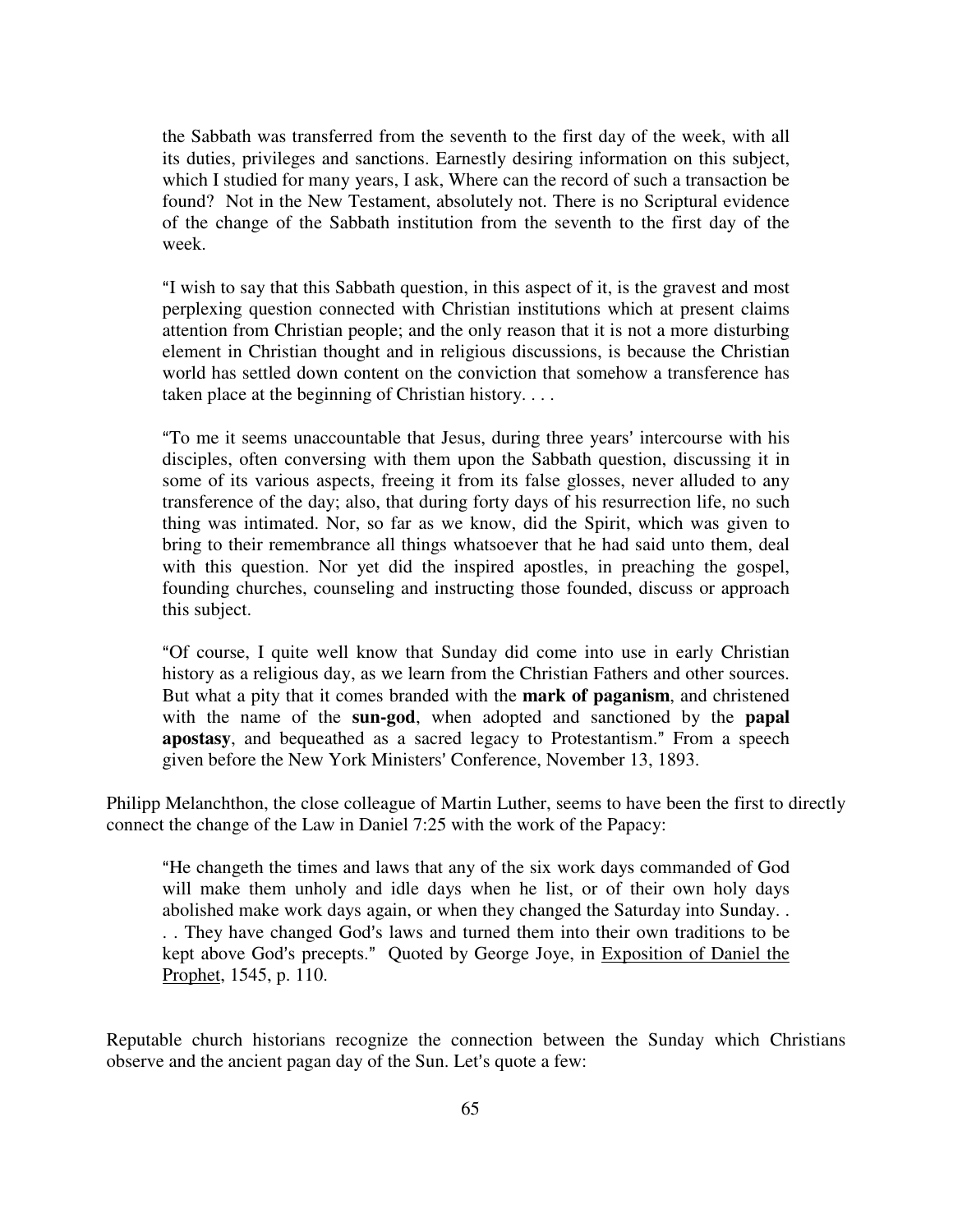> the Sabbath was transferred from the seventh to the first day of the week, with all its duties, privileges and sanctions. Earnestly desiring information on this subject, which I studied for many years, I ask, Where can the record of such a transaction be found? Not in the New Testament, absolutely not. There is no Scriptural evidence of the change of the Sabbath institution from the seventh to the first day of the week.
>
> "I wish to say that this Sabbath question, in this aspect of it, is the gravest and most perplexing question connected with Christian institutions which at present claims attention from Christian people; and the only reason that it is not a more disturbing element in Christian thought and in religious discussions, is because the Christian world has settled down content on the conviction that somehow a transference has taken place at the beginning of Christian history. . . .
>
> "To me it seems unaccountable that Jesus, during three years' intercourse with his disciples, often conversing with them upon the Sabbath question, discussing it in some of its various aspects, freeing it from its false glosses, never alluded to any transference of the day; also, that during forty days of his resurrection life, no such thing was intimated. Nor, so far as we know, did the Spirit, which was given to bring to their remembrance all things whatsoever that he had said unto them, deal with this question. Nor yet did the inspired apostles, in preaching the gospel, founding churches, counseling and instructing those founded, discuss or approach this subject.
>
> "Of course, I quite well know that Sunday did come into use in early Christian history as a religious day, as we learn from the Christian Fathers and other sources. But what a pity that it comes branded with the **mark of paganism**, and christened with the name of the **sun-god**, when adopted and sanctioned by the **papal apostasy**, and bequeathed as a sacred legacy to Protestantism." From a speech given before the New York Ministers' Conference, November 13, 1893.

Philipp Melanchthon, the close colleague of Martin Luther, seems to have been the first to directly connect the change of the Law in Daniel 7:25 with the work of the Papacy:

> "He changeth the times and laws that any of the six work days commanded of God will make them unholy and idle days when he list, or of their own holy days abolished make work days again, or when they changed the Saturday into Sunday. . . . They have changed God's laws and turned them into their own traditions to be kept above God's precepts." Quoted by George Joye, in Exposition of Daniel the Prophet, 1545, p. 110.

Reputable church historians recognize the connection between the Sunday which Christians observe and the ancient pagan day of the Sun. Let's quote a few: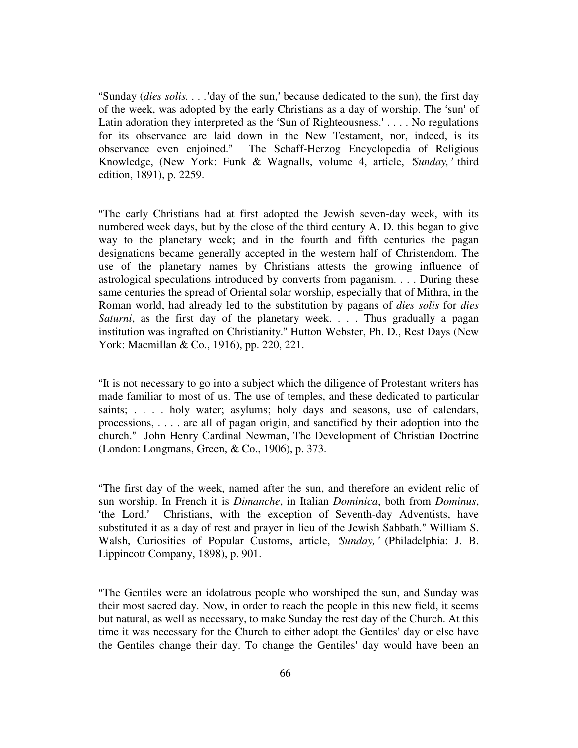"Sunday (*dies solis.* . . .'day of the sun,' because dedicated to the sun), the first day of the week, was adopted by the early Christians as a day of worship. The 'sun' of Latin adoration they interpreted as the 'Sun of Righteousness.' . . . . No regulations for its observance are laid down in the New Testament, nor, indeed, is its observance even enjoined." The Schaff-Herzog Encyclopedia of Religious Knowledge, (New York: Funk & Wagnalls, volume 4, article, *'Sunday,'* third edition, 1891), p. 2259.

"The early Christians had at first adopted the Jewish seven-day week, with its numbered week days, but by the close of the third century A. D. this began to give way to the planetary week; and in the fourth and fifth centuries the pagan designations became generally accepted in the western half of Christendom. The use of the planetary names by Christians attests the growing influence of astrological speculations introduced by converts from paganism. . . . During these same centuries the spread of Oriental solar worship, especially that of Mithra, in the Roman world, had already led to the substitution by pagans of *dies solis* for *dies Saturni*, as the first day of the planetary week. . . . Thus gradually a pagan institution was ingrafted on Christianity." Hutton Webster, Ph. D., Rest Days (New York: Macmillan & Co., 1916), pp. 220, 221.

"It is not necessary to go into a subject which the diligence of Protestant writers has made familiar to most of us. The use of temples, and these dedicated to particular saints; . . . . holy water; asylums; holy days and seasons, use of calendars, processions, . . . . are all of pagan origin, and sanctified by their adoption into the church." John Henry Cardinal Newman, The Development of Christian Doctrine (London: Longmans, Green, & Co., 1906), p. 373.

"The first day of the week, named after the sun, and therefore an evident relic of sun worship. In French it is *Dimanche*, in Italian *Dominica*, both from *Dominus*, 'the Lord.' Christians, with the exception of Seventh-day Adventists, have substituted it as a day of rest and prayer in lieu of the Jewish Sabbath." William S. Walsh, Curiosities of Popular Customs, article, *'Sunday,'* (Philadelphia: J. B. Lippincott Company, 1898), p. 901.

"The Gentiles were an idolatrous people who worshiped the sun, and Sunday was their most sacred day. Now, in order to reach the people in this new field, it seems but natural, as well as necessary, to make Sunday the rest day of the Church. At this time it was necessary for the Church to either adopt the Gentiles' day or else have the Gentiles change their day. To change the Gentiles' day would have been an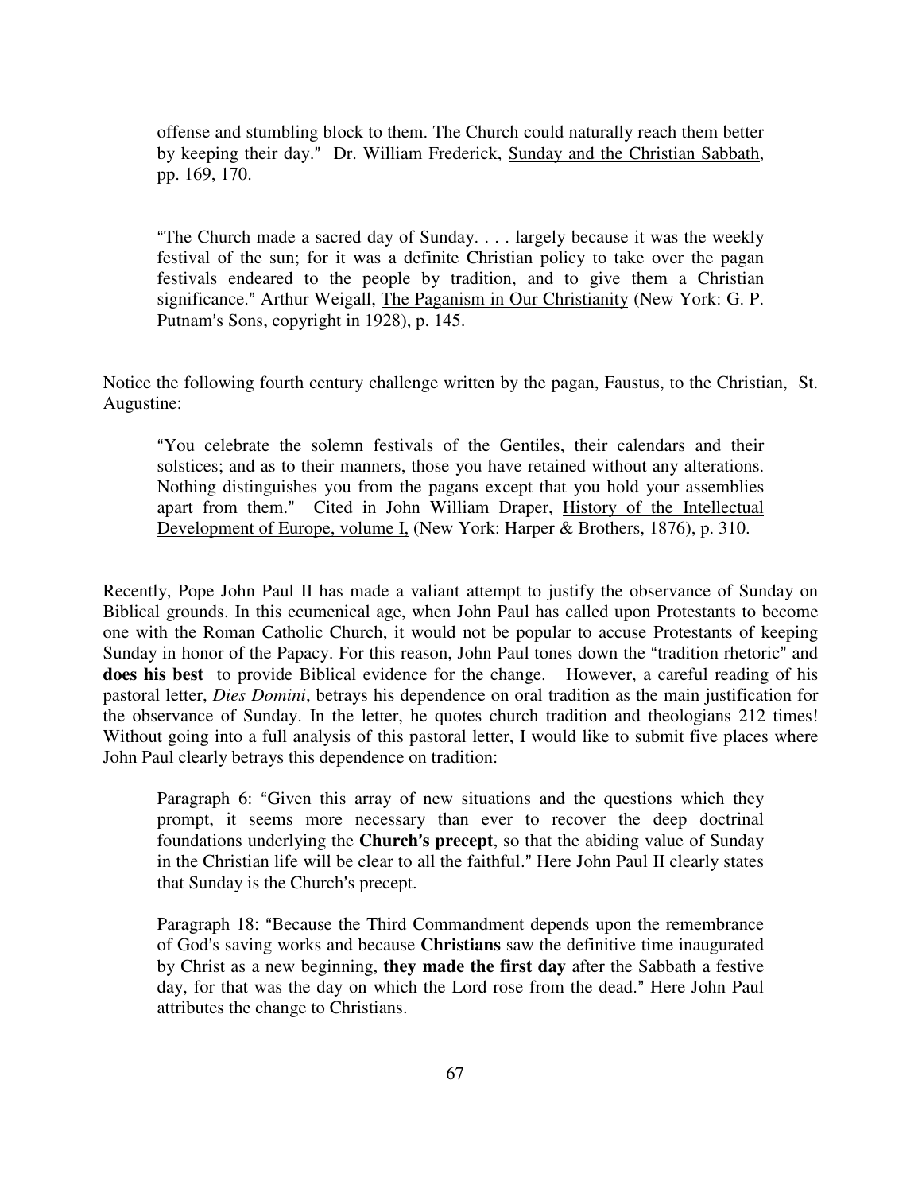offense and stumbling block to them. The Church could naturally reach them better by keeping their day." Dr. William Frederick, Sunday and the Christian Sabbath, pp. 169, 170.

"The Church made a sacred day of Sunday. . . . largely because it was the weekly festival of the sun; for it was a definite Christian policy to take over the pagan festivals endeared to the people by tradition, and to give them a Christian significance." Arthur Weigall, The Paganism in Our Christianity (New York: G. P. Putnam's Sons, copyright in 1928), p. 145.

Notice the following fourth century challenge written by the pagan, Faustus, to the Christian, St. Augustine:

"You celebrate the solemn festivals of the Gentiles, their calendars and their solstices; and as to their manners, those you have retained without any alterations. Nothing distinguishes you from the pagans except that you hold your assemblies apart from them." Cited in John William Draper, History of the Intellectual Development of Europe, volume I, (New York: Harper & Brothers, 1876), p. 310.

Recently, Pope John Paul II has made a valiant attempt to justify the observance of Sunday on Biblical grounds. In this ecumenical age, when John Paul has called upon Protestants to become one with the Roman Catholic Church, it would not be popular to accuse Protestants of keeping Sunday in honor of the Papacy. For this reason, John Paul tones down the "tradition rhetoric" and **does his best** to provide Biblical evidence for the change. However, a careful reading of his pastoral letter, *Dies Domini*, betrays his dependence on oral tradition as the main justification for the observance of Sunday. In the letter, he quotes church tradition and theologians 212 times! Without going into a full analysis of this pastoral letter, I would like to submit five places where John Paul clearly betrays this dependence on tradition:

Paragraph 6: "Given this array of new situations and the questions which they prompt, it seems more necessary than ever to recover the deep doctrinal foundations underlying the **Church's precept**, so that the abiding value of Sunday in the Christian life will be clear to all the faithful." Here John Paul II clearly states that Sunday is the Church's precept.

Paragraph 18: "Because the Third Commandment depends upon the remembrance of God's saving works and because **Christians** saw the definitive time inaugurated by Christ as a new beginning, **they made the first day** after the Sabbath a festive day, for that was the day on which the Lord rose from the dead." Here John Paul attributes the change to Christians.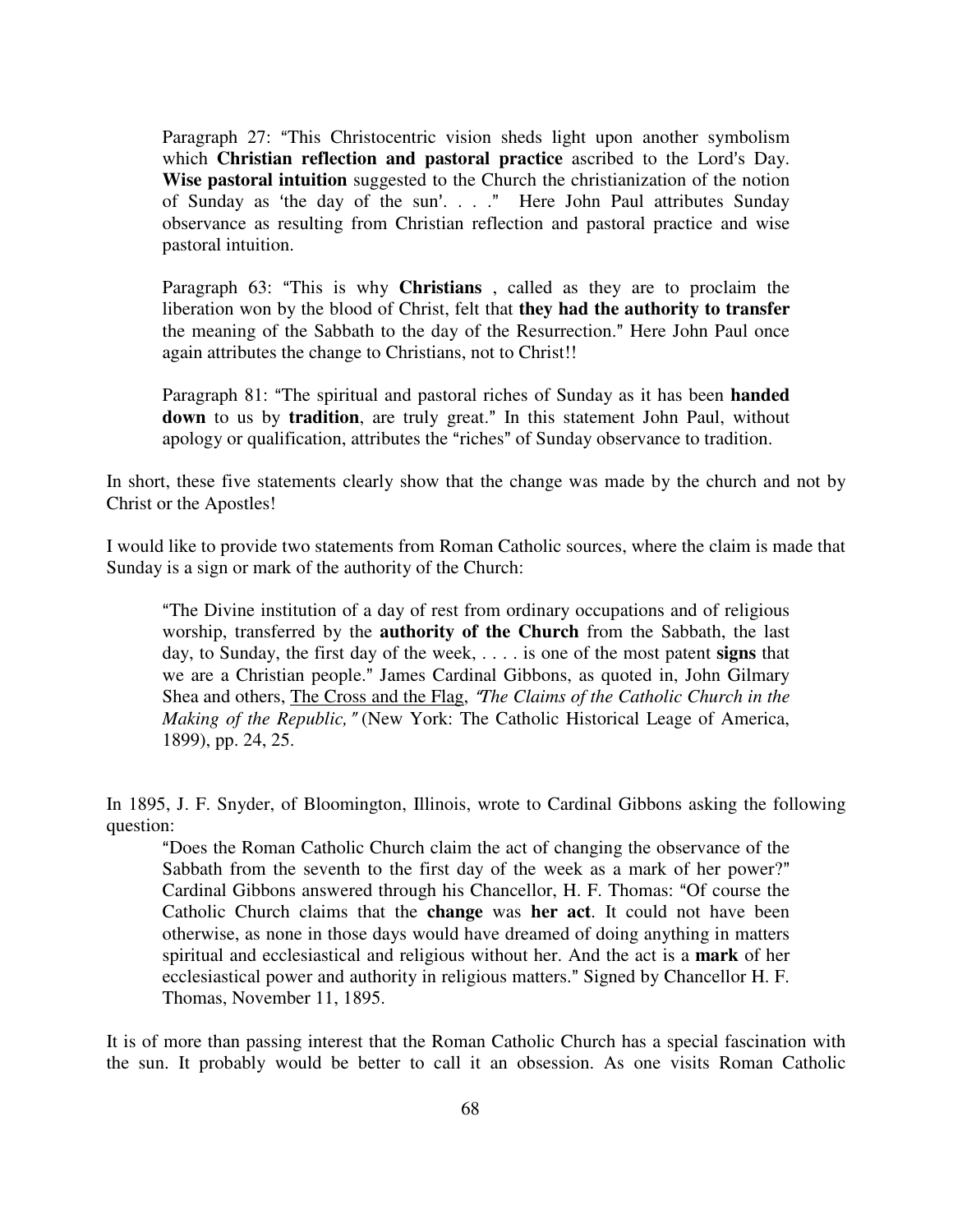> Paragraph 27: "This Christocentric vision sheds light upon another symbolism which **Christian reflection and pastoral practice** ascribed to the Lord's Day. **Wise pastoral intuition** suggested to the Church the christianization of the notion of Sunday as 'the day of the sun'. . . ." Here John Paul attributes Sunday observance as resulting from Christian reflection and pastoral practice and wise pastoral intuition.
>
> Paragraph 63: "This is why **Christians** , called as they are to proclaim the liberation won by the blood of Christ, felt that **they had the authority to transfer** the meaning of the Sabbath to the day of the Resurrection." Here John Paul once again attributes the change to Christians, not to Christ!!
>
> Paragraph 81: "The spiritual and pastoral riches of Sunday as it has been **handed down** to us by **tradition**, are truly great." In this statement John Paul, without apology or qualification, attributes the "riches" of Sunday observance to tradition.

In short, these five statements clearly show that the change was made by the church and not by Christ or the Apostles!

I would like to provide two statements from Roman Catholic sources, where the claim is made that Sunday is a sign or mark of the authority of the Church:

> "The Divine institution of a day of rest from ordinary occupations and of religious worship, transferred by the **authority of the Church** from the Sabbath, the last day, to Sunday, the first day of the week, . . . . is one of the most patent **signs** that we are a Christian people." James Cardinal Gibbons, as quoted in, John Gilmary Shea and others, <u>The Cross and the Flag</u>, *"The Claims of the Catholic Church in the Making of the Republic,"* (New York: The Catholic Historical Leage of America, 1899), pp. 24, 25.

In 1895, J. F. Snyder, of Bloomington, Illinois, wrote to Cardinal Gibbons asking the following question:

> "Does the Roman Catholic Church claim the act of changing the observance of the Sabbath from the seventh to the first day of the week as a mark of her power?" Cardinal Gibbons answered through his Chancellor, H. F. Thomas: "Of course the Catholic Church claims that the **change** was **her act**. It could not have been otherwise, as none in those days would have dreamed of doing anything in matters spiritual and ecclesiastical and religious without her. And the act is a **mark** of her ecclesiastical power and authority in religious matters." Signed by Chancellor H. F. Thomas, November 11, 1895.

It is of more than passing interest that the Roman Catholic Church has a special fascination with the sun. It probably would be better to call it an obsession. As one visits Roman Catholic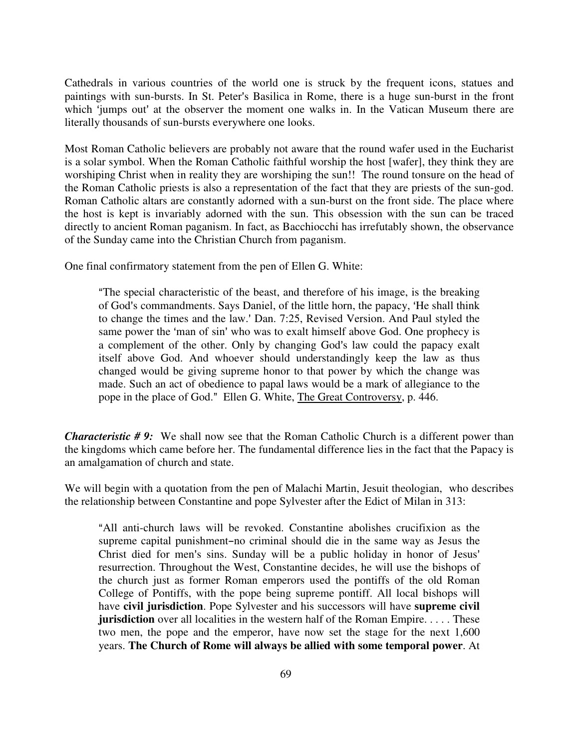Cathedrals in various countries of the world one is struck by the frequent icons, statues and paintings with sun-bursts. In St. Peter's Basilica in Rome, there is a huge sun-burst in the front which 'jumps out' at the observer the moment one walks in. In the Vatican Museum there are literally thousands of sun-bursts everywhere one looks.

Most Roman Catholic believers are probably not aware that the round wafer used in the Eucharist is a solar symbol. When the Roman Catholic faithful worship the host [wafer], they think they are worshiping Christ when in reality they are worshiping the sun!! The round tonsure on the head of the Roman Catholic priests is also a representation of the fact that they are priests of the sun-god. Roman Catholic altars are constantly adorned with a sun-burst on the front side. The place where the host is kept is invariably adorned with the sun. This obsession with the sun can be traced directly to ancient Roman paganism. In fact, as Bacchiocchi has irrefutably shown, the observance of the Sunday came into the Christian Church from paganism.

One final confirmatory statement from the pen of Ellen G. White:

> "The special characteristic of the beast, and therefore of his image, is the breaking of God's commandments. Says Daniel, of the little horn, the papacy, 'He shall think to change the times and the law.' Dan. 7:25, Revised Version. And Paul styled the same power the 'man of sin' who was to exalt himself above God. One prophecy is a complement of the other. Only by changing God's law could the papacy exalt itself above God. And whoever should understandingly keep the law as thus changed would be giving supreme honor to that power by which the change was made. Such an act of obedience to papal laws would be a mark of allegiance to the pope in the place of God." Ellen G. White, <u>The Great Controversy</u>, p. 446.

***Characteristic # 9:*** We shall now see that the Roman Catholic Church is a different power than the kingdoms which came before her. The fundamental difference lies in the fact that the Papacy is an amalgamation of church and state.

We will begin with a quotation from the pen of Malachi Martin, Jesuit theologian, who describes the relationship between Constantine and pope Sylvester after the Edict of Milan in 313:

> "All anti-church laws will be revoked. Constantine abolishes crucifixion as the supreme capital punishment–no criminal should die in the same way as Jesus the Christ died for men's sins. Sunday will be a public holiday in honor of Jesus' resurrection. Throughout the West, Constantine decides, he will use the bishops of the church just as former Roman emperors used the pontiffs of the old Roman College of Pontiffs, with the pope being supreme pontiff. All local bishops will have **civil jurisdiction**. Pope Sylvester and his successors will have **supreme civil jurisdiction** over all localities in the western half of the Roman Empire. . . . . These two men, the pope and the emperor, have now set the stage for the next 1,600 years. **The Church of Rome will always be allied with some temporal power**. At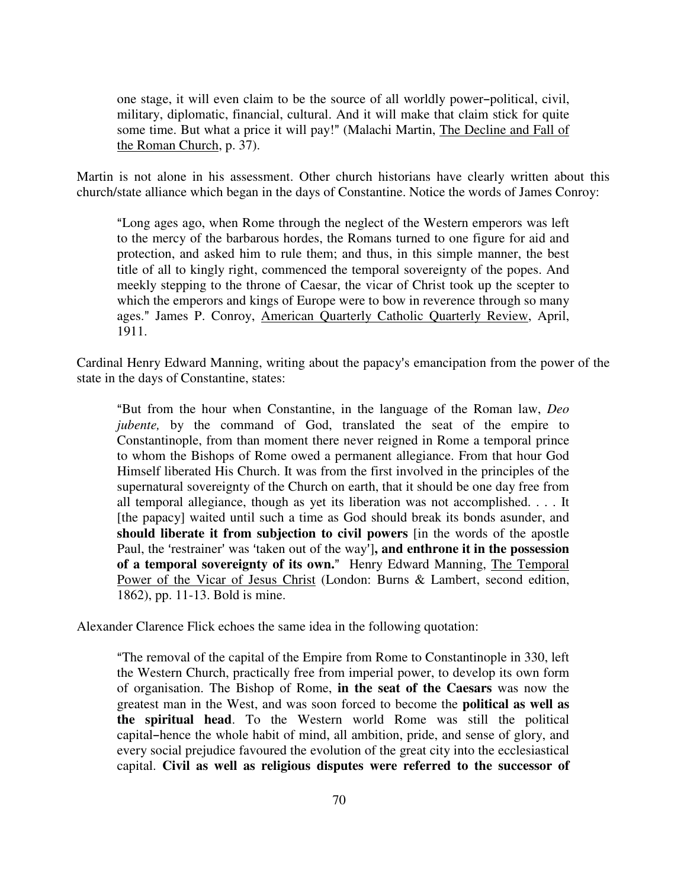> one stage, it will even claim to be the source of all worldly power–political, civil, military, diplomatic, financial, cultural. And it will make that claim stick for quite some time. But what a price it will pay!" (Malachi Martin, The Decline and Fall of the Roman Church, p. 37).

Martin is not alone in his assessment. Other church historians have clearly written about this church/state alliance which began in the days of Constantine. Notice the words of James Conroy:

> "Long ages ago, when Rome through the neglect of the Western emperors was left to the mercy of the barbarous hordes, the Romans turned to one figure for aid and protection, and asked him to rule them; and thus, in this simple manner, the best title of all to kingly right, commenced the temporal sovereignty of the popes. And meekly stepping to the throne of Caesar, the vicar of Christ took up the scepter to which the emperors and kings of Europe were to bow in reverence through so many ages." James P. Conroy, American Quarterly Catholic Quarterly Review, April, 1911.

Cardinal Henry Edward Manning, writing about the papacy's emancipation from the power of the state in the days of Constantine, states:

> "But from the hour when Constantine, in the language of the Roman law, *Deo jubente,* by the command of God, translated the seat of the empire to Constantinople, from than moment there never reigned in Rome a temporal prince to whom the Bishops of Rome owed a permanent allegiance. From that hour God Himself liberated His Church. It was from the first involved in the principles of the supernatural sovereignty of the Church on earth, that it should be one day free from all temporal allegiance, though as yet its liberation was not accomplished. . . . It [the papacy] waited until such a time as God should break its bonds asunder, and **should liberate it from subjection to civil powers** [in the words of the apostle Paul, the 'restrainer' was 'taken out of the way']**, and enthrone it in the possession of a temporal sovereignty of its own.**" Henry Edward Manning, The Temporal Power of the Vicar of Jesus Christ (London: Burns & Lambert, second edition, 1862), pp. 11-13. Bold is mine.

Alexander Clarence Flick echoes the same idea in the following quotation:

> "The removal of the capital of the Empire from Rome to Constantinople in 330, left the Western Church, practically free from imperial power, to develop its own form of organisation. The Bishop of Rome, **in the seat of the Caesars** was now the greatest man in the West, and was soon forced to become the **political as well as the spiritual head**. To the Western world Rome was still the political capital–hence the whole habit of mind, all ambition, pride, and sense of glory, and every social prejudice favoured the evolution of the great city into the ecclesiastical capital. **Civil as well as religious disputes were referred to the successor of**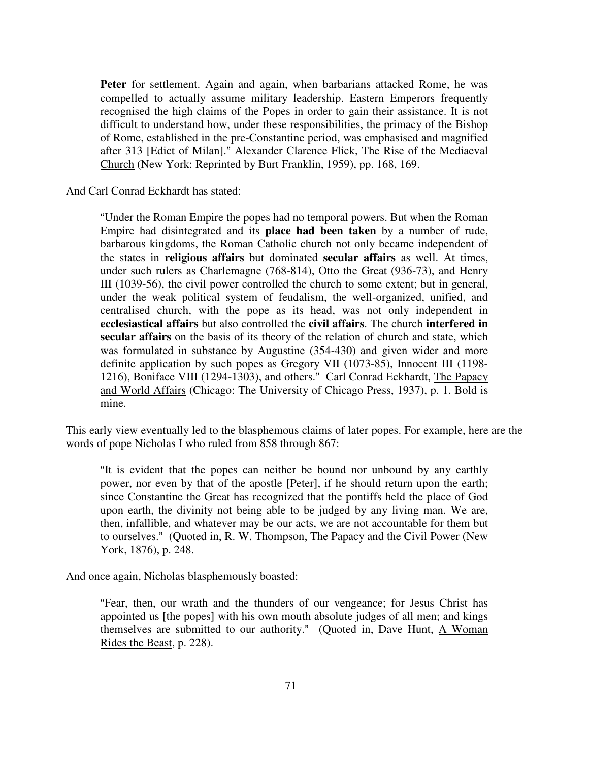**Peter** for settlement. Again and again, when barbarians attacked Rome, he was compelled to actually assume military leadership. Eastern Emperors frequently recognised the high claims of the Popes in order to gain their assistance. It is not difficult to understand how, under these responsibilities, the primacy of the Bishop of Rome, established in the pre-Constantine period, was emphasised and magnified after 313 [Edict of Milan]." Alexander Clarence Flick, The Rise of the Mediaeval Church (New York: Reprinted by Burt Franklin, 1959), pp. 168, 169.

And Carl Conrad Eckhardt has stated:

> "Under the Roman Empire the popes had no temporal powers. But when the Roman Empire had disintegrated and its **place had been taken** by a number of rude, barbarous kingdoms, the Roman Catholic church not only became independent of the states in **religious affairs** but dominated **secular affairs** as well. At times, under such rulers as Charlemagne (768-814), Otto the Great (936-73), and Henry III (1039-56), the civil power controlled the church to some extent; but in general, under the weak political system of feudalism, the well-organized, unified, and centralised church, with the pope as its head, was not only independent in **ecclesiastical affairs** but also controlled the **civil affairs**. The church **interfered in secular affairs** on the basis of its theory of the relation of church and state, which was formulated in substance by Augustine (354-430) and given wider and more definite application by such popes as Gregory VII (1073-85), Innocent III (1198-1216), Boniface VIII (1294-1303), and others." Carl Conrad Eckhardt, The Papacy and World Affairs (Chicago: The University of Chicago Press, 1937), p. 1. Bold is mine.

This early view eventually led to the blasphemous claims of later popes. For example, here are the words of pope Nicholas I who ruled from 858 through 867:

> "It is evident that the popes can neither be bound nor unbound by any earthly power, nor even by that of the apostle [Peter], if he should return upon the earth; since Constantine the Great has recognized that the pontiffs held the place of God upon earth, the divinity not being able to be judged by any living man. We are, then, infallible, and whatever may be our acts, we are not accountable for them but to ourselves." (Quoted in, R. W. Thompson, The Papacy and the Civil Power (New York, 1876), p. 248.

And once again, Nicholas blasphemously boasted:

> "Fear, then, our wrath and the thunders of our vengeance; for Jesus Christ has appointed us [the popes] with his own mouth absolute judges of all men; and kings themselves are submitted to our authority." (Quoted in, Dave Hunt, A Woman Rides the Beast, p. 228).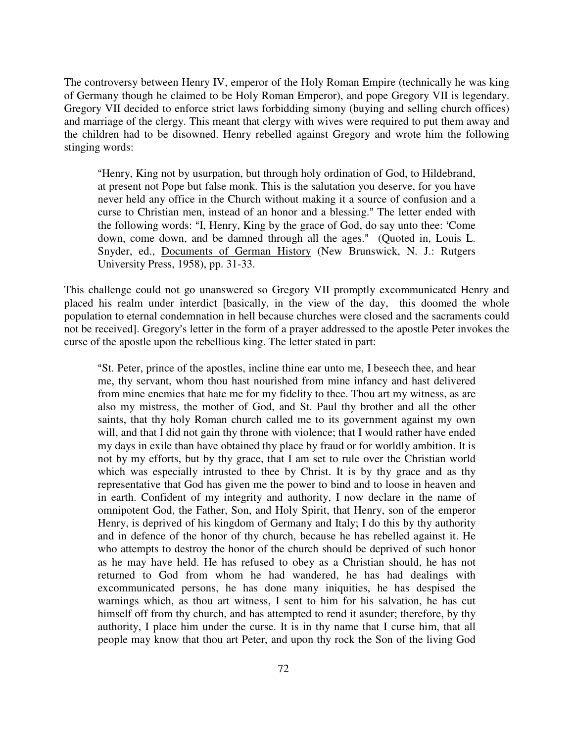The controversy between Henry IV, emperor of the Holy Roman Empire (technically he was king of Germany though he claimed to be Holy Roman Emperor), and pope Gregory VII is legendary. Gregory VII decided to enforce strict laws forbidding simony (buying and selling church offices) and marriage of the clergy. This meant that clergy with wives were required to put them away and the children had to be disowned. Henry rebelled against Gregory and wrote him the following stinging words:

> "Henry, King not by usurpation, but through holy ordination of God, to Hildebrand, at present not Pope but false monk. This is the salutation you deserve, for you have never held any office in the Church without making it a source of confusion and a curse to Christian men, instead of an honor and a blessing." The letter ended with the following words: "I, Henry, King by the grace of God, do say unto thee: 'Come down, come down, and be damned through all the ages." (Quoted in, Louis L. Snyder, ed., <u>Documents of German History</u> (New Brunswick, N. J.: Rutgers University Press, 1958), pp. 31-33.

This challenge could not go unanswered so Gregory VII promptly excommunicated Henry and placed his realm under interdict [basically, in the view of the day, this doomed the whole population to eternal condemnation in hell because churches were closed and the sacraments could not be received]. Gregory's letter in the form of a prayer addressed to the apostle Peter invokes the curse of the apostle upon the rebellious king. The letter stated in part:

> "St. Peter, prince of the apostles, incline thine ear unto me, I beseech thee, and hear me, thy servant, whom thou hast nourished from mine infancy and hast delivered from mine enemies that hate me for my fidelity to thee. Thou art my witness, as are also my mistress, the mother of God, and St. Paul thy brother and all the other saints, that thy holy Roman church called me to its government against my own will, and that I did not gain thy throne with violence; that I would rather have ended my days in exile than have obtained thy place by fraud or for worldly ambition. It is not by my efforts, but by thy grace, that I am set to rule over the Christian world which was especially intrusted to thee by Christ. It is by thy grace and as thy representative that God has given me the power to bind and to loose in heaven and in earth. Confident of my integrity and authority, I now declare in the name of omnipotent God, the Father, Son, and Holy Spirit, that Henry, son of the emperor Henry, is deprived of his kingdom of Germany and Italy; I do this by thy authority and in defence of the honor of thy church, because he has rebelled against it. He who attempts to destroy the honor of the church should be deprived of such honor as he may have held. He has refused to obey as a Christian should, he has not returned to God from whom he had wandered, he has had dealings with excommunicated persons, he has done many iniquities, he has despised the warnings which, as thou art witness, I sent to him for his salvation, he has cut himself off from thy church, and has attempted to rend it asunder; therefore, by thy authority, I place him under the curse. It is in thy name that I curse him, that all people may know that thou art Peter, and upon thy rock the Son of the living God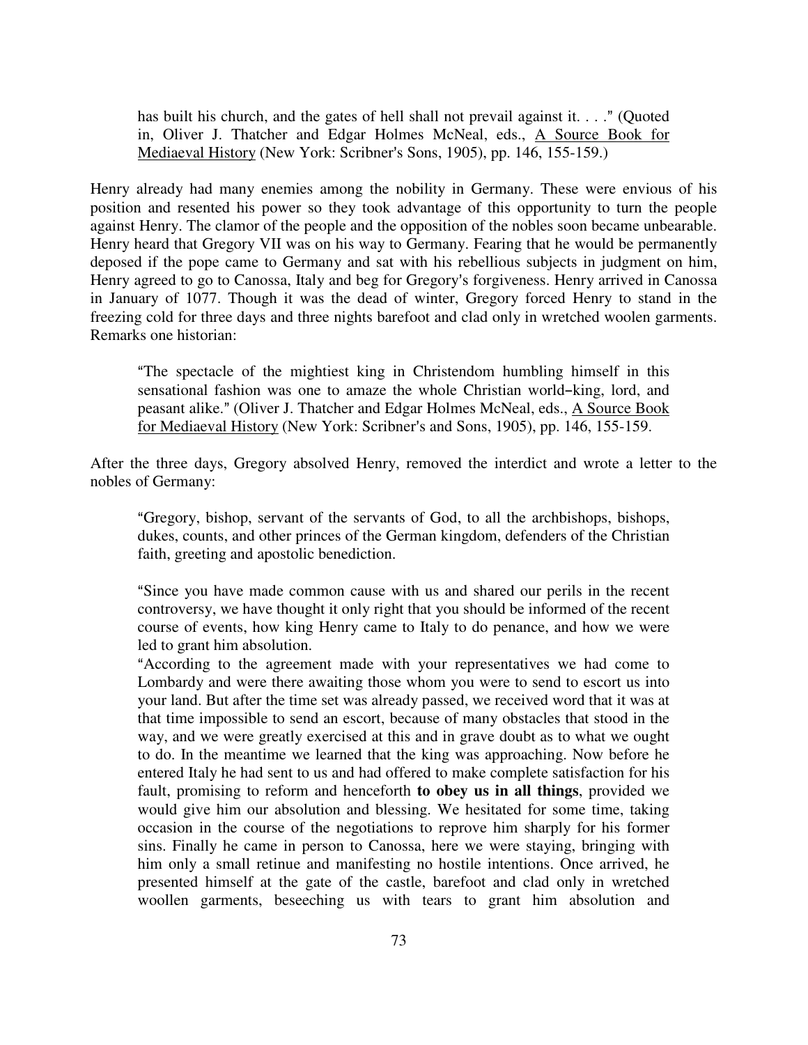> has built his church, and the gates of hell shall not prevail against it. . . ." (Quoted in, Oliver J. Thatcher and Edgar Holmes McNeal, eds., A Source Book for Mediaeval History (New York: Scribner's Sons, 1905), pp. 146, 155-159.)

Henry already had many enemies among the nobility in Germany. These were envious of his position and resented his power so they took advantage of this opportunity to turn the people against Henry. The clamor of the people and the opposition of the nobles soon became unbearable. Henry heard that Gregory VII was on his way to Germany. Fearing that he would be permanently deposed if the pope came to Germany and sat with his rebellious subjects in judgment on him, Henry agreed to go to Canossa, Italy and beg for Gregory's forgiveness. Henry arrived in Canossa in January of 1077. Though it was the dead of winter, Gregory forced Henry to stand in the freezing cold for three days and three nights barefoot and clad only in wretched woolen garments. Remarks one historian:

> "The spectacle of the mightiest king in Christendom humbling himself in this sensational fashion was one to amaze the whole Christian world–king, lord, and peasant alike." (Oliver J. Thatcher and Edgar Holmes McNeal, eds., A Source Book for Mediaeval History (New York: Scribner's and Sons, 1905), pp. 146, 155-159.

After the three days, Gregory absolved Henry, removed the interdict and wrote a letter to the nobles of Germany:

> "Gregory, bishop, servant of the servants of God, to all the archbishops, bishops, dukes, counts, and other princes of the German kingdom, defenders of the Christian faith, greeting and apostolic benediction.
>
> "Since you have made common cause with us and shared our perils in the recent controversy, we have thought it only right that you should be informed of the recent course of events, how king Henry came to Italy to do penance, and how we were led to grant him absolution.
>
> "According to the agreement made with your representatives we had come to Lombardy and were there awaiting those whom you were to send to escort us into your land. But after the time set was already passed, we received word that it was at that time impossible to send an escort, because of many obstacles that stood in the way, and we were greatly exercised at this and in grave doubt as to what we ought to do. In the meantime we learned that the king was approaching. Now before he entered Italy he had sent to us and had offered to make complete satisfaction for his fault, promising to reform and henceforth **to obey us in all things**, provided we would give him our absolution and blessing. We hesitated for some time, taking occasion in the course of the negotiations to reprove him sharply for his former sins. Finally he came in person to Canossa, here we were staying, bringing with him only a small retinue and manifesting no hostile intentions. Once arrived, he presented himself at the gate of the castle, barefoot and clad only in wretched woollen garments, beseeching us with tears to grant him absolution and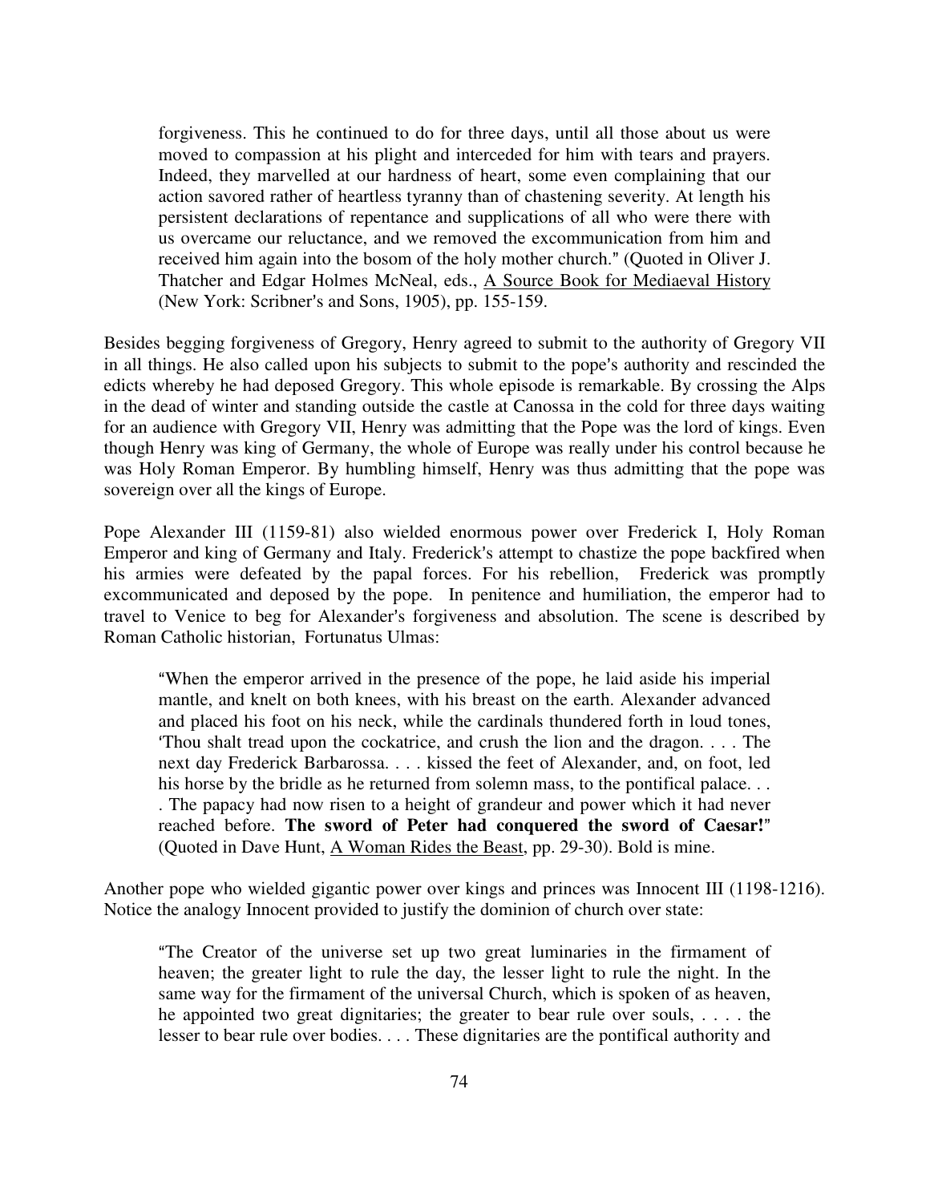> forgiveness. This he continued to do for three days, until all those about us were moved to compassion at his plight and interceded for him with tears and prayers. Indeed, they marvelled at our hardness of heart, some even complaining that our action savored rather of heartless tyranny than of chastening severity. At length his persistent declarations of repentance and supplications of all who were there with us overcame our reluctance, and we removed the excommunication from him and received him again into the bosom of the holy mother church." (Quoted in Oliver J. Thatcher and Edgar Holmes McNeal, eds., <u>A Source Book for Mediaeval History</u> (New York: Scribner's and Sons, 1905), pp. 155-159.

Besides begging forgiveness of Gregory, Henry agreed to submit to the authority of Gregory VII in all things. He also called upon his subjects to submit to the pope's authority and rescinded the edicts whereby he had deposed Gregory. This whole episode is remarkable. By crossing the Alps in the dead of winter and standing outside the castle at Canossa in the cold for three days waiting for an audience with Gregory VII, Henry was admitting that the Pope was the lord of kings. Even though Henry was king of Germany, the whole of Europe was really under his control because he was Holy Roman Emperor. By humbling himself, Henry was thus admitting that the pope was sovereign over all the kings of Europe.

Pope Alexander III (1159-81) also wielded enormous power over Frederick I, Holy Roman Emperor and king of Germany and Italy. Frederick's attempt to chastize the pope backfired when his armies were defeated by the papal forces. For his rebellion, Frederick was promptly excommunicated and deposed by the pope. In penitence and humiliation, the emperor had to travel to Venice to beg for Alexander's forgiveness and absolution. The scene is described by Roman Catholic historian, Fortunatus Ulmas:

> "When the emperor arrived in the presence of the pope, he laid aside his imperial mantle, and knelt on both knees, with his breast on the earth. Alexander advanced and placed his foot on his neck, while the cardinals thundered forth in loud tones, 'Thou shalt tread upon the cockatrice, and crush the lion and the dragon. . . . The next day Frederick Barbarossa. . . . kissed the feet of Alexander, and, on foot, led his horse by the bridle as he returned from solemn mass, to the pontifical palace. . . . The papacy had now risen to a height of grandeur and power which it had never reached before. **The sword of Peter had conquered the sword of Caesar!**" (Quoted in Dave Hunt, <u>A Woman Rides the Beast</u>, pp. 29-30). Bold is mine.

Another pope who wielded gigantic power over kings and princes was Innocent III (1198-1216). Notice the analogy Innocent provided to justify the dominion of church over state:

> "The Creator of the universe set up two great luminaries in the firmament of heaven; the greater light to rule the day, the lesser light to rule the night. In the same way for the firmament of the universal Church, which is spoken of as heaven, he appointed two great dignitaries; the greater to bear rule over souls, . . . . the lesser to bear rule over bodies. . . . These dignitaries are the pontifical authority and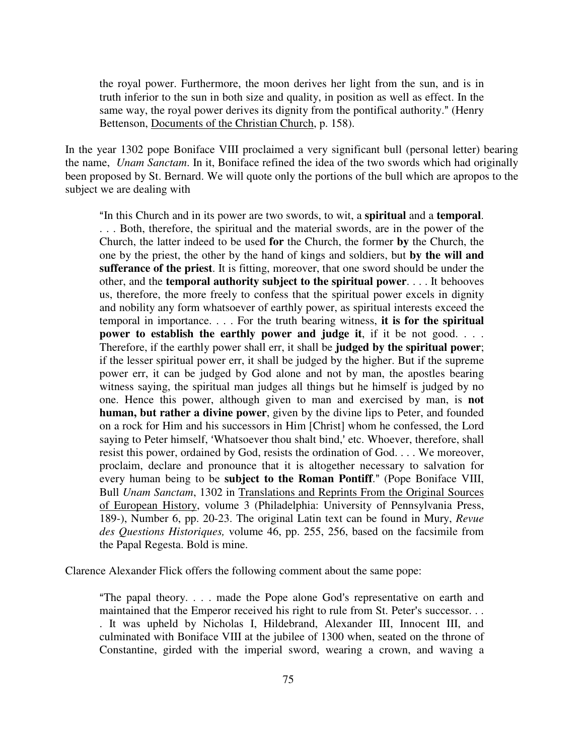> the royal power. Furthermore, the moon derives her light from the sun, and is in truth inferior to the sun in both size and quality, in position as well as effect. In the same way, the royal power derives its dignity from the pontifical authority." (Henry Bettenson, Documents of the Christian Church, p. 158).

In the year 1302 pope Boniface VIII proclaimed a very significant bull (personal letter) bearing the name, *Unam Sanctam*. In it, Boniface refined the idea of the two swords which had originally been proposed by St. Bernard. We will quote only the portions of the bull which are apropos to the subject we are dealing with

> "In this Church and in its power are two swords, to wit, a **spiritual** and a **temporal**. . . . Both, therefore, the spiritual and the material swords, are in the power of the Church, the latter indeed to be used **for** the Church, the former **by** the Church, the one by the priest, the other by the hand of kings and soldiers, but **by the will and sufferance of the priest**. It is fitting, moreover, that one sword should be under the other, and the **temporal authority subject to the spiritual power**. . . . It behooves us, therefore, the more freely to confess that the spiritual power excels in dignity and nobility any form whatsoever of earthly power, as spiritual interests exceed the temporal in importance. . . . For the truth bearing witness, **it is for the spiritual power to establish the earthly power and judge it**, if it be not good. . . . Therefore, if the earthly power shall err, it shall be **judged by the spiritual power**; if the lesser spiritual power err, it shall be judged by the higher. But if the supreme power err, it can be judged by God alone and not by man, the apostles bearing witness saying, the spiritual man judges all things but he himself is judged by no one. Hence this power, although given to man and exercised by man, is **not human, but rather a divine power**, given by the divine lips to Peter, and founded on a rock for Him and his successors in Him [Christ] whom he confessed, the Lord saying to Peter himself, 'Whatsoever thou shalt bind,' etc. Whoever, therefore, shall resist this power, ordained by God, resists the ordination of God. . . . We moreover, proclaim, declare and pronounce that it is altogether necessary to salvation for every human being to be **subject to the Roman Pontiff**." (Pope Boniface VIII, Bull *Unam Sanctam*, 1302 in Translations and Reprints From the Original Sources of European History, volume 3 (Philadelphia: University of Pennsylvania Press, 189-), Number 6, pp. 20-23. The original Latin text can be found in Mury, *Revue des Questions Historiques,* volume 46, pp. 255, 256, based on the facsimile from the Papal Regesta. Bold is mine.

Clarence Alexander Flick offers the following comment about the same pope:

> "The papal theory. . . . made the Pope alone God's representative on earth and maintained that the Emperor received his right to rule from St. Peter's successor. . . . It was upheld by Nicholas I, Hildebrand, Alexander III, Innocent III, and culminated with Boniface VIII at the jubilee of 1300 when, seated on the throne of Constantine, girded with the imperial sword, wearing a crown, and waving a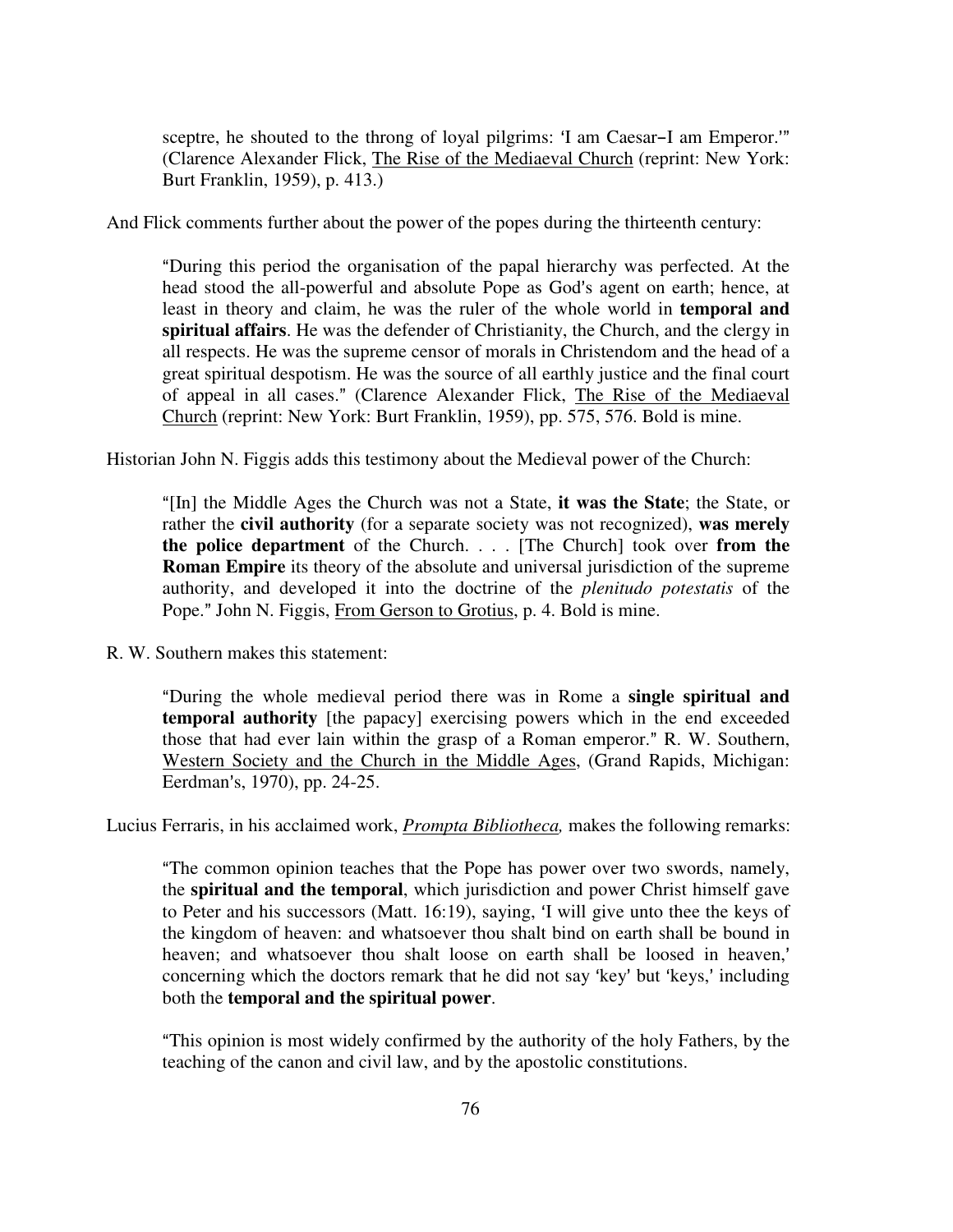> sceptre, he shouted to the throng of loyal pilgrims: 'I am Caesar–I am Emperor.'" (Clarence Alexander Flick, The Rise of the Mediaeval Church (reprint: New York: Burt Franklin, 1959), p. 413.)

And Flick comments further about the power of the popes during the thirteenth century:

> "During this period the organisation of the papal hierarchy was perfected. At the head stood the all-powerful and absolute Pope as God's agent on earth; hence, at least in theory and claim, he was the ruler of the whole world in **temporal and spiritual affairs**. He was the defender of Christianity, the Church, and the clergy in all respects. He was the supreme censor of morals in Christendom and the head of a great spiritual despotism. He was the source of all earthly justice and the final court of appeal in all cases." (Clarence Alexander Flick, The Rise of the Mediaeval Church (reprint: New York: Burt Franklin, 1959), pp. 575, 576. Bold is mine.

Historian John N. Figgis adds this testimony about the Medieval power of the Church:

> "[In] the Middle Ages the Church was not a State, **it was the State**; the State, or rather the **civil authority** (for a separate society was not recognized), **was merely the police department** of the Church. . . . [The Church] took over **from the Roman Empire** its theory of the absolute and universal jurisdiction of the supreme authority, and developed it into the doctrine of the *plenitudo potestatis* of the Pope." John N. Figgis, From Gerson to Grotius, p. 4. Bold is mine.

R. W. Southern makes this statement:

> "During the whole medieval period there was in Rome a **single spiritual and temporal authority** [the papacy] exercising powers which in the end exceeded those that had ever lain within the grasp of a Roman emperor." R. W. Southern, Western Society and the Church in the Middle Ages, (Grand Rapids, Michigan: Eerdman's, 1970), pp. 24-25.

Lucius Ferraris, in his acclaimed work, ***Prompta Bibliotheca,*** makes the following remarks:

> "The common opinion teaches that the Pope has power over two swords, namely, the **spiritual and the temporal**, which jurisdiction and power Christ himself gave to Peter and his successors (Matt. 16:19), saying, 'I will give unto thee the keys of the kingdom of heaven: and whatsoever thou shalt bind on earth shall be bound in heaven; and whatsoever thou shalt loose on earth shall be loosed in heaven,' concerning which the doctors remark that he did not say 'key' but 'keys,' including both the **temporal and the spiritual power**.
>
> "This opinion is most widely confirmed by the authority of the holy Fathers, by the teaching of the canon and civil law, and by the apostolic constitutions.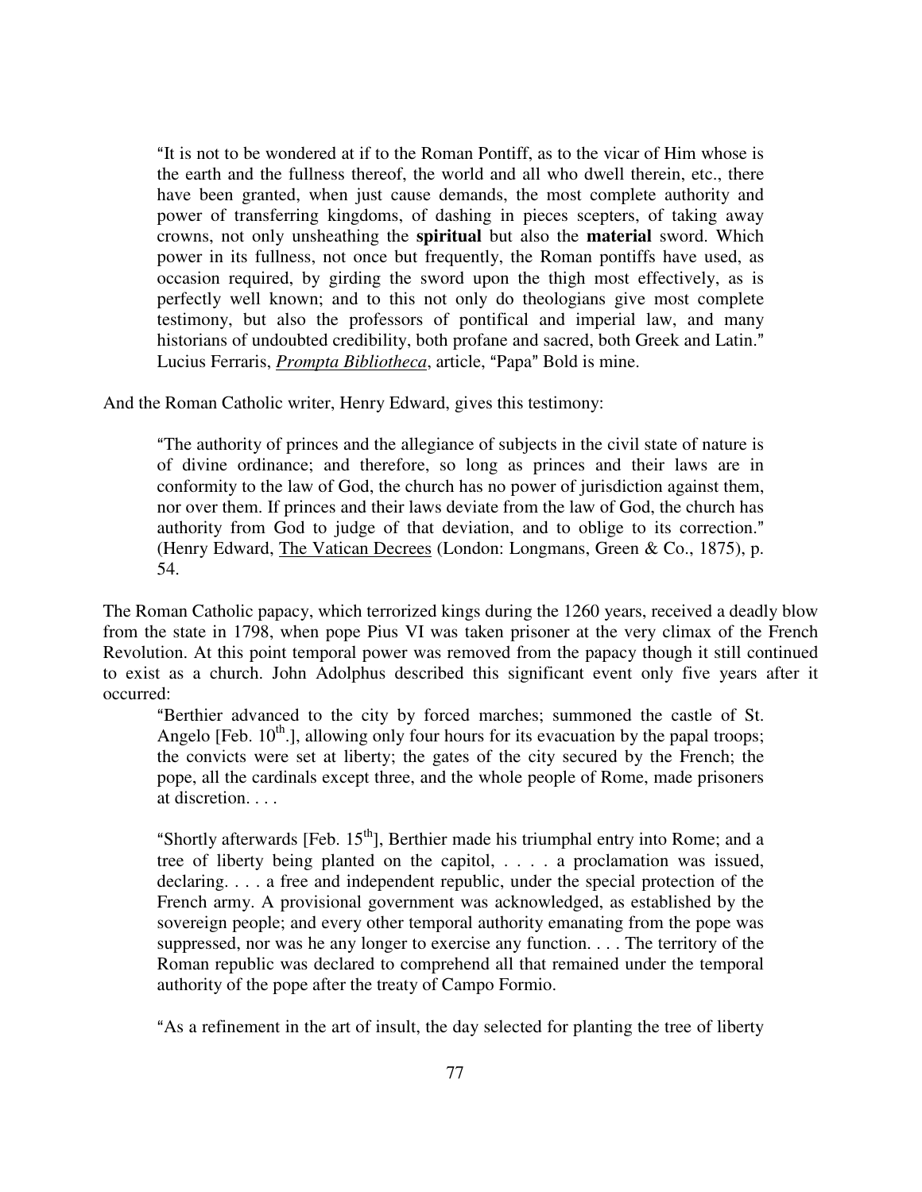> "It is not to be wondered at if to the Roman Pontiff, as to the vicar of Him whose is the earth and the fullness thereof, the world and all who dwell therein, etc., there have been granted, when just cause demands, the most complete authority and power of transferring kingdoms, of dashing in pieces scepters, of taking away crowns, not only unsheathing the **spiritual** but also the **material** sword. Which power in its fullness, not once but frequently, the Roman pontiffs have used, as occasion required, by girding the sword upon the thigh most effectively, as is perfectly well known; and to this not only do theologians give most complete testimony, but also the professors of pontifical and imperial law, and many historians of undoubted credibility, both profane and sacred, both Greek and Latin." Lucius Ferraris, *Prompta Bibliotheca*, article, "Papa" Bold is mine.

And the Roman Catholic writer, Henry Edward, gives this testimony:

> "The authority of princes and the allegiance of subjects in the civil state of nature is of divine ordinance; and therefore, so long as princes and their laws are in conformity to the law of God, the church has no power of jurisdiction against them, nor over them. If princes and their laws deviate from the law of God, the church has authority from God to judge of that deviation, and to oblige to its correction." (Henry Edward, The Vatican Decrees (London: Longmans, Green & Co., 1875), p. 54.

The Roman Catholic papacy, which terrorized kings during the 1260 years, received a deadly blow from the state in 1798, when pope Pius VI was taken prisoner at the very climax of the French Revolution. At this point temporal power was removed from the papacy though it still continued to exist as a church. John Adolphus described this significant event only five years after it occurred:

> "Berthier advanced to the city by forced marches; summoned the castle of St. Angelo [Feb. 10th.], allowing only four hours for its evacuation by the papal troops; the convicts were set at liberty; the gates of the city secured by the French; the pope, all the cardinals except three, and the whole people of Rome, made prisoners at discretion. . . .
>
> "Shortly afterwards [Feb. 15th], Berthier made his triumphal entry into Rome; and a tree of liberty being planted on the capitol, . . . . a proclamation was issued, declaring. . . . a free and independent republic, under the special protection of the French army. A provisional government was acknowledged, as established by the sovereign people; and every other temporal authority emanating from the pope was suppressed, nor was he any longer to exercise any function. . . . The territory of the Roman republic was declared to comprehend all that remained under the temporal authority of the pope after the treaty of Campo Formio.
>
> "As a refinement in the art of insult, the day selected for planting the tree of liberty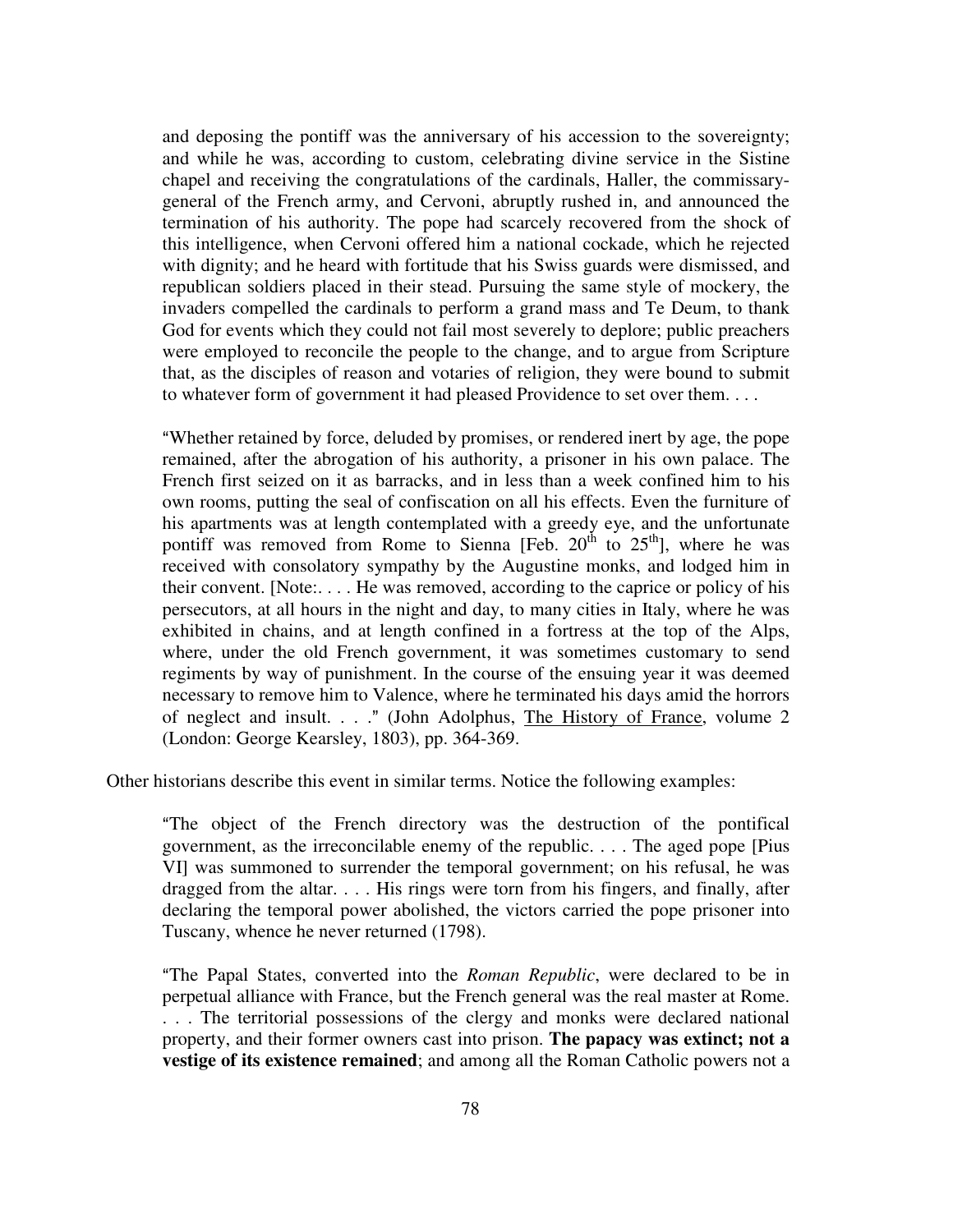> and deposing the pontiff was the anniversary of his accession to the sovereignty; and while he was, according to custom, celebrating divine service in the Sistine chapel and receiving the congratulations of the cardinals, Haller, the commissary-general of the French army, and Cervoni, abruptly rushed in, and announced the termination of his authority. The pope had scarcely recovered from the shock of this intelligence, when Cervoni offered him a national cockade, which he rejected with dignity; and he heard with fortitude that his Swiss guards were dismissed, and republican soldiers placed in their stead. Pursuing the same style of mockery, the invaders compelled the cardinals to perform a grand mass and Te Deum, to thank God for events which they could not fail most severely to deplore; public preachers were employed to reconcile the people to the change, and to argue from Scripture that, as the disciples of reason and votaries of religion, they were bound to submit to whatever form of government it had pleased Providence to set over them. . . .

> "Whether retained by force, deluded by promises, or rendered inert by age, the pope remained, after the abrogation of his authority, a prisoner in his own palace. The French first seized on it as barracks, and in less than a week confined him to his own rooms, putting the seal of confiscation on all his effects. Even the furniture of his apartments was at length contemplated with a greedy eye, and the unfortunate pontiff was removed from Rome to Sienna [Feb. 20th to 25th], where he was received with consolatory sympathy by the Augustine monks, and lodged him in their convent. [Note:. . . . He was removed, according to the caprice or policy of his persecutors, at all hours in the night and day, to many cities in Italy, where he was exhibited in chains, and at length confined in a fortress at the top of the Alps, where, under the old French government, it was sometimes customary to send regiments by way of punishment. In the course of the ensuing year it was deemed necessary to remove him to Valence, where he terminated his days amid the horrors of neglect and insult. . . ." (John Adolphus, The History of France, volume 2 (London: George Kearsley, 1803), pp. 364-369.

Other historians describe this event in similar terms. Notice the following examples:

> "The object of the French directory was the destruction of the pontifical government, as the irreconcilable enemy of the republic. . . . The aged pope [Pius VI] was summoned to surrender the temporal government; on his refusal, he was dragged from the altar. . . . His rings were torn from his fingers, and finally, after declaring the temporal power abolished, the victors carried the pope prisoner into Tuscany, whence he never returned (1798).

> "The Papal States, converted into the *Roman Republic*, were declared to be in perpetual alliance with France, but the French general was the real master at Rome. . . . The territorial possessions of the clergy and monks were declared national property, and their former owners cast into prison. **The papacy was extinct; not a vestige of its existence remained**; and among all the Roman Catholic powers not a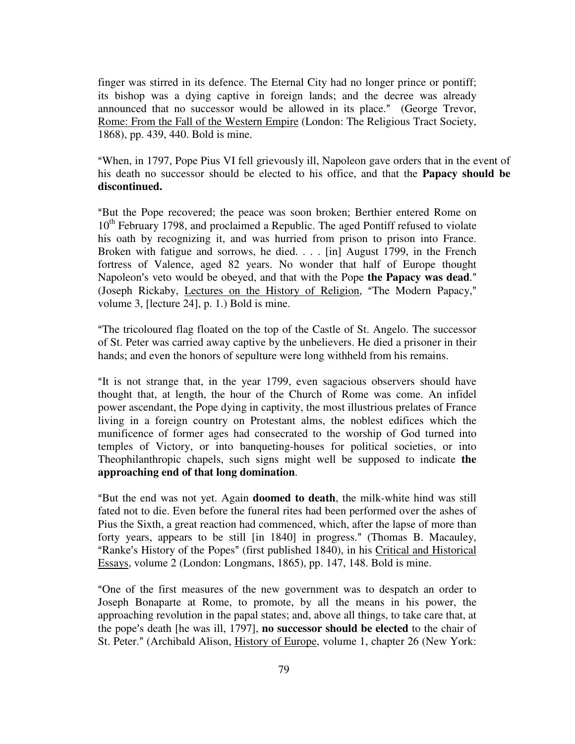finger was stirred in its defence. The Eternal City had no longer prince or pontiff; its bishop was a dying captive in foreign lands; and the decree was already announced that no successor would be allowed in its place." (George Trevor, Rome: From the Fall of the Western Empire (London: The Religious Tract Society, 1868), pp. 439, 440. Bold is mine.

"When, in 1797, Pope Pius VI fell grievously ill, Napoleon gave orders that in the event of his death no successor should be elected to his office, and that the **Papacy should be discontinued.**

"But the Pope recovered; the peace was soon broken; Berthier entered Rome on 10th February 1798, and proclaimed a Republic. The aged Pontiff refused to violate his oath by recognizing it, and was hurried from prison to prison into France. Broken with fatigue and sorrows, he died. . . . [in] August 1799, in the French fortress of Valence, aged 82 years. No wonder that half of Europe thought Napoleon's veto would be obeyed, and that with the Pope **the Papacy was dead**." (Joseph Rickaby, Lectures on the History of Religion, "The Modern Papacy," volume 3, [lecture 24], p. 1.) Bold is mine.

"The tricoloured flag floated on the top of the Castle of St. Angelo. The successor of St. Peter was carried away captive by the unbelievers. He died a prisoner in their hands; and even the honors of sepulture were long withheld from his remains.

"It is not strange that, in the year 1799, even sagacious observers should have thought that, at length, the hour of the Church of Rome was come. An infidel power ascendant, the Pope dying in captivity, the most illustrious prelates of France living in a foreign country on Protestant alms, the noblest edifices which the munificence of former ages had consecrated to the worship of God turned into temples of Victory, or into banqueting-houses for political societies, or into Theophilanthropic chapels, such signs might well be supposed to indicate **the approaching end of that long domination**.

"But the end was not yet. Again **doomed to death**, the milk-white hind was still fated not to die. Even before the funeral rites had been performed over the ashes of Pius the Sixth, a great reaction had commenced, which, after the lapse of more than forty years, appears to be still [in 1840] in progress." (Thomas B. Macauley, "Ranke's History of the Popes" (first published 1840), in his Critical and Historical Essays, volume 2 (London: Longmans, 1865), pp. 147, 148. Bold is mine.

"One of the first measures of the new government was to despatch an order to Joseph Bonaparte at Rome, to promote, by all the means in his power, the approaching revolution in the papal states; and, above all things, to take care that, at the pope's death [he was ill, 1797], **no successor should be elected** to the chair of St. Peter." (Archibald Alison, History of Europe, volume 1, chapter 26 (New York: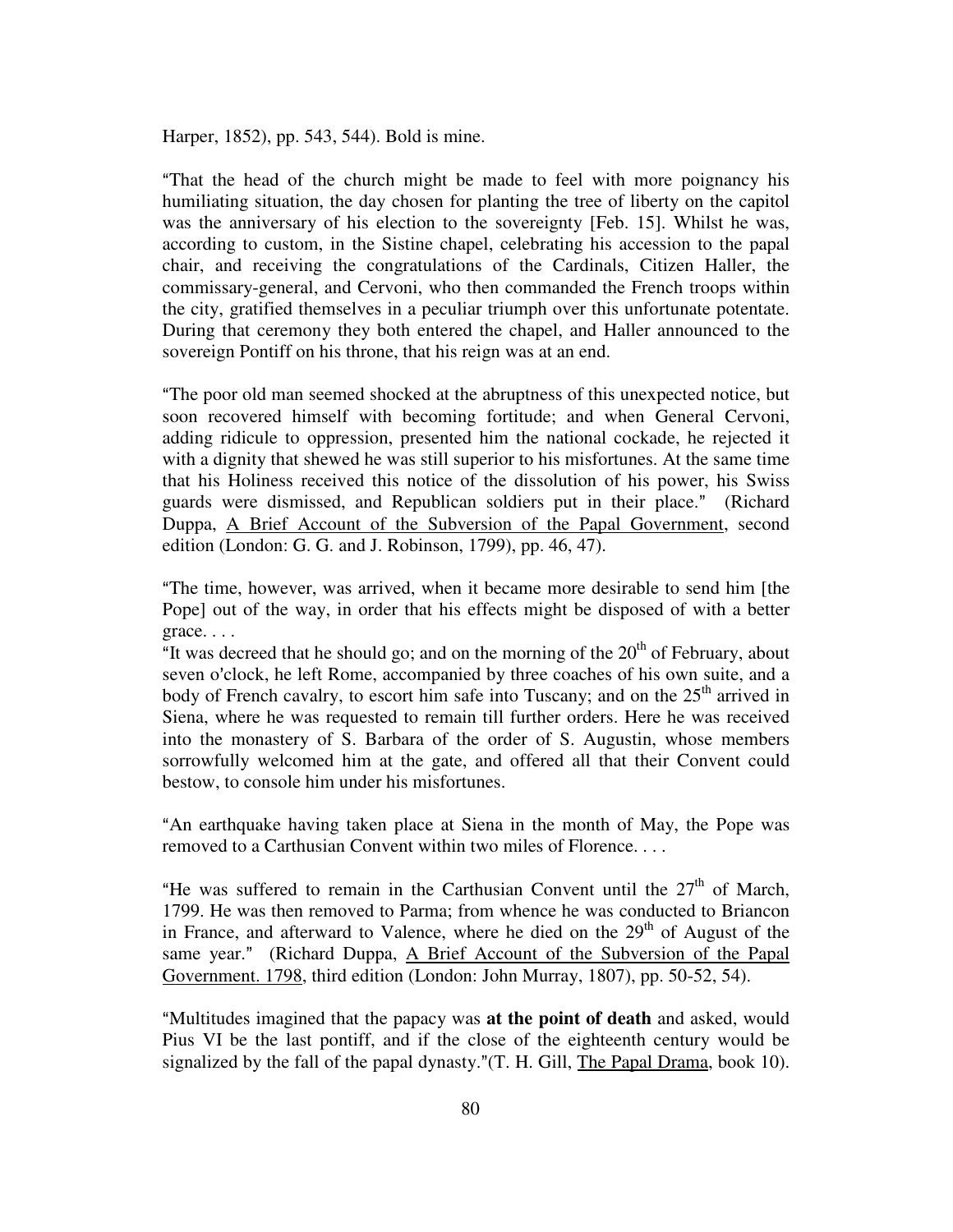Harper, 1852), pp. 543, 544). Bold is mine.

"That the head of the church might be made to feel with more poignancy his humiliating situation, the day chosen for planting the tree of liberty on the capitol was the anniversary of his election to the sovereignty [Feb. 15]. Whilst he was, according to custom, in the Sistine chapel, celebrating his accession to the papal chair, and receiving the congratulations of the Cardinals, Citizen Haller, the commissary-general, and Cervoni, who then commanded the French troops within the city, gratified themselves in a peculiar triumph over this unfortunate potentate. During that ceremony they both entered the chapel, and Haller announced to the sovereign Pontiff on his throne, that his reign was at an end.

"The poor old man seemed shocked at the abruptness of this unexpected notice, but soon recovered himself with becoming fortitude; and when General Cervoni, adding ridicule to oppression, presented him the national cockade, he rejected it with a dignity that shewed he was still superior to his misfortunes. At the same time that his Holiness received this notice of the dissolution of his power, his Swiss guards were dismissed, and Republican soldiers put in their place." (Richard Duppa, A Brief Account of the Subversion of the Papal Government, second edition (London: G. G. and J. Robinson, 1799), pp. 46, 47).

"The time, however, was arrived, when it became more desirable to send him [the Pope] out of the way, in order that his effects might be disposed of with a better grace. . . .

"It was decreed that he should go; and on the morning of the 20th of February, about seven o'clock, he left Rome, accompanied by three coaches of his own suite, and a body of French cavalry, to escort him safe into Tuscany; and on the 25th arrived in Siena, where he was requested to remain till further orders. Here he was received into the monastery of S. Barbara of the order of S. Augustin, whose members sorrowfully welcomed him at the gate, and offered all that their Convent could bestow, to console him under his misfortunes.

"An earthquake having taken place at Siena in the month of May, the Pope was removed to a Carthusian Convent within two miles of Florence. . . .

"He was suffered to remain in the Carthusian Convent until the 27th of March, 1799. He was then removed to Parma; from whence he was conducted to Briancon in France, and afterward to Valence, where he died on the 29th of August of the same year." (Richard Duppa, A Brief Account of the Subversion of the Papal Government. 1798, third edition (London: John Murray, 1807), pp. 50-52, 54).

"Multitudes imagined that the papacy was **at the point of death** and asked, would Pius VI be the last pontiff, and if the close of the eighteenth century would be signalized by the fall of the papal dynasty."(T. H. Gill, The Papal Drama, book 10).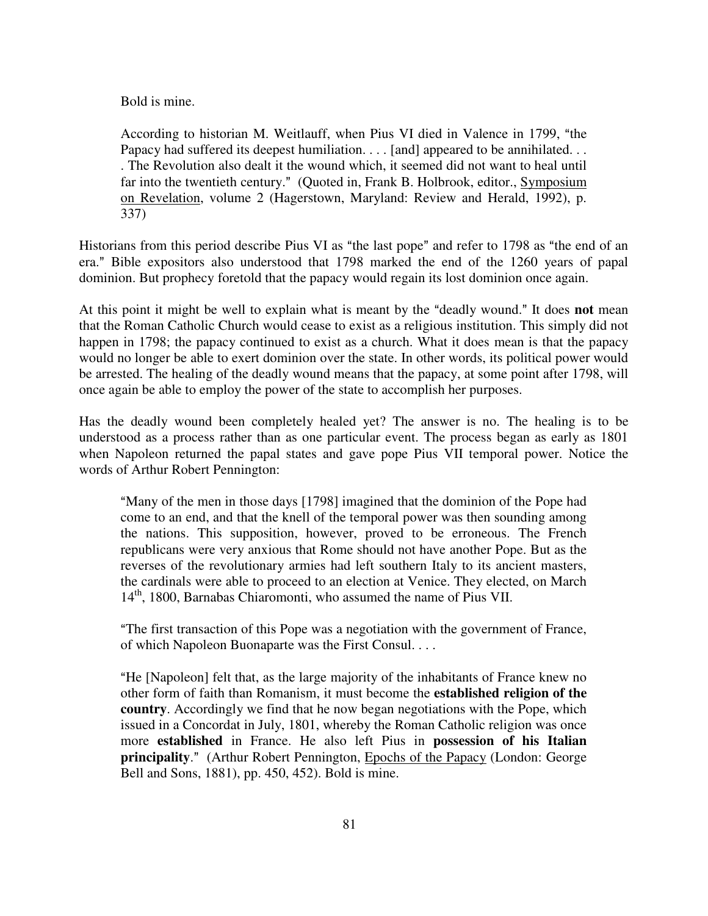> Bold is mine.
>
> According to historian M. Weitlauff, when Pius VI died in Valence in 1799, "the Papacy had suffered its deepest humiliation. . . . [and] appeared to be annihilated. . . . The Revolution also dealt it the wound which, it seemed did not want to heal until far into the twentieth century." (Quoted in, Frank B. Holbrook, editor., Symposium on Revelation, volume 2 (Hagerstown, Maryland: Review and Herald, 1992), p. 337)

Historians from this period describe Pius VI as "the last pope" and refer to 1798 as "the end of an era." Bible expositors also understood that 1798 marked the end of the 1260 years of papal dominion. But prophecy foretold that the papacy would regain its lost dominion once again.

At this point it might be well to explain what is meant by the "deadly wound." It does **not** mean that the Roman Catholic Church would cease to exist as a religious institution. This simply did not happen in 1798; the papacy continued to exist as a church. What it does mean is that the papacy would no longer be able to exert dominion over the state. In other words, its political power would be arrested. The healing of the deadly wound means that the papacy, at some point after 1798, will once again be able to employ the power of the state to accomplish her purposes.

Has the deadly wound been completely healed yet? The answer is no. The healing is to be understood as a process rather than as one particular event. The process began as early as 1801 when Napoleon returned the papal states and gave pope Pius VII temporal power. Notice the words of Arthur Robert Pennington:

> "Many of the men in those days [1798] imagined that the dominion of the Pope had come to an end, and that the knell of the temporal power was then sounding among the nations. This supposition, however, proved to be erroneous. The French republicans were very anxious that Rome should not have another Pope. But as the reverses of the revolutionary armies had left southern Italy to its ancient masters, the cardinals were able to proceed to an election at Venice. They elected, on March 14th, 1800, Barnabas Chiaromonti, who assumed the name of Pius VII.
>
> "The first transaction of this Pope was a negotiation with the government of France, of which Napoleon Buonaparte was the First Consul. . . .
>
> "He [Napoleon] felt that, as the large majority of the inhabitants of France knew no other form of faith than Romanism, it must become the **established religion of the country**. Accordingly we find that he now began negotiations with the Pope, which issued in a Concordat in July, 1801, whereby the Roman Catholic religion was once more **established** in France. He also left Pius in **possession of his Italian principality**." (Arthur Robert Pennington, Epochs of the Papacy (London: George Bell and Sons, 1881), pp. 450, 452). Bold is mine.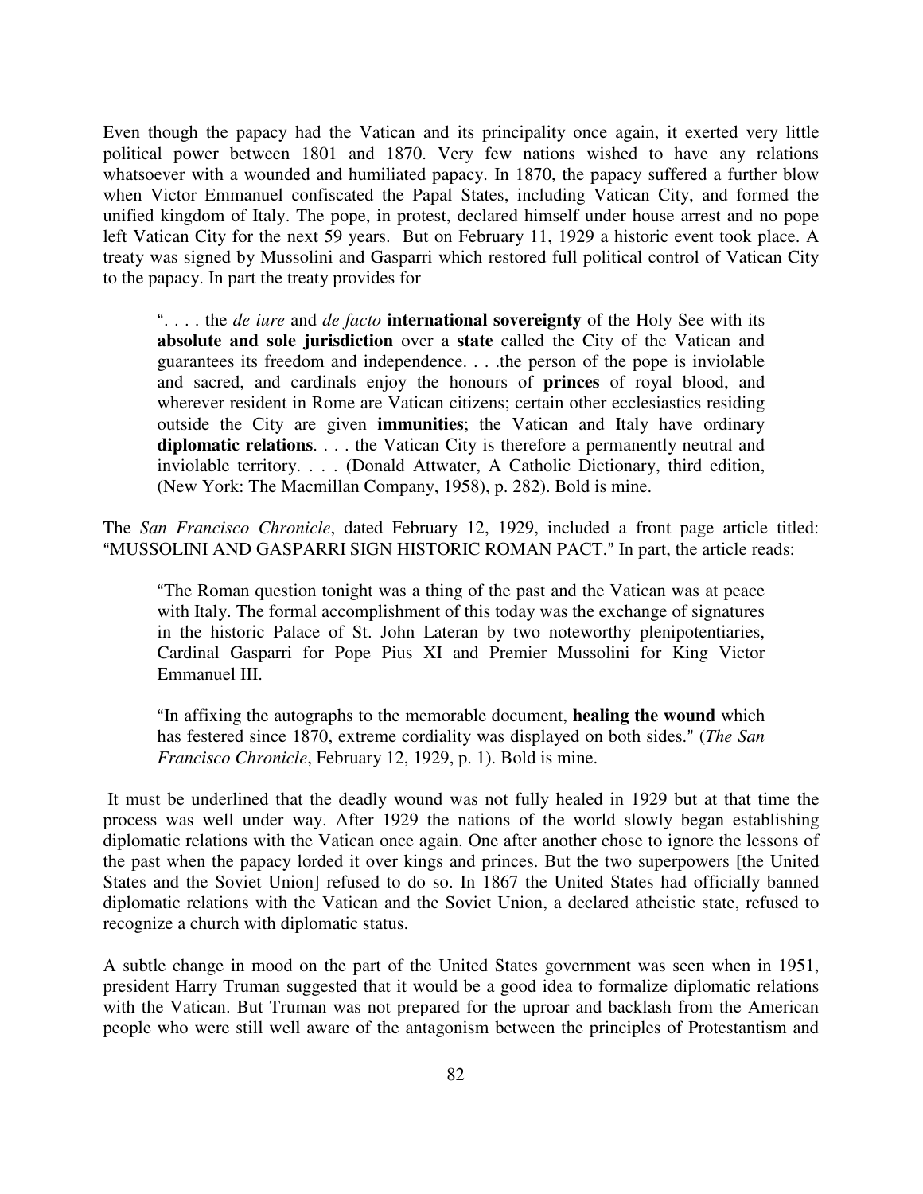Even though the papacy had the Vatican and its principality once again, it exerted very little political power between 1801 and 1870. Very few nations wished to have any relations whatsoever with a wounded and humiliated papacy. In 1870, the papacy suffered a further blow when Victor Emmanuel confiscated the Papal States, including Vatican City, and formed the unified kingdom of Italy. The pope, in protest, declared himself under house arrest and no pope left Vatican City for the next 59 years. But on February 11, 1929 a historic event took place. A treaty was signed by Mussolini and Gasparri which restored full political control of Vatican City to the papacy. In part the treaty provides for

> ". . . . the *de iure* and *de facto* **international sovereignty** of the Holy See with its **absolute and sole jurisdiction** over a **state** called the City of the Vatican and guarantees its freedom and independence. . . .the person of the pope is inviolable and sacred, and cardinals enjoy the honours of **princes** of royal blood, and wherever resident in Rome are Vatican citizens; certain other ecclesiastics residing outside the City are given **immunities**; the Vatican and Italy have ordinary **diplomatic relations**. . . . the Vatican City is therefore a permanently neutral and inviolable territory. . . . (Donald Attwater, A Catholic Dictionary, third edition, (New York: The Macmillan Company, 1958), p. 282). Bold is mine.

The *San Francisco Chronicle*, dated February 12, 1929, included a front page article titled: "MUSSOLINI AND GASPARRI SIGN HISTORIC ROMAN PACT." In part, the article reads:

> "The Roman question tonight was a thing of the past and the Vatican was at peace with Italy. The formal accomplishment of this today was the exchange of signatures in the historic Palace of St. John Lateran by two noteworthy plenipotentiaries, Cardinal Gasparri for Pope Pius XI and Premier Mussolini for King Victor Emmanuel III.
>
> "In affixing the autographs to the memorable document, **healing the wound** which has festered since 1870, extreme cordiality was displayed on both sides." (*The San Francisco Chronicle*, February 12, 1929, p. 1). Bold is mine.

It must be underlined that the deadly wound was not fully healed in 1929 but at that time the process was well under way. After 1929 the nations of the world slowly began establishing diplomatic relations with the Vatican once again. One after another chose to ignore the lessons of the past when the papacy lorded it over kings and princes. But the two superpowers [the United States and the Soviet Union] refused to do so. In 1867 the United States had officially banned diplomatic relations with the Vatican and the Soviet Union, a declared atheistic state, refused to recognize a church with diplomatic status.

A subtle change in mood on the part of the United States government was seen when in 1951, president Harry Truman suggested that it would be a good idea to formalize diplomatic relations with the Vatican. But Truman was not prepared for the uproar and backlash from the American people who were still well aware of the antagonism between the principles of Protestantism and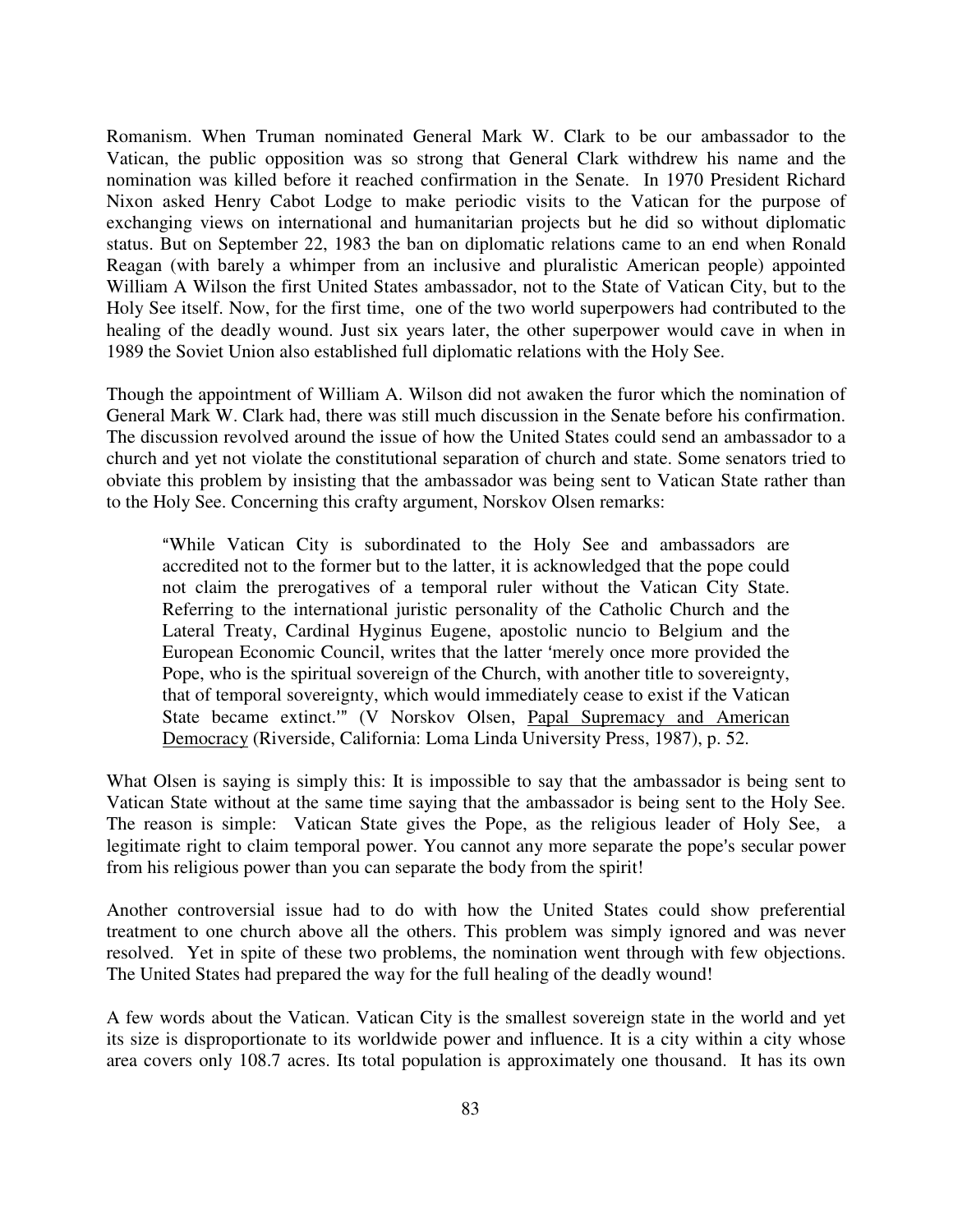Romanism. When Truman nominated General Mark W. Clark to be our ambassador to the Vatican, the public opposition was so strong that General Clark withdrew his name and the nomination was killed before it reached confirmation in the Senate. In 1970 President Richard Nixon asked Henry Cabot Lodge to make periodic visits to the Vatican for the purpose of exchanging views on international and humanitarian projects but he did so without diplomatic status. But on September 22, 1983 the ban on diplomatic relations came to an end when Ronald Reagan (with barely a whimper from an inclusive and pluralistic American people) appointed William A Wilson the first United States ambassador, not to the State of Vatican City, but to the Holy See itself. Now, for the first time, one of the two world superpowers had contributed to the healing of the deadly wound. Just six years later, the other superpower would cave in when in 1989 the Soviet Union also established full diplomatic relations with the Holy See.

Though the appointment of William A. Wilson did not awaken the furor which the nomination of General Mark W. Clark had, there was still much discussion in the Senate before his confirmation. The discussion revolved around the issue of how the United States could send an ambassador to a church and yet not violate the constitutional separation of church and state. Some senators tried to obviate this problem by insisting that the ambassador was being sent to Vatican State rather than to the Holy See. Concerning this crafty argument, Norskov Olsen remarks:

> "While Vatican City is subordinated to the Holy See and ambassadors are accredited not to the former but to the latter, it is acknowledged that the pope could not claim the prerogatives of a temporal ruler without the Vatican City State. Referring to the international juristic personality of the Catholic Church and the Lateral Treaty, Cardinal Hyginus Eugene, apostolic nuncio to Belgium and the European Economic Council, writes that the latter 'merely once more provided the Pope, who is the spiritual sovereign of the Church, with another title to sovereignty, that of temporal sovereignty, which would immediately cease to exist if the Vatican State became extinct.'" (V Norskov Olsen, Papal Supremacy and American Democracy (Riverside, California: Loma Linda University Press, 1987), p. 52.

What Olsen is saying is simply this: It is impossible to say that the ambassador is being sent to Vatican State without at the same time saying that the ambassador is being sent to the Holy See. The reason is simple: Vatican State gives the Pope, as the religious leader of Holy See, a legitimate right to claim temporal power. You cannot any more separate the pope's secular power from his religious power than you can separate the body from the spirit!

Another controversial issue had to do with how the United States could show preferential treatment to one church above all the others. This problem was simply ignored and was never resolved. Yet in spite of these two problems, the nomination went through with few objections. The United States had prepared the way for the full healing of the deadly wound!

A few words about the Vatican. Vatican City is the smallest sovereign state in the world and yet its size is disproportionate to its worldwide power and influence. It is a city within a city whose area covers only 108.7 acres. Its total population is approximately one thousand. It has its own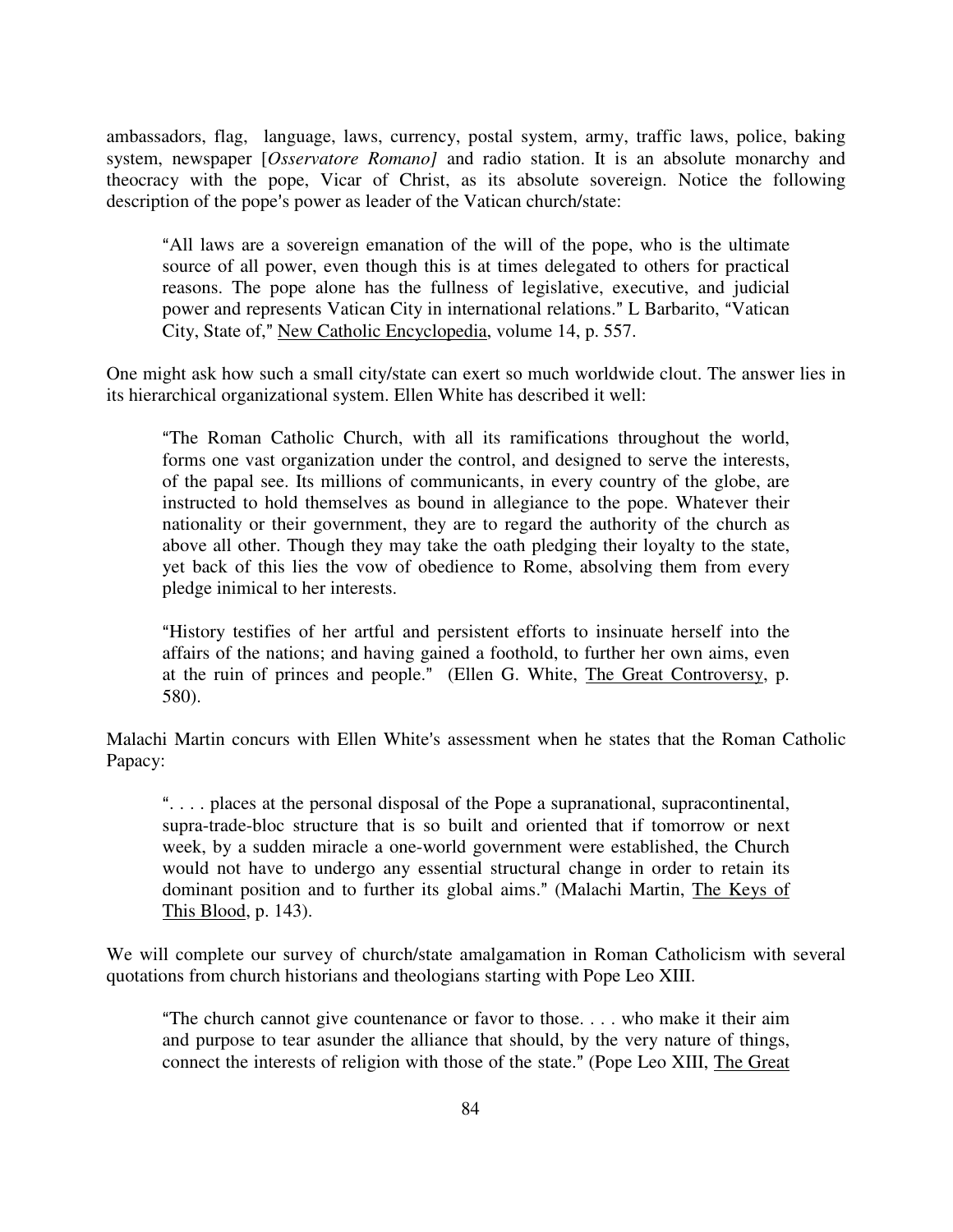ambassadors, flag, language, laws, currency, postal system, army, traffic laws, police, baking system, newspaper [*Osservatore Romano]* and radio station. It is an absolute monarchy and theocracy with the pope, Vicar of Christ, as its absolute sovereign. Notice the following description of the pope's power as leader of the Vatican church/state:

> "All laws are a sovereign emanation of the will of the pope, who is the ultimate source of all power, even though this is at times delegated to others for practical reasons. The pope alone has the fullness of legislative, executive, and judicial power and represents Vatican City in international relations." L Barbarito, "Vatican City, State of," New Catholic Encyclopedia, volume 14, p. 557.

One might ask how such a small city/state can exert so much worldwide clout. The answer lies in its hierarchical organizational system. Ellen White has described it well:

> "The Roman Catholic Church, with all its ramifications throughout the world, forms one vast organization under the control, and designed to serve the interests, of the papal see. Its millions of communicants, in every country of the globe, are instructed to hold themselves as bound in allegiance to the pope. Whatever their nationality or their government, they are to regard the authority of the church as above all other. Though they may take the oath pledging their loyalty to the state, yet back of this lies the vow of obedience to Rome, absolving them from every pledge inimical to her interests.
>
> "History testifies of her artful and persistent efforts to insinuate herself into the affairs of the nations; and having gained a foothold, to further her own aims, even at the ruin of princes and people." (Ellen G. White, The Great Controversy, p. 580).

Malachi Martin concurs with Ellen White's assessment when he states that the Roman Catholic Papacy:

> ". . . . places at the personal disposal of the Pope a supranational, supracontinental, supra-trade-bloc structure that is so built and oriented that if tomorrow or next week, by a sudden miracle a one-world government were established, the Church would not have to undergo any essential structural change in order to retain its dominant position and to further its global aims." (Malachi Martin, The Keys of This Blood, p. 143).

We will complete our survey of church/state amalgamation in Roman Catholicism with several quotations from church historians and theologians starting with Pope Leo XIII.

> "The church cannot give countenance or favor to those. . . . who make it their aim and purpose to tear asunder the alliance that should, by the very nature of things, connect the interests of religion with those of the state." (Pope Leo XIII, The Great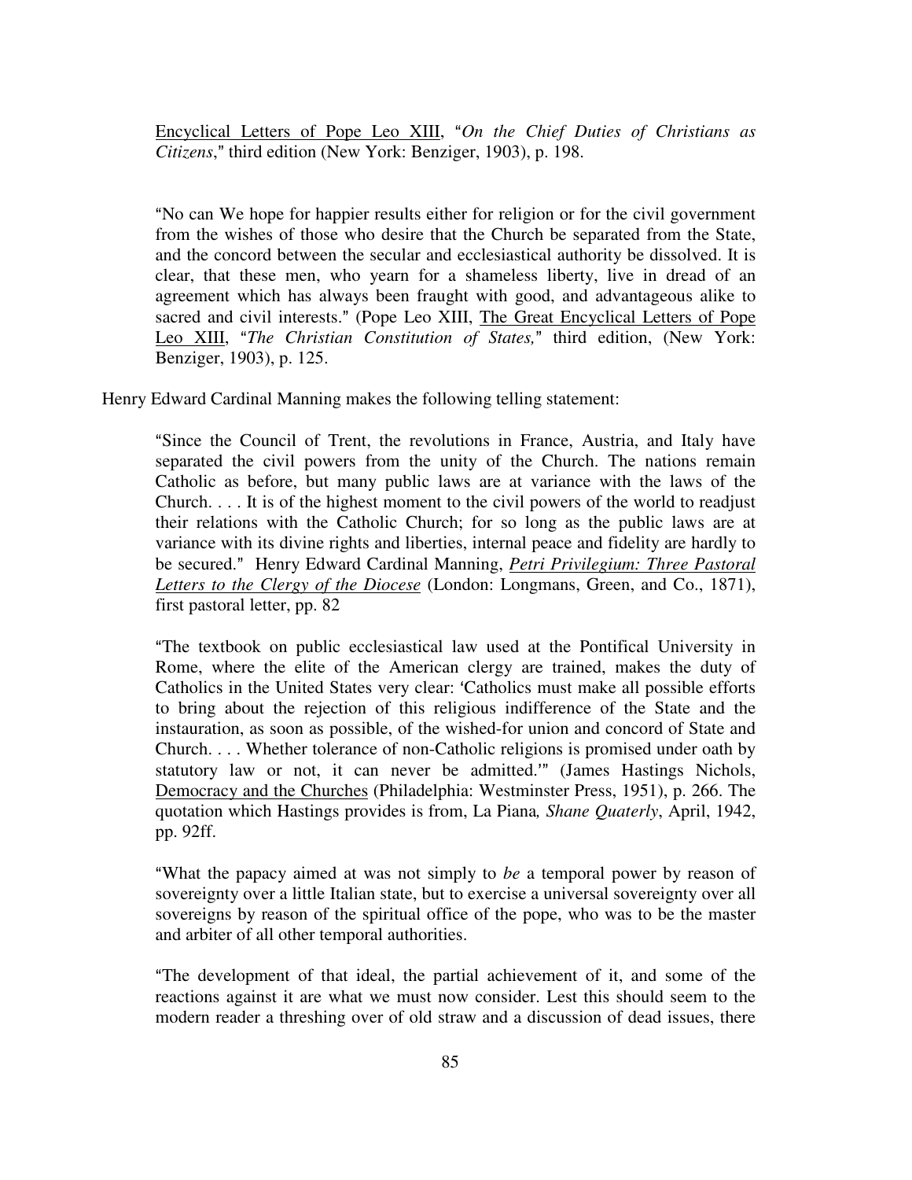Encyclical Letters of Pope Leo XIII, "*On the Chief Duties of Christians as Citizens*," third edition (New York: Benziger, 1903), p. 198.

> "No can We hope for happier results either for religion or for the civil government from the wishes of those who desire that the Church be separated from the State, and the concord between the secular and ecclesiastical authority be dissolved. It is clear, that these men, who yearn for a shameless liberty, live in dread of an agreement which has always been fraught with good, and advantageous alike to sacred and civil interests." (Pope Leo XIII, The Great Encyclical Letters of Pope Leo XIII, "*The Christian Constitution of States,*" third edition, (New York: Benziger, 1903), p. 125.

Henry Edward Cardinal Manning makes the following telling statement:

> "Since the Council of Trent, the revolutions in France, Austria, and Italy have separated the civil powers from the unity of the Church. The nations remain Catholic as before, but many public laws are at variance with the laws of the Church. . . . It is of the highest moment to the civil powers of the world to readjust their relations with the Catholic Church; for so long as the public laws are at variance with its divine rights and liberties, internal peace and fidelity are hardly to be secured." Henry Edward Cardinal Manning, ***Petri Privilegium: Three Pastoral Letters to the Clergy of the Diocese*** (London: Longmans, Green, and Co., 1871), first pastoral letter, pp. 82

> "The textbook on public ecclesiastical law used at the Pontifical University in Rome, where the elite of the American clergy are trained, makes the duty of Catholics in the United States very clear: 'Catholics must make all possible efforts to bring about the rejection of this religious indifference of the State and the instauration, as soon as possible, of the wished-for union and concord of State and Church. . . . Whether tolerance of non-Catholic religions is promised under oath by statutory law or not, it can never be admitted.'" (James Hastings Nichols, Democracy and the Churches (Philadelphia: Westminster Press, 1951), p. 266. The quotation which Hastings provides is from, La Piana*, Shane Quaterly*, April, 1942, pp. 92ff.

> "What the papacy aimed at was not simply to *be* a temporal power by reason of sovereignty over a little Italian state, but to exercise a universal sovereignty over all sovereigns by reason of the spiritual office of the pope, who was to be the master and arbiter of all other temporal authorities.

> "The development of that ideal, the partial achievement of it, and some of the reactions against it are what we must now consider. Lest this should seem to the modern reader a threshing over of old straw and a discussion of dead issues, there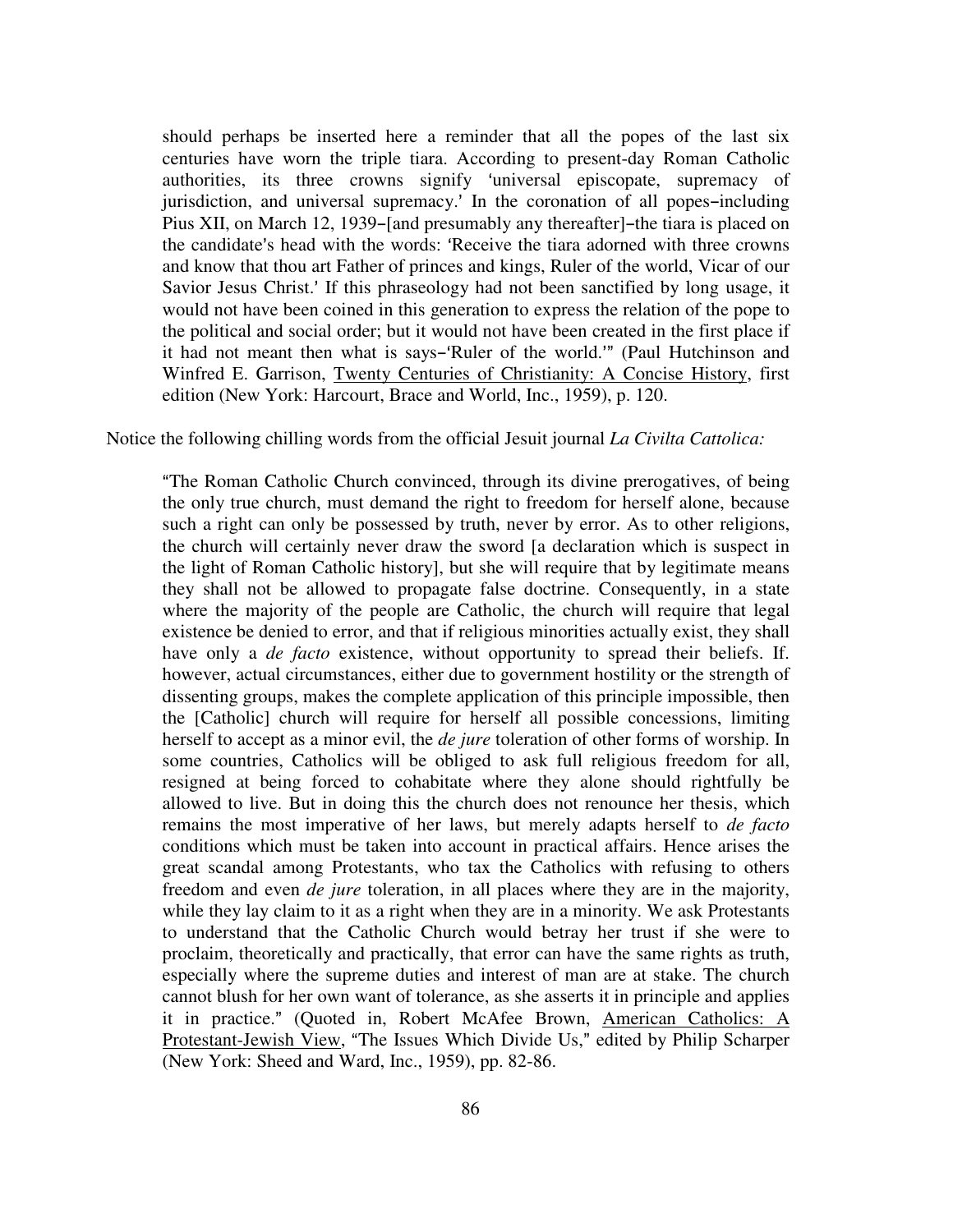should perhaps be inserted here a reminder that all the popes of the last six centuries have worn the triple tiara. According to present-day Roman Catholic authorities, its three crowns signify 'universal episcopate, supremacy of jurisdiction, and universal supremacy.' In the coronation of all popes–including Pius XII, on March 12, 1939–[and presumably any thereafter]–the tiara is placed on the candidate's head with the words: 'Receive the tiara adorned with three crowns and know that thou art Father of princes and kings, Ruler of the world, Vicar of our Savior Jesus Christ.' If this phraseology had not been sanctified by long usage, it would not have been coined in this generation to express the relation of the pope to the political and social order; but it would not have been created in the first place if it had not meant then what is says–'Ruler of the world.'" (Paul Hutchinson and Winfred E. Garrison, Twenty Centuries of Christianity: A Concise History, first edition (New York: Harcourt, Brace and World, Inc., 1959), p. 120.

Notice the following chilling words from the official Jesuit journal *La Civilta Cattolica:*

> "The Roman Catholic Church convinced, through its divine prerogatives, of being the only true church, must demand the right to freedom for herself alone, because such a right can only be possessed by truth, never by error. As to other religions, the church will certainly never draw the sword [a declaration which is suspect in the light of Roman Catholic history], but she will require that by legitimate means they shall not be allowed to propagate false doctrine. Consequently, in a state where the majority of the people are Catholic, the church will require that legal existence be denied to error, and that if religious minorities actually exist, they shall have only a *de facto* existence, without opportunity to spread their beliefs. If. however, actual circumstances, either due to government hostility or the strength of dissenting groups, makes the complete application of this principle impossible, then the [Catholic] church will require for herself all possible concessions, limiting herself to accept as a minor evil, the *de jure* toleration of other forms of worship. In some countries, Catholics will be obliged to ask full religious freedom for all, resigned at being forced to cohabitate where they alone should rightfully be allowed to live. But in doing this the church does not renounce her thesis, which remains the most imperative of her laws, but merely adapts herself to *de facto* conditions which must be taken into account in practical affairs. Hence arises the great scandal among Protestants, who tax the Catholics with refusing to others freedom and even *de jure* toleration, in all places where they are in the majority, while they lay claim to it as a right when they are in a minority. We ask Protestants to understand that the Catholic Church would betray her trust if she were to proclaim, theoretically and practically, that error can have the same rights as truth, especially where the supreme duties and interest of man are at stake. The church cannot blush for her own want of tolerance, as she asserts it in principle and applies it in practice." (Quoted in, Robert McAfee Brown, American Catholics: A Protestant-Jewish View, "The Issues Which Divide Us," edited by Philip Scharper (New York: Sheed and Ward, Inc., 1959), pp. 82-86.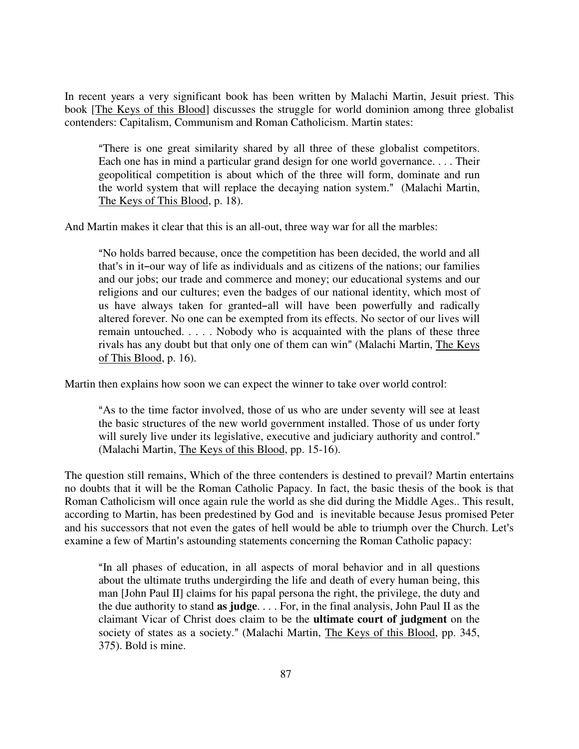In recent years a very significant book has been written by Malachi Martin, Jesuit priest. This book [The Keys of this Blood] discusses the struggle for world dominion among three globalist contenders: Capitalism, Communism and Roman Catholicism. Martin states:

> "There is one great similarity shared by all three of these globalist competitors. Each one has in mind a particular grand design for one world governance. . . . Their geopolitical competition is about which of the three will form, dominate and run the world system that will replace the decaying nation system." (Malachi Martin, The Keys of This Blood, p. 18).

And Martin makes it clear that this is an all-out, three way war for all the marbles:

> "No holds barred because, once the competition has been decided, the world and all that's in it–our way of life as individuals and as citizens of the nations; our families and our jobs; our trade and commerce and money; our educational systems and our religions and our cultures; even the badges of our national identity, which most of us have always taken for granted–all will have been powerfully and radically altered forever. No one can be exempted from its effects. No sector of our lives will remain untouched. . . . . Nobody who is acquainted with the plans of these three rivals has any doubt but that only one of them can win" (Malachi Martin, The Keys of This Blood, p. 16).

Martin then explains how soon we can expect the winner to take over world control:

> "As to the time factor involved, those of us who are under seventy will see at least the basic structures of the new world government installed. Those of us under forty will surely live under its legislative, executive and judiciary authority and control." (Malachi Martin, The Keys of this Blood, pp. 15-16).

The question still remains, Which of the three contenders is destined to prevail? Martin entertains no doubts that it will be the Roman Catholic Papacy. In fact, the basic thesis of the book is that Roman Catholicism will once again rule the world as she did during the Middle Ages.. This result, according to Martin, has been predestined by God and is inevitable because Jesus promised Peter and his successors that not even the gates of hell would be able to triumph over the Church. Let's examine a few of Martin's astounding statements concerning the Roman Catholic papacy:

> "In all phases of education, in all aspects of moral behavior and in all questions about the ultimate truths undergirding the life and death of every human being, this man [John Paul II] claims for his papal persona the right, the privilege, the duty and the due authority to stand **as judge**. . . . For, in the final analysis, John Paul II as the claimant Vicar of Christ does claim to be the **ultimate court of judgment** on the society of states as a society." (Malachi Martin, The Keys of this Blood, pp. 345, 375). Bold is mine.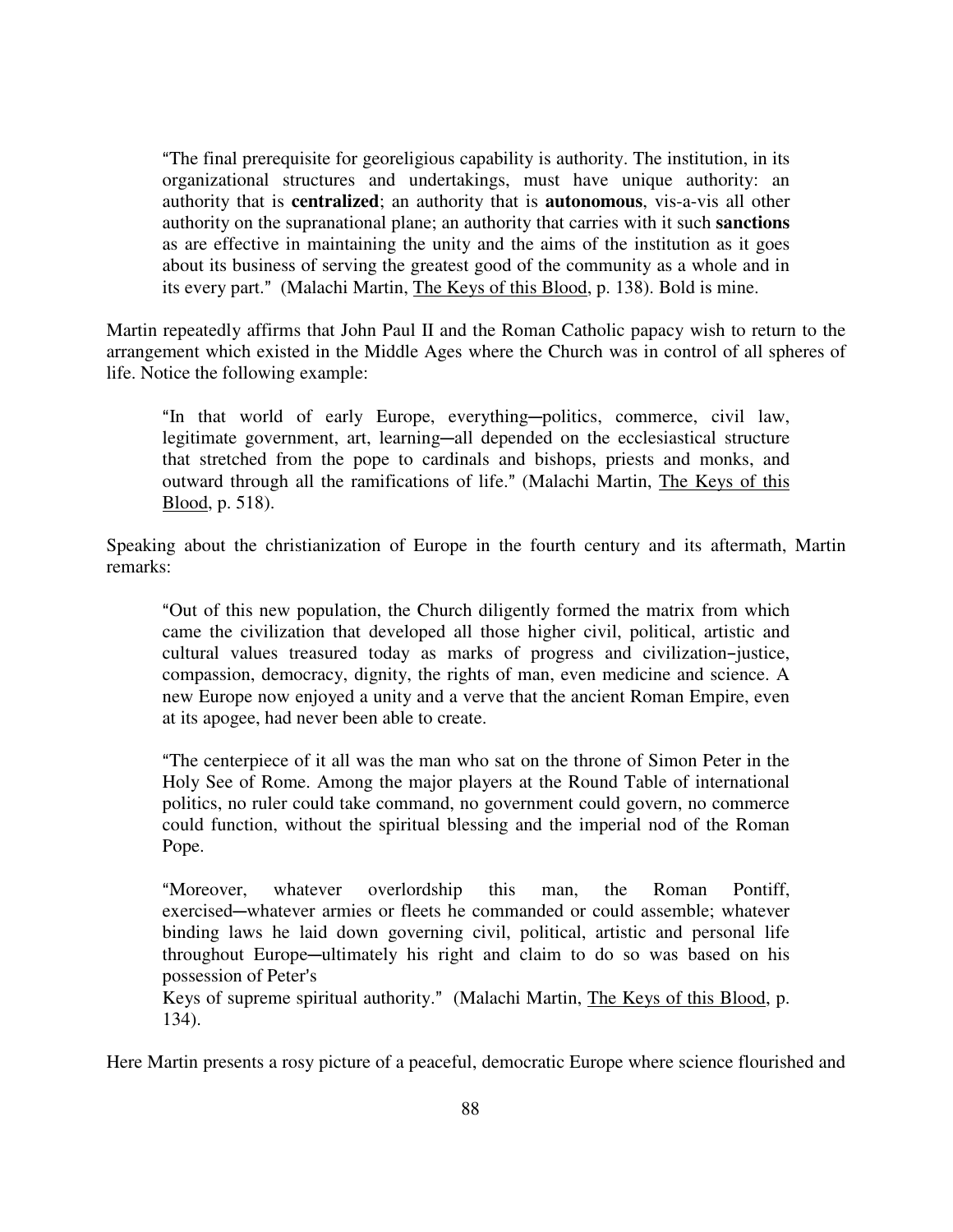> "The final prerequisite for georeligious capability is authority. The institution, in its organizational structures and undertakings, must have unique authority: an authority that is **centralized**; an authority that is **autonomous**, vis-a-vis all other authority on the supranational plane; an authority that carries with it such **sanctions** as are effective in maintaining the unity and the aims of the institution as it goes about its business of serving the greatest good of the community as a whole and in its every part." (Malachi Martin, The Keys of this Blood, p. 138). Bold is mine.

Martin repeatedly affirms that John Paul II and the Roman Catholic papacy wish to return to the arrangement which existed in the Middle Ages where the Church was in control of all spheres of life. Notice the following example:

> "In that world of early Europe, everything—politics, commerce, civil law, legitimate government, art, learning—all depended on the ecclesiastical structure that stretched from the pope to cardinals and bishops, priests and monks, and outward through all the ramifications of life." (Malachi Martin, The Keys of this Blood, p. 518).

Speaking about the christianization of Europe in the fourth century and its aftermath, Martin remarks:

> "Out of this new population, the Church diligently formed the matrix from which came the civilization that developed all those higher civil, political, artistic and cultural values treasured today as marks of progress and civilization–justice, compassion, democracy, dignity, the rights of man, even medicine and science. A new Europe now enjoyed a unity and a verve that the ancient Roman Empire, even at its apogee, had never been able to create.
>
> "The centerpiece of it all was the man who sat on the throne of Simon Peter in the Holy See of Rome. Among the major players at the Round Table of international politics, no ruler could take command, no government could govern, no commerce could function, without the spiritual blessing and the imperial nod of the Roman Pope.
>
> "Moreover, whatever overlordship this man, the Roman Pontiff, exercised—whatever armies or fleets he commanded or could assemble; whatever binding laws he laid down governing civil, political, artistic and personal life throughout Europe—ultimately his right and claim to do so was based on his possession of Peter's Keys of supreme spiritual authority." (Malachi Martin, The Keys of this Blood, p. 134).

Here Martin presents a rosy picture of a peaceful, democratic Europe where science flourished and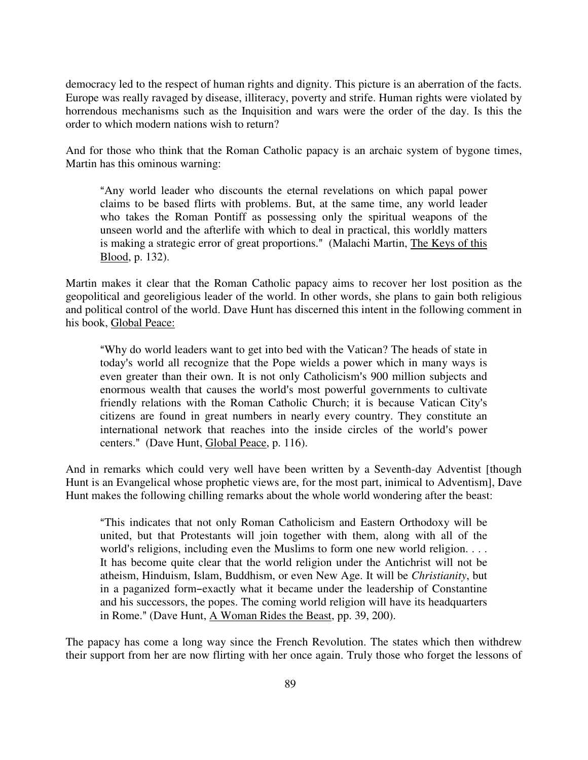democracy led to the respect of human rights and dignity. This picture is an aberration of the facts. Europe was really ravaged by disease, illiteracy, poverty and strife. Human rights were violated by horrendous mechanisms such as the Inquisition and wars were the order of the day. Is this the order to which modern nations wish to return?

And for those who think that the Roman Catholic papacy is an archaic system of bygone times, Martin has this ominous warning:

> "Any world leader who discounts the eternal revelations on which papal power claims to be based flirts with problems. But, at the same time, any world leader who takes the Roman Pontiff as possessing only the spiritual weapons of the unseen world and the afterlife with which to deal in practical, this worldly matters is making a strategic error of great proportions." (Malachi Martin, The Keys of this Blood, p. 132).

Martin makes it clear that the Roman Catholic papacy aims to recover her lost position as the geopolitical and georeligious leader of the world. In other words, she plans to gain both religious and political control of the world. Dave Hunt has discerned this intent in the following comment in his book, Global Peace:

> "Why do world leaders want to get into bed with the Vatican? The heads of state in today's world all recognize that the Pope wields a power which in many ways is even greater than their own. It is not only Catholicism's 900 million subjects and enormous wealth that causes the world's most powerful governments to cultivate friendly relations with the Roman Catholic Church; it is because Vatican City's citizens are found in great numbers in nearly every country. They constitute an international network that reaches into the inside circles of the world's power centers." (Dave Hunt, Global Peace, p. 116).

And in remarks which could very well have been written by a Seventh-day Adventist [though Hunt is an Evangelical whose prophetic views are, for the most part, inimical to Adventism], Dave Hunt makes the following chilling remarks about the whole world wondering after the beast:

> "This indicates that not only Roman Catholicism and Eastern Orthodoxy will be united, but that Protestants will join together with them, along with all of the world's religions, including even the Muslims to form one new world religion. . . . It has become quite clear that the world religion under the Antichrist will not be atheism, Hinduism, Islam, Buddhism, or even New Age. It will be *Christianity*, but in a paganized form–exactly what it became under the leadership of Constantine and his successors, the popes. The coming world religion will have its headquarters in Rome." (Dave Hunt, A Woman Rides the Beast, pp. 39, 200).

The papacy has come a long way since the French Revolution. The states which then withdrew their support from her are now flirting with her once again. Truly those who forget the lessons of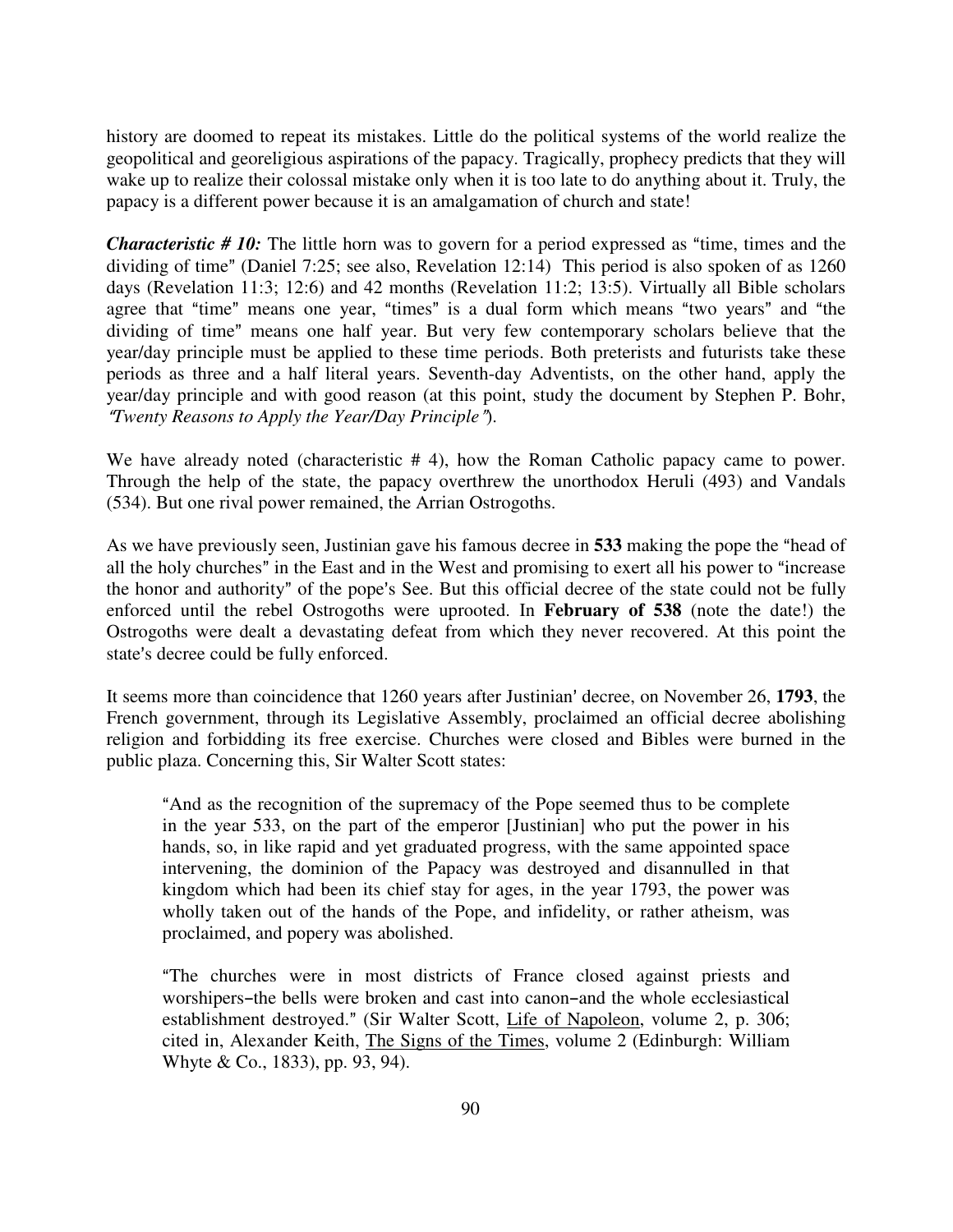history are doomed to repeat its mistakes. Little do the political systems of the world realize the geopolitical and georeligious aspirations of the papacy. Tragically, prophecy predicts that they will wake up to realize their colossal mistake only when it is too late to do anything about it. Truly, the papacy is a different power because it is an amalgamation of church and state!

***Characteristic # 10:*** The little horn was to govern for a period expressed as "time, times and the dividing of time" (Daniel 7:25; see also, Revelation 12:14) This period is also spoken of as 1260 days (Revelation 11:3; 12:6) and 42 months (Revelation 11:2; 13:5). Virtually all Bible scholars agree that "time" means one year, "times" is a dual form which means "two years" and "the dividing of time" means one half year. But very few contemporary scholars believe that the year/day principle must be applied to these time periods. Both preterists and futurists take these periods as three and a half literal years. Seventh-day Adventists, on the other hand, apply the year/day principle and with good reason (at this point, study the document by Stephen P. Bohr, *"Twenty Reasons to Apply the Year/Day Principle"*).

We have already noted (characteristic # 4), how the Roman Catholic papacy came to power. Through the help of the state, the papacy overthrew the unorthodox Heruli (493) and Vandals (534). But one rival power remained, the Arrian Ostrogoths.

As we have previously seen, Justinian gave his famous decree in **533** making the pope the "head of all the holy churches" in the East and in the West and promising to exert all his power to "increase the honor and authority" of the pope's See. But this official decree of the state could not be fully enforced until the rebel Ostrogoths were uprooted. In **February of 538** (note the date!) the Ostrogoths were dealt a devastating defeat from which they never recovered. At this point the state's decree could be fully enforced.

It seems more than coincidence that 1260 years after Justinian' decree, on November 26, **1793**, the French government, through its Legislative Assembly, proclaimed an official decree abolishing religion and forbidding its free exercise. Churches were closed and Bibles were burned in the public plaza. Concerning this, Sir Walter Scott states:

> "And as the recognition of the supremacy of the Pope seemed thus to be complete in the year 533, on the part of the emperor [Justinian] who put the power in his hands, so, in like rapid and yet graduated progress, with the same appointed space intervening, the dominion of the Papacy was destroyed and disannulled in that kingdom which had been its chief stay for ages, in the year 1793, the power was wholly taken out of the hands of the Pope, and infidelity, or rather atheism, was proclaimed, and popery was abolished.
>
> "The churches were in most districts of France closed against priests and worshipers–the bells were broken and cast into canon–and the whole ecclesiastical establishment destroyed." (Sir Walter Scott, <u>Life of Napoleon</u>, volume 2, p. 306; cited in, Alexander Keith, <u>The Signs of the Times</u>, volume 2 (Edinburgh: William Whyte & Co., 1833), pp. 93, 94).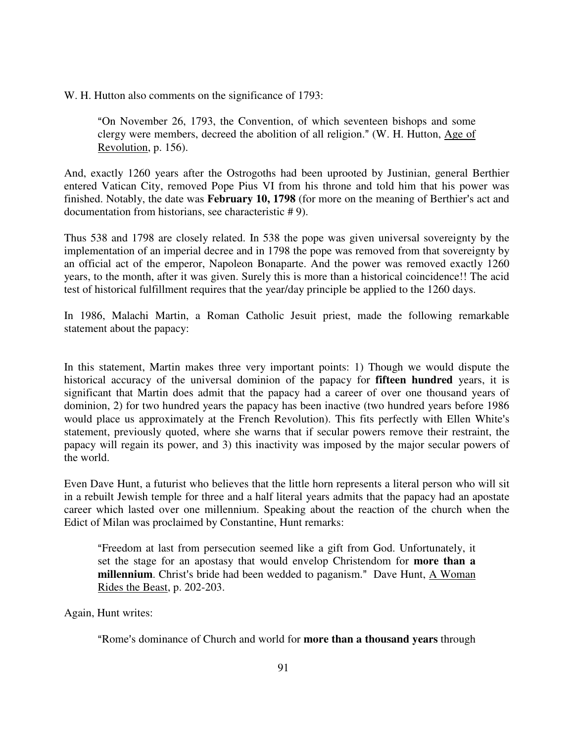W. H. Hutton also comments on the significance of 1793:

> "On November 26, 1793, the Convention, of which seventeen bishops and some clergy were members, decreed the abolition of all religion." (W. H. Hutton, Age of Revolution, p. 156).

And, exactly 1260 years after the Ostrogoths had been uprooted by Justinian, general Berthier entered Vatican City, removed Pope Pius VI from his throne and told him that his power was finished. Notably, the date was **February 10, 1798** (for more on the meaning of Berthier's act and documentation from historians, see characteristic # 9).

Thus 538 and 1798 are closely related. In 538 the pope was given universal sovereignty by the implementation of an imperial decree and in 1798 the pope was removed from that sovereignty by an official act of the emperor, Napoleon Bonaparte. And the power was removed exactly 1260 years, to the month, after it was given. Surely this is more than a historical coincidence!! The acid test of historical fulfillment requires that the year/day principle be applied to the 1260 days.

In 1986, Malachi Martin, a Roman Catholic Jesuit priest, made the following remarkable statement about the papacy:

In this statement, Martin makes three very important points: 1) Though we would dispute the historical accuracy of the universal dominion of the papacy for **fifteen hundred** years, it is significant that Martin does admit that the papacy had a career of over one thousand years of dominion, 2) for two hundred years the papacy has been inactive (two hundred years before 1986 would place us approximately at the French Revolution). This fits perfectly with Ellen White's statement, previously quoted, where she warns that if secular powers remove their restraint, the papacy will regain its power, and 3) this inactivity was imposed by the major secular powers of the world.

Even Dave Hunt, a futurist who believes that the little horn represents a literal person who will sit in a rebuilt Jewish temple for three and a half literal years admits that the papacy had an apostate career which lasted over one millennium. Speaking about the reaction of the church when the Edict of Milan was proclaimed by Constantine, Hunt remarks:

> "Freedom at last from persecution seemed like a gift from God. Unfortunately, it set the stage for an apostasy that would envelop Christendom for **more than a millennium**. Christ's bride had been wedded to paganism." Dave Hunt, A Woman Rides the Beast, p. 202-203.

Again, Hunt writes:

> "Rome's dominance of Church and world for **more than a thousand years** through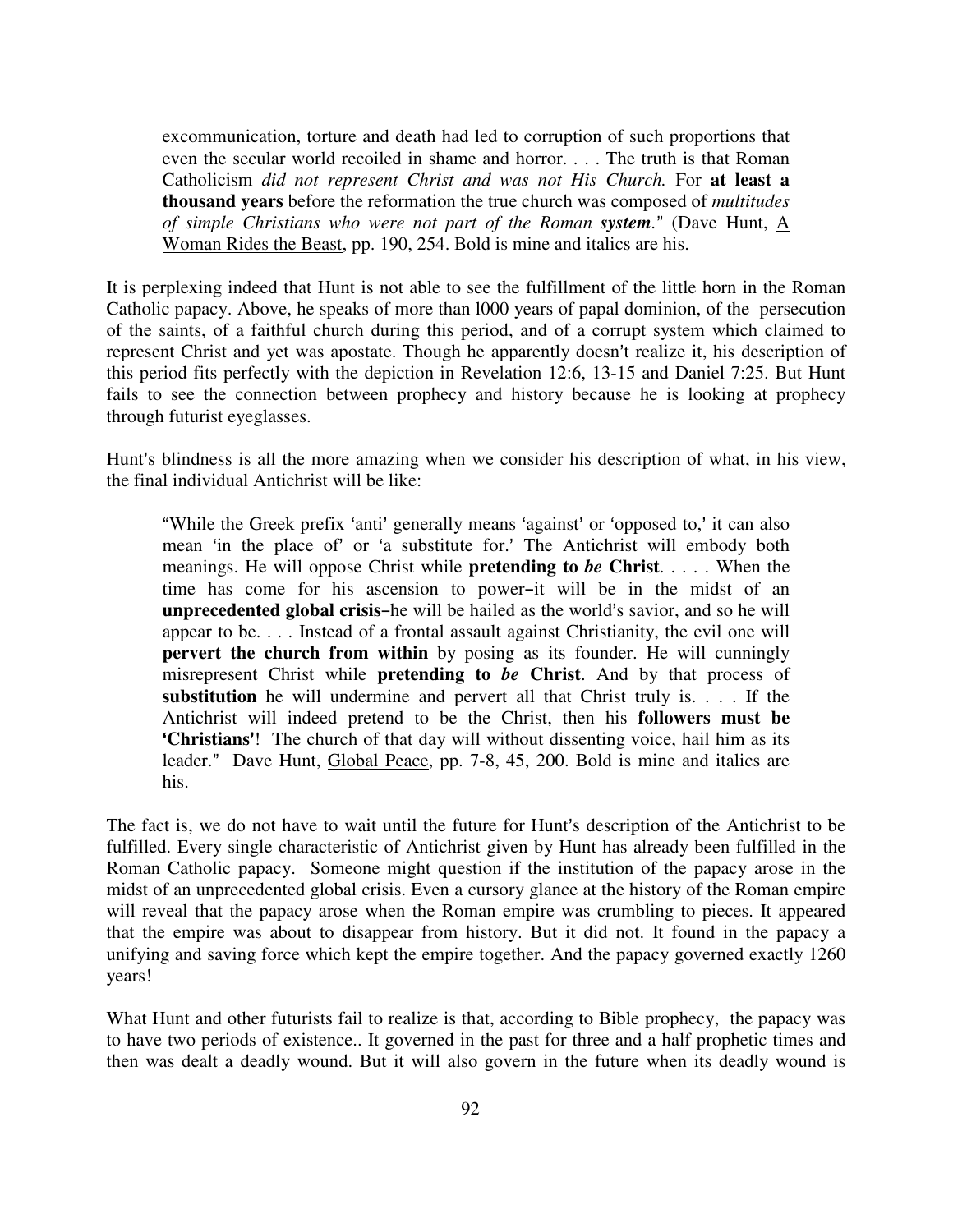> excommunication, torture and death had led to corruption of such proportions that even the secular world recoiled in shame and horror. . . . The truth is that Roman Catholicism *did not represent Christ and was not His Church.* For **at least a thousand years** before the reformation the true church was composed of *multitudes of simple Christians who were not part of the Roman **system**.*" (Dave Hunt, A Woman Rides the Beast, pp. 190, 254. Bold is mine and italics are his.

It is perplexing indeed that Hunt is not able to see the fulfillment of the little horn in the Roman Catholic papacy. Above, he speaks of more than l000 years of papal dominion, of the persecution of the saints, of a faithful church during this period, and of a corrupt system which claimed to represent Christ and yet was apostate. Though he apparently doesn't realize it, his description of this period fits perfectly with the depiction in Revelation 12:6, 13-15 and Daniel 7:25. But Hunt fails to see the connection between prophecy and history because he is looking at prophecy through futurist eyeglasses.

Hunt's blindness is all the more amazing when we consider his description of what, in his view, the final individual Antichrist will be like:

> "While the Greek prefix 'anti' generally means 'against' or 'opposed to,' it can also mean 'in the place of' or 'a substitute for.' The Antichrist will embody both meanings. He will oppose Christ while **pretending to *be* Christ**. . . . . When the time has come for his ascension to power–it will be in the midst of an **unprecedented global crisis**–he will be hailed as the world's savior, and so he will appear to be. . . . Instead of a frontal assault against Christianity, the evil one will **pervert the church from within** by posing as its founder. He will cunningly misrepresent Christ while **pretending to *be* Christ**. And by that process of **substitution** he will undermine and pervert all that Christ truly is. . . . If the Antichrist will indeed pretend to be the Christ, then his **followers must be 'Christians'**! The church of that day will without dissenting voice, hail him as its leader." Dave Hunt, Global Peace, pp. 7-8, 45, 200. Bold is mine and italics are his.

The fact is, we do not have to wait until the future for Hunt's description of the Antichrist to be fulfilled. Every single characteristic of Antichrist given by Hunt has already been fulfilled in the Roman Catholic papacy. Someone might question if the institution of the papacy arose in the midst of an unprecedented global crisis. Even a cursory glance at the history of the Roman empire will reveal that the papacy arose when the Roman empire was crumbling to pieces. It appeared that the empire was about to disappear from history. But it did not. It found in the papacy a unifying and saving force which kept the empire together. And the papacy governed exactly 1260 years!

What Hunt and other futurists fail to realize is that, according to Bible prophecy, the papacy was to have two periods of existence.. It governed in the past for three and a half prophetic times and then was dealt a deadly wound. But it will also govern in the future when its deadly wound is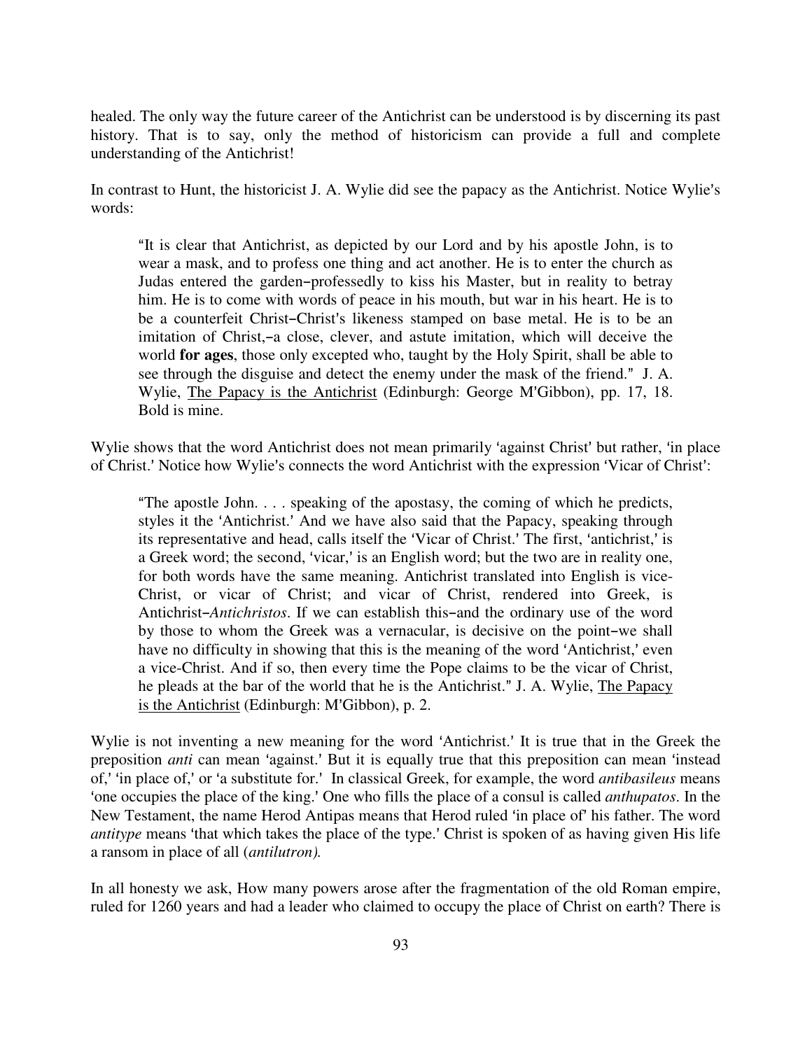healed. The only way the future career of the Antichrist can be understood is by discerning its past history. That is to say, only the method of historicism can provide a full and complete understanding of the Antichrist!

In contrast to Hunt, the historicist J. A. Wylie did see the papacy as the Antichrist. Notice Wylie's words:

> "It is clear that Antichrist, as depicted by our Lord and by his apostle John, is to wear a mask, and to profess one thing and act another. He is to enter the church as Judas entered the garden–professedly to kiss his Master, but in reality to betray him. He is to come with words of peace in his mouth, but war in his heart. He is to be a counterfeit Christ–Christ's likeness stamped on base metal. He is to be an imitation of Christ,–a close, clever, and astute imitation, which will deceive the world **for ages**, those only excepted who, taught by the Holy Spirit, shall be able to see through the disguise and detect the enemy under the mask of the friend." J. A. Wylie, The Papacy is the Antichrist (Edinburgh: George M'Gibbon), pp. 17, 18. Bold is mine.

Wylie shows that the word Antichrist does not mean primarily 'against Christ' but rather, 'in place of Christ.' Notice how Wylie's connects the word Antichrist with the expression 'Vicar of Christ':

> "The apostle John. . . . speaking of the apostasy, the coming of which he predicts, styles it the 'Antichrist.' And we have also said that the Papacy, speaking through its representative and head, calls itself the 'Vicar of Christ.' The first, 'antichrist,' is a Greek word; the second, 'vicar,' is an English word; but the two are in reality one, for both words have the same meaning. Antichrist translated into English is vice-Christ, or vicar of Christ; and vicar of Christ, rendered into Greek, is Antichrist–*Antichristos*. If we can establish this–and the ordinary use of the word by those to whom the Greek was a vernacular, is decisive on the point–we shall have no difficulty in showing that this is the meaning of the word 'Antichrist,' even a vice-Christ. And if so, then every time the Pope claims to be the vicar of Christ, he pleads at the bar of the world that he is the Antichrist." J. A. Wylie, The Papacy is the Antichrist (Edinburgh: M'Gibbon), p. 2.

Wylie is not inventing a new meaning for the word 'Antichrist.' It is true that in the Greek the preposition *anti* can mean 'against.' But it is equally true that this preposition can mean 'instead of,' 'in place of,' or 'a substitute for.' In classical Greek, for example, the word *antibasileus* means 'one occupies the place of the king.' One who fills the place of a consul is called *anthupatos*. In the New Testament, the name Herod Antipas means that Herod ruled 'in place of' his father. The word *antitype* means 'that which takes the place of the type.' Christ is spoken of as having given His life a ransom in place of all (*antilutron).*

In all honesty we ask, How many powers arose after the fragmentation of the old Roman empire, ruled for 1260 years and had a leader who claimed to occupy the place of Christ on earth? There is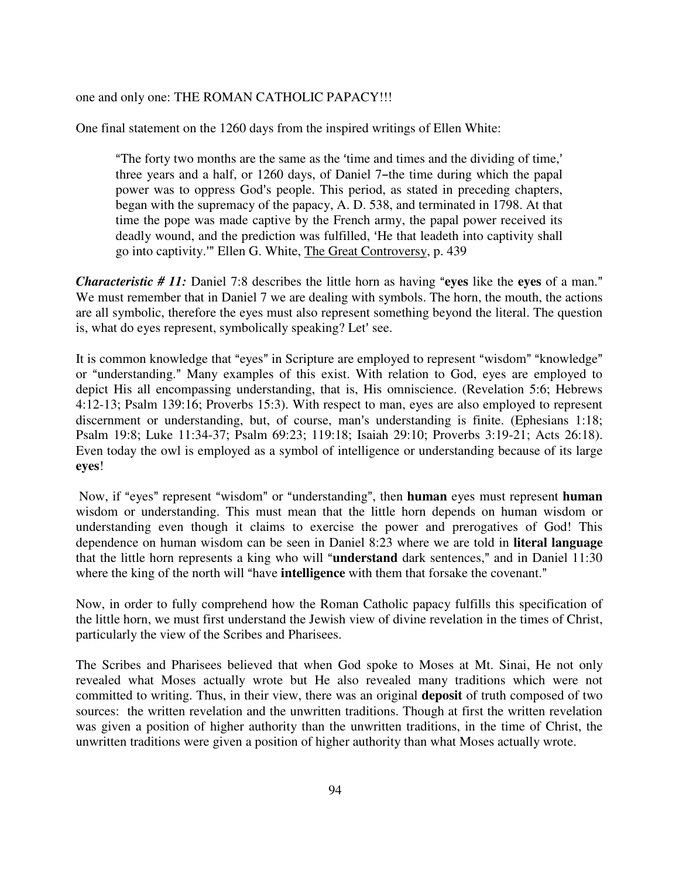one and only one: THE ROMAN CATHOLIC PAPACY!!!

One final statement on the 1260 days from the inspired writings of Ellen White:

> "The forty two months are the same as the 'time and times and the dividing of time,' three years and a half, or 1260 days, of Daniel 7–the time during which the papal power was to oppress God's people. This period, as stated in preceding chapters, began with the supremacy of the papacy, A. D. 538, and terminated in 1798. At that time the pope was made captive by the French army, the papal power received its deadly wound, and the prediction was fulfilled, 'He that leadeth into captivity shall go into captivity.'" Ellen G. White, The Great Controversy, p. 439

***Characteristic # 11:*** Daniel 7:8 describes the little horn as having "**eyes** like the **eyes** of a man." We must remember that in Daniel 7 we are dealing with symbols. The horn, the mouth, the actions are all symbolic, therefore the eyes must also represent something beyond the literal. The question is, what do eyes represent, symbolically speaking? Let' see.

It is common knowledge that "eyes" in Scripture are employed to represent "wisdom" "knowledge" or "understanding." Many examples of this exist. With relation to God, eyes are employed to depict His all encompassing understanding, that is, His omniscience. (Revelation 5:6; Hebrews 4:12-13; Psalm 139:16; Proverbs 15:3). With respect to man, eyes are also employed to represent discernment or understanding, but, of course, man's understanding is finite. (Ephesians 1:18; Psalm 19:8; Luke 11:34-37; Psalm 69:23; 119:18; Isaiah 29:10; Proverbs 3:19-21; Acts 26:18). Even today the owl is employed as a symbol of intelligence or understanding because of its large **eyes**!

Now, if "eyes" represent "wisdom" or "understanding", then **human** eyes must represent **human** wisdom or understanding. This must mean that the little horn depends on human wisdom or understanding even though it claims to exercise the power and prerogatives of God! This dependence on human wisdom can be seen in Daniel 8:23 where we are told in **literal language** that the little horn represents a king who will "**understand** dark sentences," and in Daniel 11:30 where the king of the north will "have **intelligence** with them that forsake the covenant."

Now, in order to fully comprehend how the Roman Catholic papacy fulfills this specification of the little horn, we must first understand the Jewish view of divine revelation in the times of Christ, particularly the view of the Scribes and Pharisees.

The Scribes and Pharisees believed that when God spoke to Moses at Mt. Sinai, He not only revealed what Moses actually wrote but He also revealed many traditions which were not committed to writing. Thus, in their view, there was an original **deposit** of truth composed of two sources: the written revelation and the unwritten traditions. Though at first the written revelation was given a position of higher authority than the unwritten traditions, in the time of Christ, the unwritten traditions were given a position of higher authority than what Moses actually wrote.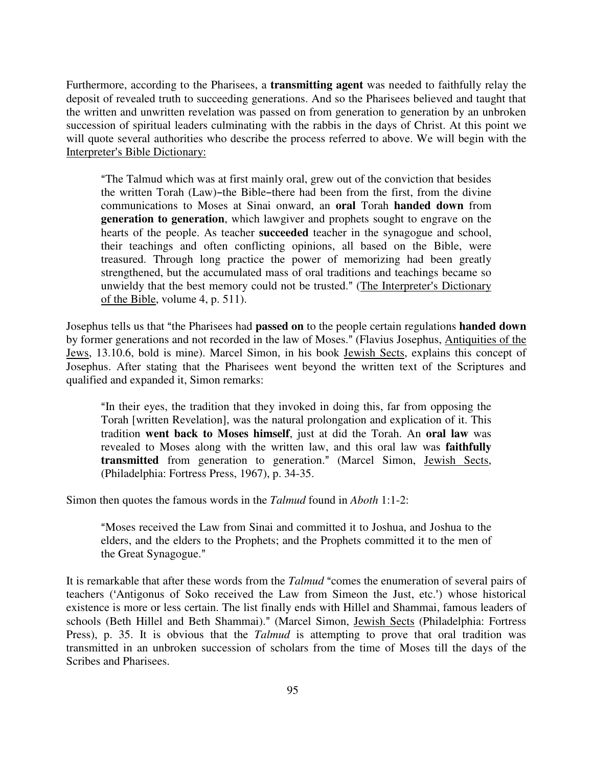Furthermore, according to the Pharisees, a **transmitting agent** was needed to faithfully relay the deposit of revealed truth to succeeding generations. And so the Pharisees believed and taught that the written and unwritten revelation was passed on from generation to generation by an unbroken succession of spiritual leaders culminating with the rabbis in the days of Christ. At this point we will quote several authorities who describe the process referred to above. We will begin with the <u>Interpreter's Bible Dictionary:</u>

> "The Talmud which was at first mainly oral, grew out of the conviction that besides the written Torah (Law)–the Bible–there had been from the first, from the divine communications to Moses at Sinai onward, an **oral** Torah **handed down** from **generation to generation**, which lawgiver and prophets sought to engrave on the hearts of the people. As teacher **succeeded** teacher in the synagogue and school, their teachings and often conflicting opinions, all based on the Bible, were treasured. Through long practice the power of memorizing had been greatly strengthened, but the accumulated mass of oral traditions and teachings became so unwieldy that the best memory could not be trusted." (<u>The Interpreter's Dictionary of the Bible</u>, volume 4, p. 511).

Josephus tells us that "the Pharisees had **passed on** to the people certain regulations **handed down** by former generations and not recorded in the law of Moses." (Flavius Josephus, <u>Antiquities of the Jews</u>, 13.10.6, bold is mine). Marcel Simon, in his book <u>Jewish Sects</u>, explains this concept of Josephus. After stating that the Pharisees went beyond the written text of the Scriptures and qualified and expanded it, Simon remarks:

> "In their eyes, the tradition that they invoked in doing this, far from opposing the Torah [written Revelation], was the natural prolongation and explication of it. This tradition **went back to Moses himself**, just at did the Torah. An **oral law** was revealed to Moses along with the written law, and this oral law was **faithfully transmitted** from generation to generation." (Marcel Simon, <u>Jewish Sects</u>, (Philadelphia: Fortress Press, 1967), p. 34-35.

Simon then quotes the famous words in the *Talmud* found in *Aboth* 1:1-2:

> "Moses received the Law from Sinai and committed it to Joshua, and Joshua to the elders, and the elders to the Prophets; and the Prophets committed it to the men of the Great Synagogue."

It is remarkable that after these words from the *Talmud* "comes the enumeration of several pairs of teachers ('Antigonus of Soko received the Law from Simeon the Just, etc.') whose historical existence is more or less certain. The list finally ends with Hillel and Shammai, famous leaders of schools (Beth Hillel and Beth Shammai)." (Marcel Simon, <u>Jewish Sects</u> (Philadelphia: Fortress Press), p. 35. It is obvious that the *Talmud* is attempting to prove that oral tradition was transmitted in an unbroken succession of scholars from the time of Moses till the days of the Scribes and Pharisees.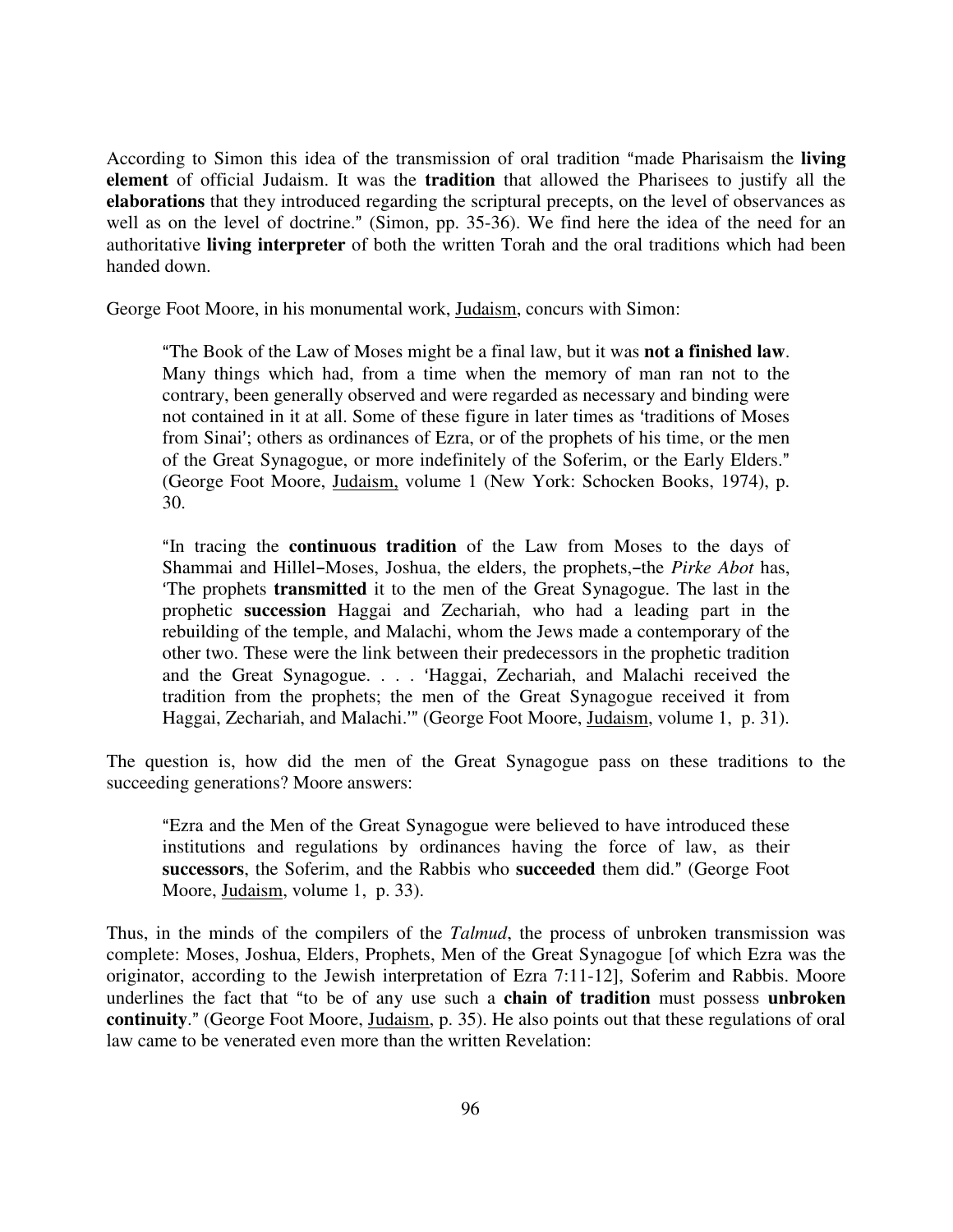According to Simon this idea of the transmission of oral tradition "made Pharisaism the **living element** of official Judaism. It was the **tradition** that allowed the Pharisees to justify all the **elaborations** that they introduced regarding the scriptural precepts, on the level of observances as well as on the level of doctrine." (Simon, pp. 35-36). We find here the idea of the need for an authoritative **living interpreter** of both the written Torah and the oral traditions which had been handed down.

George Foot Moore, in his monumental work, Judaism, concurs with Simon:

> "The Book of the Law of Moses might be a final law, but it was **not a finished law**. Many things which had, from a time when the memory of man ran not to the contrary, been generally observed and were regarded as necessary and binding were not contained in it at all. Some of these figure in later times as 'traditions of Moses from Sinai'; others as ordinances of Ezra, or of the prophets of his time, or the men of the Great Synagogue, or more indefinitely of the Soferim, or the Early Elders." (George Foot Moore, Judaism, volume 1 (New York: Schocken Books, 1974), p. 30.

> "In tracing the **continuous tradition** of the Law from Moses to the days of Shammai and Hillel–Moses, Joshua, the elders, the prophets,–the *Pirke Abot* has, 'The prophets **transmitted** it to the men of the Great Synagogue. The last in the prophetic **succession** Haggai and Zechariah, who had a leading part in the rebuilding of the temple, and Malachi, whom the Jews made a contemporary of the other two. These were the link between their predecessors in the prophetic tradition and the Great Synagogue. . . . 'Haggai, Zechariah, and Malachi received the tradition from the prophets; the men of the Great Synagogue received it from Haggai, Zechariah, and Malachi.'" (George Foot Moore, Judaism, volume 1, p. 31).

The question is, how did the men of the Great Synagogue pass on these traditions to the succeeding generations? Moore answers:

> "Ezra and the Men of the Great Synagogue were believed to have introduced these institutions and regulations by ordinances having the force of law, as their **successors**, the Soferim, and the Rabbis who **succeeded** them did." (George Foot Moore, Judaism, volume 1, p. 33).

Thus, in the minds of the compilers of the *Talmud*, the process of unbroken transmission was complete: Moses, Joshua, Elders, Prophets, Men of the Great Synagogue [of which Ezra was the originator, according to the Jewish interpretation of Ezra 7:11-12], Soferim and Rabbis. Moore underlines the fact that "to be of any use such a **chain of tradition** must possess **unbroken continuity**." (George Foot Moore, Judaism, p. 35). He also points out that these regulations of oral law came to be venerated even more than the written Revelation: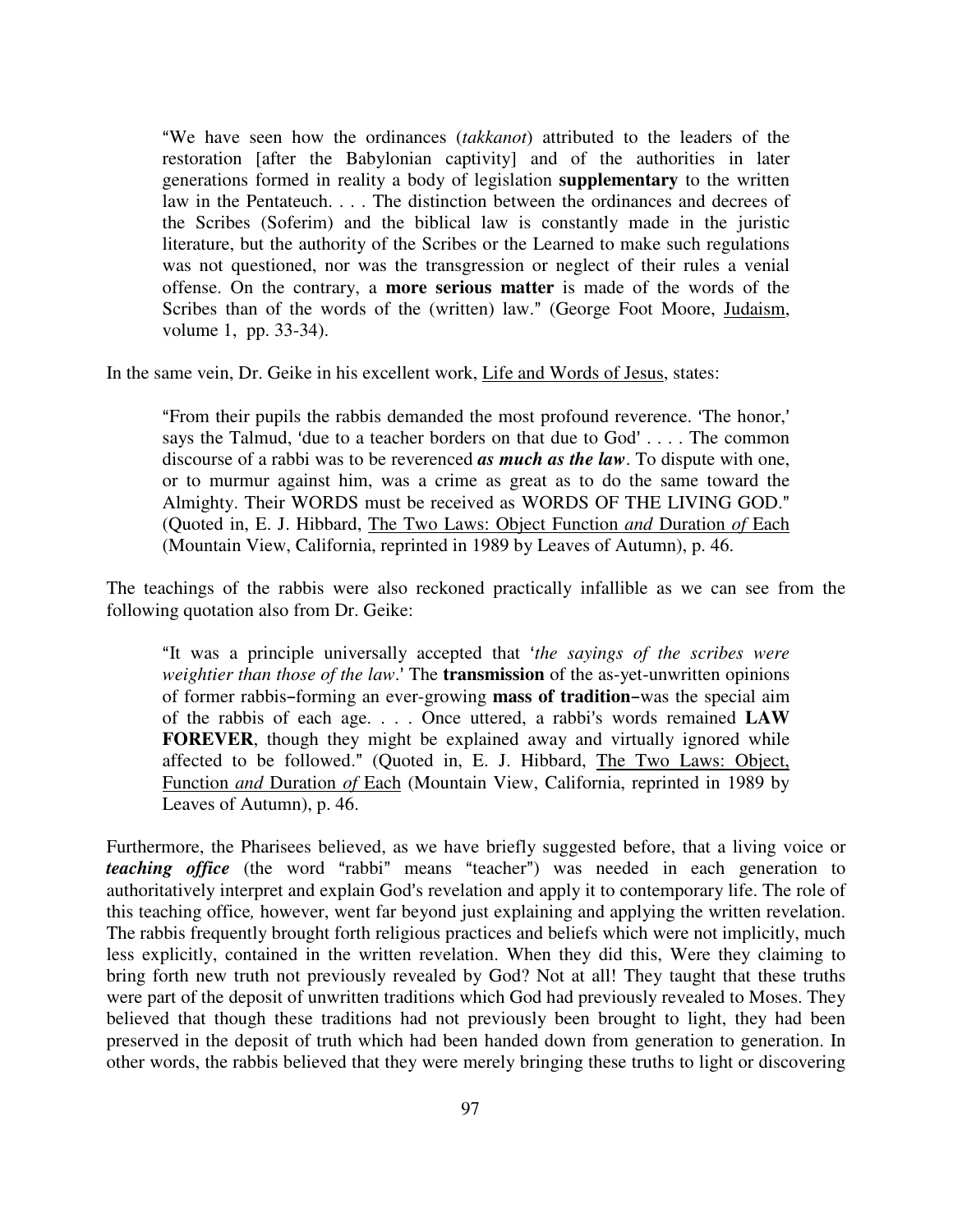> "We have seen how the ordinances (*takkanot*) attributed to the leaders of the restoration [after the Babylonian captivity] and of the authorities in later generations formed in reality a body of legislation **supplementary** to the written law in the Pentateuch. . . . The distinction between the ordinances and decrees of the Scribes (Soferim) and the biblical law is constantly made in the juristic literature, but the authority of the Scribes or the Learned to make such regulations was not questioned, nor was the transgression or neglect of their rules a venial offense. On the contrary, a **more serious matter** is made of the words of the Scribes than of the words of the (written) law." (George Foot Moore, Judaism, volume 1, pp. 33-34).

In the same vein, Dr. Geike in his excellent work, Life and Words of Jesus, states:

> "From their pupils the rabbis demanded the most profound reverence. 'The honor,' says the Talmud, 'due to a teacher borders on that due to God' . . . . The common discourse of a rabbi was to be reverenced ***as much as the law***. To dispute with one, or to murmur against him, was a crime as great as to do the same toward the Almighty. Their WORDS must be received as WORDS OF THE LIVING GOD." (Quoted in, E. J. Hibbard, The Two Laws: Object Function *and* Duration *of* Each (Mountain View, California, reprinted in 1989 by Leaves of Autumn), p. 46.

The teachings of the rabbis were also reckoned practically infallible as we can see from the following quotation also from Dr. Geike:

> "It was a principle universally accepted that '*the sayings of the scribes were weightier than those of the law*.' The **transmission** of the as-yet-unwritten opinions of former rabbis–forming an ever-growing **mass of tradition**–was the special aim of the rabbis of each age. . . . Once uttered, a rabbi's words remained **LAW FOREVER**, though they might be explained away and virtually ignored while affected to be followed." (Quoted in, E. J. Hibbard, The Two Laws: Object, Function *and* Duration *of* Each (Mountain View, California, reprinted in 1989 by Leaves of Autumn), p. 46.

Furthermore, the Pharisees believed, as we have briefly suggested before, that a living voice or ***teaching office*** (the word "rabbi" means "teacher") was needed in each generation to authoritatively interpret and explain God's revelation and apply it to contemporary life. The role of this teaching office*,* however, went far beyond just explaining and applying the written revelation. The rabbis frequently brought forth religious practices and beliefs which were not implicitly, much less explicitly, contained in the written revelation. When they did this, Were they claiming to bring forth new truth not previously revealed by God? Not at all! They taught that these truths were part of the deposit of unwritten traditions which God had previously revealed to Moses. They believed that though these traditions had not previously been brought to light, they had been preserved in the deposit of truth which had been handed down from generation to generation. In other words, the rabbis believed that they were merely bringing these truths to light or discovering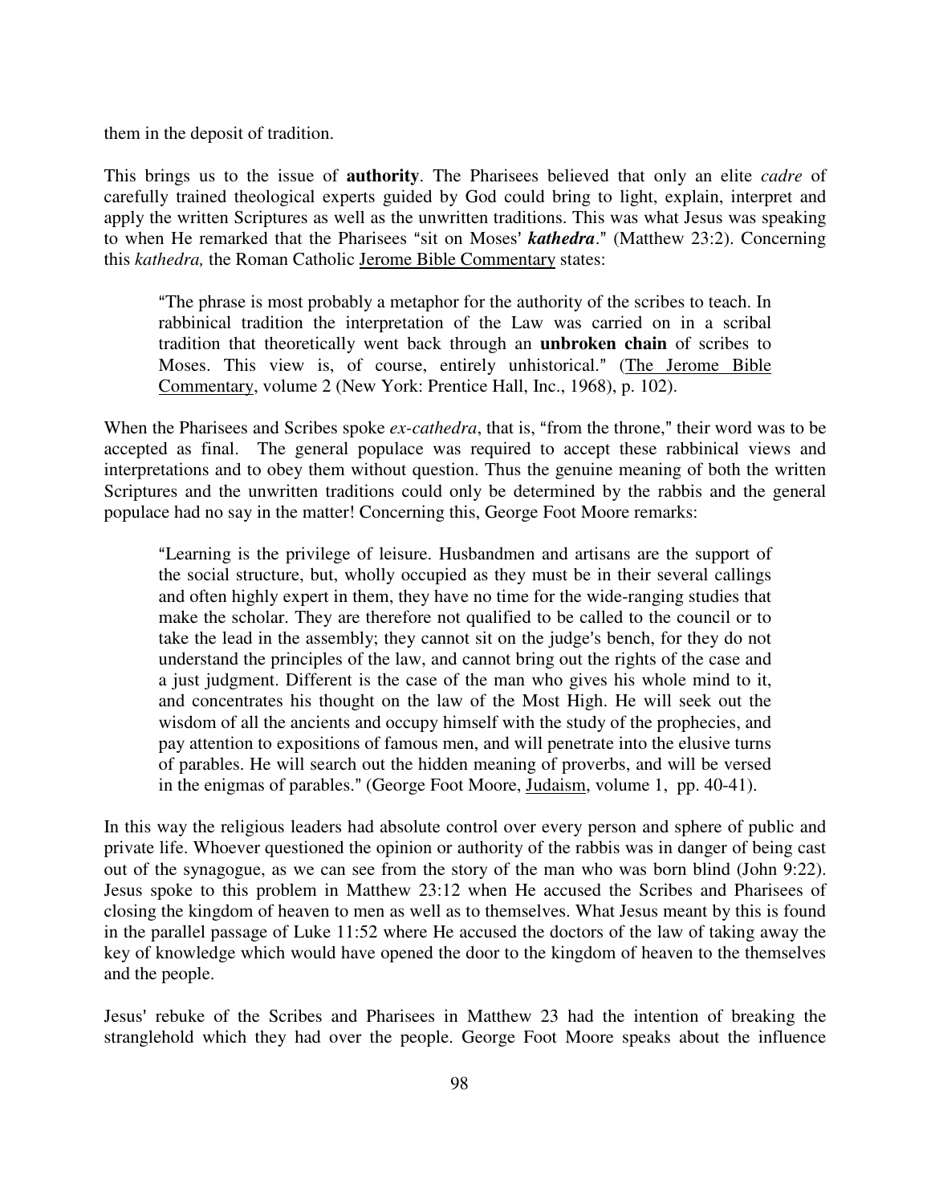them in the deposit of tradition.

This brings us to the issue of **authority**. The Pharisees believed that only an elite *cadre* of carefully trained theological experts guided by God could bring to light, explain, interpret and apply the written Scriptures as well as the unwritten traditions. This was what Jesus was speaking to when He remarked that the Pharisees "sit on Moses' ***kathedra***." (Matthew 23:2). Concerning this *kathedra,* the Roman Catholic <u>Jerome Bible Commentary</u> states:

> "The phrase is most probably a metaphor for the authority of the scribes to teach. In rabbinical tradition the interpretation of the Law was carried on in a scribal tradition that theoretically went back through an **unbroken chain** of scribes to Moses. This view is, of course, entirely unhistorical." (<u>The Jerome Bible Commentary</u>, volume 2 (New York: Prentice Hall, Inc., 1968), p. 102).

When the Pharisees and Scribes spoke *ex-cathedra*, that is, "from the throne," their word was to be accepted as final. The general populace was required to accept these rabbinical views and interpretations and to obey them without question. Thus the genuine meaning of both the written Scriptures and the unwritten traditions could only be determined by the rabbis and the general populace had no say in the matter! Concerning this, George Foot Moore remarks:

> "Learning is the privilege of leisure. Husbandmen and artisans are the support of the social structure, but, wholly occupied as they must be in their several callings and often highly expert in them, they have no time for the wide-ranging studies that make the scholar. They are therefore not qualified to be called to the council or to take the lead in the assembly; they cannot sit on the judge's bench, for they do not understand the principles of the law, and cannot bring out the rights of the case and a just judgment. Different is the case of the man who gives his whole mind to it, and concentrates his thought on the law of the Most High. He will seek out the wisdom of all the ancients and occupy himself with the study of the prophecies, and pay attention to expositions of famous men, and will penetrate into the elusive turns of parables. He will search out the hidden meaning of proverbs, and will be versed in the enigmas of parables." (George Foot Moore, <u>Judaism</u>, volume 1, pp. 40-41).

In this way the religious leaders had absolute control over every person and sphere of public and private life. Whoever questioned the opinion or authority of the rabbis was in danger of being cast out of the synagogue, as we can see from the story of the man who was born blind (John 9:22). Jesus spoke to this problem in Matthew 23:12 when He accused the Scribes and Pharisees of closing the kingdom of heaven to men as well as to themselves. What Jesus meant by this is found in the parallel passage of Luke 11:52 where He accused the doctors of the law of taking away the key of knowledge which would have opened the door to the kingdom of heaven to the themselves and the people.

Jesus' rebuke of the Scribes and Pharisees in Matthew 23 had the intention of breaking the stranglehold which they had over the people. George Foot Moore speaks about the influence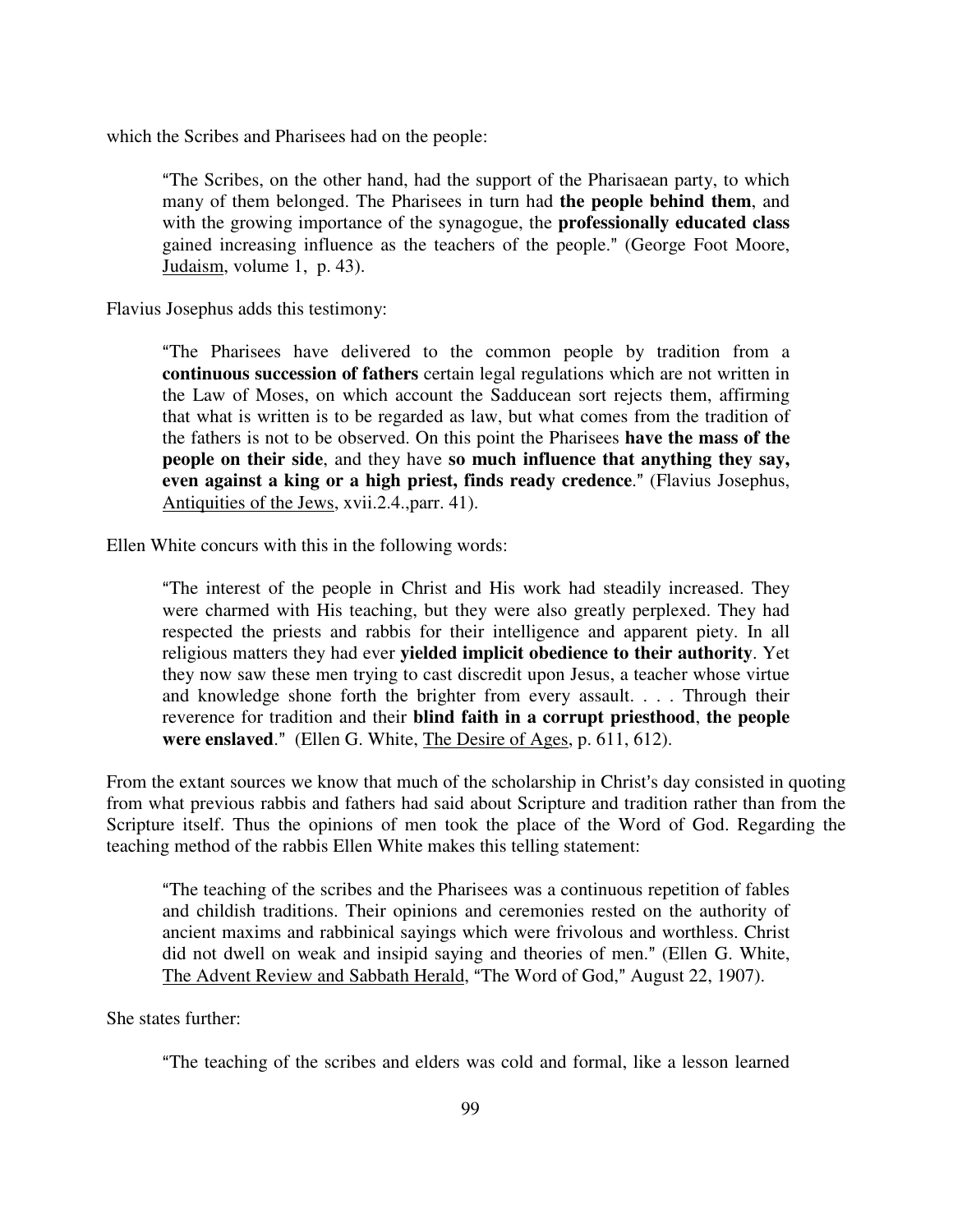which the Scribes and Pharisees had on the people:

> "The Scribes, on the other hand, had the support of the Pharisaean party, to which many of them belonged. The Pharisees in turn had **the people behind them**, and with the growing importance of the synagogue, the **professionally educated class** gained increasing influence as the teachers of the people." (George Foot Moore, Judaism, volume 1, p. 43).

Flavius Josephus adds this testimony:

> "The Pharisees have delivered to the common people by tradition from a **continuous succession of fathers** certain legal regulations which are not written in the Law of Moses, on which account the Sadducean sort rejects them, affirming that what is written is to be regarded as law, but what comes from the tradition of the fathers is not to be observed. On this point the Pharisees **have the mass of the people on their side**, and they have **so much influence that anything they say, even against a king or a high priest, finds ready credence**." (Flavius Josephus, Antiquities of the Jews, xvii.2.4.,parr. 41).

Ellen White concurs with this in the following words:

> "The interest of the people in Christ and His work had steadily increased. They were charmed with His teaching, but they were also greatly perplexed. They had respected the priests and rabbis for their intelligence and apparent piety. In all religious matters they had ever **yielded implicit obedience to their authority**. Yet they now saw these men trying to cast discredit upon Jesus, a teacher whose virtue and knowledge shone forth the brighter from every assault. . . . Through their reverence for tradition and their **blind faith in a corrupt priesthood**, **the people were enslaved**." (Ellen G. White, The Desire of Ages, p. 611, 612).

From the extant sources we know that much of the scholarship in Christ's day consisted in quoting from what previous rabbis and fathers had said about Scripture and tradition rather than from the Scripture itself. Thus the opinions of men took the place of the Word of God. Regarding the teaching method of the rabbis Ellen White makes this telling statement:

> "The teaching of the scribes and the Pharisees was a continuous repetition of fables and childish traditions. Their opinions and ceremonies rested on the authority of ancient maxims and rabbinical sayings which were frivolous and worthless. Christ did not dwell on weak and insipid saying and theories of men." (Ellen G. White, The Advent Review and Sabbath Herald, "The Word of God," August 22, 1907).

She states further:

> "The teaching of the scribes and elders was cold and formal, like a lesson learned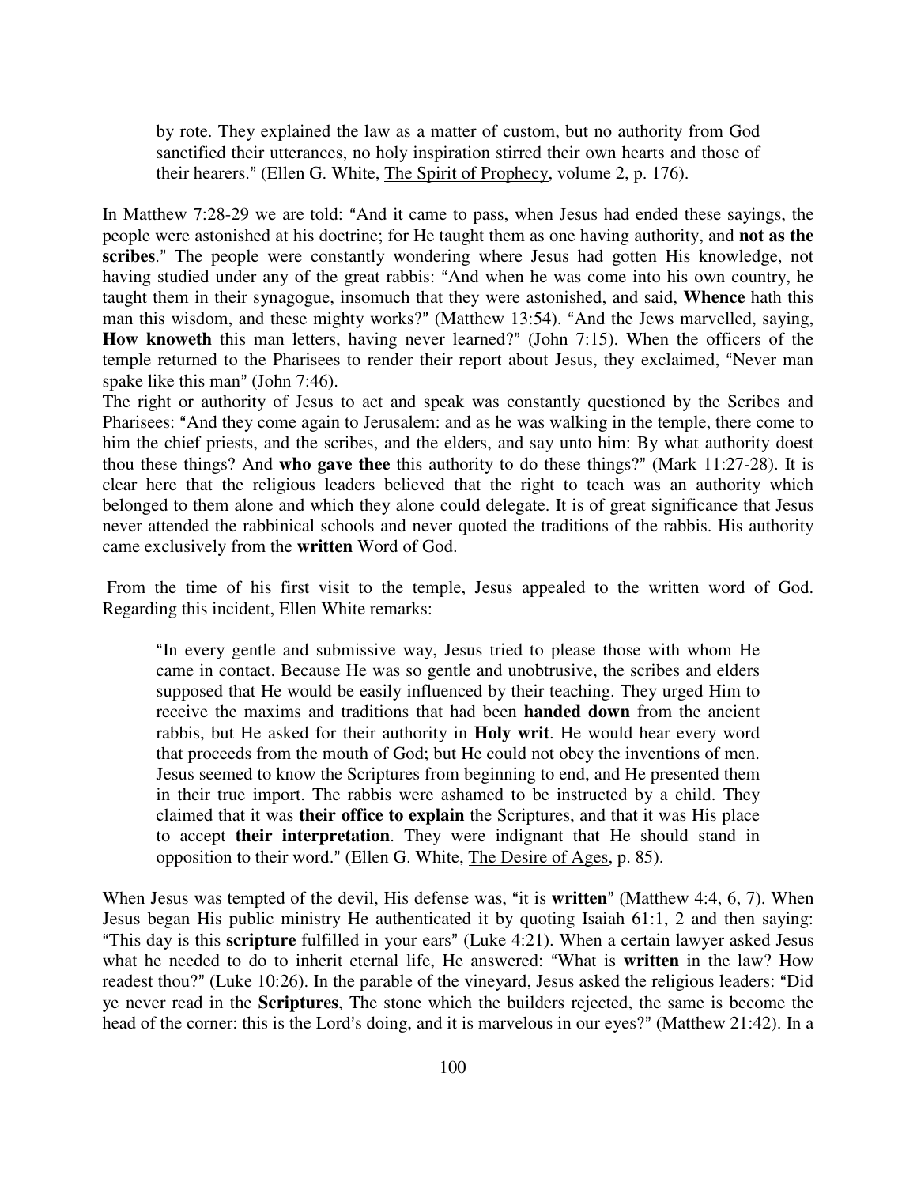> by rote. They explained the law as a matter of custom, but no authority from God sanctified their utterances, no holy inspiration stirred their own hearts and those of their hearers." (Ellen G. White, The Spirit of Prophecy, volume 2, p. 176).

In Matthew 7:28-29 we are told: "And it came to pass, when Jesus had ended these sayings, the people were astonished at his doctrine; for He taught them as one having authority, and **not as the scribes**." The people were constantly wondering where Jesus had gotten His knowledge, not having studied under any of the great rabbis: "And when he was come into his own country, he taught them in their synagogue, insomuch that they were astonished, and said, **Whence** hath this man this wisdom, and these mighty works?" (Matthew 13:54). "And the Jews marvelled, saying, **How knoweth** this man letters, having never learned?" (John 7:15). When the officers of the temple returned to the Pharisees to render their report about Jesus, they exclaimed, "Never man spake like this man" (John 7:46).

The right or authority of Jesus to act and speak was constantly questioned by the Scribes and Pharisees: "And they come again to Jerusalem: and as he was walking in the temple, there come to him the chief priests, and the scribes, and the elders, and say unto him: By what authority doest thou these things? And **who gave thee** this authority to do these things?" (Mark 11:27-28). It is clear here that the religious leaders believed that the right to teach was an authority which belonged to them alone and which they alone could delegate. It is of great significance that Jesus never attended the rabbinical schools and never quoted the traditions of the rabbis. His authority came exclusively from the **written** Word of God.

From the time of his first visit to the temple, Jesus appealed to the written word of God. Regarding this incident, Ellen White remarks:

> "In every gentle and submissive way, Jesus tried to please those with whom He came in contact. Because He was so gentle and unobtrusive, the scribes and elders supposed that He would be easily influenced by their teaching. They urged Him to receive the maxims and traditions that had been **handed down** from the ancient rabbis, but He asked for their authority in **Holy writ**. He would hear every word that proceeds from the mouth of God; but He could not obey the inventions of men. Jesus seemed to know the Scriptures from beginning to end, and He presented them in their true import. The rabbis were ashamed to be instructed by a child. They claimed that it was **their office to explain** the Scriptures, and that it was His place to accept **their interpretation**. They were indignant that He should stand in opposition to their word." (Ellen G. White, The Desire of Ages, p. 85).

When Jesus was tempted of the devil, His defense was, "it is **written**" (Matthew 4:4, 6, 7). When Jesus began His public ministry He authenticated it by quoting Isaiah 61:1, 2 and then saying: "This day is this **scripture** fulfilled in your ears" (Luke 4:21). When a certain lawyer asked Jesus what he needed to do to inherit eternal life, He answered: "What is **written** in the law? How readest thou?" (Luke 10:26). In the parable of the vineyard, Jesus asked the religious leaders: "Did ye never read in the **Scriptures**, The stone which the builders rejected, the same is become the head of the corner: this is the Lord's doing, and it is marvelous in our eyes?" (Matthew 21:42). In a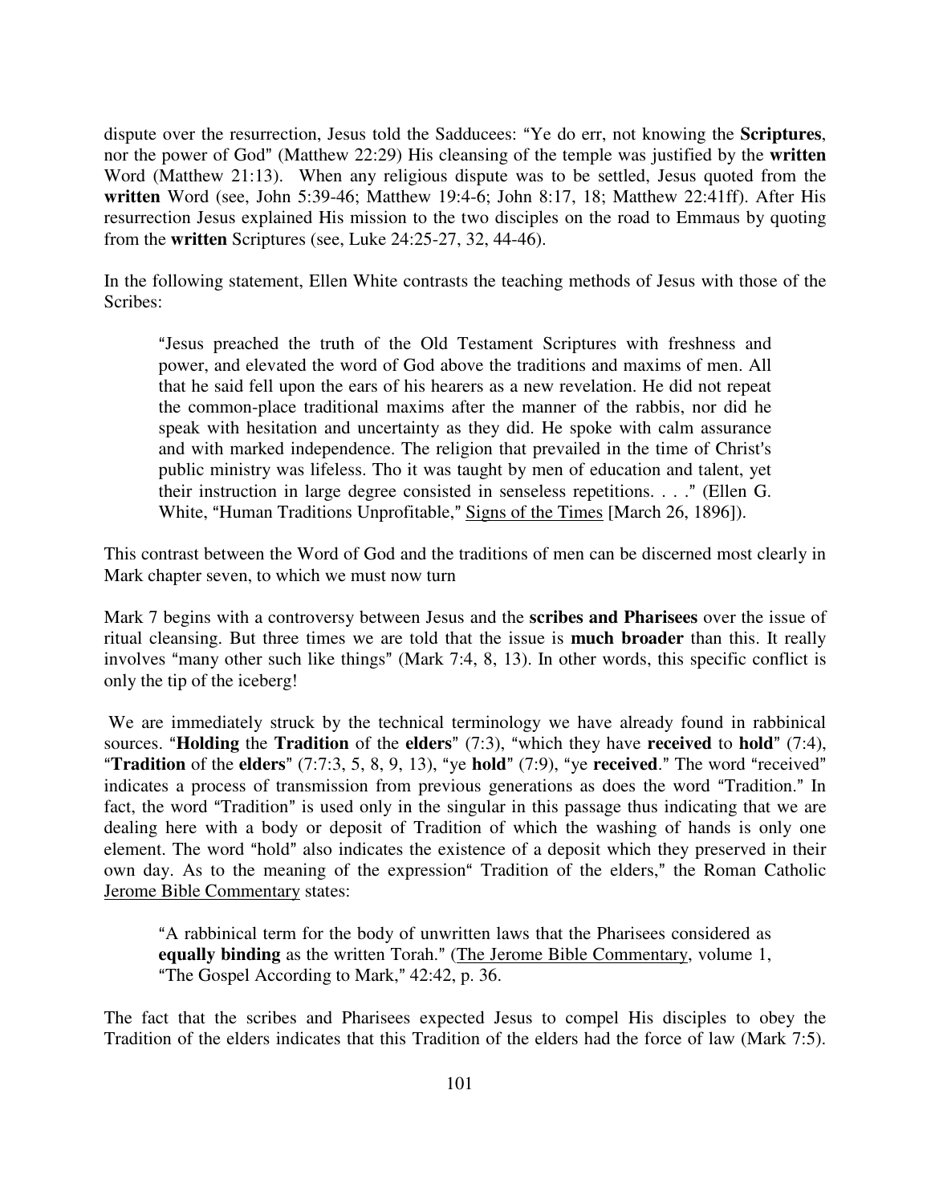dispute over the resurrection, Jesus told the Sadducees: "Ye do err, not knowing the **Scriptures**, nor the power of God" (Matthew 22:29) His cleansing of the temple was justified by the **written** Word (Matthew 21:13). When any religious dispute was to be settled, Jesus quoted from the **written** Word (see, John 5:39-46; Matthew 19:4-6; John 8:17, 18; Matthew 22:41ff). After His resurrection Jesus explained His mission to the two disciples on the road to Emmaus by quoting from the **written** Scriptures (see, Luke 24:25-27, 32, 44-46).

In the following statement, Ellen White contrasts the teaching methods of Jesus with those of the Scribes:

> "Jesus preached the truth of the Old Testament Scriptures with freshness and power, and elevated the word of God above the traditions and maxims of men. All that he said fell upon the ears of his hearers as a new revelation. He did not repeat the common-place traditional maxims after the manner of the rabbis, nor did he speak with hesitation and uncertainty as they did. He spoke with calm assurance and with marked independence. The religion that prevailed in the time of Christ's public ministry was lifeless. Tho it was taught by men of education and talent, yet their instruction in large degree consisted in senseless repetitions. . . ." (Ellen G. White, "Human Traditions Unprofitable," Signs of the Times [March 26, 1896]).

This contrast between the Word of God and the traditions of men can be discerned most clearly in Mark chapter seven, to which we must now turn

Mark 7 begins with a controversy between Jesus and the **scribes and Pharisees** over the issue of ritual cleansing. But three times we are told that the issue is **much broader** than this. It really involves "many other such like things" (Mark 7:4, 8, 13). In other words, this specific conflict is only the tip of the iceberg!

We are immediately struck by the technical terminology we have already found in rabbinical sources. "**Holding** the **Tradition** of the **elders**" (7:3), "which they have **received** to **hold**" (7:4), "**Tradition** of the **elders**" (7:7:3, 5, 8, 9, 13), "ye **hold**" (7:9), "ye **received**." The word "received" indicates a process of transmission from previous generations as does the word "Tradition." In fact, the word "Tradition" is used only in the singular in this passage thus indicating that we are dealing here with a body or deposit of Tradition of which the washing of hands is only one element. The word "hold" also indicates the existence of a deposit which they preserved in their own day. As to the meaning of the expression" Tradition of the elders," the Roman Catholic Jerome Bible Commentary states:

> "A rabbinical term for the body of unwritten laws that the Pharisees considered as **equally binding** as the written Torah." (The Jerome Bible Commentary, volume 1, "The Gospel According to Mark," 42:42, p. 36.

The fact that the scribes and Pharisees expected Jesus to compel His disciples to obey the Tradition of the elders indicates that this Tradition of the elders had the force of law (Mark 7:5).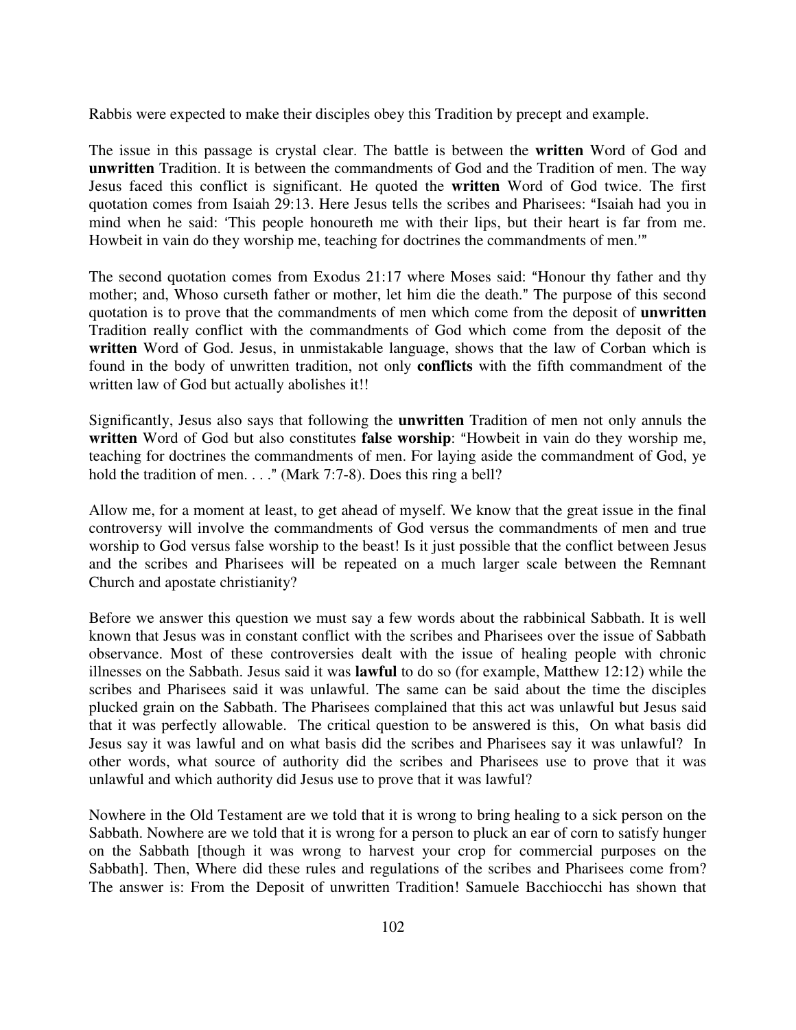Rabbis were expected to make their disciples obey this Tradition by precept and example.

The issue in this passage is crystal clear. The battle is between the **written** Word of God and **unwritten** Tradition. It is between the commandments of God and the Tradition of men. The way Jesus faced this conflict is significant. He quoted the **written** Word of God twice. The first quotation comes from Isaiah 29:13. Here Jesus tells the scribes and Pharisees: "Isaiah had you in mind when he said: 'This people honoureth me with their lips, but their heart is far from me. Howbeit in vain do they worship me, teaching for doctrines the commandments of men.'"

The second quotation comes from Exodus 21:17 where Moses said: "Honour thy father and thy mother; and, Whoso curseth father or mother, let him die the death." The purpose of this second quotation is to prove that the commandments of men which come from the deposit of **unwritten** Tradition really conflict with the commandments of God which come from the deposit of the **written** Word of God. Jesus, in unmistakable language, shows that the law of Corban which is found in the body of unwritten tradition, not only **conflicts** with the fifth commandment of the written law of God but actually abolishes it!!

Significantly, Jesus also says that following the **unwritten** Tradition of men not only annuls the **written** Word of God but also constitutes **false worship**: "Howbeit in vain do they worship me, teaching for doctrines the commandments of men. For laying aside the commandment of God, ye hold the tradition of men. . . ." (Mark 7:7-8). Does this ring a bell?

Allow me, for a moment at least, to get ahead of myself. We know that the great issue in the final controversy will involve the commandments of God versus the commandments of men and true worship to God versus false worship to the beast! Is it just possible that the conflict between Jesus and the scribes and Pharisees will be repeated on a much larger scale between the Remnant Church and apostate christianity?

Before we answer this question we must say a few words about the rabbinical Sabbath. It is well known that Jesus was in constant conflict with the scribes and Pharisees over the issue of Sabbath observance. Most of these controversies dealt with the issue of healing people with chronic illnesses on the Sabbath. Jesus said it was **lawful** to do so (for example, Matthew 12:12) while the scribes and Pharisees said it was unlawful. The same can be said about the time the disciples plucked grain on the Sabbath. The Pharisees complained that this act was unlawful but Jesus said that it was perfectly allowable. The critical question to be answered is this, On what basis did Jesus say it was lawful and on what basis did the scribes and Pharisees say it was unlawful? In other words, what source of authority did the scribes and Pharisees use to prove that it was unlawful and which authority did Jesus use to prove that it was lawful?

Nowhere in the Old Testament are we told that it is wrong to bring healing to a sick person on the Sabbath. Nowhere are we told that it is wrong for a person to pluck an ear of corn to satisfy hunger on the Sabbath [though it was wrong to harvest your crop for commercial purposes on the Sabbath]. Then, Where did these rules and regulations of the scribes and Pharisees come from? The answer is: From the Deposit of unwritten Tradition! Samuele Bacchiocchi has shown that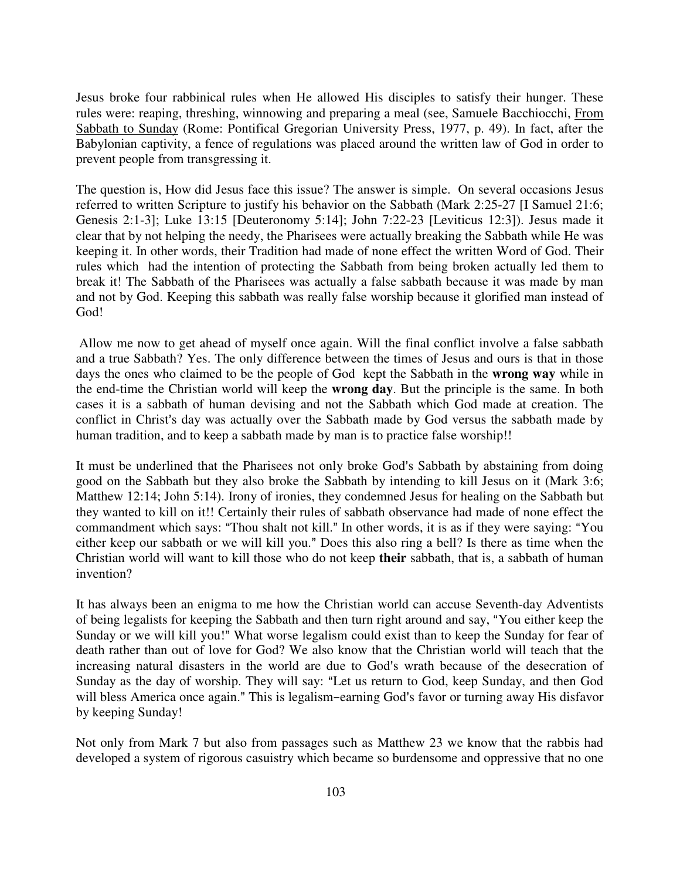Jesus broke four rabbinical rules when He allowed His disciples to satisfy their hunger. These rules were: reaping, threshing, winnowing and preparing a meal (see, Samuele Bacchiocchi, From Sabbath to Sunday (Rome: Pontifical Gregorian University Press, 1977, p. 49). In fact, after the Babylonian captivity, a fence of regulations was placed around the written law of God in order to prevent people from transgressing it.

The question is, How did Jesus face this issue? The answer is simple. On several occasions Jesus referred to written Scripture to justify his behavior on the Sabbath (Mark 2:25-27 [I Samuel 21:6; Genesis 2:1-3]; Luke 13:15 [Deuteronomy 5:14]; John 7:22-23 [Leviticus 12:3]). Jesus made it clear that by not helping the needy, the Pharisees were actually breaking the Sabbath while He was keeping it. In other words, their Tradition had made of none effect the written Word of God. Their rules which had the intention of protecting the Sabbath from being broken actually led them to break it! The Sabbath of the Pharisees was actually a false sabbath because it was made by man and not by God. Keeping this sabbath was really false worship because it glorified man instead of God!

Allow me now to get ahead of myself once again. Will the final conflict involve a false sabbath and a true Sabbath? Yes. The only difference between the times of Jesus and ours is that in those days the ones who claimed to be the people of God kept the Sabbath in the **wrong way** while in the end-time the Christian world will keep the **wrong day**. But the principle is the same. In both cases it is a sabbath of human devising and not the Sabbath which God made at creation. The conflict in Christ's day was actually over the Sabbath made by God versus the sabbath made by human tradition, and to keep a sabbath made by man is to practice false worship!!

It must be underlined that the Pharisees not only broke God's Sabbath by abstaining from doing good on the Sabbath but they also broke the Sabbath by intending to kill Jesus on it (Mark 3:6; Matthew 12:14; John 5:14). Irony of ironies, they condemned Jesus for healing on the Sabbath but they wanted to kill on it!! Certainly their rules of sabbath observance had made of none effect the commandment which says: "Thou shalt not kill." In other words, it is as if they were saying: "You either keep our sabbath or we will kill you." Does this also ring a bell? Is there as time when the Christian world will want to kill those who do not keep **their** sabbath, that is, a sabbath of human invention?

It has always been an enigma to me how the Christian world can accuse Seventh-day Adventists of being legalists for keeping the Sabbath and then turn right around and say, "You either keep the Sunday or we will kill you!" What worse legalism could exist than to keep the Sunday for fear of death rather than out of love for God? We also know that the Christian world will teach that the increasing natural disasters in the world are due to God's wrath because of the desecration of Sunday as the day of worship. They will say: "Let us return to God, keep Sunday, and then God will bless America once again." This is legalism–earning God's favor or turning away His disfavor by keeping Sunday!

Not only from Mark 7 but also from passages such as Matthew 23 we know that the rabbis had developed a system of rigorous casuistry which became so burdensome and oppressive that no one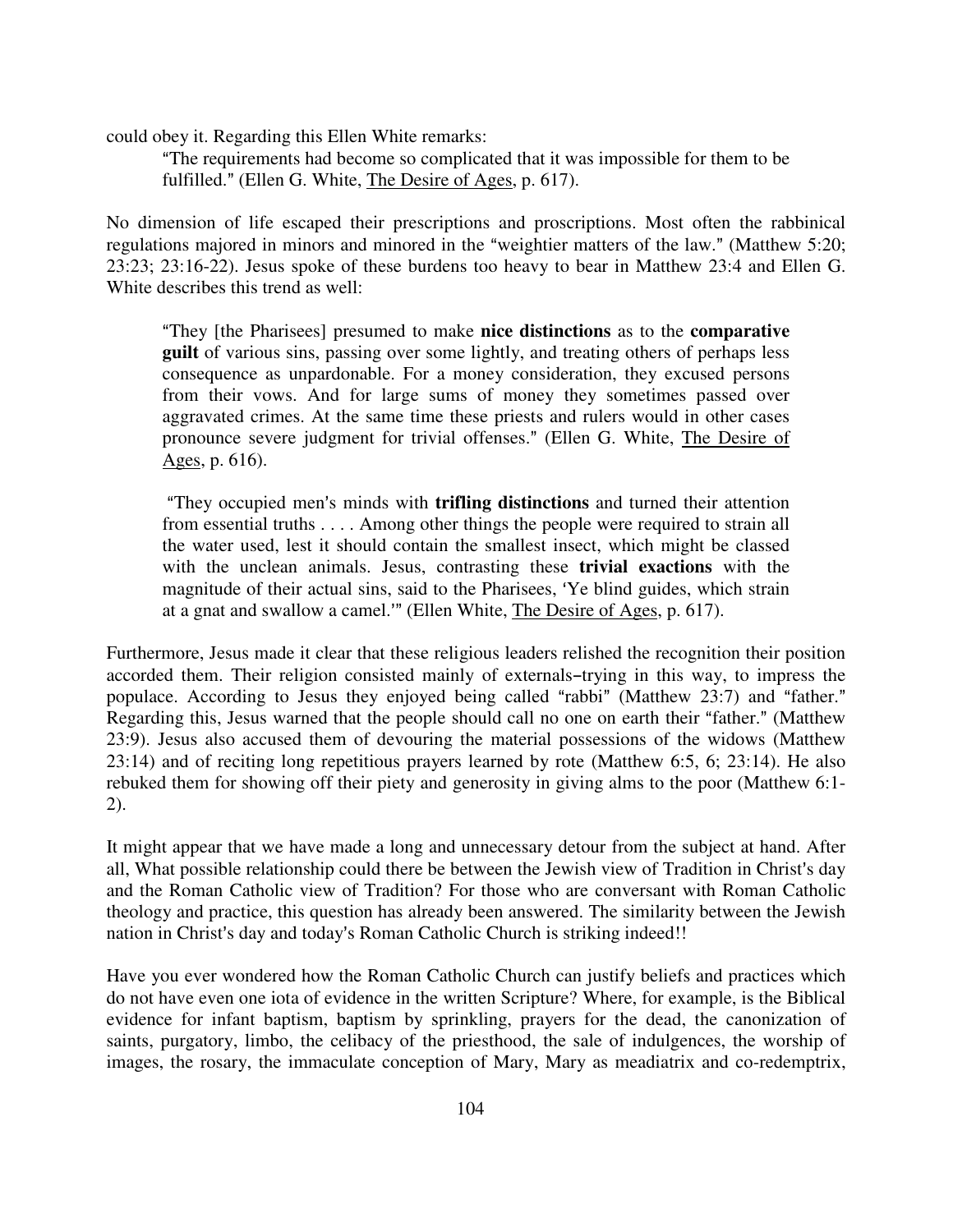could obey it. Regarding this Ellen White remarks:

> "The requirements had become so complicated that it was impossible for them to be fulfilled." (Ellen G. White, The Desire of Ages, p. 617).

No dimension of life escaped their prescriptions and proscriptions. Most often the rabbinical regulations majored in minors and minored in the "weightier matters of the law." (Matthew 5:20; 23:23; 23:16-22). Jesus spoke of these burdens too heavy to bear in Matthew 23:4 and Ellen G. White describes this trend as well:

> "They [the Pharisees] presumed to make **nice distinctions** as to the **comparative guilt** of various sins, passing over some lightly, and treating others of perhaps less consequence as unpardonable. For a money consideration, they excused persons from their vows. And for large sums of money they sometimes passed over aggravated crimes. At the same time these priests and rulers would in other cases pronounce severe judgment for trivial offenses." (Ellen G. White, The Desire of Ages, p. 616).

> "They occupied men's minds with **trifling distinctions** and turned their attention from essential truths . . . . Among other things the people were required to strain all the water used, lest it should contain the smallest insect, which might be classed with the unclean animals. Jesus, contrasting these **trivial exactions** with the magnitude of their actual sins, said to the Pharisees, 'Ye blind guides, which strain at a gnat and swallow a camel.'" (Ellen White, The Desire of Ages, p. 617).

Furthermore, Jesus made it clear that these religious leaders relished the recognition their position accorded them. Their religion consisted mainly of externals–trying in this way, to impress the populace. According to Jesus they enjoyed being called "rabbi" (Matthew 23:7) and "father." Regarding this, Jesus warned that the people should call no one on earth their "father." (Matthew 23:9). Jesus also accused them of devouring the material possessions of the widows (Matthew 23:14) and of reciting long repetitious prayers learned by rote (Matthew 6:5, 6; 23:14). He also rebuked them for showing off their piety and generosity in giving alms to the poor (Matthew 6:1-2).

It might appear that we have made a long and unnecessary detour from the subject at hand. After all, What possible relationship could there be between the Jewish view of Tradition in Christ's day and the Roman Catholic view of Tradition? For those who are conversant with Roman Catholic theology and practice, this question has already been answered. The similarity between the Jewish nation in Christ's day and today's Roman Catholic Church is striking indeed!!

Have you ever wondered how the Roman Catholic Church can justify beliefs and practices which do not have even one iota of evidence in the written Scripture? Where, for example, is the Biblical evidence for infant baptism, baptism by sprinkling, prayers for the dead, the canonization of saints, purgatory, limbo, the celibacy of the priesthood, the sale of indulgences, the worship of images, the rosary, the immaculate conception of Mary, Mary as meadiatrix and co-redemptrix,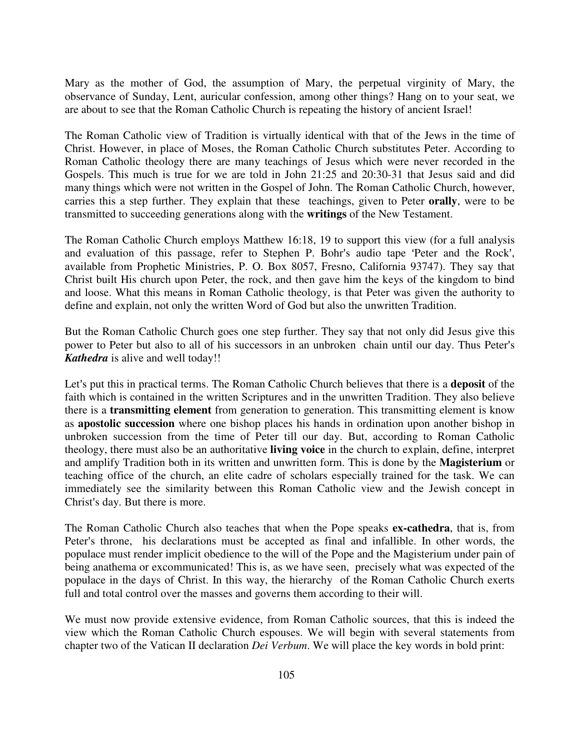Mary as the mother of God, the assumption of Mary, the perpetual virginity of Mary, the observance of Sunday, Lent, auricular confession, among other things? Hang on to your seat, we are about to see that the Roman Catholic Church is repeating the history of ancient Israel!

The Roman Catholic view of Tradition is virtually identical with that of the Jews in the time of Christ. However, in place of Moses, the Roman Catholic Church substitutes Peter. According to Roman Catholic theology there are many teachings of Jesus which were never recorded in the Gospels. This much is true for we are told in John 21:25 and 20:30-31 that Jesus said and did many things which were not written in the Gospel of John. The Roman Catholic Church, however, carries this a step further. They explain that these teachings, given to Peter **orally**, were to be transmitted to succeeding generations along with the **writings** of the New Testament.

The Roman Catholic Church employs Matthew 16:18, 19 to support this view (for a full analysis and evaluation of this passage, refer to Stephen P. Bohr's audio tape 'Peter and the Rock', available from Prophetic Ministries, P. O. Box 8057, Fresno, California 93747). They say that Christ built His church upon Peter, the rock, and then gave him the keys of the kingdom to bind and loose. What this means in Roman Catholic theology, is that Peter was given the authority to define and explain, not only the written Word of God but also the unwritten Tradition.

But the Roman Catholic Church goes one step further. They say that not only did Jesus give this power to Peter but also to all of his successors in an unbroken chain until our day. Thus Peter's ***Kathedra*** is alive and well today!!

Let's put this in practical terms. The Roman Catholic Church believes that there is a **deposit** of the faith which is contained in the written Scriptures and in the unwritten Tradition. They also believe there is a **transmitting element** from generation to generation. This transmitting element is know as **apostolic succession** where one bishop places his hands in ordination upon another bishop in unbroken succession from the time of Peter till our day. But, according to Roman Catholic theology, there must also be an authoritative **living voice** in the church to explain, define, interpret and amplify Tradition both in its written and unwritten form. This is done by the **Magisterium** or teaching office of the church, an elite cadre of scholars especially trained for the task. We can immediately see the similarity between this Roman Catholic view and the Jewish concept in Christ's day. But there is more.

The Roman Catholic Church also teaches that when the Pope speaks **ex-cathedra**, that is, from Peter's throne, his declarations must be accepted as final and infallible. In other words, the populace must render implicit obedience to the will of the Pope and the Magisterium under pain of being anathema or excommunicated! This is, as we have seen, precisely what was expected of the populace in the days of Christ. In this way, the hierarchy of the Roman Catholic Church exerts full and total control over the masses and governs them according to their will.

We must now provide extensive evidence, from Roman Catholic sources, that this is indeed the view which the Roman Catholic Church espouses. We will begin with several statements from chapter two of the Vatican II declaration *Dei Verbum*. We will place the key words in bold print: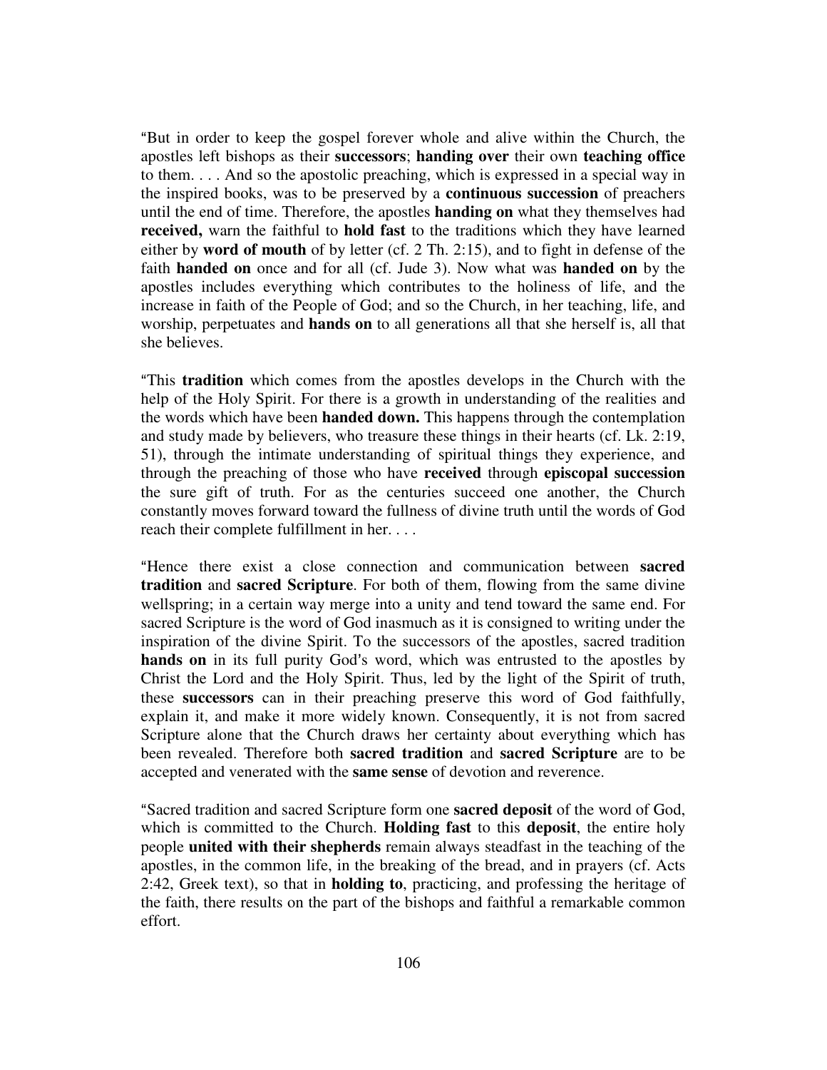"But in order to keep the gospel forever whole and alive within the Church, the apostles left bishops as their **successors**; **handing over** their own **teaching office** to them. . . . And so the apostolic preaching, which is expressed in a special way in the inspired books, was to be preserved by a **continuous succession** of preachers until the end of time. Therefore, the apostles **handing on** what they themselves had **received,** warn the faithful to **hold fast** to the traditions which they have learned either by **word of mouth** of by letter (cf. 2 Th. 2:15), and to fight in defense of the faith **handed on** once and for all (cf. Jude 3). Now what was **handed on** by the apostles includes everything which contributes to the holiness of life, and the increase in faith of the People of God; and so the Church, in her teaching, life, and worship, perpetuates and **hands on** to all generations all that she herself is, all that she believes.

"This **tradition** which comes from the apostles develops in the Church with the help of the Holy Spirit. For there is a growth in understanding of the realities and the words which have been **handed down.** This happens through the contemplation and study made by believers, who treasure these things in their hearts (cf. Lk. 2:19, 51), through the intimate understanding of spiritual things they experience, and through the preaching of those who have **received** through **episcopal succession** the sure gift of truth. For as the centuries succeed one another, the Church constantly moves forward toward the fullness of divine truth until the words of God reach their complete fulfillment in her. . . .

"Hence there exist a close connection and communication between **sacred tradition** and **sacred Scripture**. For both of them, flowing from the same divine wellspring; in a certain way merge into a unity and tend toward the same end. For sacred Scripture is the word of God inasmuch as it is consigned to writing under the inspiration of the divine Spirit. To the successors of the apostles, sacred tradition **hands on** in its full purity God's word, which was entrusted to the apostles by Christ the Lord and the Holy Spirit. Thus, led by the light of the Spirit of truth, these **successors** can in their preaching preserve this word of God faithfully, explain it, and make it more widely known. Consequently, it is not from sacred Scripture alone that the Church draws her certainty about everything which has been revealed. Therefore both **sacred tradition** and **sacred Scripture** are to be accepted and venerated with the **same sense** of devotion and reverence.

"Sacred tradition and sacred Scripture form one **sacred deposit** of the word of God, which is committed to the Church. **Holding fast** to this **deposit**, the entire holy people **united with their shepherds** remain always steadfast in the teaching of the apostles, in the common life, in the breaking of the bread, and in prayers (cf. Acts 2:42, Greek text), so that in **holding to**, practicing, and professing the heritage of the faith, there results on the part of the bishops and faithful a remarkable common effort.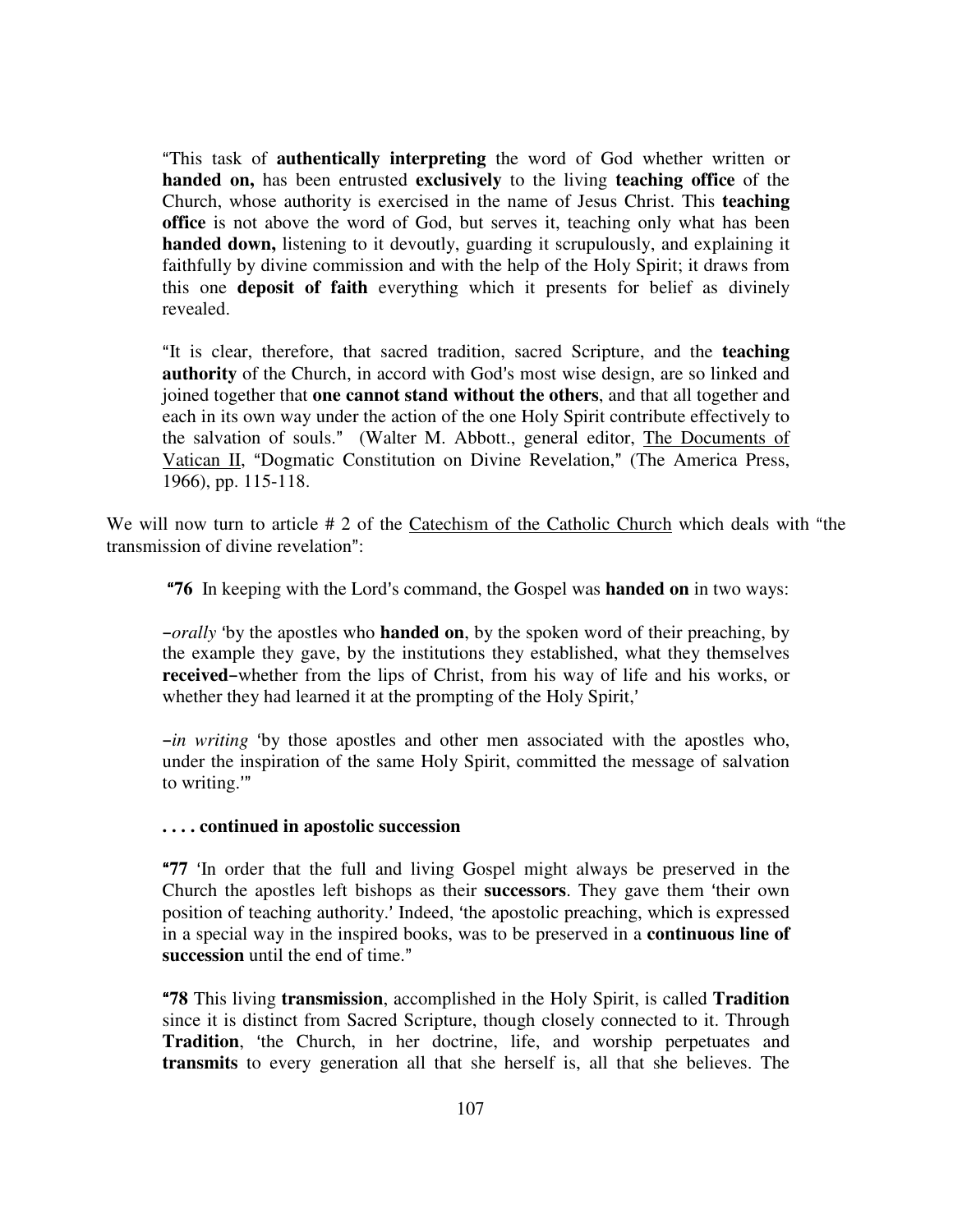> "This task of **authentically interpreting** the word of God whether written or **handed on,** has been entrusted **exclusively** to the living **teaching office** of the Church, whose authority is exercised in the name of Jesus Christ. This **teaching office** is not above the word of God, but serves it, teaching only what has been **handed down,** listening to it devoutly, guarding it scrupulously, and explaining it faithfully by divine commission and with the help of the Holy Spirit; it draws from this one **deposit of faith** everything which it presents for belief as divinely revealed.
>
> "It is clear, therefore, that sacred tradition, sacred Scripture, and the **teaching authority** of the Church, in accord with God's most wise design, are so linked and joined together that **one cannot stand without the others**, and that all together and each in its own way under the action of the one Holy Spirit contribute effectively to the salvation of souls." (Walter M. Abbott., general editor, <u>The Documents of Vatican II</u>, "Dogmatic Constitution on Divine Revelation," (The America Press, 1966), pp. 115-118.

We will now turn to article # 2 of the <u>Catechism of the Catholic Church</u> which deals with "the transmission of divine revelation":

> **"76** In keeping with the Lord's command, the Gospel was **handed on** in two ways:
>
> –*orally* 'by the apostles who **handed on**, by the spoken word of their preaching, by the example they gave, by the institutions they established, what they themselves **received**–whether from the lips of Christ, from his way of life and his works, or whether they had learned it at the prompting of the Holy Spirit,'
>
> –*in writing* 'by those apostles and other men associated with the apostles who, under the inspiration of the same Holy Spirit, committed the message of salvation to writing.'"
>
> **. . . . continued in apostolic succession**
>
> **"77** 'In order that the full and living Gospel might always be preserved in the Church the apostles left bishops as their **successors**. They gave them 'their own position of teaching authority.' Indeed, 'the apostolic preaching, which is expressed in a special way in the inspired books, was to be preserved in a **continuous line of succession** until the end of time."
>
> **"78** This living **transmission**, accomplished in the Holy Spirit, is called **Tradition** since it is distinct from Sacred Scripture, though closely connected to it. Through **Tradition**, 'the Church, in her doctrine, life, and worship perpetuates and **transmits** to every generation all that she herself is, all that she believes. The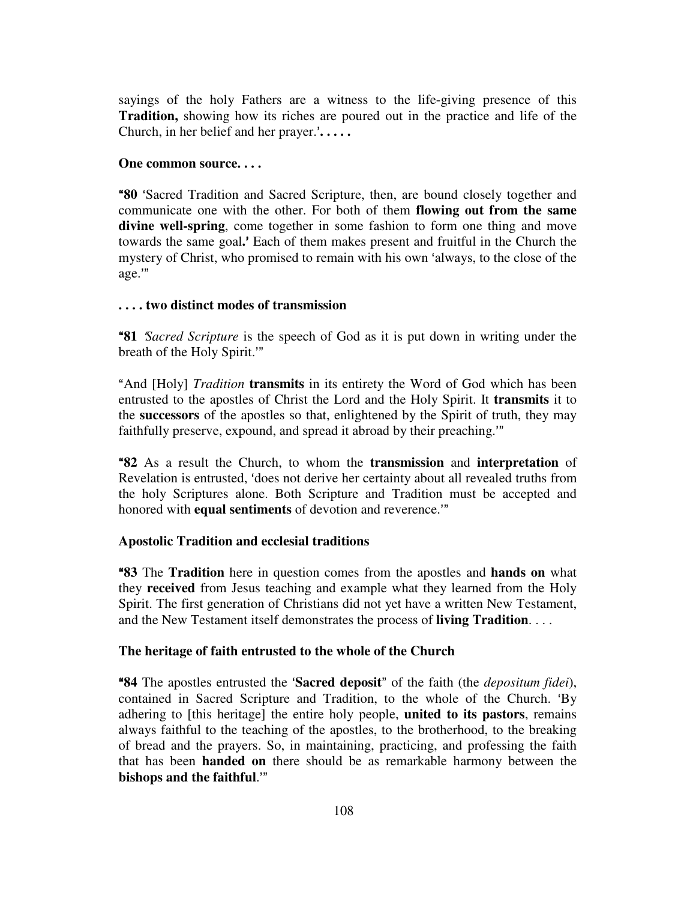sayings of the holy Fathers are a witness to the life-giving presence of this **Tradition,** showing how its riches are poured out in the practice and life of the Church, in her belief and her prayer.'**. . . . .**

**One common source. . . .**

"**80** 'Sacred Tradition and Sacred Scripture, then, are bound closely together and communicate one with the other. For both of them **flowing out from the same divine well-spring**, come together in some fashion to form one thing and move towards the same goal**.'** Each of them makes present and fruitful in the Church the mystery of Christ, who promised to remain with his own 'always, to the close of the age.'"

**. . . . two distinct modes of transmission**

"**81** '*Sacred Scripture* is the speech of God as it is put down in writing under the breath of the Holy Spirit.'"

"And [Holy] *Tradition* **transmits** in its entirety the Word of God which has been entrusted to the apostles of Christ the Lord and the Holy Spirit. It **transmits** it to the **successors** of the apostles so that, enlightened by the Spirit of truth, they may faithfully preserve, expound, and spread it abroad by their preaching.'"

"**82** As a result the Church, to whom the **transmission** and **interpretation** of Revelation is entrusted, 'does not derive her certainty about all revealed truths from the holy Scriptures alone. Both Scripture and Tradition must be accepted and honored with **equal sentiments** of devotion and reverence.'"

**Apostolic Tradition and ecclesial traditions**

"**83** The **Tradition** here in question comes from the apostles and **hands on** what they **received** from Jesus teaching and example what they learned from the Holy Spirit. The first generation of Christians did not yet have a written New Testament, and the New Testament itself demonstrates the process of **living Tradition**. . . .

**The heritage of faith entrusted to the whole of the Church**

"**84** The apostles entrusted the '**Sacred deposit**" of the faith (the *depositum fidei*), contained in Sacred Scripture and Tradition, to the whole of the Church. 'By adhering to [this heritage] the entire holy people, **united to its pastors**, remains always faithful to the teaching of the apostles, to the brotherhood, to the breaking of bread and the prayers. So, in maintaining, practicing, and professing the faith that has been **handed on** there should be as remarkable harmony between the **bishops and the faithful**.'"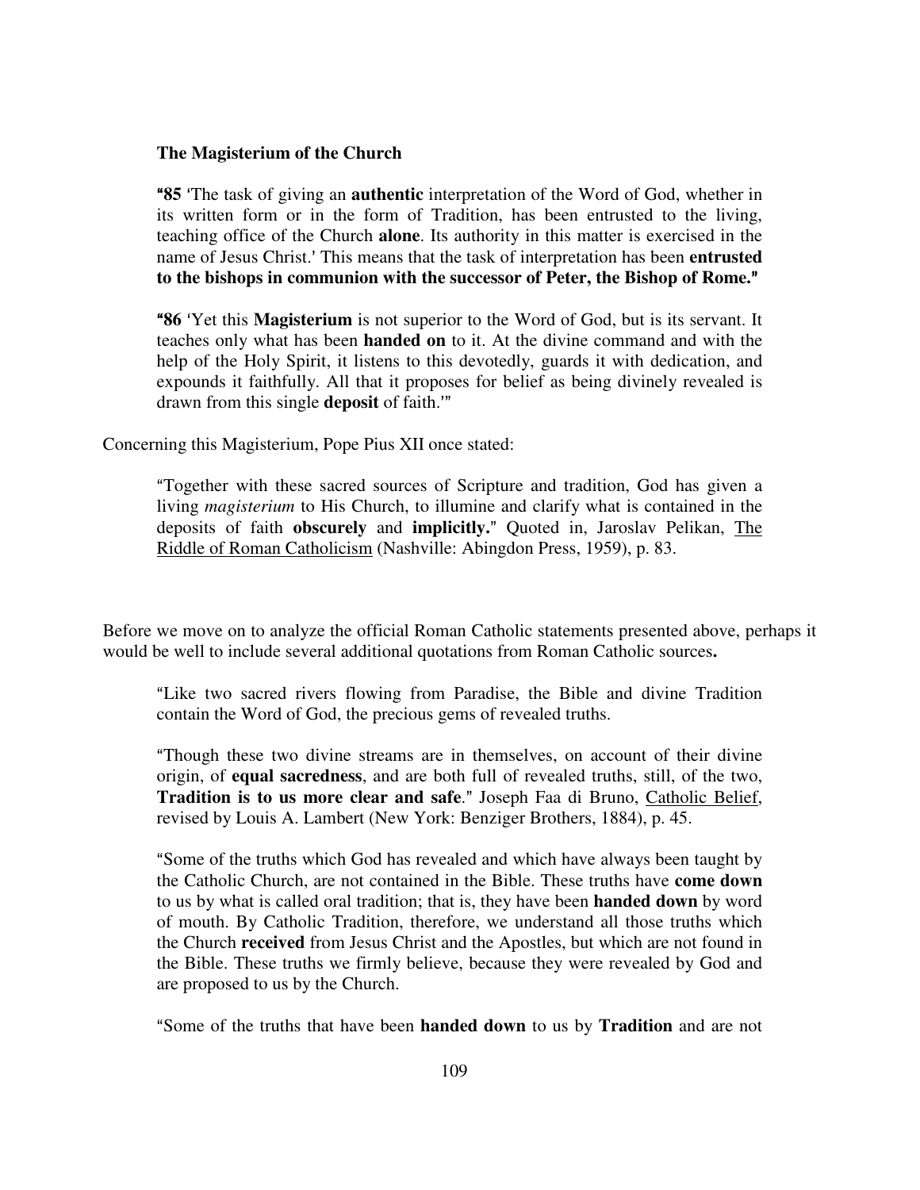**The Magisterium of the Church**

> "**85** 'The task of giving an **authentic** interpretation of the Word of God, whether in its written form or in the form of Tradition, has been entrusted to the living, teaching office of the Church **alone**. Its authority in this matter is exercised in the name of Jesus Christ.' This means that the task of interpretation has been **entrusted to the bishops in communion with the successor of Peter, the Bishop of Rome."**
>
> "**86** 'Yet this **Magisterium** is not superior to the Word of God, but is its servant. It teaches only what has been **handed on** to it. At the divine command and with the help of the Holy Spirit, it listens to this devotedly, guards it with dedication, and expounds it faithfully. All that it proposes for belief as being divinely revealed is drawn from this single **deposit** of faith.'"

Concerning this Magisterium, Pope Pius XII once stated:

> "Together with these sacred sources of Scripture and tradition, God has given a living *magisterium* to His Church, to illumine and clarify what is contained in the deposits of faith **obscurely** and **implicitly.**" Quoted in, Jaroslav Pelikan, The Riddle of Roman Catholicism (Nashville: Abingdon Press, 1959), p. 83.

Before we move on to analyze the official Roman Catholic statements presented above, perhaps it would be well to include several additional quotations from Roman Catholic sources**.**

> "Like two sacred rivers flowing from Paradise, the Bible and divine Tradition contain the Word of God, the precious gems of revealed truths.
>
> "Though these two divine streams are in themselves, on account of their divine origin, of **equal sacredness**, and are both full of revealed truths, still, of the two, **Tradition is to us more clear and safe**." Joseph Faa di Bruno, Catholic Belief, revised by Louis A. Lambert (New York: Benziger Brothers, 1884), p. 45.
>
> "Some of the truths which God has revealed and which have always been taught by the Catholic Church, are not contained in the Bible. These truths have **come down** to us by what is called oral tradition; that is, they have been **handed down** by word of mouth. By Catholic Tradition, therefore, we understand all those truths which the Church **received** from Jesus Christ and the Apostles, but which are not found in the Bible. These truths we firmly believe, because they were revealed by God and are proposed to us by the Church.
>
> "Some of the truths that have been **handed down** to us by **Tradition** and are not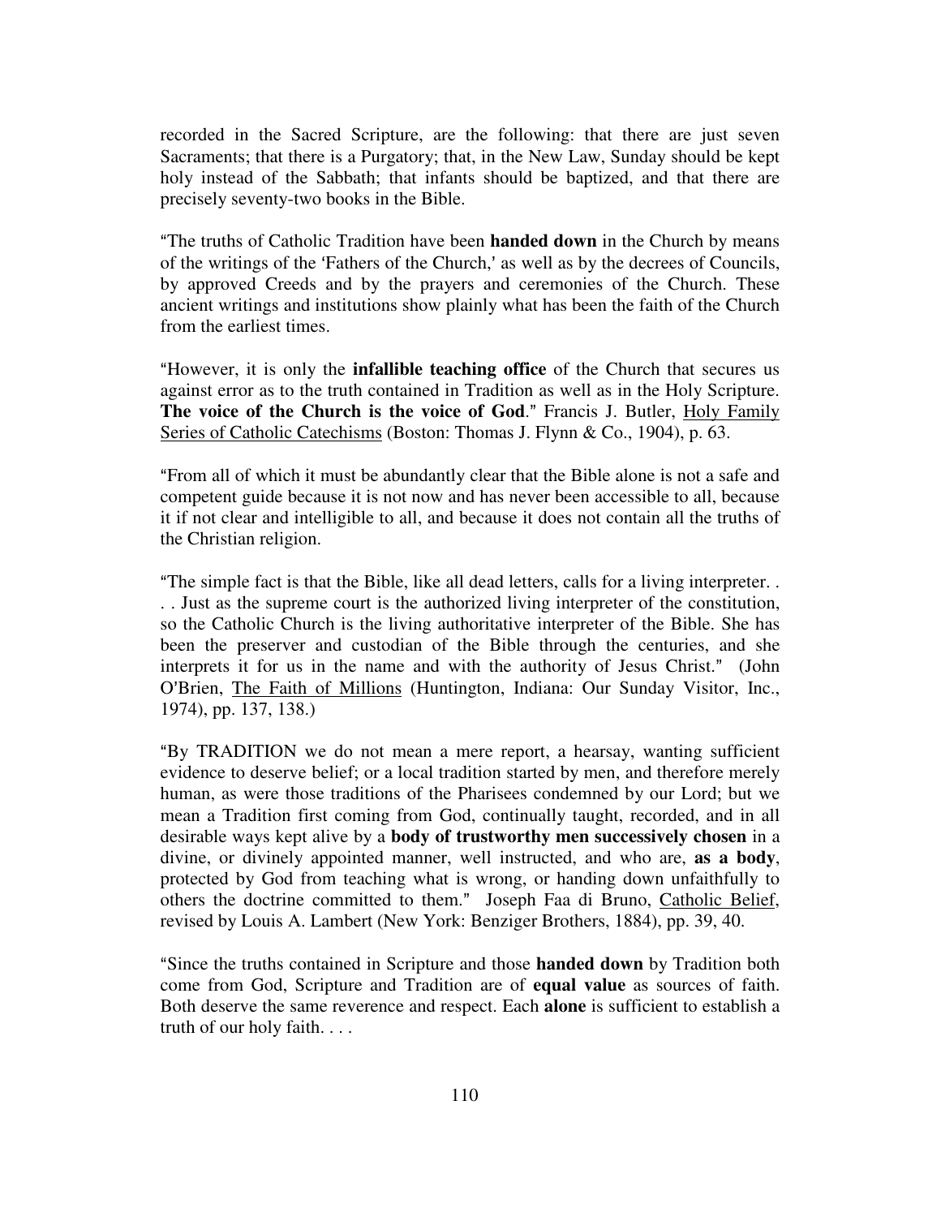recorded in the Sacred Scripture, are the following: that there are just seven Sacraments; that there is a Purgatory; that, in the New Law, Sunday should be kept holy instead of the Sabbath; that infants should be baptized, and that there are precisely seventy-two books in the Bible.

"The truths of Catholic Tradition have been **handed down** in the Church by means of the writings of the 'Fathers of the Church,' as well as by the decrees of Councils, by approved Creeds and by the prayers and ceremonies of the Church. These ancient writings and institutions show plainly what has been the faith of the Church from the earliest times.

"However, it is only the **infallible teaching office** of the Church that secures us against error as to the truth contained in Tradition as well as in the Holy Scripture. **The voice of the Church is the voice of God**." Francis J. Butler, Holy Family Series of Catholic Catechisms (Boston: Thomas J. Flynn & Co., 1904), p. 63.

"From all of which it must be abundantly clear that the Bible alone is not a safe and competent guide because it is not now and has never been accessible to all, because it if not clear and intelligible to all, and because it does not contain all the truths of the Christian religion.

"The simple fact is that the Bible, like all dead letters, calls for a living interpreter. . . . . Just as the supreme court is the authorized living interpreter of the constitution, so the Catholic Church is the living authoritative interpreter of the Bible. She has been the preserver and custodian of the Bible through the centuries, and she interprets it for us in the name and with the authority of Jesus Christ." (John O'Brien, The Faith of Millions (Huntington, Indiana: Our Sunday Visitor, Inc., 1974), pp. 137, 138.)

"By TRADITION we do not mean a mere report, a hearsay, wanting sufficient evidence to deserve belief; or a local tradition started by men, and therefore merely human, as were those traditions of the Pharisees condemned by our Lord; but we mean a Tradition first coming from God, continually taught, recorded, and in all desirable ways kept alive by a **body of trustworthy men successively chosen** in a divine, or divinely appointed manner, well instructed, and who are, **as a body**, protected by God from teaching what is wrong, or handing down unfaithfully to others the doctrine committed to them." Joseph Faa di Bruno, Catholic Belief, revised by Louis A. Lambert (New York: Benziger Brothers, 1884), pp. 39, 40.

"Since the truths contained in Scripture and those **handed down** by Tradition both come from God, Scripture and Tradition are of **equal value** as sources of faith. Both deserve the same reverence and respect. Each **alone** is sufficient to establish a truth of our holy faith. . . .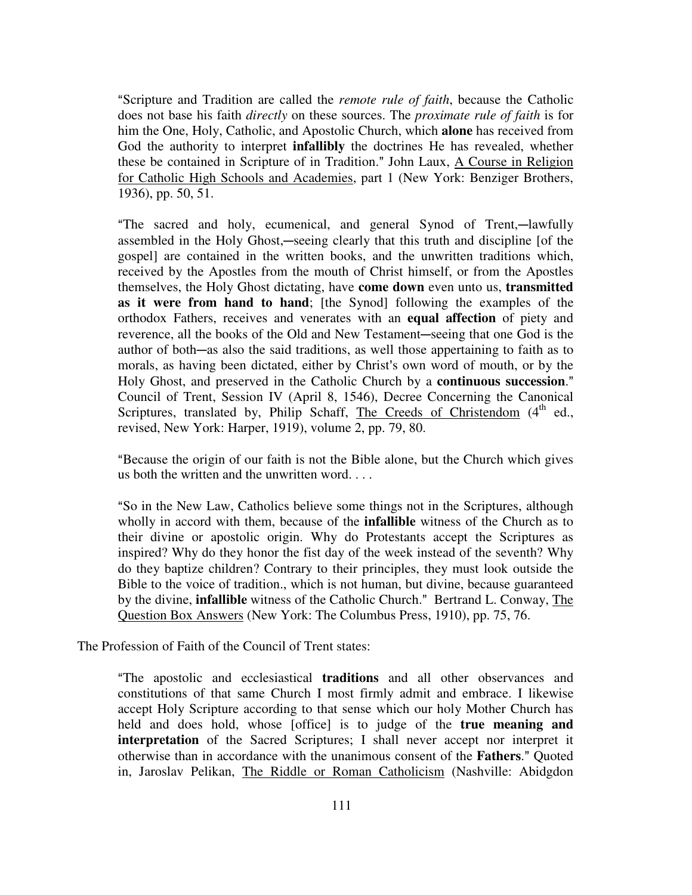> "Scripture and Tradition are called the *remote rule of faith*, because the Catholic does not base his faith *directly* on these sources. The *proximate rule of faith* is for him the One, Holy, Catholic, and Apostolic Church, which **alone** has received from God the authority to interpret **infallibly** the doctrines He has revealed, whether these be contained in Scripture of in Tradition." John Laux, A Course in Religion for Catholic High Schools and Academies, part 1 (New York: Benziger Brothers, 1936), pp. 50, 51.

> "The sacred and holy, ecumenical, and general Synod of Trent,—lawfully assembled in the Holy Ghost,—seeing clearly that this truth and discipline [of the gospel] are contained in the written books, and the unwritten traditions which, received by the Apostles from the mouth of Christ himself, or from the Apostles themselves, the Holy Ghost dictating, have **come down** even unto us, **transmitted as it were from hand to hand**; [the Synod] following the examples of the orthodox Fathers, receives and venerates with an **equal affection** of piety and reverence, all the books of the Old and New Testament—seeing that one God is the author of both—as also the said traditions, as well those appertaining to faith as to morals, as having been dictated, either by Christ's own word of mouth, or by the Holy Ghost, and preserved in the Catholic Church by a **continuous succession**." Council of Trent, Session IV (April 8, 1546), Decree Concerning the Canonical Scriptures, translated by, Philip Schaff, The Creeds of Christendom (4th ed., revised, New York: Harper, 1919), volume 2, pp. 79, 80.

> "Because the origin of our faith is not the Bible alone, but the Church which gives us both the written and the unwritten word. . . .

> "So in the New Law, Catholics believe some things not in the Scriptures, although wholly in accord with them, because of the **infallible** witness of the Church as to their divine or apostolic origin. Why do Protestants accept the Scriptures as inspired? Why do they honor the fist day of the week instead of the seventh? Why do they baptize children? Contrary to their principles, they must look outside the Bible to the voice of tradition., which is not human, but divine, because guaranteed by the divine, **infallible** witness of the Catholic Church." Bertrand L. Conway, The Question Box Answers (New York: The Columbus Press, 1910), pp. 75, 76.

The Profession of Faith of the Council of Trent states:

> "The apostolic and ecclesiastical **traditions** and all other observances and constitutions of that same Church I most firmly admit and embrace. I likewise accept Holy Scripture according to that sense which our holy Mother Church has held and does hold, whose [office] is to judge of the **true meaning and interpretation** of the Sacred Scriptures; I shall never accept nor interpret it otherwise than in accordance with the unanimous consent of the **Fathers**." Quoted in, Jaroslav Pelikan, The Riddle or Roman Catholicism (Nashville: Abidgdon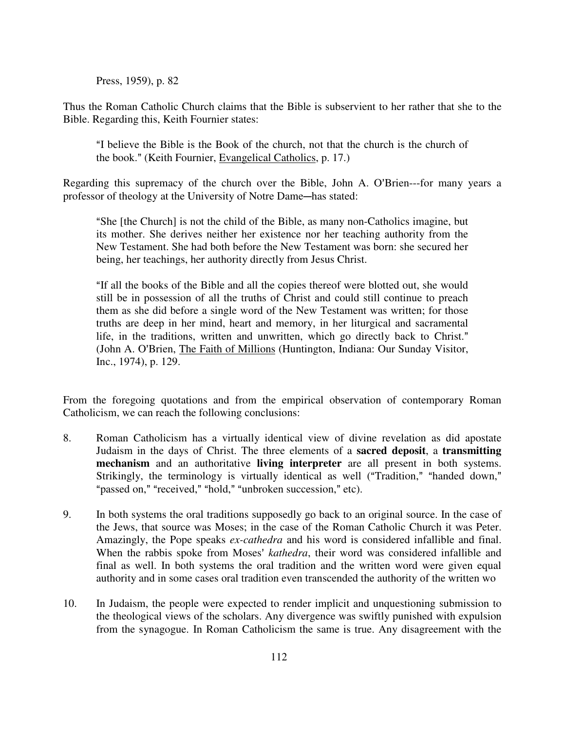Press, 1959), p. 82

Thus the Roman Catholic Church claims that the Bible is subservient to her rather that she to the Bible. Regarding this, Keith Fournier states:

> "I believe the Bible is the Book of the church, not that the church is the church of the book." (Keith Fournier, Evangelical Catholics, p. 17.)

Regarding this supremacy of the church over the Bible, John A. O'Brien---for many years a professor of theology at the University of Notre Dame─has stated:

> "She [the Church] is not the child of the Bible, as many non-Catholics imagine, but its mother. She derives neither her existence nor her teaching authority from the New Testament. She had both before the New Testament was born: she secured her being, her teachings, her authority directly from Jesus Christ.
>
> "If all the books of the Bible and all the copies thereof were blotted out, she would still be in possession of all the truths of Christ and could still continue to preach them as she did before a single word of the New Testament was written; for those truths are deep in her mind, heart and memory, in her liturgical and sacramental life, in the traditions, written and unwritten, which go directly back to Christ." (John A. O'Brien, The Faith of Millions (Huntington, Indiana: Our Sunday Visitor, Inc., 1974), p. 129.

From the foregoing quotations and from the empirical observation of contemporary Roman Catholicism, we can reach the following conclusions:

8. Roman Catholicism has a virtually identical view of divine revelation as did apostate Judaism in the days of Christ. The three elements of a **sacred deposit**, a **transmitting mechanism** and an authoritative **living interpreter** are all present in both systems. Strikingly, the terminology is virtually identical as well ("Tradition," "handed down," "passed on," "received," "hold," "unbroken succession," etc).

9. In both systems the oral traditions supposedly go back to an original source. In the case of the Jews, that source was Moses; in the case of the Roman Catholic Church it was Peter. Amazingly, the Pope speaks *ex-cathedra* and his word is considered infallible and final. When the rabbis spoke from Moses' *kathedra*, their word was considered infallible and final as well. In both systems the oral tradition and the written word were given equal authority and in some cases oral tradition even transcended the authority of the written wo

10. In Judaism, the people were expected to render implicit and unquestioning submission to the theological views of the scholars. Any divergence was swiftly punished with expulsion from the synagogue. In Roman Catholicism the same is true. Any disagreement with the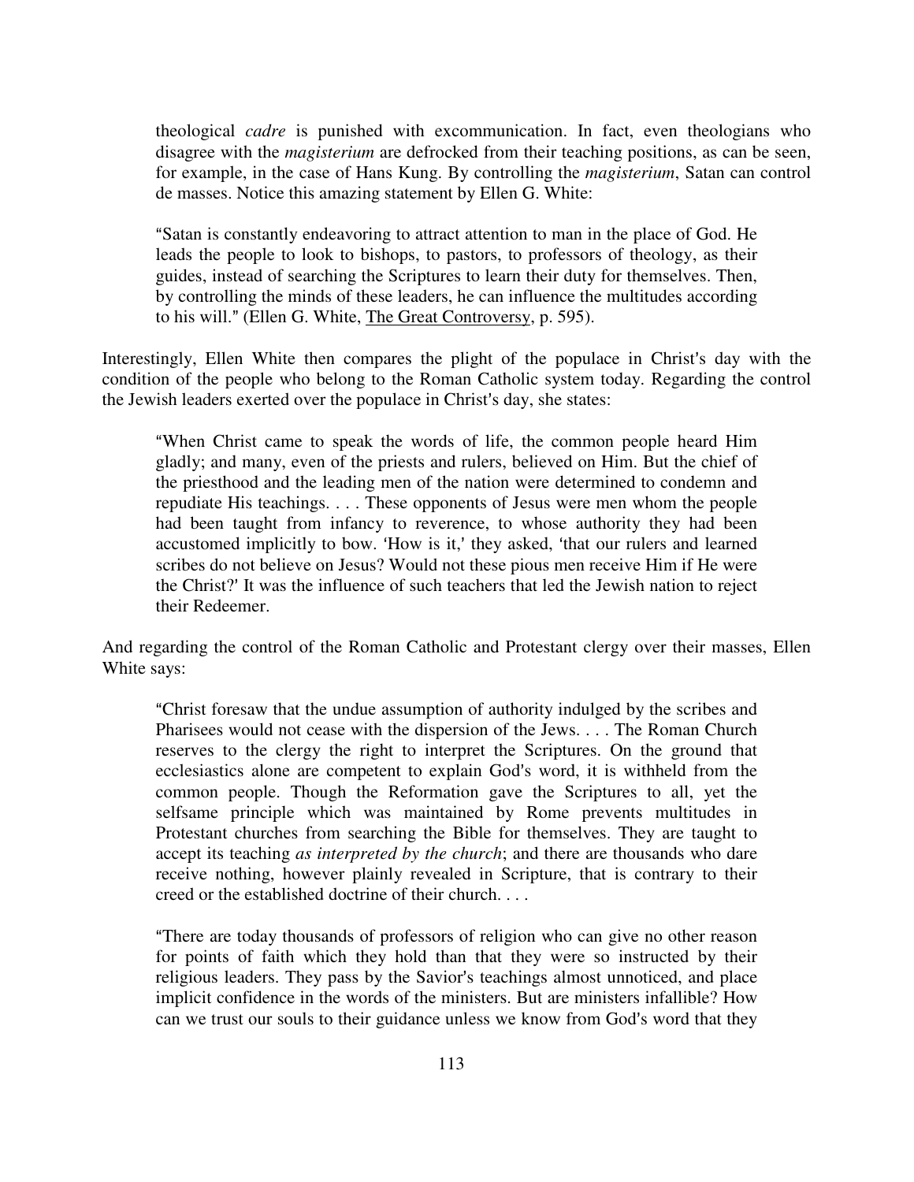theological *cadre* is punished with excommunication. In fact, even theologians who disagree with the *magisterium* are defrocked from their teaching positions, as can be seen, for example, in the case of Hans Kung. By controlling the *magisterium*, Satan can control de masses. Notice this amazing statement by Ellen G. White:

> "Satan is constantly endeavoring to attract attention to man in the place of God. He leads the people to look to bishops, to pastors, to professors of theology, as their guides, instead of searching the Scriptures to learn their duty for themselves. Then, by controlling the minds of these leaders, he can influence the multitudes according to his will." (Ellen G. White, The Great Controversy, p. 595).

Interestingly, Ellen White then compares the plight of the populace in Christ's day with the condition of the people who belong to the Roman Catholic system today. Regarding the control the Jewish leaders exerted over the populace in Christ's day, she states:

> "When Christ came to speak the words of life, the common people heard Him gladly; and many, even of the priests and rulers, believed on Him. But the chief of the priesthood and the leading men of the nation were determined to condemn and repudiate His teachings. . . . These opponents of Jesus were men whom the people had been taught from infancy to reverence, to whose authority they had been accustomed implicitly to bow. 'How is it,' they asked, 'that our rulers and learned scribes do not believe on Jesus? Would not these pious men receive Him if He were the Christ?' It was the influence of such teachers that led the Jewish nation to reject their Redeemer.

And regarding the control of the Roman Catholic and Protestant clergy over their masses, Ellen White says:

> "Christ foresaw that the undue assumption of authority indulged by the scribes and Pharisees would not cease with the dispersion of the Jews. . . . The Roman Church reserves to the clergy the right to interpret the Scriptures. On the ground that ecclesiastics alone are competent to explain God's word, it is withheld from the common people. Though the Reformation gave the Scriptures to all, yet the selfsame principle which was maintained by Rome prevents multitudes in Protestant churches from searching the Bible for themselves. They are taught to accept its teaching *as interpreted by the church*; and there are thousands who dare receive nothing, however plainly revealed in Scripture, that is contrary to their creed or the established doctrine of their church. . . .
>
> "There are today thousands of professors of religion who can give no other reason for points of faith which they hold than that they were so instructed by their religious leaders. They pass by the Savior's teachings almost unnoticed, and place implicit confidence in the words of the ministers. But are ministers infallible? How can we trust our souls to their guidance unless we know from God's word that they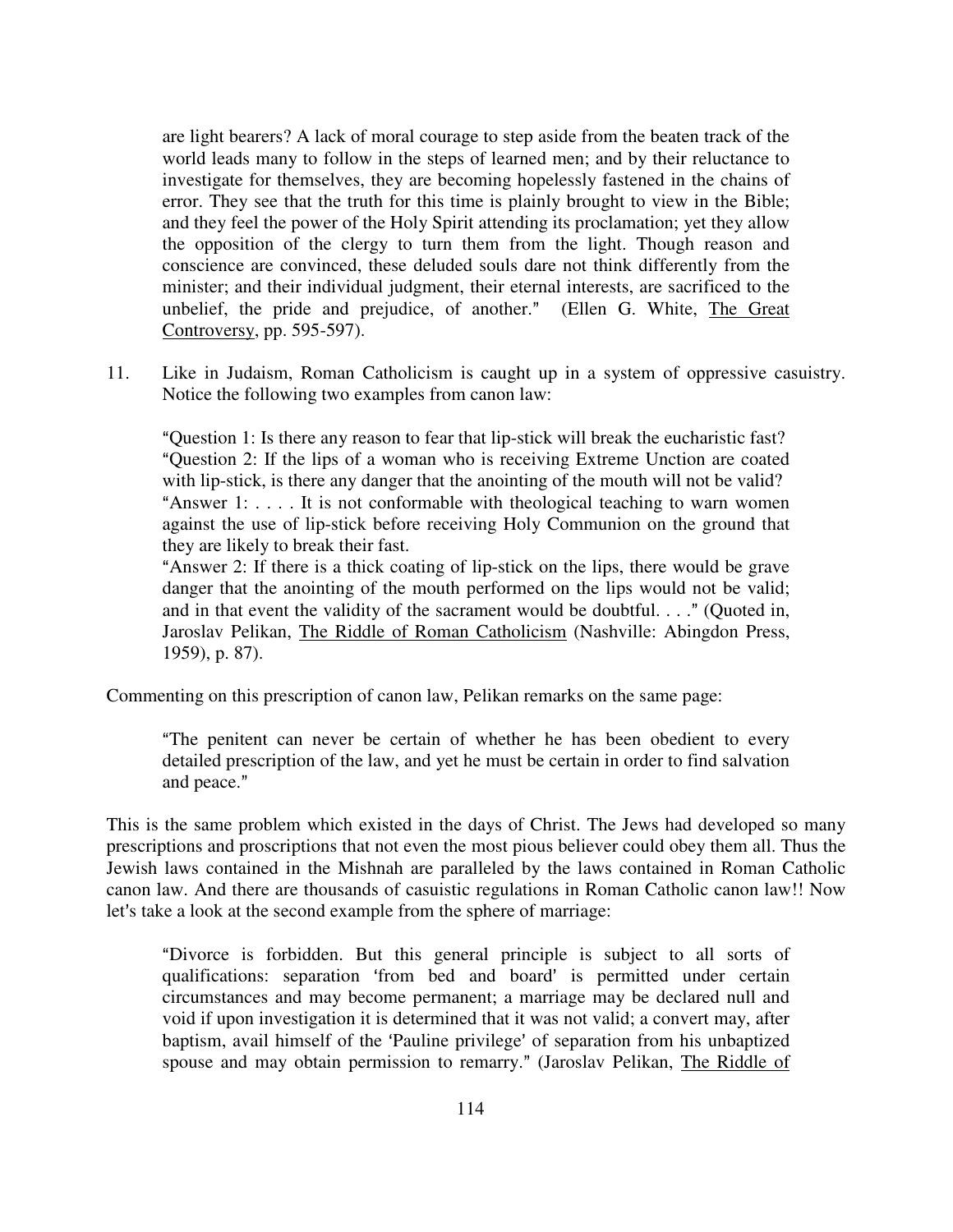> are light bearers? A lack of moral courage to step aside from the beaten track of the world leads many to follow in the steps of learned men; and by their reluctance to investigate for themselves, they are becoming hopelessly fastened in the chains of error. They see that the truth for this time is plainly brought to view in the Bible; and they feel the power of the Holy Spirit attending its proclamation; yet they allow the opposition of the clergy to turn them from the light. Though reason and conscience are convinced, these deluded souls dare not think differently from the minister; and their individual judgment, their eternal interests, are sacrificed to the unbelief, the pride and prejudice, of another." (Ellen G. White, The Great Controversy, pp. 595-597).

11. Like in Judaism, Roman Catholicism is caught up in a system of oppressive casuistry. Notice the following two examples from canon law:

> "Question 1: Is there any reason to fear that lip-stick will break the eucharistic fast?
> "Question 2: If the lips of a woman who is receiving Extreme Unction are coated with lip-stick, is there any danger that the anointing of the mouth will not be valid?
> "Answer 1: . . . . It is not conformable with theological teaching to warn women against the use of lip-stick before receiving Holy Communion on the ground that they are likely to break their fast.
> "Answer 2: If there is a thick coating of lip-stick on the lips, there would be grave danger that the anointing of the mouth performed on the lips would not be valid; and in that event the validity of the sacrament would be doubtful. . . ." (Quoted in, Jaroslav Pelikan, The Riddle of Roman Catholicism (Nashville: Abingdon Press, 1959), p. 87).

Commenting on this prescription of canon law, Pelikan remarks on the same page:

> "The penitent can never be certain of whether he has been obedient to every detailed prescription of the law, and yet he must be certain in order to find salvation and peace."

This is the same problem which existed in the days of Christ. The Jews had developed so many prescriptions and proscriptions that not even the most pious believer could obey them all. Thus the Jewish laws contained in the Mishnah are paralleled by the laws contained in Roman Catholic canon law. And there are thousands of casuistic regulations in Roman Catholic canon law!! Now let's take a look at the second example from the sphere of marriage:

> "Divorce is forbidden. But this general principle is subject to all sorts of qualifications: separation 'from bed and board' is permitted under certain circumstances and may become permanent; a marriage may be declared null and void if upon investigation it is determined that it was not valid; a convert may, after baptism, avail himself of the 'Pauline privilege' of separation from his unbaptized spouse and may obtain permission to remarry." (Jaroslav Pelikan, The Riddle of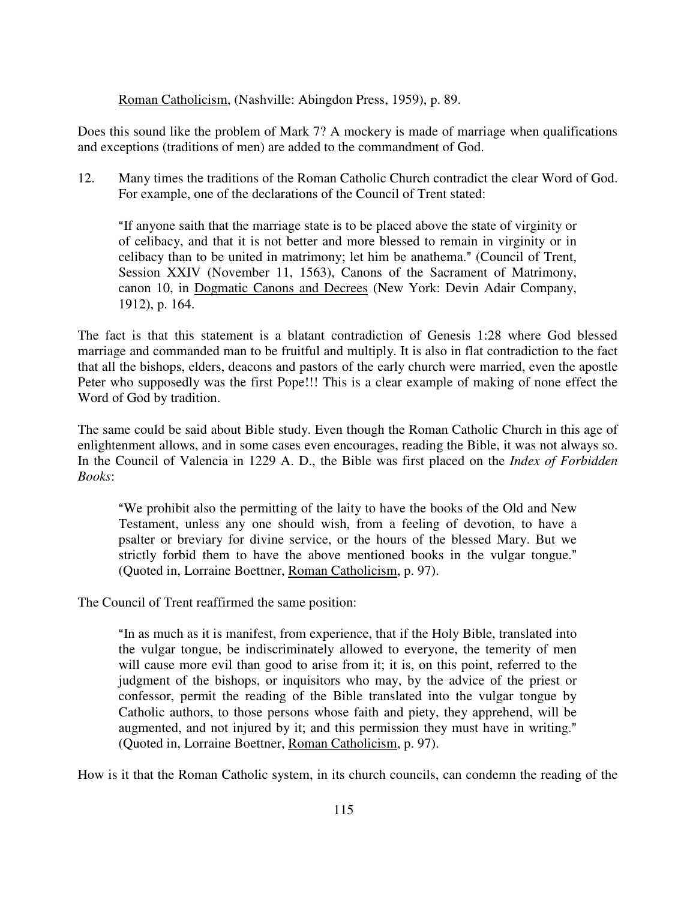Roman Catholicism, (Nashville: Abingdon Press, 1959), p. 89.

Does this sound like the problem of Mark 7? A mockery is made of marriage when qualifications and exceptions (traditions of men) are added to the commandment of God.

12. Many times the traditions of the Roman Catholic Church contradict the clear Word of God. For example, one of the declarations of the Council of Trent stated:

> "If anyone saith that the marriage state is to be placed above the state of virginity or of celibacy, and that it is not better and more blessed to remain in virginity or in celibacy than to be united in matrimony; let him be anathema." (Council of Trent, Session XXIV (November 11, 1563), Canons of the Sacrament of Matrimony, canon 10, in Dogmatic Canons and Decrees (New York: Devin Adair Company, 1912), p. 164.

The fact is that this statement is a blatant contradiction of Genesis 1:28 where God blessed marriage and commanded man to be fruitful and multiply. It is also in flat contradiction to the fact that all the bishops, elders, deacons and pastors of the early church were married, even the apostle Peter who supposedly was the first Pope!!! This is a clear example of making of none effect the Word of God by tradition.

The same could be said about Bible study. Even though the Roman Catholic Church in this age of enlightenment allows, and in some cases even encourages, reading the Bible, it was not always so. In the Council of Valencia in 1229 A. D., the Bible was first placed on the *Index of Forbidden Books*:

> "We prohibit also the permitting of the laity to have the books of the Old and New Testament, unless any one should wish, from a feeling of devotion, to have a psalter or breviary for divine service, or the hours of the blessed Mary. But we strictly forbid them to have the above mentioned books in the vulgar tongue." (Quoted in, Lorraine Boettner, Roman Catholicism, p. 97).

The Council of Trent reaffirmed the same position:

> "In as much as it is manifest, from experience, that if the Holy Bible, translated into the vulgar tongue, be indiscriminately allowed to everyone, the temerity of men will cause more evil than good to arise from it; it is, on this point, referred to the judgment of the bishops, or inquisitors who may, by the advice of the priest or confessor, permit the reading of the Bible translated into the vulgar tongue by Catholic authors, to those persons whose faith and piety, they apprehend, will be augmented, and not injured by it; and this permission they must have in writing." (Quoted in, Lorraine Boettner, Roman Catholicism, p. 97).

How is it that the Roman Catholic system, in its church councils, can condemn the reading of the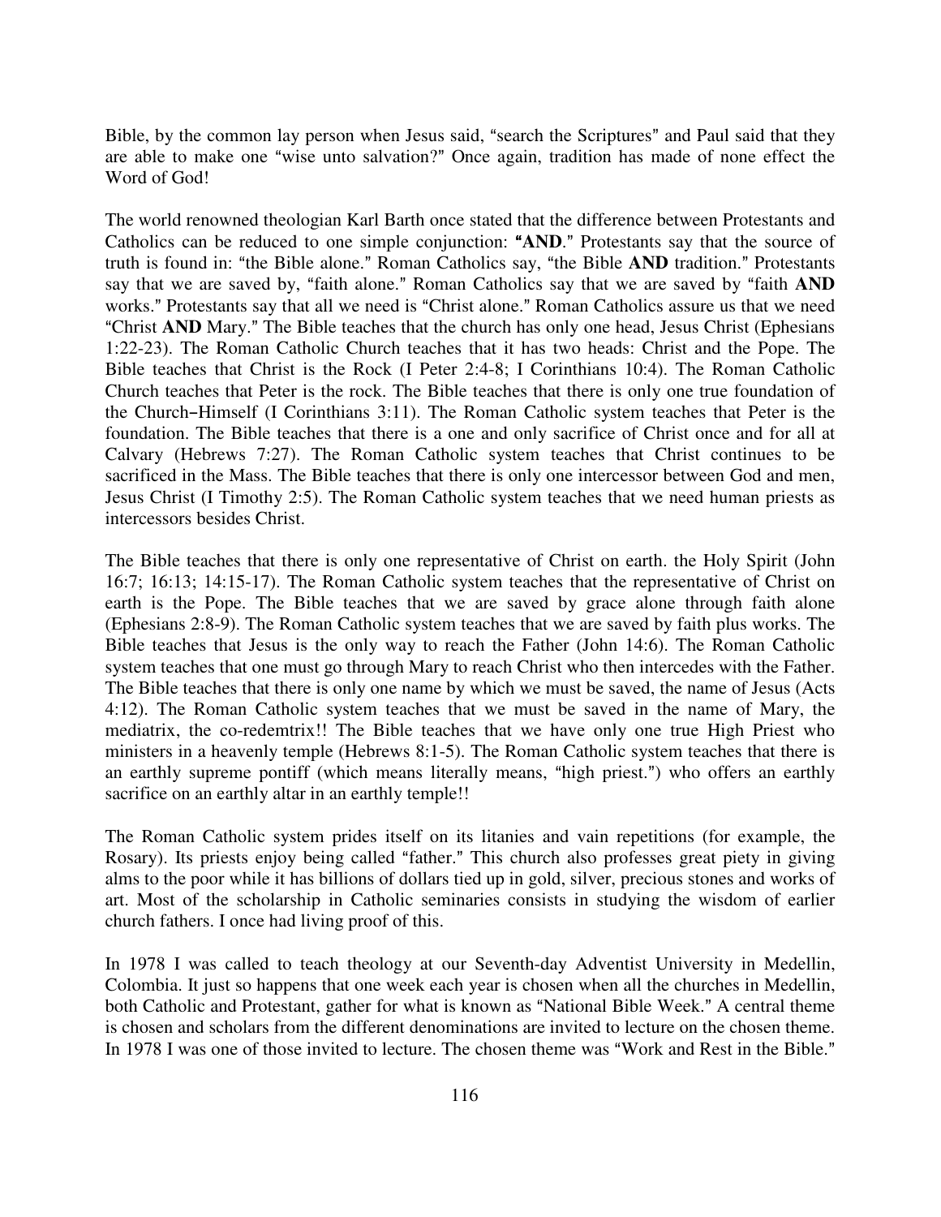Bible, by the common lay person when Jesus said, "search the Scriptures" and Paul said that they are able to make one "wise unto salvation?" Once again, tradition has made of none effect the Word of God!

The world renowned theologian Karl Barth once stated that the difference between Protestants and Catholics can be reduced to one simple conjunction: "**AND**." Protestants say that the source of truth is found in: "the Bible alone." Roman Catholics say, "the Bible **AND** tradition." Protestants say that we are saved by, "faith alone." Roman Catholics say that we are saved by "faith **AND** works." Protestants say that all we need is "Christ alone." Roman Catholics assure us that we need "Christ **AND** Mary." The Bible teaches that the church has only one head, Jesus Christ (Ephesians 1:22-23). The Roman Catholic Church teaches that it has two heads: Christ and the Pope. The Bible teaches that Christ is the Rock (I Peter 2:4-8; I Corinthians 10:4). The Roman Catholic Church teaches that Peter is the rock. The Bible teaches that there is only one true foundation of the Church–Himself (I Corinthians 3:11). The Roman Catholic system teaches that Peter is the foundation. The Bible teaches that there is a one and only sacrifice of Christ once and for all at Calvary (Hebrews 7:27). The Roman Catholic system teaches that Christ continues to be sacrificed in the Mass. The Bible teaches that there is only one intercessor between God and men, Jesus Christ (I Timothy 2:5). The Roman Catholic system teaches that we need human priests as intercessors besides Christ.

The Bible teaches that there is only one representative of Christ on earth. the Holy Spirit (John 16:7; 16:13; 14:15-17). The Roman Catholic system teaches that the representative of Christ on earth is the Pope. The Bible teaches that we are saved by grace alone through faith alone (Ephesians 2:8-9). The Roman Catholic system teaches that we are saved by faith plus works. The Bible teaches that Jesus is the only way to reach the Father (John 14:6). The Roman Catholic system teaches that one must go through Mary to reach Christ who then intercedes with the Father. The Bible teaches that there is only one name by which we must be saved, the name of Jesus (Acts 4:12). The Roman Catholic system teaches that we must be saved in the name of Mary, the mediatrix, the co-redemtrix!! The Bible teaches that we have only one true High Priest who ministers in a heavenly temple (Hebrews 8:1-5). The Roman Catholic system teaches that there is an earthly supreme pontiff (which means literally means, "high priest.") who offers an earthly sacrifice on an earthly altar in an earthly temple!!

The Roman Catholic system prides itself on its litanies and vain repetitions (for example, the Rosary). Its priests enjoy being called "father." This church also professes great piety in giving alms to the poor while it has billions of dollars tied up in gold, silver, precious stones and works of art. Most of the scholarship in Catholic seminaries consists in studying the wisdom of earlier church fathers. I once had living proof of this.

In 1978 I was called to teach theology at our Seventh-day Adventist University in Medellin, Colombia. It just so happens that one week each year is chosen when all the churches in Medellin, both Catholic and Protestant, gather for what is known as "National Bible Week." A central theme is chosen and scholars from the different denominations are invited to lecture on the chosen theme. In 1978 I was one of those invited to lecture. The chosen theme was "Work and Rest in the Bible."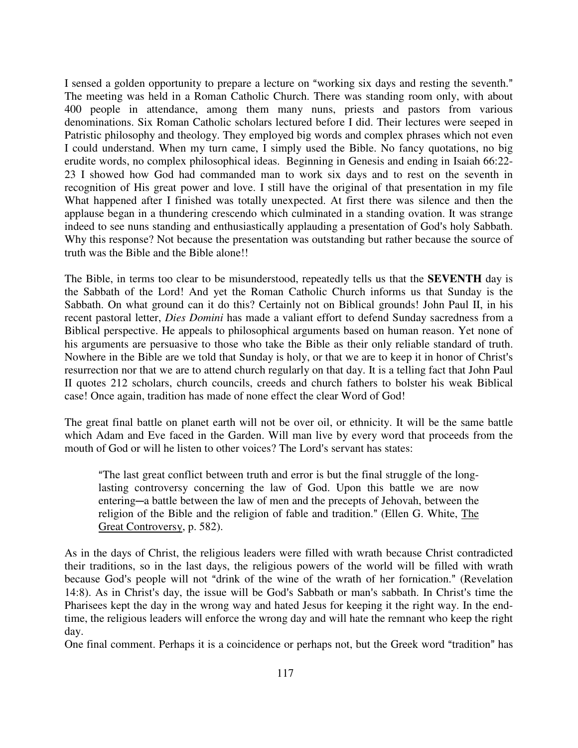I sensed a golden opportunity to prepare a lecture on "working six days and resting the seventh." The meeting was held in a Roman Catholic Church. There was standing room only, with about 400 people in attendance, among them many nuns, priests and pastors from various denominations. Six Roman Catholic scholars lectured before I did. Their lectures were seeped in Patristic philosophy and theology. They employed big words and complex phrases which not even I could understand. When my turn came, I simply used the Bible. No fancy quotations, no big erudite words, no complex philosophical ideas. Beginning in Genesis and ending in Isaiah 66:22-23 I showed how God had commanded man to work six days and to rest on the seventh in recognition of His great power and love. I still have the original of that presentation in my file What happened after I finished was totally unexpected. At first there was silence and then the applause began in a thundering crescendo which culminated in a standing ovation. It was strange indeed to see nuns standing and enthusiastically applauding a presentation of God's holy Sabbath. Why this response? Not because the presentation was outstanding but rather because the source of truth was the Bible and the Bible alone!!

The Bible, in terms too clear to be misunderstood, repeatedly tells us that the **SEVENTH** day is the Sabbath of the Lord! And yet the Roman Catholic Church informs us that Sunday is the Sabbath. On what ground can it do this? Certainly not on Biblical grounds! John Paul II, in his recent pastoral letter, *Dies Domini* has made a valiant effort to defend Sunday sacredness from a Biblical perspective. He appeals to philosophical arguments based on human reason. Yet none of his arguments are persuasive to those who take the Bible as their only reliable standard of truth. Nowhere in the Bible are we told that Sunday is holy, or that we are to keep it in honor of Christ's resurrection nor that we are to attend church regularly on that day. It is a telling fact that John Paul II quotes 212 scholars, church councils, creeds and church fathers to bolster his weak Biblical case! Once again, tradition has made of none effect the clear Word of God!

The great final battle on planet earth will not be over oil, or ethnicity. It will be the same battle which Adam and Eve faced in the Garden. Will man live by every word that proceeds from the mouth of God or will he listen to other voices? The Lord's servant has states:

> "The last great conflict between truth and error is but the final struggle of the long-lasting controversy concerning the law of God. Upon this battle we are now entering—a battle between the law of men and the precepts of Jehovah, between the religion of the Bible and the religion of fable and tradition." (Ellen G. White, The Great Controversy, p. 582).

As in the days of Christ, the religious leaders were filled with wrath because Christ contradicted their traditions, so in the last days, the religious powers of the world will be filled with wrath because God's people will not "drink of the wine of the wrath of her fornication." (Revelation 14:8). As in Christ's day, the issue will be God's Sabbath or man's sabbath. In Christ's time the Pharisees kept the day in the wrong way and hated Jesus for keeping it the right way. In the end-time, the religious leaders will enforce the wrong day and will hate the remnant who keep the right day.

One final comment. Perhaps it is a coincidence or perhaps not, but the Greek word "tradition" has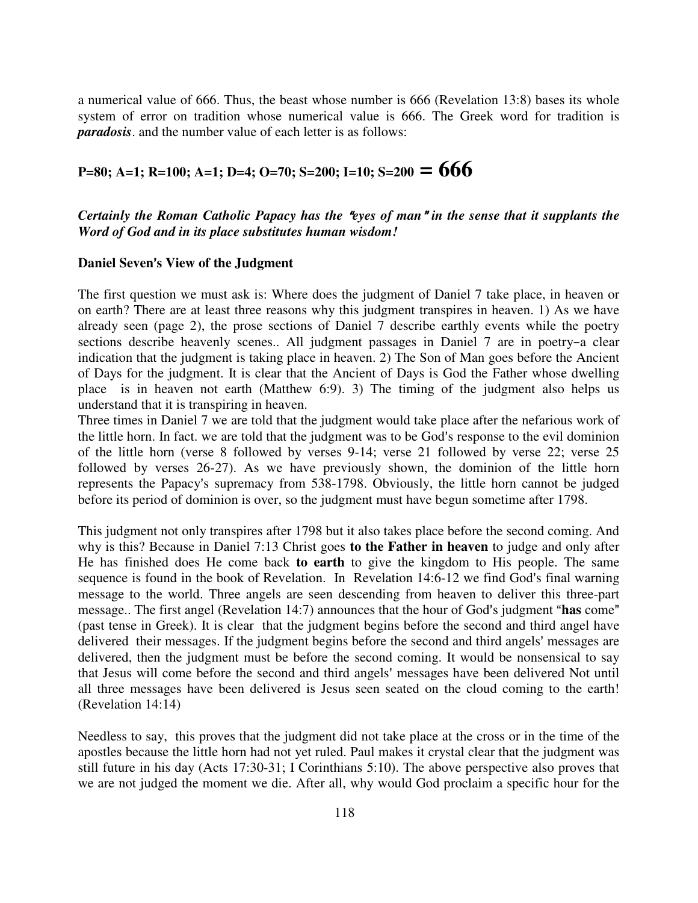a numerical value of 666. Thus, the beast whose number is 666 (Revelation 13:8) bases its whole system of error on tradition whose numerical value is 666. The Greek word for tradition is ***paradosis***. and the number value of each letter is as follows:

**P=80; A=1; R=100; A=1; D=4; O=70; S=200; I=10; S=200 = 666**

***Certainly the Roman Catholic Papacy has the "eyes of man" in the sense that it supplants the Word of God and in its place substitutes human wisdom!***

**Daniel Seven's View of the Judgment**

The first question we must ask is: Where does the judgment of Daniel 7 take place, in heaven or on earth? There are at least three reasons why this judgment transpires in heaven. 1) As we have already seen (page 2), the prose sections of Daniel 7 describe earthly events while the poetry sections describe heavenly scenes.. All judgment passages in Daniel 7 are in poetry–a clear indication that the judgment is taking place in heaven. 2) The Son of Man goes before the Ancient of Days for the judgment. It is clear that the Ancient of Days is God the Father whose dwelling place is in heaven not earth (Matthew 6:9). 3) The timing of the judgment also helps us understand that it is transpiring in heaven.

Three times in Daniel 7 we are told that the judgment would take place after the nefarious work of the little horn. In fact. we are told that the judgment was to be God's response to the evil dominion of the little horn (verse 8 followed by verses 9-14; verse 21 followed by verse 22; verse 25 followed by verses 26-27). As we have previously shown, the dominion of the little horn represents the Papacy's supremacy from 538-1798. Obviously, the little horn cannot be judged before its period of dominion is over, so the judgment must have begun sometime after 1798.

This judgment not only transpires after 1798 but it also takes place before the second coming. And why is this? Because in Daniel 7:13 Christ goes **to the Father in heaven** to judge and only after He has finished does He come back **to earth** to give the kingdom to His people. The same sequence is found in the book of Revelation. In Revelation 14:6-12 we find God's final warning message to the world. Three angels are seen descending from heaven to deliver this three-part message.. The first angel (Revelation 14:7) announces that the hour of God's judgment "**has** come" (past tense in Greek). It is clear that the judgment begins before the second and third angel have delivered their messages. If the judgment begins before the second and third angels' messages are delivered, then the judgment must be before the second coming. It would be nonsensical to say that Jesus will come before the second and third angels' messages have been delivered Not until all three messages have been delivered is Jesus seen seated on the cloud coming to the earth! (Revelation 14:14)

Needless to say, this proves that the judgment did not take place at the cross or in the time of the apostles because the little horn had not yet ruled. Paul makes it crystal clear that the judgment was still future in his day (Acts 17:30-31; I Corinthians 5:10). The above perspective also proves that we are not judged the moment we die. After all, why would God proclaim a specific hour for the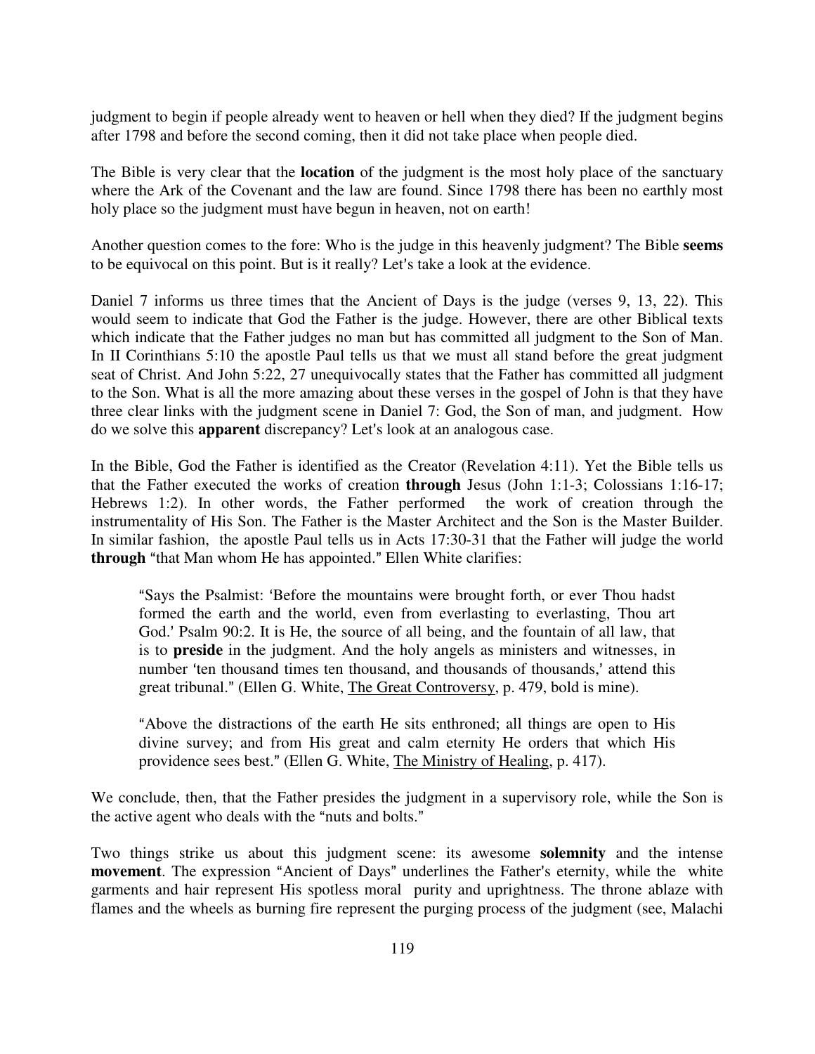judgment to begin if people already went to heaven or hell when they died? If the judgment begins after 1798 and before the second coming, then it did not take place when people died.

The Bible is very clear that the **location** of the judgment is the most holy place of the sanctuary where the Ark of the Covenant and the law are found. Since 1798 there has been no earthly most holy place so the judgment must have begun in heaven, not on earth!

Another question comes to the fore: Who is the judge in this heavenly judgment? The Bible **seems** to be equivocal on this point. But is it really? Let's take a look at the evidence.

Daniel 7 informs us three times that the Ancient of Days is the judge (verses 9, 13, 22). This would seem to indicate that God the Father is the judge. However, there are other Biblical texts which indicate that the Father judges no man but has committed all judgment to the Son of Man. In II Corinthians 5:10 the apostle Paul tells us that we must all stand before the great judgment seat of Christ. And John 5:22, 27 unequivocally states that the Father has committed all judgment to the Son. What is all the more amazing about these verses in the gospel of John is that they have three clear links with the judgment scene in Daniel 7: God, the Son of man, and judgment. How do we solve this **apparent** discrepancy? Let's look at an analogous case.

In the Bible, God the Father is identified as the Creator (Revelation 4:11). Yet the Bible tells us that the Father executed the works of creation **through** Jesus (John 1:1-3; Colossians 1:16-17; Hebrews 1:2). In other words, the Father performed the work of creation through the instrumentality of His Son. The Father is the Master Architect and the Son is the Master Builder. In similar fashion, the apostle Paul tells us in Acts 17:30-31 that the Father will judge the world **through** "that Man whom He has appointed." Ellen White clarifies:

> "Says the Psalmist: 'Before the mountains were brought forth, or ever Thou hadst formed the earth and the world, even from everlasting to everlasting, Thou art God.' Psalm 90:2. It is He, the source of all being, and the fountain of all law, that is to **preside** in the judgment. And the holy angels as ministers and witnesses, in number 'ten thousand times ten thousand, and thousands of thousands,' attend this great tribunal." (Ellen G. White, The Great Controversy, p. 479, bold is mine).

> "Above the distractions of the earth He sits enthroned; all things are open to His divine survey; and from His great and calm eternity He orders that which His providence sees best." (Ellen G. White, The Ministry of Healing, p. 417).

We conclude, then, that the Father presides the judgment in a supervisory role, while the Son is the active agent who deals with the "nuts and bolts."

Two things strike us about this judgment scene: its awesome **solemnity** and the intense **movement**. The expression "Ancient of Days" underlines the Father's eternity, while the white garments and hair represent His spotless moral purity and uprightness. The throne ablaze with flames and the wheels as burning fire represent the purging process of the judgment (see, Malachi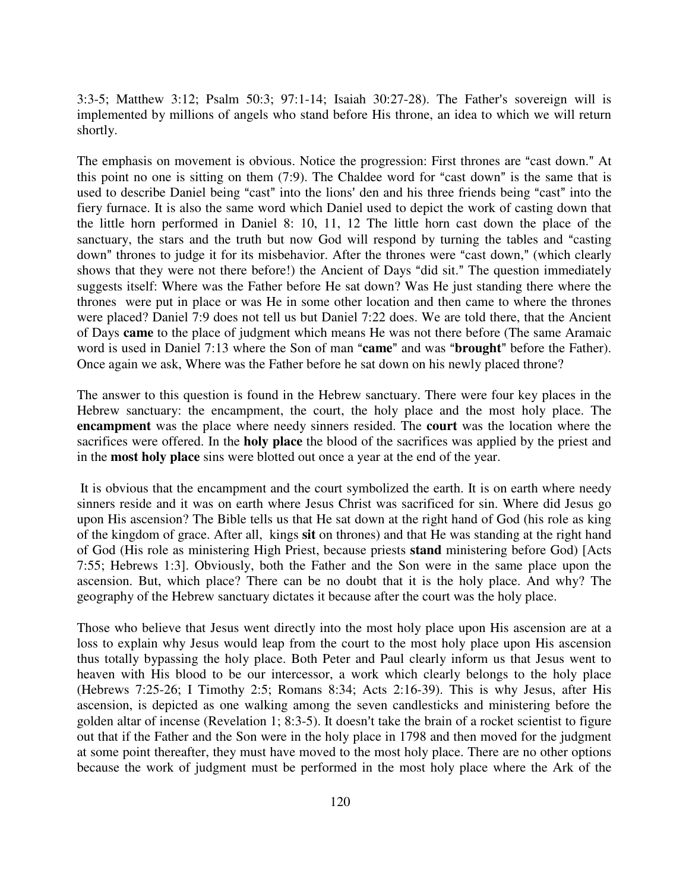3:3-5; Matthew 3:12; Psalm 50:3; 97:1-14; Isaiah 30:27-28). The Father's sovereign will is implemented by millions of angels who stand before His throne, an idea to which we will return shortly.

The emphasis on movement is obvious. Notice the progression: First thrones are "cast down." At this point no one is sitting on them (7:9). The Chaldee word for "cast down" is the same that is used to describe Daniel being "cast" into the lions' den and his three friends being "cast" into the fiery furnace. It is also the same word which Daniel used to depict the work of casting down that the little horn performed in Daniel 8: 10, 11, 12 The little horn cast down the place of the sanctuary, the stars and the truth but now God will respond by turning the tables and "casting down" thrones to judge it for its misbehavior. After the thrones were "cast down," (which clearly shows that they were not there before!) the Ancient of Days "did sit." The question immediately suggests itself: Where was the Father before He sat down? Was He just standing there where the thrones were put in place or was He in some other location and then came to where the thrones were placed? Daniel 7:9 does not tell us but Daniel 7:22 does. We are told there, that the Ancient of Days **came** to the place of judgment which means He was not there before (The same Aramaic word is used in Daniel 7:13 where the Son of man "**came**" and was "**brought**" before the Father). Once again we ask, Where was the Father before he sat down on his newly placed throne?

The answer to this question is found in the Hebrew sanctuary. There were four key places in the Hebrew sanctuary: the encampment, the court, the holy place and the most holy place. The **encampment** was the place where needy sinners resided. The **court** was the location where the sacrifices were offered. In the **holy place** the blood of the sacrifices was applied by the priest and in the **most holy place** sins were blotted out once a year at the end of the year.

It is obvious that the encampment and the court symbolized the earth. It is on earth where needy sinners reside and it was on earth where Jesus Christ was sacrificed for sin. Where did Jesus go upon His ascension? The Bible tells us that He sat down at the right hand of God (his role as king of the kingdom of grace. After all, kings **sit** on thrones) and that He was standing at the right hand of God (His role as ministering High Priest, because priests **stand** ministering before God) [Acts 7:55; Hebrews 1:3]. Obviously, both the Father and the Son were in the same place upon the ascension. But, which place? There can be no doubt that it is the holy place. And why? The geography of the Hebrew sanctuary dictates it because after the court was the holy place.

Those who believe that Jesus went directly into the most holy place upon His ascension are at a loss to explain why Jesus would leap from the court to the most holy place upon His ascension thus totally bypassing the holy place. Both Peter and Paul clearly inform us that Jesus went to heaven with His blood to be our intercessor, a work which clearly belongs to the holy place (Hebrews 7:25-26; I Timothy 2:5; Romans 8:34; Acts 2:16-39). This is why Jesus, after His ascension, is depicted as one walking among the seven candlesticks and ministering before the golden altar of incense (Revelation 1; 8:3-5). It doesn't take the brain of a rocket scientist to figure out that if the Father and the Son were in the holy place in 1798 and then moved for the judgment at some point thereafter, they must have moved to the most holy place. There are no other options because the work of judgment must be performed in the most holy place where the Ark of the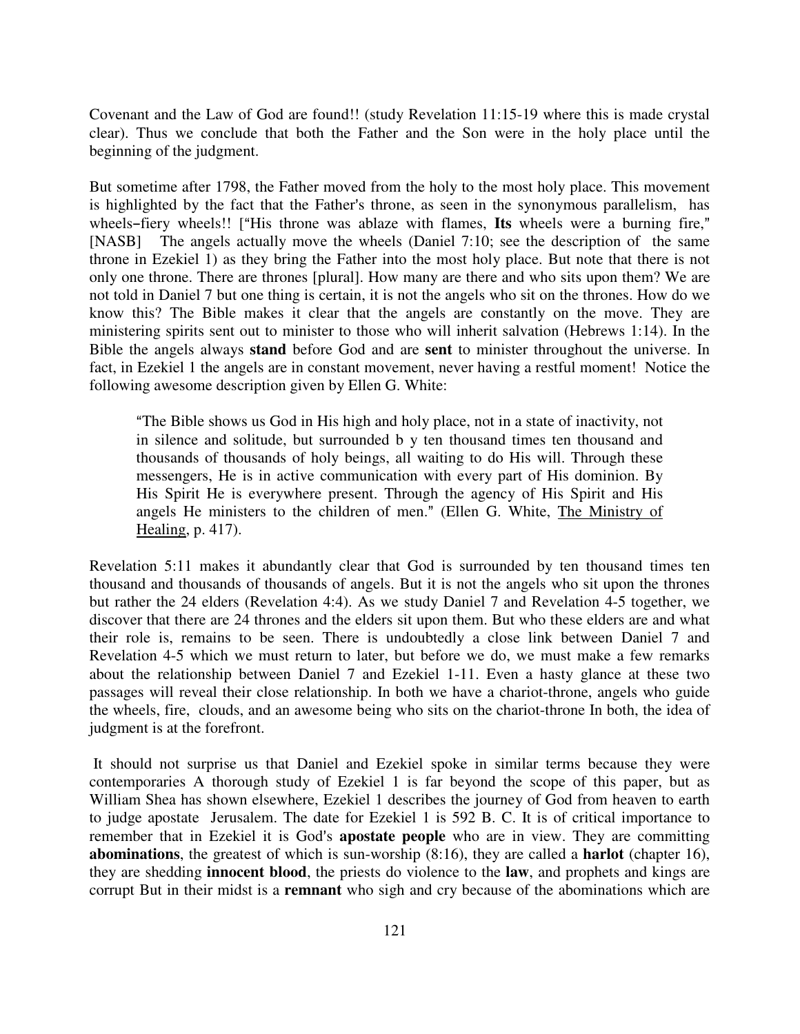Covenant and the Law of God are found!! (study Revelation 11:15-19 where this is made crystal clear). Thus we conclude that both the Father and the Son were in the holy place until the beginning of the judgment.

But sometime after 1798, the Father moved from the holy to the most holy place. This movement is highlighted by the fact that the Father's throne, as seen in the synonymous parallelism, has wheels–fiery wheels!! ["His throne was ablaze with flames, **Its** wheels were a burning fire," [NASB] The angels actually move the wheels (Daniel 7:10; see the description of the same throne in Ezekiel 1) as they bring the Father into the most holy place. But note that there is not only one throne. There are thrones [plural]. How many are there and who sits upon them? We are not told in Daniel 7 but one thing is certain, it is not the angels who sit on the thrones. How do we know this? The Bible makes it clear that the angels are constantly on the move. They are ministering spirits sent out to minister to those who will inherit salvation (Hebrews 1:14). In the Bible the angels always **stand** before God and are **sent** to minister throughout the universe. In fact, in Ezekiel 1 the angels are in constant movement, never having a restful moment! Notice the following awesome description given by Ellen G. White:

> "The Bible shows us God in His high and holy place, not in a state of inactivity, not in silence and solitude, but surrounded b y ten thousand times ten thousand and thousands of thousands of holy beings, all waiting to do His will. Through these messengers, He is in active communication with every part of His dominion. By His Spirit He is everywhere present. Through the agency of His Spirit and His angels He ministers to the children of men." (Ellen G. White, The Ministry of Healing, p. 417).

Revelation 5:11 makes it abundantly clear that God is surrounded by ten thousand times ten thousand and thousands of thousands of angels. But it is not the angels who sit upon the thrones but rather the 24 elders (Revelation 4:4). As we study Daniel 7 and Revelation 4-5 together, we discover that there are 24 thrones and the elders sit upon them. But who these elders are and what their role is, remains to be seen. There is undoubtedly a close link between Daniel 7 and Revelation 4-5 which we must return to later, but before we do, we must make a few remarks about the relationship between Daniel 7 and Ezekiel 1-11. Even a hasty glance at these two passages will reveal their close relationship. In both we have a chariot-throne, angels who guide the wheels, fire, clouds, and an awesome being who sits on the chariot-throne In both, the idea of judgment is at the forefront.

It should not surprise us that Daniel and Ezekiel spoke in similar terms because they were contemporaries A thorough study of Ezekiel 1 is far beyond the scope of this paper, but as William Shea has shown elsewhere, Ezekiel 1 describes the journey of God from heaven to earth to judge apostate Jerusalem. The date for Ezekiel 1 is 592 B. C. It is of critical importance to remember that in Ezekiel it is God's **apostate people** who are in view. They are committing **abominations**, the greatest of which is sun-worship (8:16), they are called a **harlot** (chapter 16), they are shedding **innocent blood**, the priests do violence to the **law**, and prophets and kings are corrupt But in their midst is a **remnant** who sigh and cry because of the abominations which are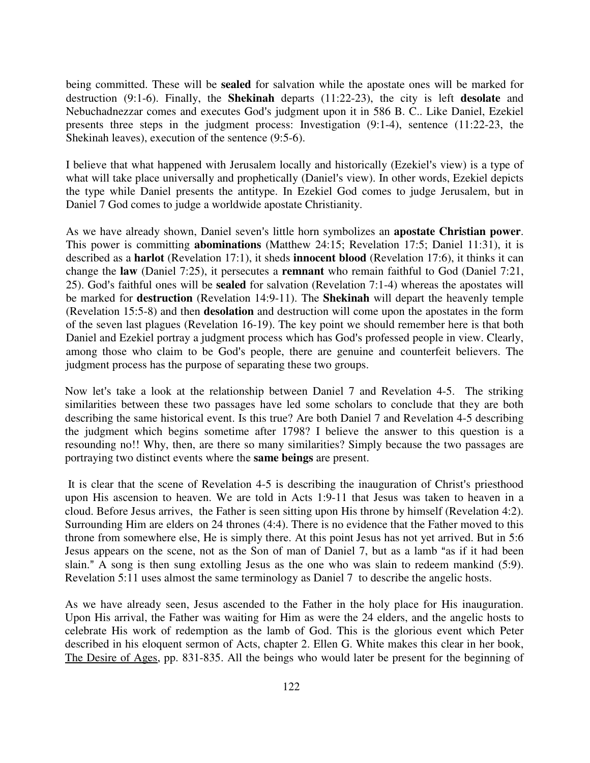being committed. These will be **sealed** for salvation while the apostate ones will be marked for destruction (9:1-6). Finally, the **Shekinah** departs (11:22-23), the city is left **desolate** and Nebuchadnezzar comes and executes God's judgment upon it in 586 B. C.. Like Daniel, Ezekiel presents three steps in the judgment process: Investigation (9:1-4), sentence (11:22-23, the Shekinah leaves), execution of the sentence (9:5-6).

I believe that what happened with Jerusalem locally and historically (Ezekiel's view) is a type of what will take place universally and prophetically (Daniel's view). In other words, Ezekiel depicts the type while Daniel presents the antitype. In Ezekiel God comes to judge Jerusalem, but in Daniel 7 God comes to judge a worldwide apostate Christianity.

As we have already shown, Daniel seven's little horn symbolizes an **apostate Christian power**. This power is committing **abominations** (Matthew 24:15; Revelation 17:5; Daniel 11:31), it is described as a **harlot** (Revelation 17:1), it sheds **innocent blood** (Revelation 17:6), it thinks it can change the **law** (Daniel 7:25), it persecutes a **remnant** who remain faithful to God (Daniel 7:21, 25). God's faithful ones will be **sealed** for salvation (Revelation 7:1-4) whereas the apostates will be marked for **destruction** (Revelation 14:9-11). The **Shekinah** will depart the heavenly temple (Revelation 15:5-8) and then **desolation** and destruction will come upon the apostates in the form of the seven last plagues (Revelation 16-19). The key point we should remember here is that both Daniel and Ezekiel portray a judgment process which has God's professed people in view. Clearly, among those who claim to be God's people, there are genuine and counterfeit believers. The judgment process has the purpose of separating these two groups.

Now let's take a look at the relationship between Daniel 7 and Revelation 4-5. The striking similarities between these two passages have led some scholars to conclude that they are both describing the same historical event. Is this true? Are both Daniel 7 and Revelation 4-5 describing the judgment which begins sometime after 1798? I believe the answer to this question is a resounding no!! Why, then, are there so many similarities? Simply because the two passages are portraying two distinct events where the **same beings** are present.

It is clear that the scene of Revelation 4-5 is describing the inauguration of Christ's priesthood upon His ascension to heaven. We are told in Acts 1:9-11 that Jesus was taken to heaven in a cloud. Before Jesus arrives, the Father is seen sitting upon His throne by himself (Revelation 4:2). Surrounding Him are elders on 24 thrones (4:4). There is no evidence that the Father moved to this throne from somewhere else, He is simply there. At this point Jesus has not yet arrived. But in 5:6 Jesus appears on the scene, not as the Son of man of Daniel 7, but as a lamb "as if it had been slain." A song is then sung extolling Jesus as the one who was slain to redeem mankind (5:9). Revelation 5:11 uses almost the same terminology as Daniel 7 to describe the angelic hosts.

As we have already seen, Jesus ascended to the Father in the holy place for His inauguration. Upon His arrival, the Father was waiting for Him as were the 24 elders, and the angelic hosts to celebrate His work of redemption as the lamb of God. This is the glorious event which Peter described in his eloquent sermon of Acts, chapter 2. Ellen G. White makes this clear in her book, <u>The Desire of Ages</u>, pp. 831-835. All the beings who would later be present for the beginning of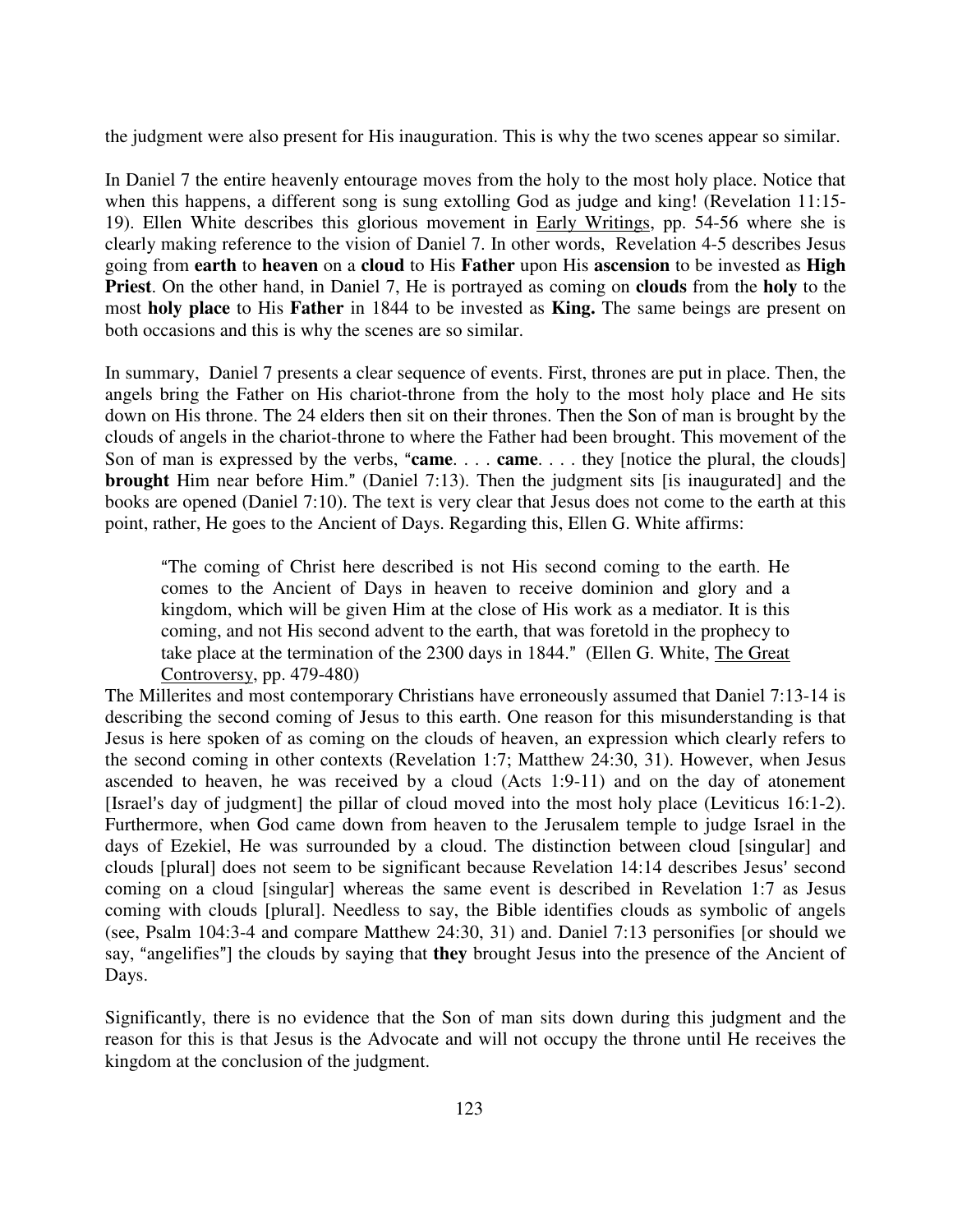the judgment were also present for His inauguration. This is why the two scenes appear so similar.

In Daniel 7 the entire heavenly entourage moves from the holy to the most holy place. Notice that when this happens, a different song is sung extolling God as judge and king! (Revelation 11:15-19). Ellen White describes this glorious movement in Early Writings, pp. 54-56 where she is clearly making reference to the vision of Daniel 7. In other words, Revelation 4-5 describes Jesus going from **earth** to **heaven** on a **cloud** to His **Father** upon His **ascension** to be invested as **High Priest**. On the other hand, in Daniel 7, He is portrayed as coming on **clouds** from the **holy** to the most **holy place** to His **Father** in 1844 to be invested as **King.** The same beings are present on both occasions and this is why the scenes are so similar.

In summary, Daniel 7 presents a clear sequence of events. First, thrones are put in place. Then, the angels bring the Father on His chariot-throne from the holy to the most holy place and He sits down on His throne. The 24 elders then sit on their thrones. Then the Son of man is brought by the clouds of angels in the chariot-throne to where the Father had been brought. This movement of the Son of man is expressed by the verbs, "**came**. . . . **came**. . . . they [notice the plural, the clouds] **brought** Him near before Him." (Daniel 7:13). Then the judgment sits [is inaugurated] and the books are opened (Daniel 7:10). The text is very clear that Jesus does not come to the earth at this point, rather, He goes to the Ancient of Days. Regarding this, Ellen G. White affirms:

> "The coming of Christ here described is not His second coming to the earth. He comes to the Ancient of Days in heaven to receive dominion and glory and a kingdom, which will be given Him at the close of His work as a mediator. It is this coming, and not His second advent to the earth, that was foretold in the prophecy to take place at the termination of the 2300 days in 1844." (Ellen G. White, The Great Controversy, pp. 479-480)

The Millerites and most contemporary Christians have erroneously assumed that Daniel 7:13-14 is describing the second coming of Jesus to this earth. One reason for this misunderstanding is that Jesus is here spoken of as coming on the clouds of heaven, an expression which clearly refers to the second coming in other contexts (Revelation 1:7; Matthew 24:30, 31). However, when Jesus ascended to heaven, he was received by a cloud (Acts 1:9-11) and on the day of atonement [Israel's day of judgment] the pillar of cloud moved into the most holy place (Leviticus 16:1-2). Furthermore, when God came down from heaven to the Jerusalem temple to judge Israel in the days of Ezekiel, He was surrounded by a cloud. The distinction between cloud [singular] and clouds [plural] does not seem to be significant because Revelation 14:14 describes Jesus' second coming on a cloud [singular] whereas the same event is described in Revelation 1:7 as Jesus coming with clouds [plural]. Needless to say, the Bible identifies clouds as symbolic of angels (see, Psalm 104:3-4 and compare Matthew 24:30, 31) and. Daniel 7:13 personifies [or should we say, "angelifies"] the clouds by saying that **they** brought Jesus into the presence of the Ancient of Days.

Significantly, there is no evidence that the Son of man sits down during this judgment and the reason for this is that Jesus is the Advocate and will not occupy the throne until He receives the kingdom at the conclusion of the judgment.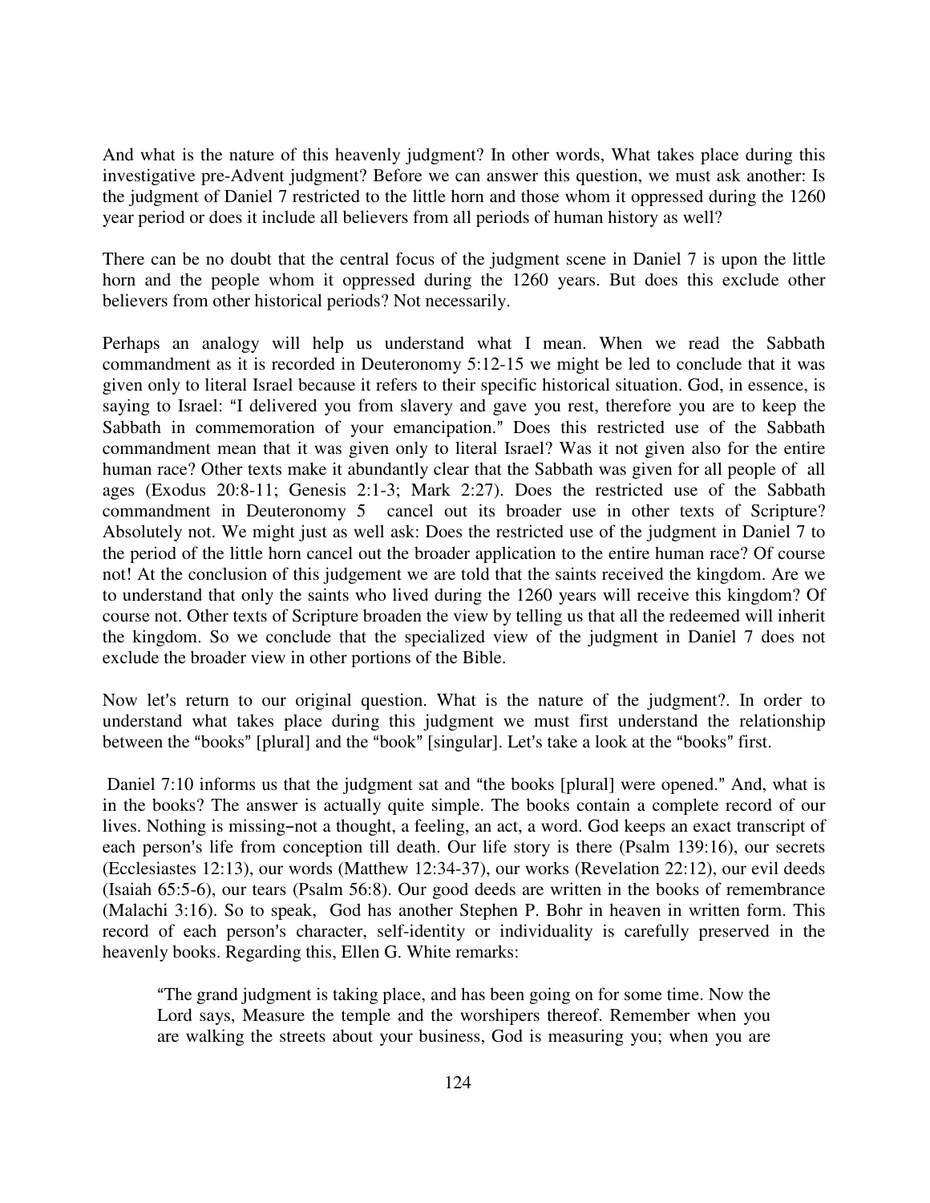And what is the nature of this heavenly judgment? In other words, What takes place during this investigative pre-Advent judgment? Before we can answer this question, we must ask another: Is the judgment of Daniel 7 restricted to the little horn and those whom it oppressed during the 1260 year period or does it include all believers from all periods of human history as well?

There can be no doubt that the central focus of the judgment scene in Daniel 7 is upon the little horn and the people whom it oppressed during the 1260 years. But does this exclude other believers from other historical periods? Not necessarily.

Perhaps an analogy will help us understand what I mean. When we read the Sabbath commandment as it is recorded in Deuteronomy 5:12-15 we might be led to conclude that it was given only to literal Israel because it refers to their specific historical situation. God, in essence, is saying to Israel: "I delivered you from slavery and gave you rest, therefore you are to keep the Sabbath in commemoration of your emancipation." Does this restricted use of the Sabbath commandment mean that it was given only to literal Israel? Was it not given also for the entire human race? Other texts make it abundantly clear that the Sabbath was given for all people of all ages (Exodus 20:8-11; Genesis 2:1-3; Mark 2:27). Does the restricted use of the Sabbath commandment in Deuteronomy 5 cancel out its broader use in other texts of Scripture? Absolutely not. We might just as well ask: Does the restricted use of the judgment in Daniel 7 to the period of the little horn cancel out the broader application to the entire human race? Of course not! At the conclusion of this judgement we are told that the saints received the kingdom. Are we to understand that only the saints who lived during the 1260 years will receive this kingdom? Of course not. Other texts of Scripture broaden the view by telling us that all the redeemed will inherit the kingdom. So we conclude that the specialized view of the judgment in Daniel 7 does not exclude the broader view in other portions of the Bible.

Now let's return to our original question. What is the nature of the judgment?. In order to understand what takes place during this judgment we must first understand the relationship between the "books" [plural] and the "book" [singular]. Let's take a look at the "books" first.

Daniel 7:10 informs us that the judgment sat and "the books [plural] were opened." And, what is in the books? The answer is actually quite simple. The books contain a complete record of our lives. Nothing is missing–not a thought, a feeling, an act, a word. God keeps an exact transcript of each person's life from conception till death. Our life story is there (Psalm 139:16), our secrets (Ecclesiastes 12:13), our words (Matthew 12:34-37), our works (Revelation 22:12), our evil deeds (Isaiah 65:5-6), our tears (Psalm 56:8). Our good deeds are written in the books of remembrance (Malachi 3:16). So to speak, God has another Stephen P. Bohr in heaven in written form. This record of each person's character, self-identity or individuality is carefully preserved in the heavenly books. Regarding this, Ellen G. White remarks:

> "The grand judgment is taking place, and has been going on for some time. Now the Lord says, Measure the temple and the worshipers thereof. Remember when you are walking the streets about your business, God is measuring you; when you are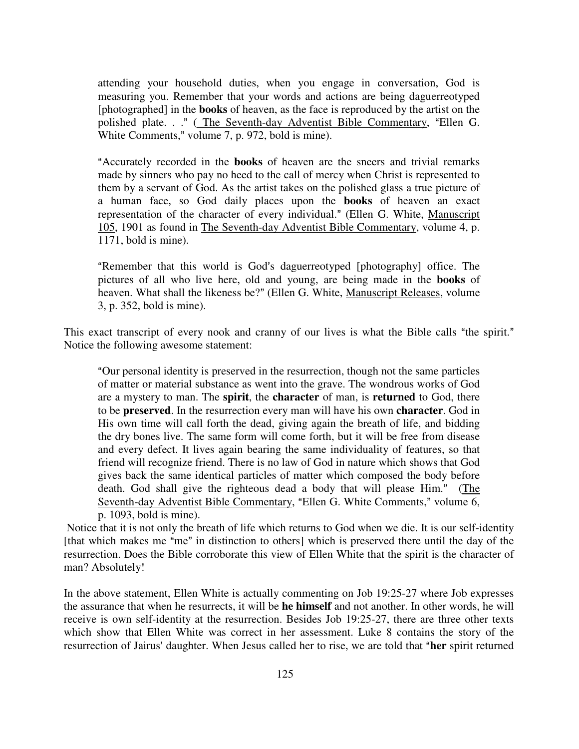> attending your household duties, when you engage in conversation, God is measuring you. Remember that your words and actions are being daguerreotyped [photographed] in the **books** of heaven, as the face is reproduced by the artist on the polished plate. . ." ( The Seventh-day Adventist Bible Commentary, "Ellen G. White Comments," volume 7, p. 972, bold is mine).

> "Accurately recorded in the **books** of heaven are the sneers and trivial remarks made by sinners who pay no heed to the call of mercy when Christ is represented to them by a servant of God. As the artist takes on the polished glass a true picture of a human face, so God daily places upon the **books** of heaven an exact representation of the character of every individual." (Ellen G. White, Manuscript 105, 1901 as found in The Seventh-day Adventist Bible Commentary, volume 4, p. 1171, bold is mine).

> "Remember that this world is God's daguerreotyped [photography] office. The pictures of all who live here, old and young, are being made in the **books** of heaven. What shall the likeness be?" (Ellen G. White, Manuscript Releases, volume 3, p. 352, bold is mine).

This exact transcript of every nook and cranny of our lives is what the Bible calls "the spirit." Notice the following awesome statement:

> "Our personal identity is preserved in the resurrection, though not the same particles of matter or material substance as went into the grave. The wondrous works of God are a mystery to man. The **spirit**, the **character** of man, is **returned** to God, there to be **preserved**. In the resurrection every man will have his own **character**. God in His own time will call forth the dead, giving again the breath of life, and bidding the dry bones live. The same form will come forth, but it will be free from disease and every defect. It lives again bearing the same individuality of features, so that friend will recognize friend. There is no law of God in nature which shows that God gives back the same identical particles of matter which composed the body before death. God shall give the righteous dead a body that will please Him." (The Seventh-day Adventist Bible Commentary, "Ellen G. White Comments," volume 6, p. 1093, bold is mine).

Notice that it is not only the breath of life which returns to God when we die. It is our self-identity [that which makes me "me" in distinction to others] which is preserved there until the day of the resurrection. Does the Bible corroborate this view of Ellen White that the spirit is the character of man? Absolutely!

In the above statement, Ellen White is actually commenting on Job 19:25-27 where Job expresses the assurance that when he resurrects, it will be **he himself** and not another. In other words, he will receive is own self-identity at the resurrection. Besides Job 19:25-27, there are three other texts which show that Ellen White was correct in her assessment. Luke 8 contains the story of the resurrection of Jairus' daughter. When Jesus called her to rise, we are told that "**her** spirit returned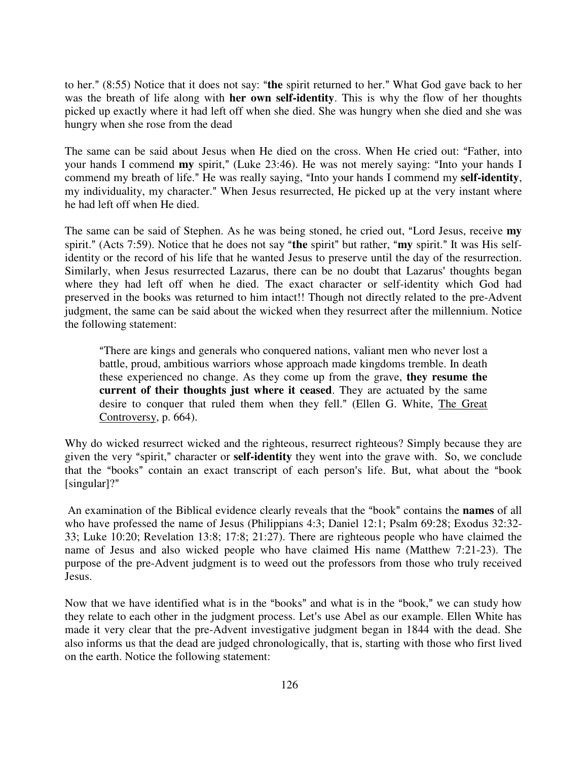to her." (8:55) Notice that it does not say: "**the** spirit returned to her." What God gave back to her was the breath of life along with **her own self-identity**. This is why the flow of her thoughts picked up exactly where it had left off when she died. She was hungry when she died and she was hungry when she rose from the dead

The same can be said about Jesus when He died on the cross. When He cried out: "Father, into your hands I commend **my** spirit," (Luke 23:46). He was not merely saying: "Into your hands I commend my breath of life." He was really saying, "Into your hands I commend my **self-identity**, my individuality, my character." When Jesus resurrected, He picked up at the very instant where he had left off when He died.

The same can be said of Stephen. As he was being stoned, he cried out, "Lord Jesus, receive **my** spirit." (Acts 7:59). Notice that he does not say "**the** spirit" but rather, "**my** spirit." It was His self-identity or the record of his life that he wanted Jesus to preserve until the day of the resurrection. Similarly, when Jesus resurrected Lazarus, there can be no doubt that Lazarus' thoughts began where they had left off when he died. The exact character or self-identity which God had preserved in the books was returned to him intact!! Though not directly related to the pre-Advent judgment, the same can be said about the wicked when they resurrect after the millennium. Notice the following statement:

> "There are kings and generals who conquered nations, valiant men who never lost a battle, proud, ambitious warriors whose approach made kingdoms tremble. In death these experienced no change. As they come up from the grave, **they resume the current of their thoughts just where it ceased**. They are actuated by the same desire to conquer that ruled them when they fell." (Ellen G. White, The Great Controversy, p. 664).

Why do wicked resurrect wicked and the righteous, resurrect righteous? Simply because they are given the very "spirit," character or **self-identity** they went into the grave with. So, we conclude that the "books" contain an exact transcript of each person's life. But, what about the "book [singular]?"

An examination of the Biblical evidence clearly reveals that the "book" contains the **names** of all who have professed the name of Jesus (Philippians 4:3; Daniel 12:1; Psalm 69:28; Exodus 32:32-33; Luke 10:20; Revelation 13:8; 17:8; 21:27). There are righteous people who have claimed the name of Jesus and also wicked people who have claimed His name (Matthew 7:21-23). The purpose of the pre-Advent judgment is to weed out the professors from those who truly received Jesus.

Now that we have identified what is in the "books" and what is in the "book," we can study how they relate to each other in the judgment process. Let's use Abel as our example. Ellen White has made it very clear that the pre-Advent investigative judgment began in 1844 with the dead. She also informs us that the dead are judged chronologically, that is, starting with those who first lived on the earth. Notice the following statement: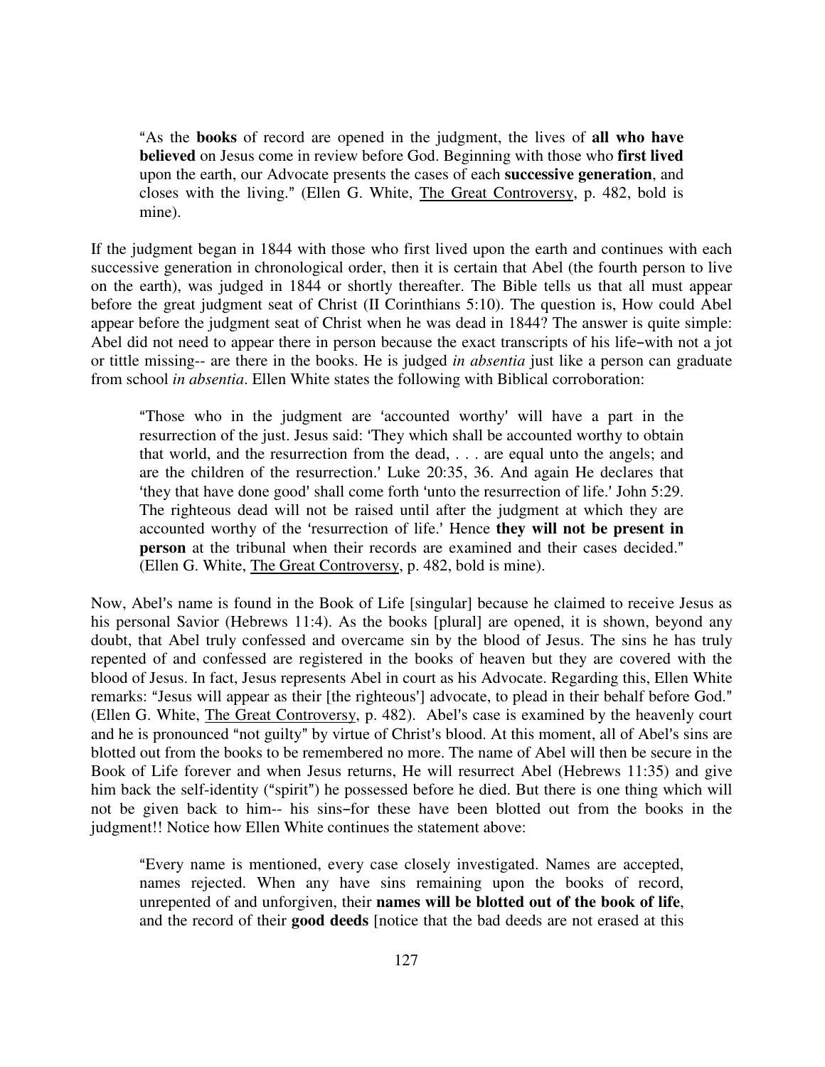> "As the **books** of record are opened in the judgment, the lives of **all who have believed** on Jesus come in review before God. Beginning with those who **first lived** upon the earth, our Advocate presents the cases of each **successive generation**, and closes with the living." (Ellen G. White, The Great Controversy, p. 482, bold is mine).

If the judgment began in 1844 with those who first lived upon the earth and continues with each successive generation in chronological order, then it is certain that Abel (the fourth person to live on the earth), was judged in 1844 or shortly thereafter. The Bible tells us that all must appear before the great judgment seat of Christ (II Corinthians 5:10). The question is, How could Abel appear before the judgment seat of Christ when he was dead in 1844? The answer is quite simple: Abel did not need to appear there in person because the exact transcripts of his life–with not a jot or tittle missing-- are there in the books. He is judged *in absentia* just like a person can graduate from school *in absentia*. Ellen White states the following with Biblical corroboration:

> "Those who in the judgment are 'accounted worthy' will have a part in the resurrection of the just. Jesus said: 'They which shall be accounted worthy to obtain that world, and the resurrection from the dead, . . . are equal unto the angels; and are the children of the resurrection.' Luke 20:35, 36. And again He declares that 'they that have done good' shall come forth 'unto the resurrection of life.' John 5:29. The righteous dead will not be raised until after the judgment at which they are accounted worthy of the 'resurrection of life.' Hence **they will not be present in person** at the tribunal when their records are examined and their cases decided." (Ellen G. White, The Great Controversy, p. 482, bold is mine).

Now, Abel's name is found in the Book of Life [singular] because he claimed to receive Jesus as his personal Savior (Hebrews 11:4). As the books [plural] are opened, it is shown, beyond any doubt, that Abel truly confessed and overcame sin by the blood of Jesus. The sins he has truly repented of and confessed are registered in the books of heaven but they are covered with the blood of Jesus. In fact, Jesus represents Abel in court as his Advocate. Regarding this, Ellen White remarks: "Jesus will appear as their [the righteous'] advocate, to plead in their behalf before God." (Ellen G. White, The Great Controversy, p. 482). Abel's case is examined by the heavenly court and he is pronounced "not guilty" by virtue of Christ's blood. At this moment, all of Abel's sins are blotted out from the books to be remembered no more. The name of Abel will then be secure in the Book of Life forever and when Jesus returns, He will resurrect Abel (Hebrews 11:35) and give him back the self-identity ("spirit") he possessed before he died. But there is one thing which will not be given back to him-- his sins–for these have been blotted out from the books in the judgment!! Notice how Ellen White continues the statement above:

> "Every name is mentioned, every case closely investigated. Names are accepted, names rejected. When any have sins remaining upon the books of record, unrepented of and unforgiven, their **names will be blotted out of the book of life**, and the record of their **good deeds** [notice that the bad deeds are not erased at this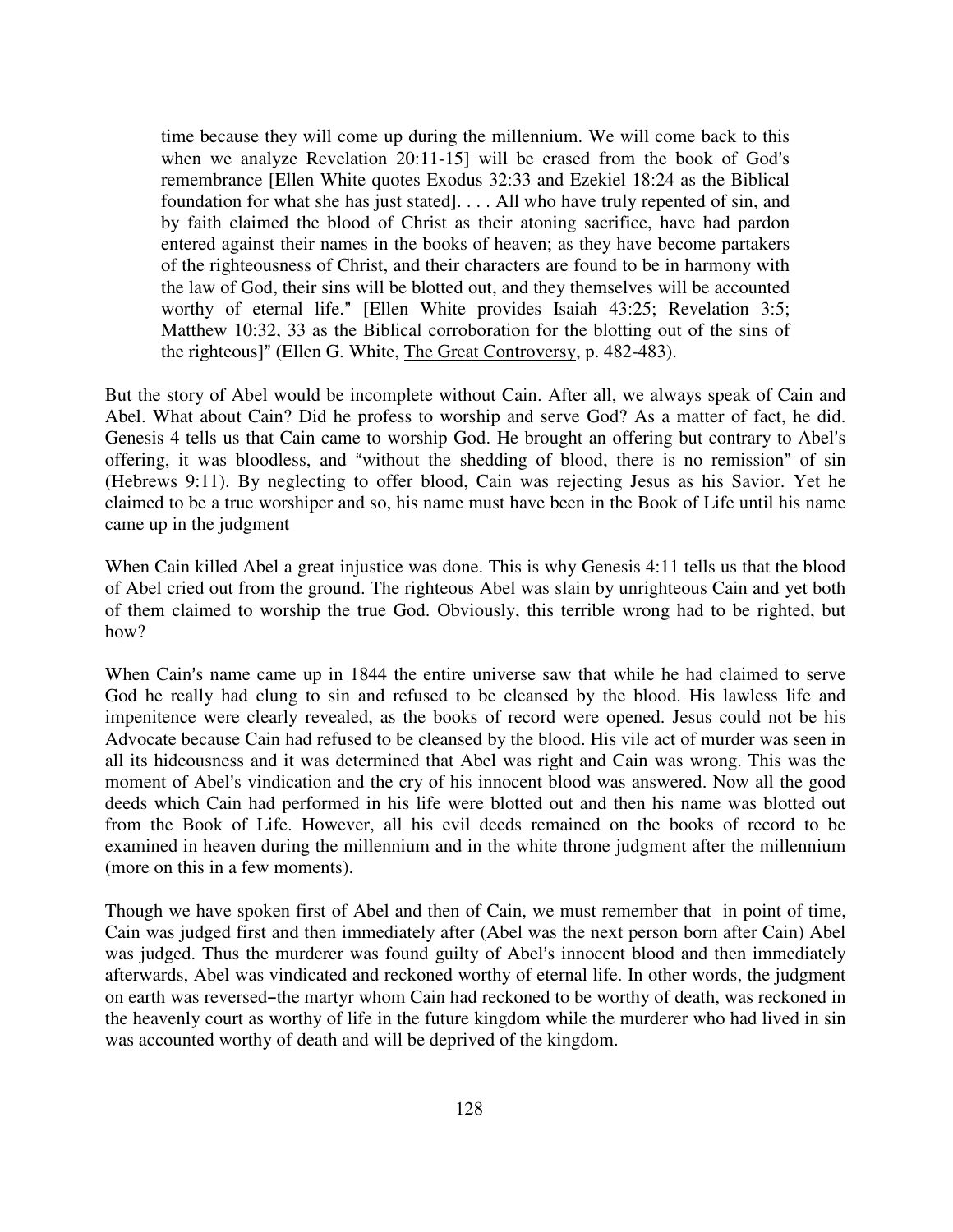> time because they will come up during the millennium. We will come back to this when we analyze Revelation 20:11-15] will be erased from the book of God's remembrance [Ellen White quotes Exodus 32:33 and Ezekiel 18:24 as the Biblical foundation for what she has just stated]. . . . All who have truly repented of sin, and by faith claimed the blood of Christ as their atoning sacrifice, have had pardon entered against their names in the books of heaven; as they have become partakers of the righteousness of Christ, and their characters are found to be in harmony with the law of God, their sins will be blotted out, and they themselves will be accounted worthy of eternal life." [Ellen White provides Isaiah 43:25; Revelation 3:5; Matthew 10:32, 33 as the Biblical corroboration for the blotting out of the sins of the righteous]" (Ellen G. White, The Great Controversy, p. 482-483).

But the story of Abel would be incomplete without Cain. After all, we always speak of Cain and Abel. What about Cain? Did he profess to worship and serve God? As a matter of fact, he did. Genesis 4 tells us that Cain came to worship God. He brought an offering but contrary to Abel's offering, it was bloodless, and "without the shedding of blood, there is no remission" of sin (Hebrews 9:11). By neglecting to offer blood, Cain was rejecting Jesus as his Savior. Yet he claimed to be a true worshiper and so, his name must have been in the Book of Life until his name came up in the judgment

When Cain killed Abel a great injustice was done. This is why Genesis 4:11 tells us that the blood of Abel cried out from the ground. The righteous Abel was slain by unrighteous Cain and yet both of them claimed to worship the true God. Obviously, this terrible wrong had to be righted, but how?

When Cain's name came up in 1844 the entire universe saw that while he had claimed to serve God he really had clung to sin and refused to be cleansed by the blood. His lawless life and impenitence were clearly revealed, as the books of record were opened. Jesus could not be his Advocate because Cain had refused to be cleansed by the blood. His vile act of murder was seen in all its hideousness and it was determined that Abel was right and Cain was wrong. This was the moment of Abel's vindication and the cry of his innocent blood was answered. Now all the good deeds which Cain had performed in his life were blotted out and then his name was blotted out from the Book of Life. However, all his evil deeds remained on the books of record to be examined in heaven during the millennium and in the white throne judgment after the millennium (more on this in a few moments).

Though we have spoken first of Abel and then of Cain, we must remember that in point of time, Cain was judged first and then immediately after (Abel was the next person born after Cain) Abel was judged. Thus the murderer was found guilty of Abel's innocent blood and then immediately afterwards, Abel was vindicated and reckoned worthy of eternal life. In other words, the judgment on earth was reversed–the martyr whom Cain had reckoned to be worthy of death, was reckoned in the heavenly court as worthy of life in the future kingdom while the murderer who had lived in sin was accounted worthy of death and will be deprived of the kingdom.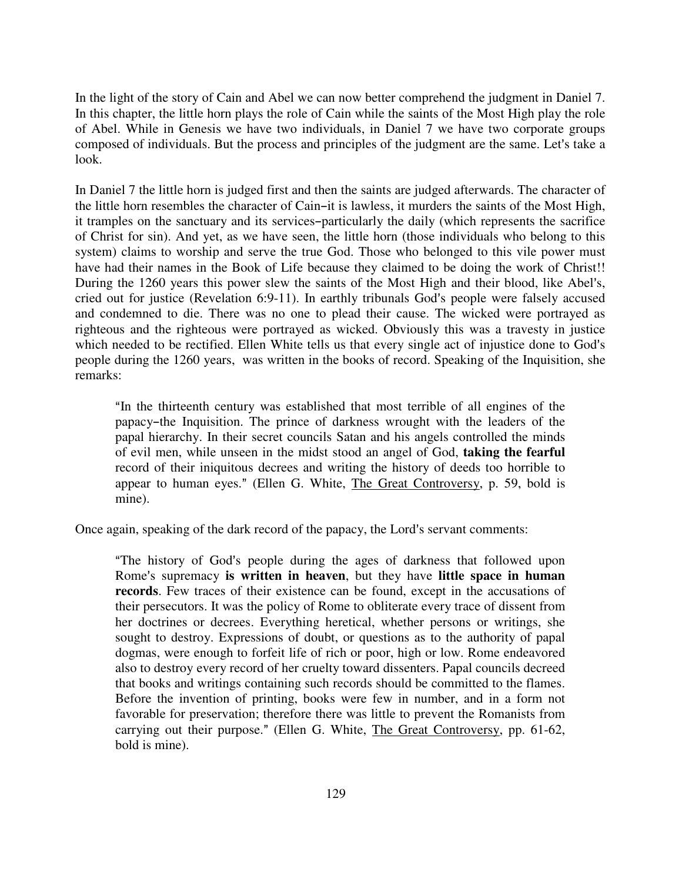In the light of the story of Cain and Abel we can now better comprehend the judgment in Daniel 7. In this chapter, the little horn plays the role of Cain while the saints of the Most High play the role of Abel. While in Genesis we have two individuals, in Daniel 7 we have two corporate groups composed of individuals. But the process and principles of the judgment are the same. Let's take a look.

In Daniel 7 the little horn is judged first and then the saints are judged afterwards. The character of the little horn resembles the character of Cain–it is lawless, it murders the saints of the Most High, it tramples on the sanctuary and its services–particularly the daily (which represents the sacrifice of Christ for sin). And yet, as we have seen, the little horn (those individuals who belong to this system) claims to worship and serve the true God. Those who belonged to this vile power must have had their names in the Book of Life because they claimed to be doing the work of Christ!! During the 1260 years this power slew the saints of the Most High and their blood, like Abel's, cried out for justice (Revelation 6:9-11). In earthly tribunals God's people were falsely accused and condemned to die. There was no one to plead their cause. The wicked were portrayed as righteous and the righteous were portrayed as wicked. Obviously this was a travesty in justice which needed to be rectified. Ellen White tells us that every single act of injustice done to God's people during the 1260 years, was written in the books of record. Speaking of the Inquisition, she remarks:

> "In the thirteenth century was established that most terrible of all engines of the papacy–the Inquisition. The prince of darkness wrought with the leaders of the papal hierarchy. In their secret councils Satan and his angels controlled the minds of evil men, while unseen in the midst stood an angel of God, **taking the fearful** record of their iniquitous decrees and writing the history of deeds too horrible to appear to human eyes." (Ellen G. White, The Great Controversy, p. 59, bold is mine).

Once again, speaking of the dark record of the papacy, the Lord's servant comments:

> "The history of God's people during the ages of darkness that followed upon Rome's supremacy **is written in heaven**, but they have **little space in human records**. Few traces of their existence can be found, except in the accusations of their persecutors. It was the policy of Rome to obliterate every trace of dissent from her doctrines or decrees. Everything heretical, whether persons or writings, she sought to destroy. Expressions of doubt, or questions as to the authority of papal dogmas, were enough to forfeit life of rich or poor, high or low. Rome endeavored also to destroy every record of her cruelty toward dissenters. Papal councils decreed that books and writings containing such records should be committed to the flames. Before the invention of printing, books were few in number, and in a form not favorable for preservation; therefore there was little to prevent the Romanists from carrying out their purpose." (Ellen G. White, The Great Controversy, pp. 61-62, bold is mine).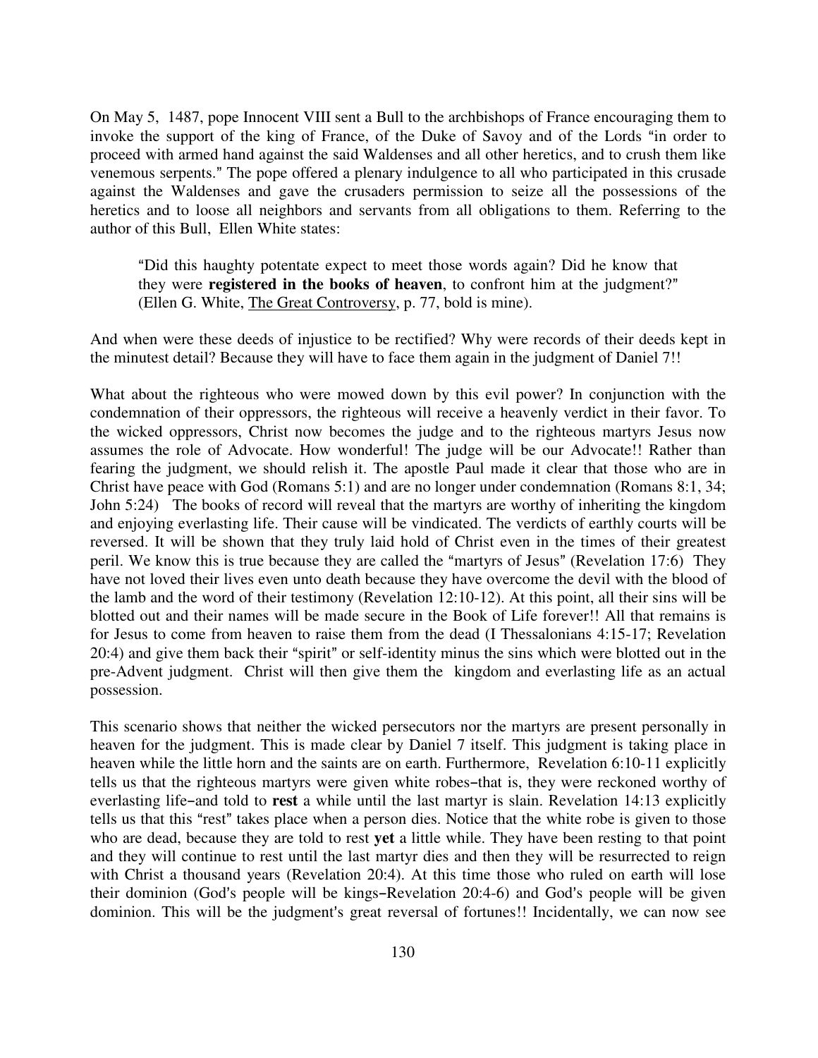On May 5, 1487, pope Innocent VIII sent a Bull to the archbishops of France encouraging them to invoke the support of the king of France, of the Duke of Savoy and of the Lords "in order to proceed with armed hand against the said Waldenses and all other heretics, and to crush them like venemous serpents." The pope offered a plenary indulgence to all who participated in this crusade against the Waldenses and gave the crusaders permission to seize all the possessions of the heretics and to loose all neighbors and servants from all obligations to them. Referring to the author of this Bull, Ellen White states:

> "Did this haughty potentate expect to meet those words again? Did he know that they were **registered in the books of heaven**, to confront him at the judgment?" (Ellen G. White, The Great Controversy, p. 77, bold is mine).

And when were these deeds of injustice to be rectified? Why were records of their deeds kept in the minutest detail? Because they will have to face them again in the judgment of Daniel 7!!

What about the righteous who were mowed down by this evil power? In conjunction with the condemnation of their oppressors, the righteous will receive a heavenly verdict in their favor. To the wicked oppressors, Christ now becomes the judge and to the righteous martyrs Jesus now assumes the role of Advocate. How wonderful! The judge will be our Advocate!! Rather than fearing the judgment, we should relish it. The apostle Paul made it clear that those who are in Christ have peace with God (Romans 5:1) and are no longer under condemnation (Romans 8:1, 34; John 5:24) The books of record will reveal that the martyrs are worthy of inheriting the kingdom and enjoying everlasting life. Their cause will be vindicated. The verdicts of earthly courts will be reversed. It will be shown that they truly laid hold of Christ even in the times of their greatest peril. We know this is true because they are called the "martyrs of Jesus" (Revelation 17:6) They have not loved their lives even unto death because they have overcome the devil with the blood of the lamb and the word of their testimony (Revelation 12:10-12). At this point, all their sins will be blotted out and their names will be made secure in the Book of Life forever!! All that remains is for Jesus to come from heaven to raise them from the dead (I Thessalonians 4:15-17; Revelation 20:4) and give them back their "spirit" or self-identity minus the sins which were blotted out in the pre-Advent judgment. Christ will then give them the kingdom and everlasting life as an actual possession.

This scenario shows that neither the wicked persecutors nor the martyrs are present personally in heaven for the judgment. This is made clear by Daniel 7 itself. This judgment is taking place in heaven while the little horn and the saints are on earth. Furthermore, Revelation 6:10-11 explicitly tells us that the righteous martyrs were given white robes–that is, they were reckoned worthy of everlasting life–and told to **rest** a while until the last martyr is slain. Revelation 14:13 explicitly tells us that this "rest" takes place when a person dies. Notice that the white robe is given to those who are dead, because they are told to rest **yet** a little while. They have been resting to that point and they will continue to rest until the last martyr dies and then they will be resurrected to reign with Christ a thousand years (Revelation 20:4). At this time those who ruled on earth will lose their dominion (God's people will be kings–Revelation 20:4-6) and God's people will be given dominion. This will be the judgment's great reversal of fortunes!! Incidentally, we can now see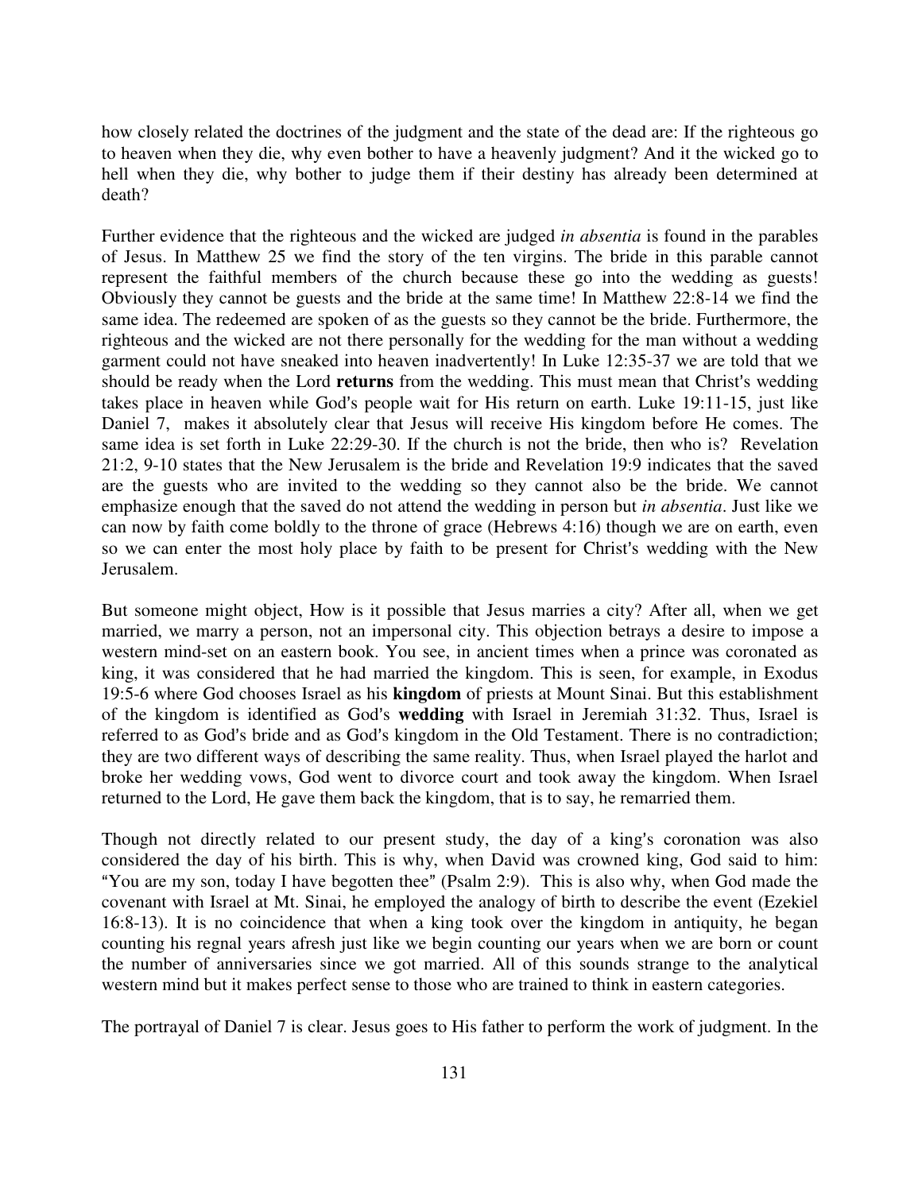how closely related the doctrines of the judgment and the state of the dead are: If the righteous go to heaven when they die, why even bother to have a heavenly judgment? And it the wicked go to hell when they die, why bother to judge them if their destiny has already been determined at death?

Further evidence that the righteous and the wicked are judged *in absentia* is found in the parables of Jesus. In Matthew 25 we find the story of the ten virgins. The bride in this parable cannot represent the faithful members of the church because these go into the wedding as guests! Obviously they cannot be guests and the bride at the same time! In Matthew 22:8-14 we find the same idea. The redeemed are spoken of as the guests so they cannot be the bride. Furthermore, the righteous and the wicked are not there personally for the wedding for the man without a wedding garment could not have sneaked into heaven inadvertently! In Luke 12:35-37 we are told that we should be ready when the Lord **returns** from the wedding. This must mean that Christ's wedding takes place in heaven while God's people wait for His return on earth. Luke 19:11-15, just like Daniel 7, makes it absolutely clear that Jesus will receive His kingdom before He comes. The same idea is set forth in Luke 22:29-30. If the church is not the bride, then who is? Revelation 21:2, 9-10 states that the New Jerusalem is the bride and Revelation 19:9 indicates that the saved are the guests who are invited to the wedding so they cannot also be the bride. We cannot emphasize enough that the saved do not attend the wedding in person but *in absentia*. Just like we can now by faith come boldly to the throne of grace (Hebrews 4:16) though we are on earth, even so we can enter the most holy place by faith to be present for Christ's wedding with the New Jerusalem.

But someone might object, How is it possible that Jesus marries a city? After all, when we get married, we marry a person, not an impersonal city. This objection betrays a desire to impose a western mind-set on an eastern book. You see, in ancient times when a prince was coronated as king, it was considered that he had married the kingdom. This is seen, for example, in Exodus 19:5-6 where God chooses Israel as his **kingdom** of priests at Mount Sinai. But this establishment of the kingdom is identified as God's **wedding** with Israel in Jeremiah 31:32. Thus, Israel is referred to as God's bride and as God's kingdom in the Old Testament. There is no contradiction; they are two different ways of describing the same reality. Thus, when Israel played the harlot and broke her wedding vows, God went to divorce court and took away the kingdom. When Israel returned to the Lord, He gave them back the kingdom, that is to say, he remarried them.

Though not directly related to our present study, the day of a king's coronation was also considered the day of his birth. This is why, when David was crowned king, God said to him: "You are my son, today I have begotten thee" (Psalm 2:9). This is also why, when God made the covenant with Israel at Mt. Sinai, he employed the analogy of birth to describe the event (Ezekiel 16:8-13). It is no coincidence that when a king took over the kingdom in antiquity, he began counting his regnal years afresh just like we begin counting our years when we are born or count the number of anniversaries since we got married. All of this sounds strange to the analytical western mind but it makes perfect sense to those who are trained to think in eastern categories.

The portrayal of Daniel 7 is clear. Jesus goes to His father to perform the work of judgment. In the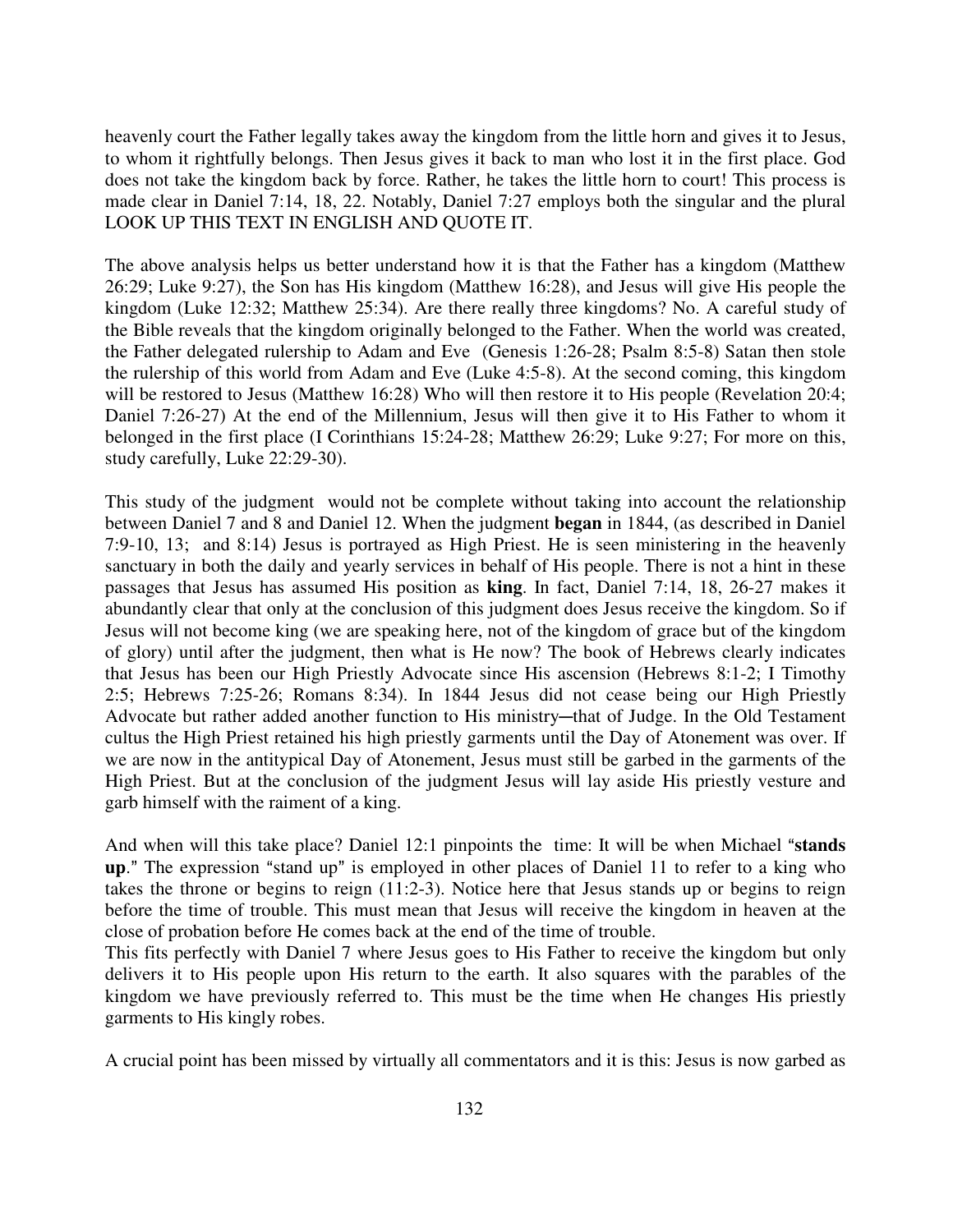heavenly court the Father legally takes away the kingdom from the little horn and gives it to Jesus, to whom it rightfully belongs. Then Jesus gives it back to man who lost it in the first place. God does not take the kingdom back by force. Rather, he takes the little horn to court! This process is made clear in Daniel 7:14, 18, 22. Notably, Daniel 7:27 employs both the singular and the plural LOOK UP THIS TEXT IN ENGLISH AND QUOTE IT.

The above analysis helps us better understand how it is that the Father has a kingdom (Matthew 26:29; Luke 9:27), the Son has His kingdom (Matthew 16:28), and Jesus will give His people the kingdom (Luke 12:32; Matthew 25:34). Are there really three kingdoms? No. A careful study of the Bible reveals that the kingdom originally belonged to the Father. When the world was created, the Father delegated rulership to Adam and Eve (Genesis 1:26-28; Psalm 8:5-8) Satan then stole the rulership of this world from Adam and Eve (Luke 4:5-8). At the second coming, this kingdom will be restored to Jesus (Matthew 16:28) Who will then restore it to His people (Revelation 20:4; Daniel 7:26-27) At the end of the Millennium, Jesus will then give it to His Father to whom it belonged in the first place (I Corinthians 15:24-28; Matthew 26:29; Luke 9:27; For more on this, study carefully, Luke 22:29-30).

This study of the judgment would not be complete without taking into account the relationship between Daniel 7 and 8 and Daniel 12. When the judgment **began** in 1844, (as described in Daniel 7:9-10, 13; and 8:14) Jesus is portrayed as High Priest. He is seen ministering in the heavenly sanctuary in both the daily and yearly services in behalf of His people. There is not a hint in these passages that Jesus has assumed His position as **king**. In fact, Daniel 7:14, 18, 26-27 makes it abundantly clear that only at the conclusion of this judgment does Jesus receive the kingdom. So if Jesus will not become king (we are speaking here, not of the kingdom of grace but of the kingdom of glory) until after the judgment, then what is He now? The book of Hebrews clearly indicates that Jesus has been our High Priestly Advocate since His ascension (Hebrews 8:1-2; I Timothy 2:5; Hebrews 7:25-26; Romans 8:34). In 1844 Jesus did not cease being our High Priestly Advocate but rather added another function to His ministry—that of Judge. In the Old Testament cultus the High Priest retained his high priestly garments until the Day of Atonement was over. If we are now in the antitypical Day of Atonement, Jesus must still be garbed in the garments of the High Priest. But at the conclusion of the judgment Jesus will lay aside His priestly vesture and garb himself with the raiment of a king.

And when will this take place? Daniel 12:1 pinpoints the time: It will be when Michael "**stands up**." The expression "stand up" is employed in other places of Daniel 11 to refer to a king who takes the throne or begins to reign (11:2-3). Notice here that Jesus stands up or begins to reign before the time of trouble. This must mean that Jesus will receive the kingdom in heaven at the close of probation before He comes back at the end of the time of trouble.

This fits perfectly with Daniel 7 where Jesus goes to His Father to receive the kingdom but only delivers it to His people upon His return to the earth. It also squares with the parables of the kingdom we have previously referred to. This must be the time when He changes His priestly garments to His kingly robes.

A crucial point has been missed by virtually all commentators and it is this: Jesus is now garbed as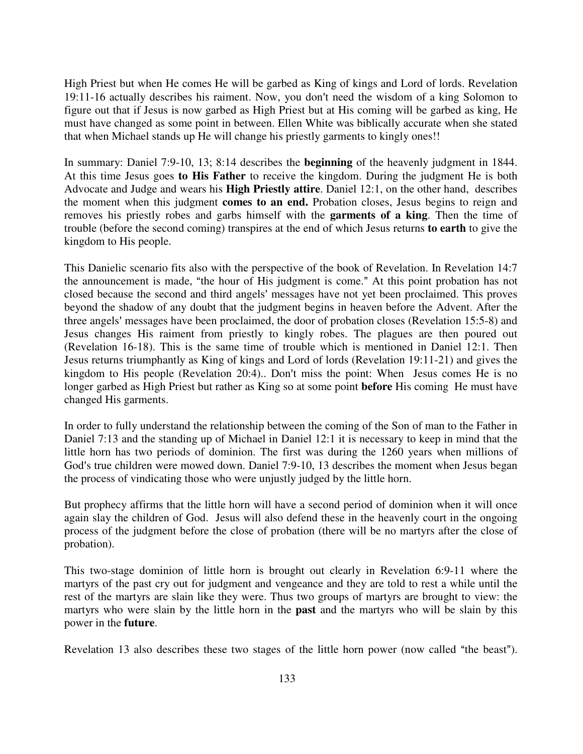High Priest but when He comes He will be garbed as King of kings and Lord of lords. Revelation 19:11-16 actually describes his raiment. Now, you don't need the wisdom of a king Solomon to figure out that if Jesus is now garbed as High Priest but at His coming will be garbed as king, He must have changed as some point in between. Ellen White was biblically accurate when she stated that when Michael stands up He will change his priestly garments to kingly ones!!

In summary: Daniel 7:9-10, 13; 8:14 describes the **beginning** of the heavenly judgment in 1844. At this time Jesus goes **to His Father** to receive the kingdom. During the judgment He is both Advocate and Judge and wears his **High Priestly attire**. Daniel 12:1, on the other hand, describes the moment when this judgment **comes to an end.** Probation closes, Jesus begins to reign and removes his priestly robes and garbs himself with the **garments of a king**. Then the time of trouble (before the second coming) transpires at the end of which Jesus returns **to earth** to give the kingdom to His people.

This Danielic scenario fits also with the perspective of the book of Revelation. In Revelation 14:7 the announcement is made, "the hour of His judgment is come." At this point probation has not closed because the second and third angels' messages have not yet been proclaimed. This proves beyond the shadow of any doubt that the judgment begins in heaven before the Advent. After the three angels' messages have been proclaimed, the door of probation closes (Revelation 15:5-8) and Jesus changes His raiment from priestly to kingly robes. The plagues are then poured out (Revelation 16-18). This is the same time of trouble which is mentioned in Daniel 12:1. Then Jesus returns triumphantly as King of kings and Lord of lords (Revelation 19:11-21) and gives the kingdom to His people (Revelation 20:4).. Don't miss the point: When Jesus comes He is no longer garbed as High Priest but rather as King so at some point **before** His coming He must have changed His garments.

In order to fully understand the relationship between the coming of the Son of man to the Father in Daniel 7:13 and the standing up of Michael in Daniel 12:1 it is necessary to keep in mind that the little horn has two periods of dominion. The first was during the 1260 years when millions of God's true children were mowed down. Daniel 7:9-10, 13 describes the moment when Jesus began the process of vindicating those who were unjustly judged by the little horn.

But prophecy affirms that the little horn will have a second period of dominion when it will once again slay the children of God. Jesus will also defend these in the heavenly court in the ongoing process of the judgment before the close of probation (there will be no martyrs after the close of probation).

This two-stage dominion of little horn is brought out clearly in Revelation 6:9-11 where the martyrs of the past cry out for judgment and vengeance and they are told to rest a while until the rest of the martyrs are slain like they were. Thus two groups of martyrs are brought to view: the martyrs who were slain by the little horn in the **past** and the martyrs who will be slain by this power in the **future**.

Revelation 13 also describes these two stages of the little horn power (now called "the beast").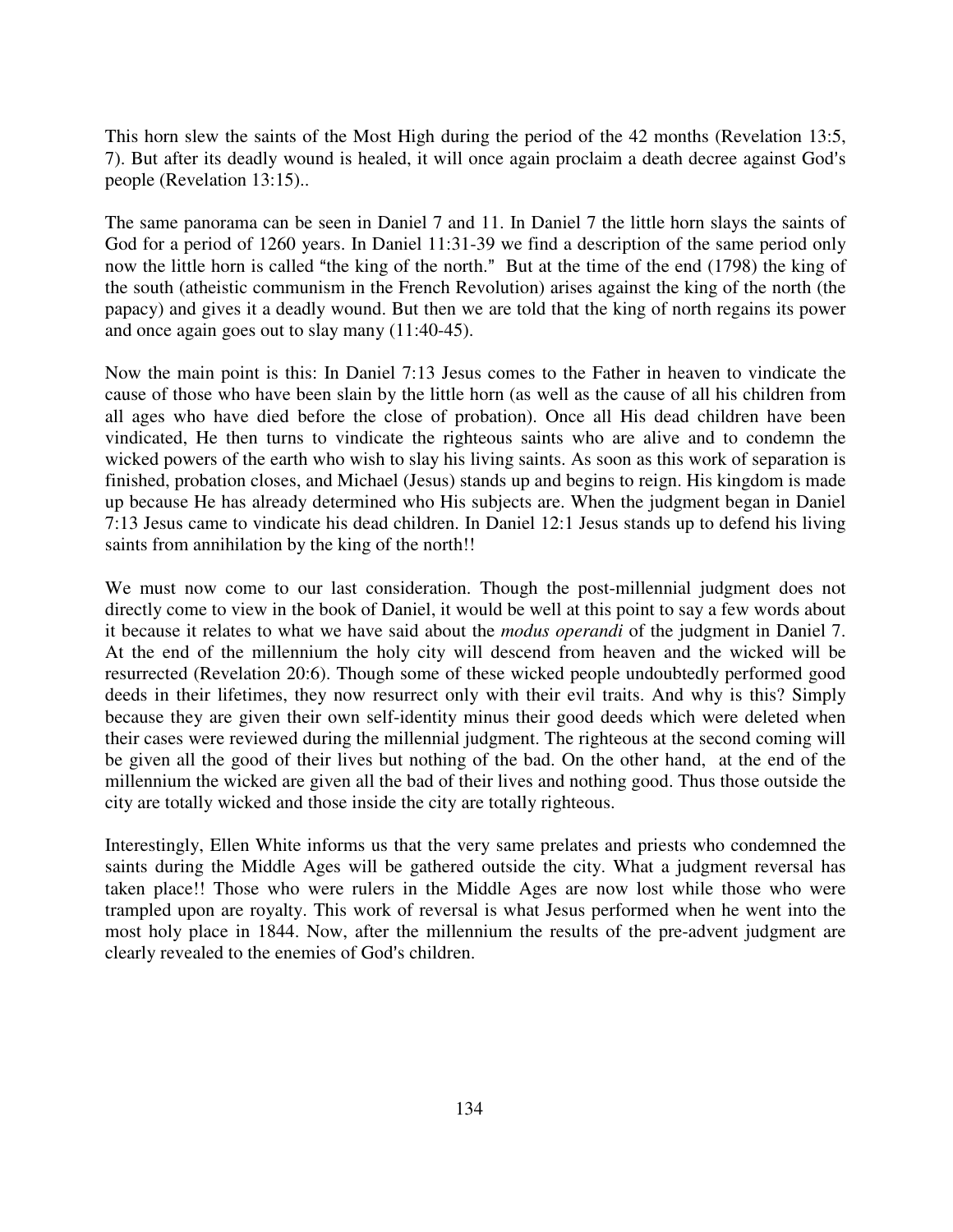This horn slew the saints of the Most High during the period of the 42 months (Revelation 13:5, 7). But after its deadly wound is healed, it will once again proclaim a death decree against God's people (Revelation 13:15)..

The same panorama can be seen in Daniel 7 and 11. In Daniel 7 the little horn slays the saints of God for a period of 1260 years. In Daniel 11:31-39 we find a description of the same period only now the little horn is called "the king of the north." But at the time of the end (1798) the king of the south (atheistic communism in the French Revolution) arises against the king of the north (the papacy) and gives it a deadly wound. But then we are told that the king of north regains its power and once again goes out to slay many (11:40-45).

Now the main point is this: In Daniel 7:13 Jesus comes to the Father in heaven to vindicate the cause of those who have been slain by the little horn (as well as the cause of all his children from all ages who have died before the close of probation). Once all His dead children have been vindicated, He then turns to vindicate the righteous saints who are alive and to condemn the wicked powers of the earth who wish to slay his living saints. As soon as this work of separation is finished, probation closes, and Michael (Jesus) stands up and begins to reign. His kingdom is made up because He has already determined who His subjects are. When the judgment began in Daniel 7:13 Jesus came to vindicate his dead children. In Daniel 12:1 Jesus stands up to defend his living saints from annihilation by the king of the north!!

We must now come to our last consideration. Though the post-millennial judgment does not directly come to view in the book of Daniel, it would be well at this point to say a few words about it because it relates to what we have said about the *modus operandi* of the judgment in Daniel 7. At the end of the millennium the holy city will descend from heaven and the wicked will be resurrected (Revelation 20:6). Though some of these wicked people undoubtedly performed good deeds in their lifetimes, they now resurrect only with their evil traits. And why is this? Simply because they are given their own self-identity minus their good deeds which were deleted when their cases were reviewed during the millennial judgment. The righteous at the second coming will be given all the good of their lives but nothing of the bad. On the other hand, at the end of the millennium the wicked are given all the bad of their lives and nothing good. Thus those outside the city are totally wicked and those inside the city are totally righteous.

Interestingly, Ellen White informs us that the very same prelates and priests who condemned the saints during the Middle Ages will be gathered outside the city. What a judgment reversal has taken place!! Those who were rulers in the Middle Ages are now lost while those who were trampled upon are royalty. This work of reversal is what Jesus performed when he went into the most holy place in 1844. Now, after the millennium the results of the pre-advent judgment are clearly revealed to the enemies of God's children.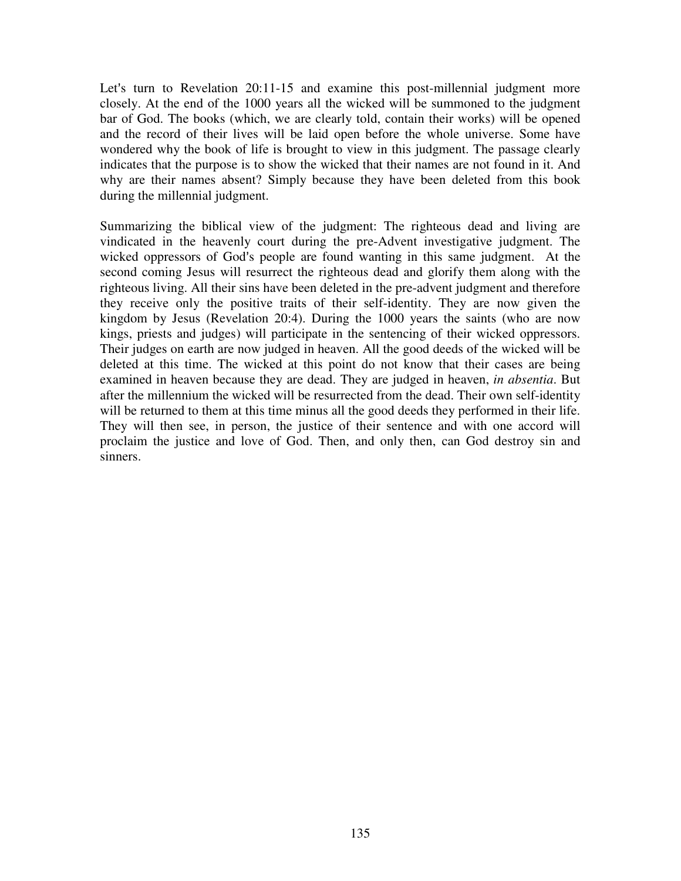Let's turn to Revelation 20:11-15 and examine this post-millennial judgment more closely. At the end of the 1000 years all the wicked will be summoned to the judgment bar of God. The books (which, we are clearly told, contain their works) will be opened and the record of their lives will be laid open before the whole universe. Some have wondered why the book of life is brought to view in this judgment. The passage clearly indicates that the purpose is to show the wicked that their names are not found in it. And why are their names absent? Simply because they have been deleted from this book during the millennial judgment.

Summarizing the biblical view of the judgment: The righteous dead and living are vindicated in the heavenly court during the pre-Advent investigative judgment. The wicked oppressors of God's people are found wanting in this same judgment. At the second coming Jesus will resurrect the righteous dead and glorify them along with the righteous living. All their sins have been deleted in the pre-advent judgment and therefore they receive only the positive traits of their self-identity. They are now given the kingdom by Jesus (Revelation 20:4). During the 1000 years the saints (who are now kings, priests and judges) will participate in the sentencing of their wicked oppressors. Their judges on earth are now judged in heaven. All the good deeds of the wicked will be deleted at this time. The wicked at this point do not know that their cases are being examined in heaven because they are dead. They are judged in heaven, *in absentia*. But after the millennium the wicked will be resurrected from the dead. Their own self-identity will be returned to them at this time minus all the good deeds they performed in their life. They will then see, in person, the justice of their sentence and with one accord will proclaim the justice and love of God. Then, and only then, can God destroy sin and sinners.